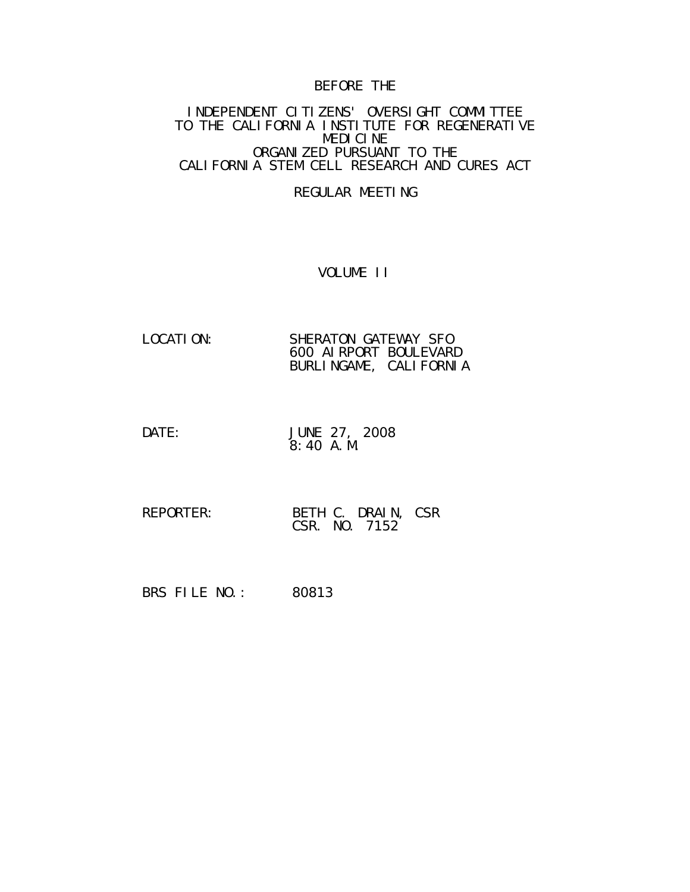BEFORE THE

INDEPENDENT CITIZENS' OVERSIGHT COMMITTEE
TO THE CALIFORNIA INSTITUTE FOR REGENERATIVE
MEDICINE
ORGANIZED PURSUANT TO THE
CALIFORNIA STEM CELL RESEARCH AND CURES ACT

REGULAR MEETING

VOLUME II

LOCATION: SHERATON GATEWAY SFO
600 AIRPORT BOULEVARD
BURLINGAME, CALIFORNIA

DATE: JUNE 27, 2008
8:40 A.M.

REPORTER: BETH C. DRAIN, CSR
CSR. NO. 7152

BRS FILE NO.: 80813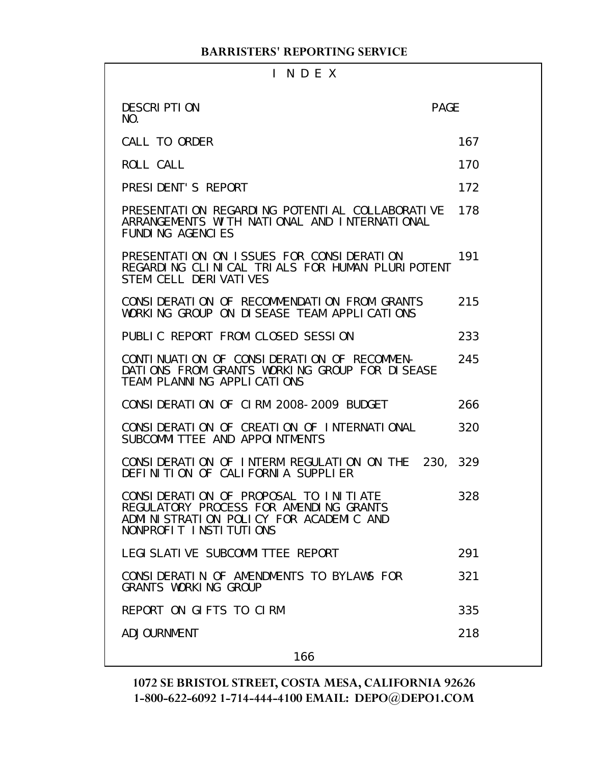# I N D E X

| DESCRIPTION | PAGE NO. |
|---|---|
| CALL TO ORDER | 167 |
| ROLL CALL | 170 |
| PRESIDENT'S REPORT | 172 |
| PRESENTATION REGARDING POTENTIAL COLLABORATIVE ARRANGEMENTS WITH NATIONAL AND INTERNATIONAL FUNDING AGENCIES | 178 |
| PRESENTATION ON ISSUES FOR CONSIDERATION REGARDING CLINICAL TRIALS FOR HUMAN PLURIPOTENT STEM CELL DERIVATIVES | 191 |
| CONSIDERATION OF RECOMMENDATION FROM GRANTS WORKING GROUP ON DISEASE TEAM APPLICATIONS | 215 |
| PUBLIC REPORT FROM CLOSED SESSION | 233 |
| CONTINUATION OF CONSIDERATION OF RECOMMEN- DATIONS FROM GRANTS WORKING GROUP FOR DISEASE TEAM PLANNING APPLICATIONS | 245 |
| CONSIDERATION OF CIRM 2008-2009 BUDGET | 266 |
| CONSIDERATION OF CREATION OF INTERNATIONAL SUBCOMMITTEE AND APPOINTMENTS | 320 |
| CONSIDERATION OF INTERM REGULATION ON THE DEFINITION OF CALIFORNIA SUPPLIER | 230, 329 |
| CONSIDERATION OF PROPOSAL TO INITIATE REGULATORY PROCESS FOR AMENDING GRANTS ADMINISTRATION POLICY FOR ACADEMIC AND NONPROFIT INSTITUTIONS | 328 |
| LEGISLATIVE SUBCOMMITTEE REPORT | 291 |
| CONSIDERATIN OF AMENDMENTS TO BYLAWS FOR GRANTS WORKING GROUP | 321 |
| REPORT ON GIFTS TO CIRM | 335 |
| ADJOURNMENT | 218 |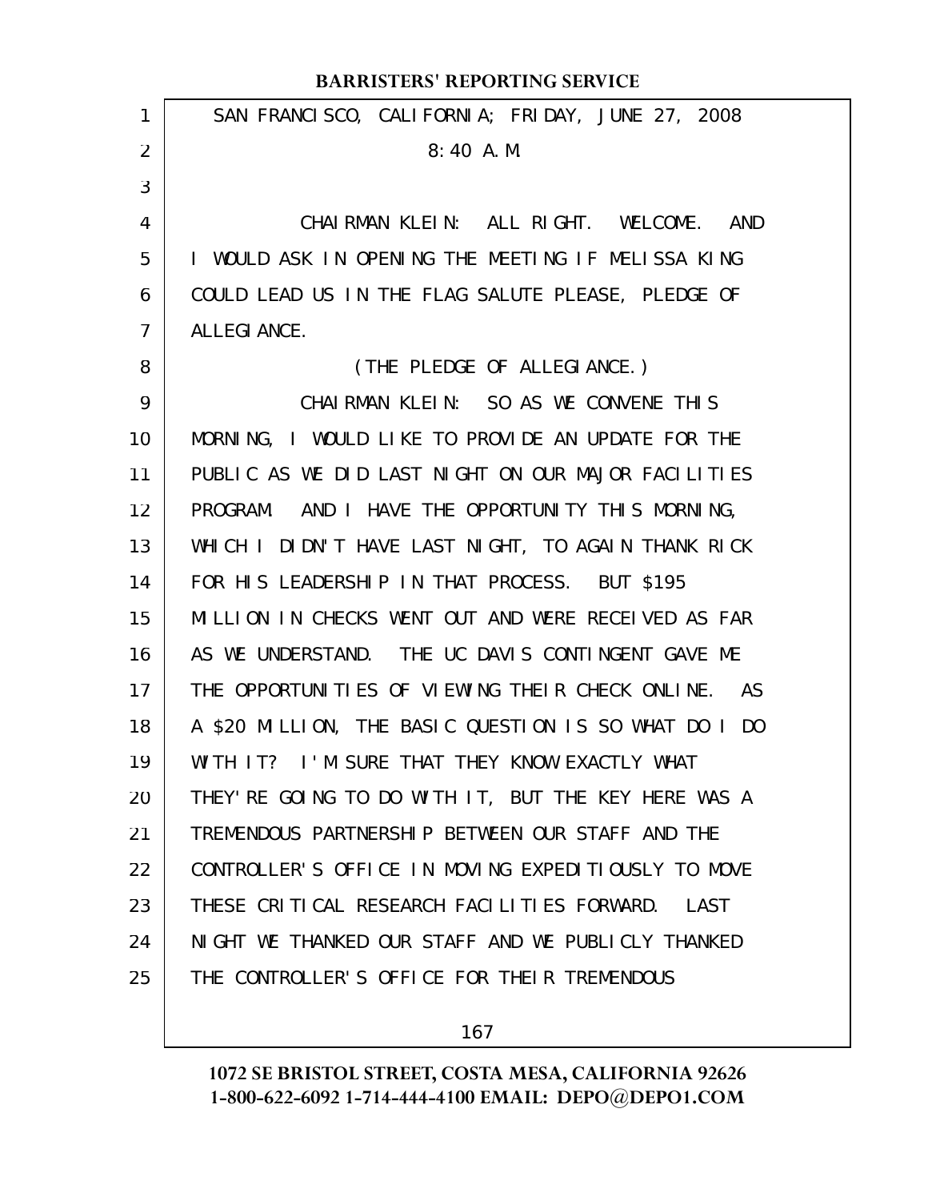SAN FRANCISCO, CALIFORNIA; FRIDAY, JUNE 27, 2008
8:40 A.M.

CHAIRMAN KLEIN: ALL RIGHT. WELCOME. AND I WOULD ASK IN OPENING THE MEETING IF MELISSA KING COULD LEAD US IN THE FLAG SALUTE PLEASE, PLEDGE OF ALLEGIANCE.

(THE PLEDGE OF ALLEGIANCE.)

CHAIRMAN KLEIN: SO AS WE CONVENE THIS MORNING, I WOULD LIKE TO PROVIDE AN UPDATE FOR THE PUBLIC AS WE DID LAST NIGHT ON OUR MAJOR FACILITIES PROGRAM. AND I HAVE THE OPPORTUNITY THIS MORNING, WHICH I DIDN'T HAVE LAST NIGHT, TO AGAIN THANK RICK FOR HIS LEADERSHIP IN THAT PROCESS. BUT $195 MILLION IN CHECKS WENT OUT AND WERE RECEIVED AS FAR AS WE UNDERSTAND. THE UC DAVIS CONTINGENT GAVE ME THE OPPORTUNITIES OF VIEWING THEIR CHECK ONLINE. AS A $20 MILLION, THE BASIC QUESTION IS SO WHAT DO I DO WITH IT? I'M SURE THAT THEY KNOW EXACTLY WHAT THEY'RE GOING TO DO WITH IT, BUT THE KEY HERE WAS A TREMENDOUS PARTNERSHIP BETWEEN OUR STAFF AND THE CONTROLLER'S OFFICE IN MOVING EXPEDITIOUSLY TO MOVE THESE CRITICAL RESEARCH FACILITIES FORWARD. LAST NIGHT WE THANKED OUR STAFF AND WE PUBLICLY THANKED THE CONTROLLER'S OFFICE FOR THEIR TREMENDOUS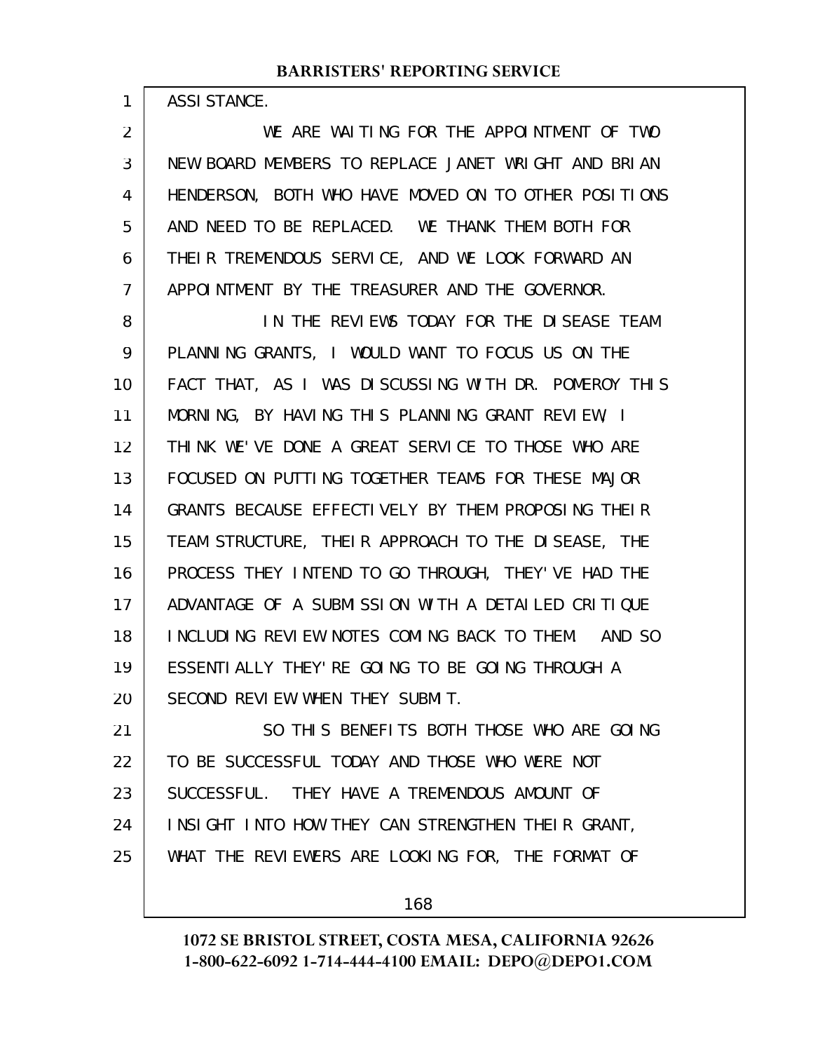ASSISTANCE.

WE ARE WAITING FOR THE APPOINTMENT OF TWO NEW BOARD MEMBERS TO REPLACE JANET WRIGHT AND BRIAN HENDERSON, BOTH WHO HAVE MOVED ON TO OTHER POSITIONS AND NEED TO BE REPLACED. WE THANK THEM BOTH FOR THEIR TREMENDOUS SERVICE, AND WE LOOK FORWARD AN APPOINTMENT BY THE TREASURER AND THE GOVERNOR.

IN THE REVIEWS TODAY FOR THE DISEASE TEAM PLANNING GRANTS, I WOULD WANT TO FOCUS US ON THE FACT THAT, AS I WAS DISCUSSING WITH DR. POMEROY THIS MORNING, BY HAVING THIS PLANNING GRANT REVIEW, I THINK WE'VE DONE A GREAT SERVICE TO THOSE WHO ARE FOCUSED ON PUTTING TOGETHER TEAMS FOR THESE MAJOR GRANTS BECAUSE EFFECTIVELY BY THEM PROPOSING THEIR TEAM STRUCTURE, THEIR APPROACH TO THE DISEASE, THE PROCESS THEY INTEND TO GO THROUGH, THEY'VE HAD THE ADVANTAGE OF A SUBMISSION WITH A DETAILED CRITIQUE INCLUDING REVIEW NOTES COMING BACK TO THEM. AND SO ESSENTIALLY THEY'RE GOING TO BE GOING THROUGH A SECOND REVIEW WHEN THEY SUBMIT.

SO THIS BENEFITS BOTH THOSE WHO ARE GOING TO BE SUCCESSFUL TODAY AND THOSE WHO WERE NOT SUCCESSFUL. THEY HAVE A TREMENDOUS AMOUNT OF INSIGHT INTO HOW THEY CAN STRENGTHEN THEIR GRANT, WHAT THE REVIEWERS ARE LOOKING FOR, THE FORMAT OF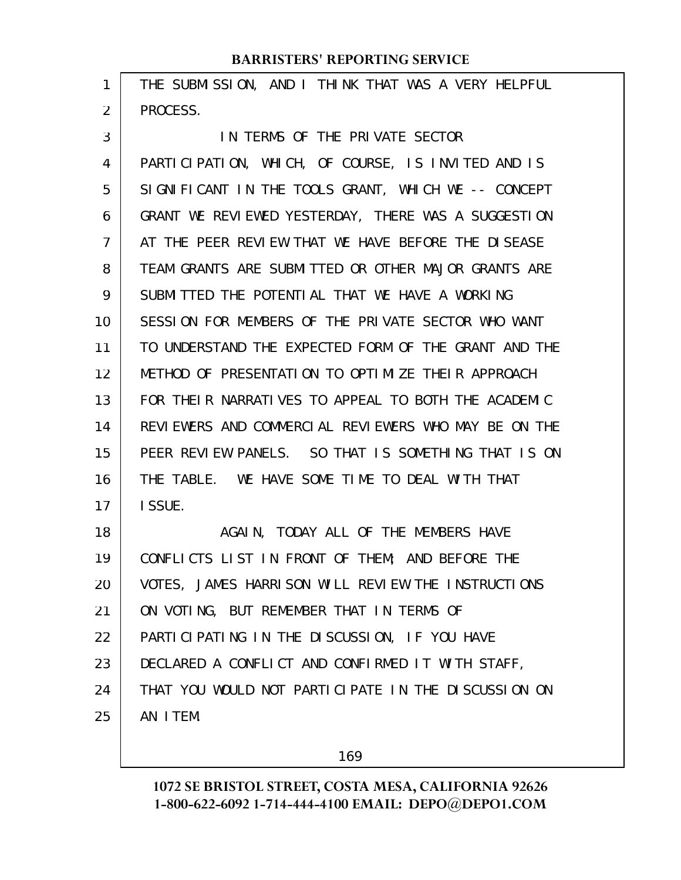THE SUBMISSION, AND I THINK THAT WAS A VERY HELPFUL PROCESS.

IN TERMS OF THE PRIVATE SECTOR PARTICIPATION, WHICH, OF COURSE, IS INVITED AND IS SIGNIFICANT IN THE TOOLS GRANT, WHICH WE -- CONCEPT GRANT WE REVIEWED YESTERDAY, THERE WAS A SUGGESTION AT THE PEER REVIEW THAT WE HAVE BEFORE THE DISEASE TEAM GRANTS ARE SUBMITTED OR OTHER MAJOR GRANTS ARE SUBMITTED THE POTENTIAL THAT WE HAVE A WORKING SESSION FOR MEMBERS OF THE PRIVATE SECTOR WHO WANT TO UNDERSTAND THE EXPECTED FORM OF THE GRANT AND THE METHOD OF PRESENTATION TO OPTIMIZE THEIR APPROACH FOR THEIR NARRATIVES TO APPEAL TO BOTH THE ACADEMIC REVIEWERS AND COMMERCIAL REVIEWERS WHO MAY BE ON THE PEER REVIEW PANELS. SO THAT IS SOMETHING THAT IS ON THE TABLE. WE HAVE SOME TIME TO DEAL WITH THAT ISSUE.

AGAIN, TODAY ALL OF THE MEMBERS HAVE CONFLICTS LIST IN FRONT OF THEM; AND BEFORE THE VOTES, JAMES HARRISON WILL REVIEW THE INSTRUCTIONS ON VOTING, BUT REMEMBER THAT IN TERMS OF PARTICIPATING IN THE DISCUSSION, IF YOU HAVE DECLARED A CONFLICT AND CONFIRMED IT WITH STAFF, THAT YOU WOULD NOT PARTICIPATE IN THE DISCUSSION ON AN ITEM.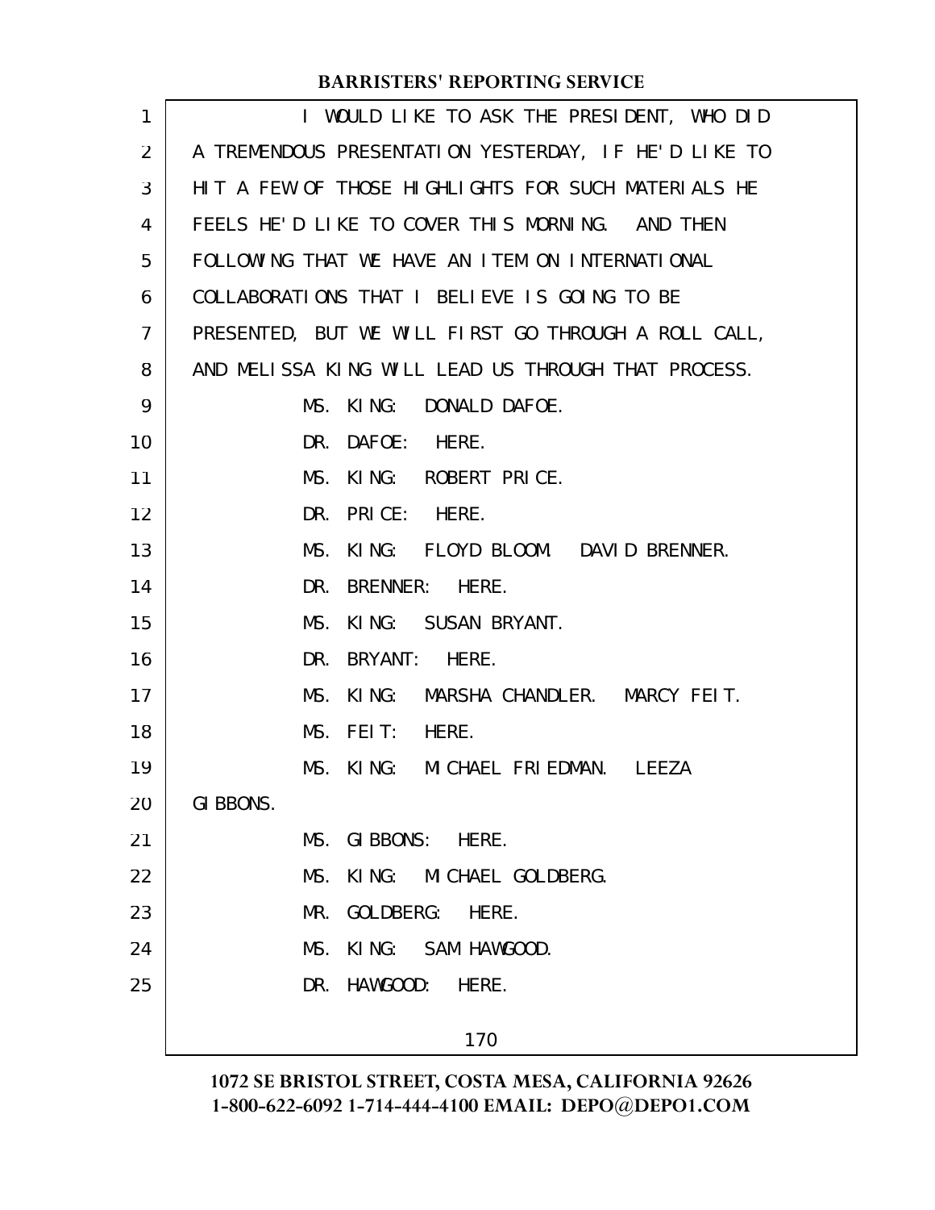I WOULD LIKE TO ASK THE PRESIDENT, WHO DID A TREMENDOUS PRESENTATION YESTERDAY, IF HE'D LIKE TO HIT A FEW OF THOSE HIGHLIGHTS FOR SUCH MATERIALS HE FEELS HE'D LIKE TO COVER THIS MORNING. AND THEN FOLLOWING THAT WE HAVE AN ITEM ON INTERNATIONAL COLLABORATIONS THAT I BELIEVE IS GOING TO BE PRESENTED, BUT WE WILL FIRST GO THROUGH A ROLL CALL, AND MELISSA KING WILL LEAD US THROUGH THAT PROCESS.

MS. KING: DONALD DAFOE.

DR. DAFOE: HERE.

MS. KING: ROBERT PRICE.

DR. PRICE: HERE.

MS. KING: FLOYD BLOOM. DAVID BRENNER.

DR. BRENNER: HERE.

MS. KING: SUSAN BRYANT.

DR. BRYANT: HERE.

MS. KING: MARSHA CHANDLER. MARCY FEIT.

MS. FEIT: HERE.

MS. KING: MICHAEL FRIEDMAN. LEEZA GIBBONS.

MS. GIBBONS: HERE.

MS. KING: MICHAEL GOLDBERG.

MR. GOLDBERG: HERE.

MS. KING: SAM HAWGOOD.

DR. HAWGOOD: HERE.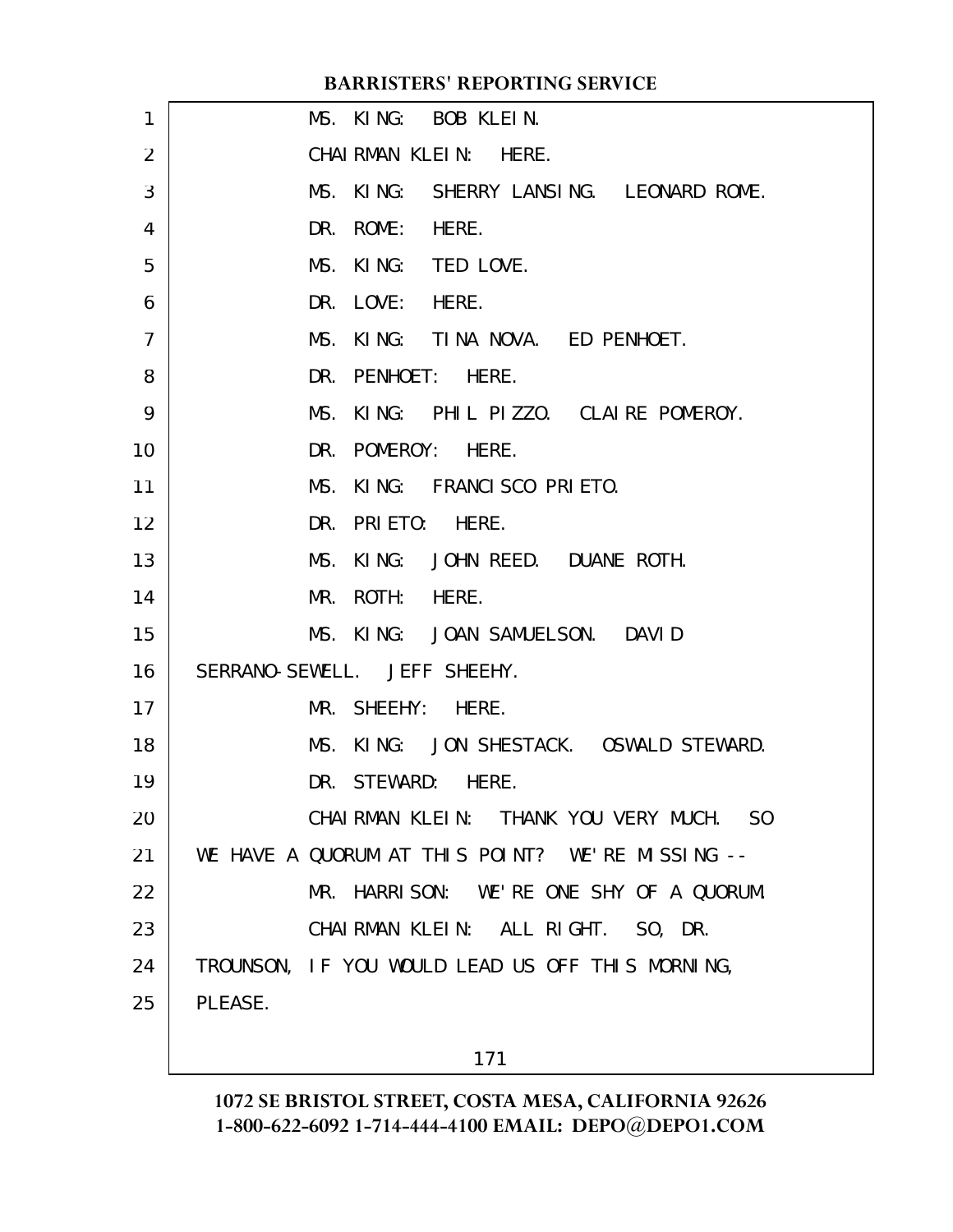MS. KING: BOB KLEIN.

CHAIRMAN KLEIN: HERE.

MS. KING: SHERRY LANSING. LEONARD ROME.

DR. ROME: HERE.

MS. KING: TED LOVE.

DR. LOVE: HERE.

MS. KING: TINA NOVA. ED PENHOET.

DR. PENHOET: HERE.

MS. KING: PHIL PIZZO. CLAIRE POMEROY.

DR. POMEROY: HERE.

MS. KING: FRANCISCO PRIETO.

DR. PRIETO: HERE.

MS. KING: JOHN REED. DUANE ROTH.

MR. ROTH: HERE.

MS. KING: JOAN SAMUELSON. DAVID SERRANO-SEWELL. JEFF SHEEHY.

MR. SHEEHY: HERE.

MS. KING: JON SHESTACK. OSWALD STEWARD.

DR. STEWARD: HERE.

CHAIRMAN KLEIN: THANK YOU VERY MUCH. SO WE HAVE A QUORUM AT THIS POINT? WE'RE MISSING --

MR. HARRISON: WE'RE ONE SHY OF A QUORUM.

CHAIRMAN KLEIN: ALL RIGHT. SO, DR. TROUNSON, IF YOU WOULD LEAD US OFF THIS MORNING, PLEASE.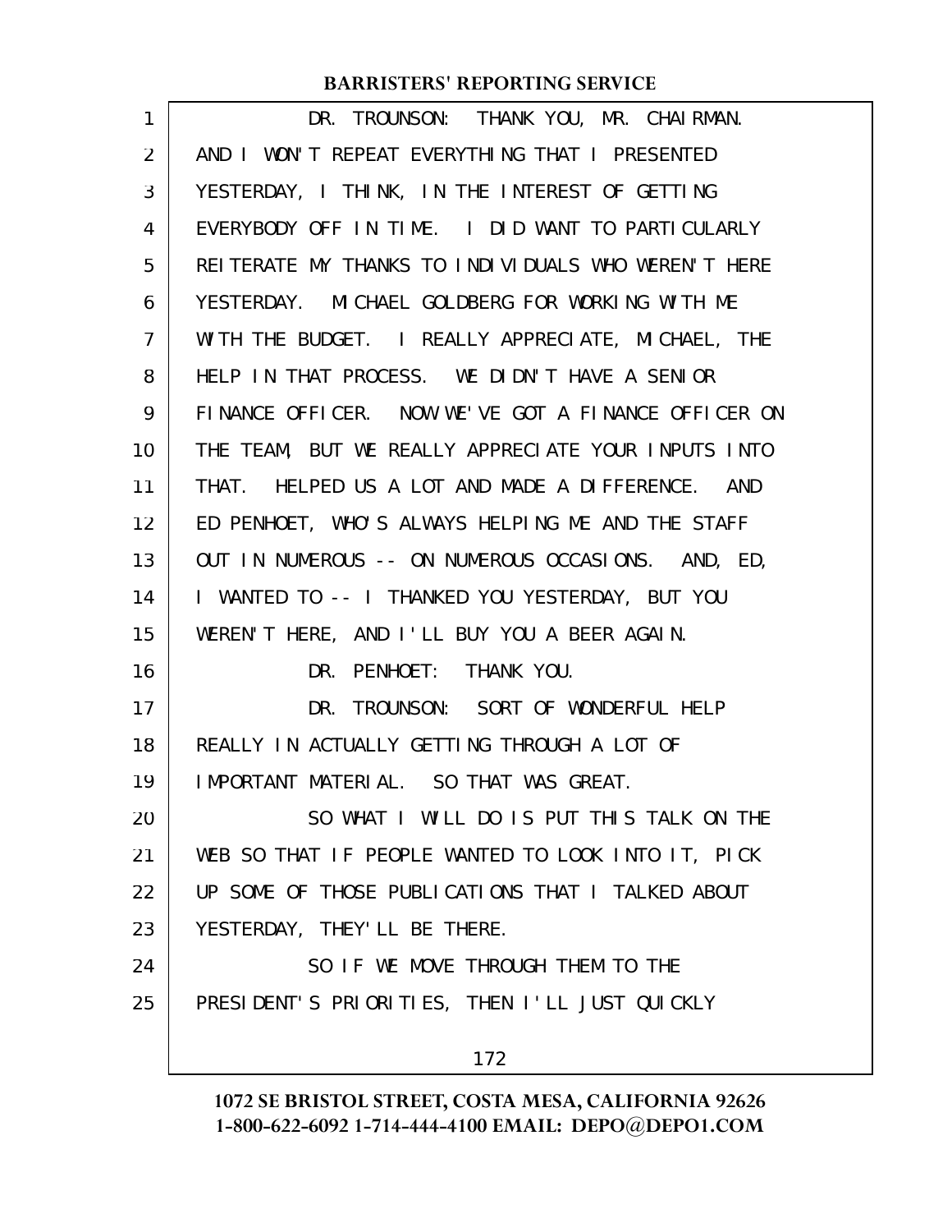DR. TROUNSON: THANK YOU, MR. CHAIRMAN. AND I WON'T REPEAT EVERYTHING THAT I PRESENTED YESTERDAY, I THINK, IN THE INTEREST OF GETTING EVERYBODY OFF IN TIME. I DID WANT TO PARTICULARLY REITERATE MY THANKS TO INDIVIDUALS WHO WEREN'T HERE YESTERDAY. MICHAEL GOLDBERG FOR WORKING WITH ME WITH THE BUDGET. I REALLY APPRECIATE, MICHAEL, THE HELP IN THAT PROCESS. WE DIDN'T HAVE A SENIOR FINANCE OFFICER. NOW WE'VE GOT A FINANCE OFFICER ON THE TEAM, BUT WE REALLY APPRECIATE YOUR INPUTS INTO THAT. HELPED US A LOT AND MADE A DIFFERENCE. AND ED PENHOET, WHO'S ALWAYS HELPING ME AND THE STAFF OUT IN NUMEROUS -- ON NUMEROUS OCCASIONS. AND, ED, I WANTED TO -- I THANKED YOU YESTERDAY, BUT YOU WEREN'T HERE, AND I'LL BUY YOU A BEER AGAIN.

DR. PENHOET: THANK YOU.

DR. TROUNSON: SORT OF WONDERFUL HELP REALLY IN ACTUALLY GETTING THROUGH A LOT OF IMPORTANT MATERIAL. SO THAT WAS GREAT.

SO WHAT I WILL DO IS PUT THIS TALK ON THE WEB SO THAT IF PEOPLE WANTED TO LOOK INTO IT, PICK UP SOME OF THOSE PUBLICATIONS THAT I TALKED ABOUT YESTERDAY, THEY'LL BE THERE.

SO IF WE MOVE THROUGH THEM TO THE PRESIDENT'S PRIORITIES, THEN I'LL JUST QUICKLY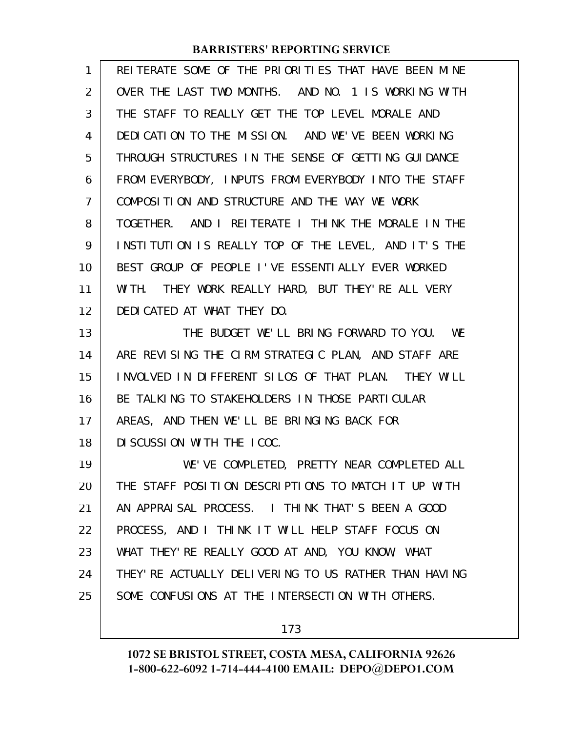REITERATE SOME OF THE PRIORITIES THAT HAVE BEEN MINE OVER THE LAST TWO MONTHS. AND NO. 1 IS WORKING WITH THE STAFF TO REALLY GET THE TOP LEVEL MORALE AND DEDICATION TO THE MISSION. AND WE'VE BEEN WORKING THROUGH STRUCTURES IN THE SENSE OF GETTING GUIDANCE FROM EVERYBODY, INPUTS FROM EVERYBODY INTO THE STAFF COMPOSITION AND STRUCTURE AND THE WAY WE WORK TOGETHER. AND I REITERATE I THINK THE MORALE IN THE INSTITUTION IS REALLY TOP OF THE LEVEL, AND IT'S THE BEST GROUP OF PEOPLE I'VE ESSENTIALLY EVER WORKED WITH. THEY WORK REALLY HARD, BUT THEY'RE ALL VERY DEDICATED AT WHAT THEY DO.

THE BUDGET WE'LL BRING FORWARD TO YOU. WE ARE REVISING THE CIRM STRATEGIC PLAN, AND STAFF ARE INVOLVED IN DIFFERENT SILOS OF THAT PLAN. THEY WILL BE TALKING TO STAKEHOLDERS IN THOSE PARTICULAR AREAS, AND THEN WE'LL BE BRINGING BACK FOR DISCUSSION WITH THE ICOC.

WE'VE COMPLETED, PRETTY NEAR COMPLETED ALL THE STAFF POSITION DESCRIPTIONS TO MATCH IT UP WITH AN APPRAISAL PROCESS. I THINK THAT'S BEEN A GOOD PROCESS, AND I THINK IT WILL HELP STAFF FOCUS ON WHAT THEY'RE REALLY GOOD AT AND, YOU KNOW, WHAT THEY'RE ACTUALLY DELIVERING TO US RATHER THAN HAVING SOME CONFUSIONS AT THE INTERSECTION WITH OTHERS.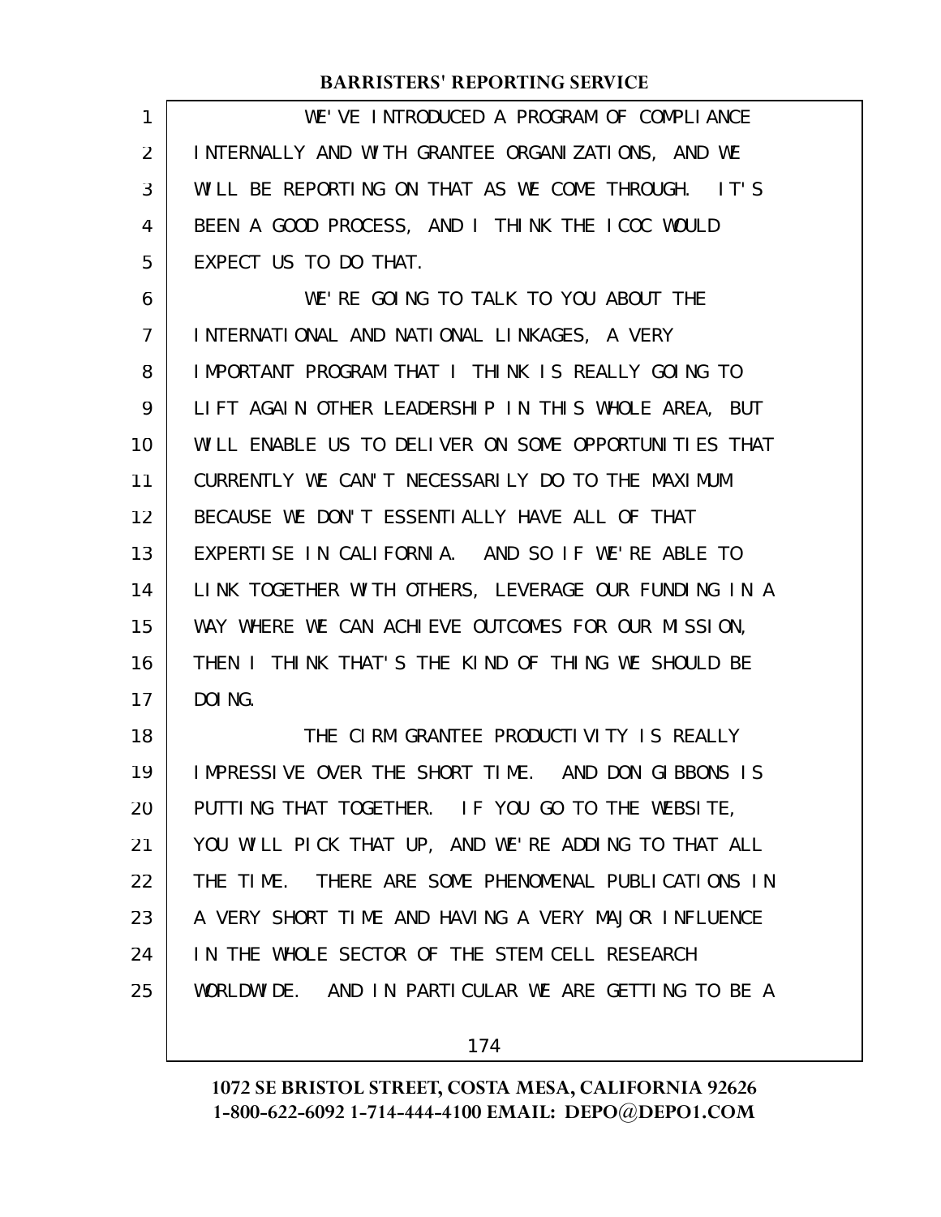WE'VE INTRODUCED A PROGRAM OF COMPLIANCE INTERNALLY AND WITH GRANTEE ORGANIZATIONS, AND WE WILL BE REPORTING ON THAT AS WE COME THROUGH. IT'S BEEN A GOOD PROCESS, AND I THINK THE ICOC WOULD EXPECT US TO DO THAT.

WE'RE GOING TO TALK TO YOU ABOUT THE INTERNATIONAL AND NATIONAL LINKAGES, A VERY IMPORTANT PROGRAM THAT I THINK IS REALLY GOING TO LIFT AGAIN OTHER LEADERSHIP IN THIS WHOLE AREA, BUT WILL ENABLE US TO DELIVER ON SOME OPPORTUNITIES THAT CURRENTLY WE CAN'T NECESSARILY DO TO THE MAXIMUM BECAUSE WE DON'T ESSENTIALLY HAVE ALL OF THAT EXPERTISE IN CALIFORNIA. AND SO IF WE'RE ABLE TO LINK TOGETHER WITH OTHERS, LEVERAGE OUR FUNDING IN A WAY WHERE WE CAN ACHIEVE OUTCOMES FOR OUR MISSION, THEN I THINK THAT'S THE KIND OF THING WE SHOULD BE DOING.

THE CIRM GRANTEE PRODUCTIVITY IS REALLY IMPRESSIVE OVER THE SHORT TIME. AND DON GIBBONS IS PUTTING THAT TOGETHER. IF YOU GO TO THE WEBSITE, YOU WILL PICK THAT UP, AND WE'RE ADDING TO THAT ALL THE TIME. THERE ARE SOME PHENOMENAL PUBLICATIONS IN A VERY SHORT TIME AND HAVING A VERY MAJOR INFLUENCE IN THE WHOLE SECTOR OF THE STEM CELL RESEARCH WORLDWIDE. AND IN PARTICULAR WE ARE GETTING TO BE A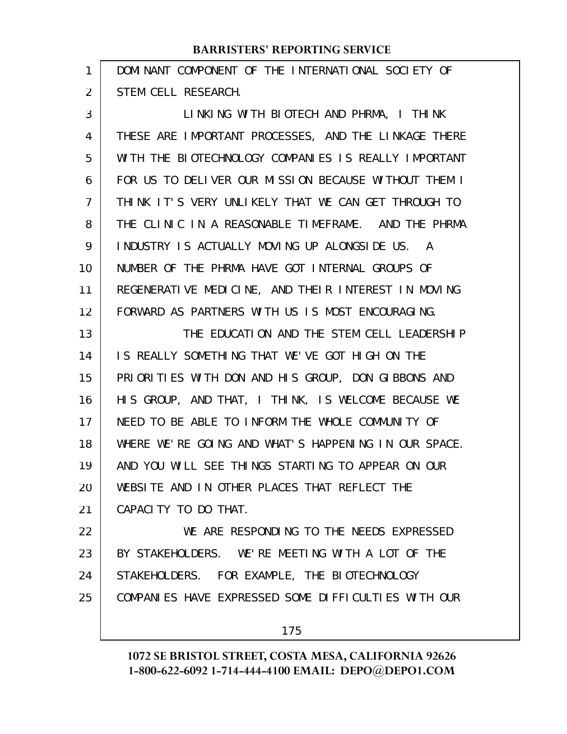DOMINANT COMPONENT OF THE INTERNATIONAL SOCIETY OF STEM CELL RESEARCH.

LINKING WITH BIOTECH AND PHRMA, I THINK THESE ARE IMPORTANT PROCESSES, AND THE LINKAGE THERE WITH THE BIOTECHNOLOGY COMPANIES IS REALLY IMPORTANT FOR US TO DELIVER OUR MISSION BECAUSE WITHOUT THEM I THINK IT'S VERY UNLIKELY THAT WE CAN GET THROUGH TO THE CLINIC IN A REASONABLE TIMEFRAME. AND THE PHRMA INDUSTRY IS ACTUALLY MOVING UP ALONGSIDE US. A NUMBER OF THE PHRMA HAVE GOT INTERNAL GROUPS OF REGENERATIVE MEDICINE, AND THEIR INTEREST IN MOVING FORWARD AS PARTNERS WITH US IS MOST ENCOURAGING.

THE EDUCATION AND THE STEM CELL LEADERSHIP IS REALLY SOMETHING THAT WE'VE GOT HIGH ON THE PRIORITIES WITH DON AND HIS GROUP, DON GIBBONS AND HIS GROUP, AND THAT, I THINK, IS WELCOME BECAUSE WE NEED TO BE ABLE TO INFORM THE WHOLE COMMUNITY OF WHERE WE'RE GOING AND WHAT'S HAPPENING IN OUR SPACE. AND YOU WILL SEE THINGS STARTING TO APPEAR ON OUR WEBSITE AND IN OTHER PLACES THAT REFLECT THE CAPACITY TO DO THAT.

WE ARE RESPONDING TO THE NEEDS EXPRESSED BY STAKEHOLDERS. WE'RE MEETING WITH A LOT OF THE STAKEHOLDERS. FOR EXAMPLE, THE BIOTECHNOLOGY COMPANIES HAVE EXPRESSED SOME DIFFICULTIES WITH OUR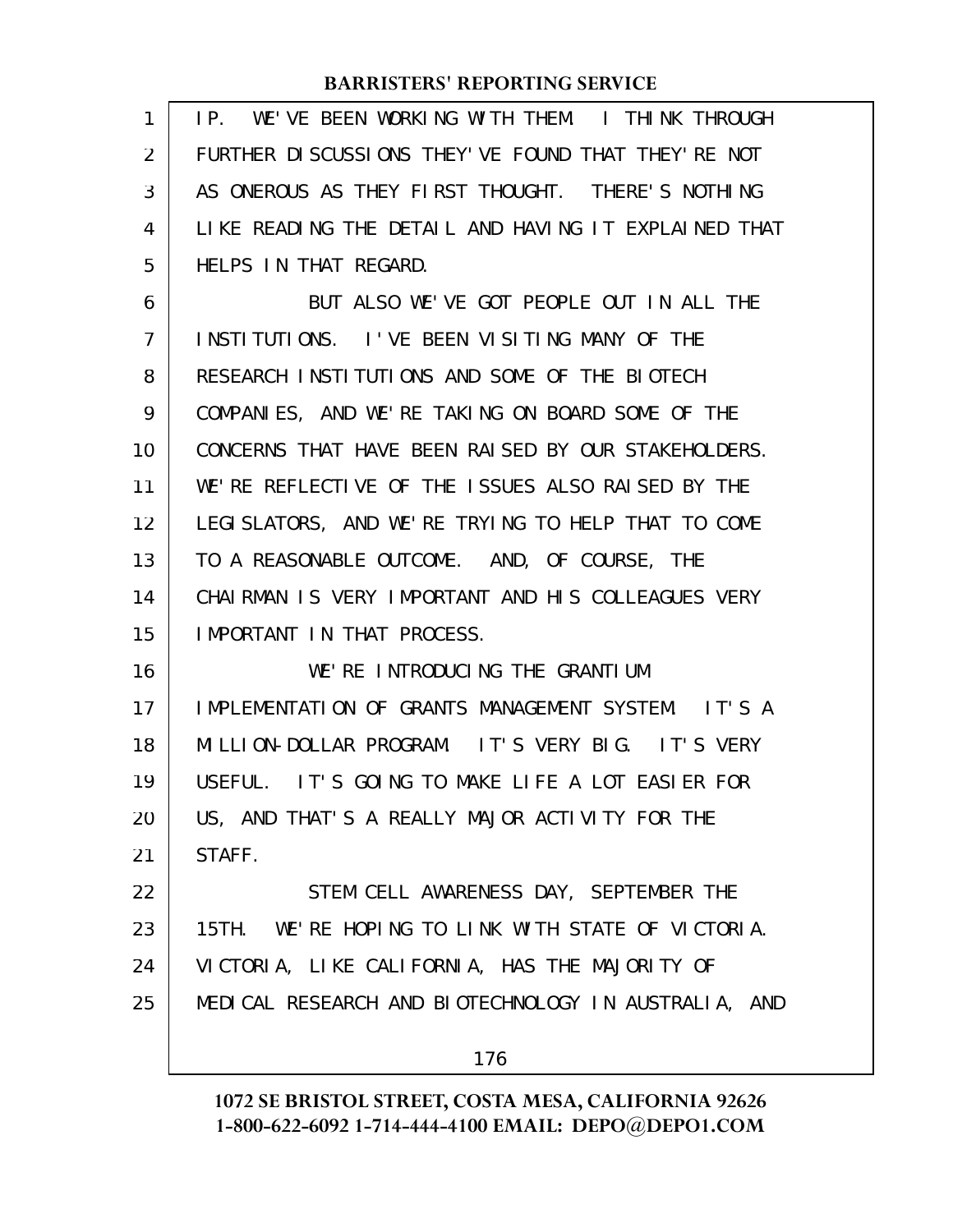IP. WE'VE BEEN WORKING WITH THEM. I THINK THROUGH FURTHER DISCUSSIONS THEY'VE FOUND THAT THEY'RE NOT AS ONEROUS AS THEY FIRST THOUGHT. THERE'S NOTHING LIKE READING THE DETAIL AND HAVING IT EXPLAINED THAT HELPS IN THAT REGARD.

BUT ALSO WE'VE GOT PEOPLE OUT IN ALL THE INSTITUTIONS. I'VE BEEN VISITING MANY OF THE RESEARCH INSTITUTIONS AND SOME OF THE BIOTECH COMPANIES, AND WE'RE TAKING ON BOARD SOME OF THE CONCERNS THAT HAVE BEEN RAISED BY OUR STAKEHOLDERS. WE'RE REFLECTIVE OF THE ISSUES ALSO RAISED BY THE LEGISLATORS, AND WE'RE TRYING TO HELP THAT TO COME TO A REASONABLE OUTCOME. AND, OF COURSE, THE CHAIRMAN IS VERY IMPORTANT AND HIS COLLEAGUES VERY IMPORTANT IN THAT PROCESS.

WE'RE INTRODUCING THE GRANTIUM IMPLEMENTATION OF GRANTS MANAGEMENT SYSTEM. IT'S A MILLION-DOLLAR PROGRAM. IT'S VERY BIG. IT'S VERY USEFUL. IT'S GOING TO MAKE LIFE A LOT EASIER FOR US, AND THAT'S A REALLY MAJOR ACTIVITY FOR THE STAFF.

STEM CELL AWARENESS DAY, SEPTEMBER THE 15TH. WE'RE HOPING TO LINK WITH STATE OF VICTORIA. VICTORIA, LIKE CALIFORNIA, HAS THE MAJORITY OF MEDICAL RESEARCH AND BIOTECHNOLOGY IN AUSTRALIA, AND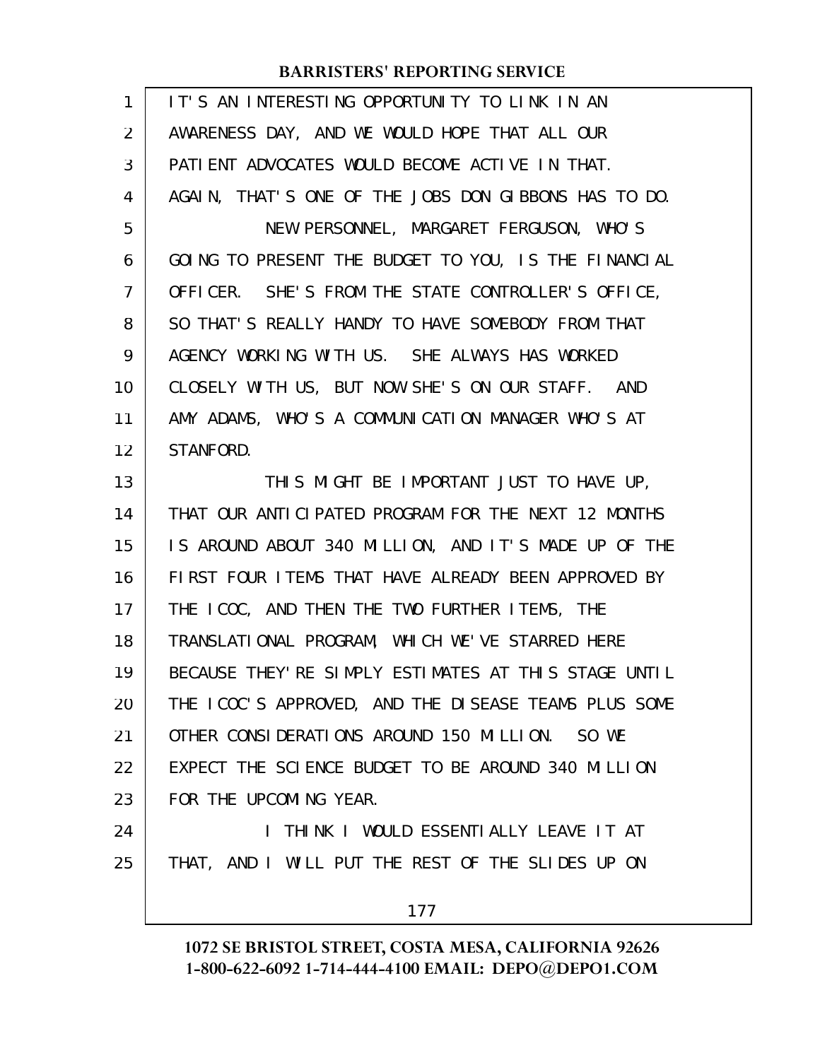IT'S AN INTERESTING OPPORTUNITY TO LINK IN AN AWARENESS DAY, AND WE WOULD HOPE THAT ALL OUR PATIENT ADVOCATES WOULD BECOME ACTIVE IN THAT. AGAIN, THAT'S ONE OF THE JOBS DON GIBBONS HAS TO DO.

NEW PERSONNEL, MARGARET FERGUSON, WHO'S GOING TO PRESENT THE BUDGET TO YOU, IS THE FINANCIAL OFFICER. SHE'S FROM THE STATE CONTROLLER'S OFFICE, SO THAT'S REALLY HANDY TO HAVE SOMEBODY FROM THAT AGENCY WORKING WITH US. SHE ALWAYS HAS WORKED CLOSELY WITH US, BUT NOW SHE'S ON OUR STAFF. AND AMY ADAMS, WHO'S A COMMUNICATION MANAGER WHO'S AT STANFORD.

THIS MIGHT BE IMPORTANT JUST TO HAVE UP, THAT OUR ANTICIPATED PROGRAM FOR THE NEXT 12 MONTHS IS AROUND ABOUT 340 MILLION, AND IT'S MADE UP OF THE FIRST FOUR ITEMS THAT HAVE ALREADY BEEN APPROVED BY THE ICOC, AND THEN THE TWO FURTHER ITEMS, THE TRANSLATIONAL PROGRAM, WHICH WE'VE STARRED HERE BECAUSE THEY'RE SIMPLY ESTIMATES AT THIS STAGE UNTIL THE ICOC'S APPROVED, AND THE DISEASE TEAMS PLUS SOME OTHER CONSIDERATIONS AROUND 150 MILLION. SO WE EXPECT THE SCIENCE BUDGET TO BE AROUND 340 MILLION FOR THE UPCOMING YEAR.

I THINK I WOULD ESSENTIALLY LEAVE IT AT THAT, AND I WILL PUT THE REST OF THE SLIDES UP ON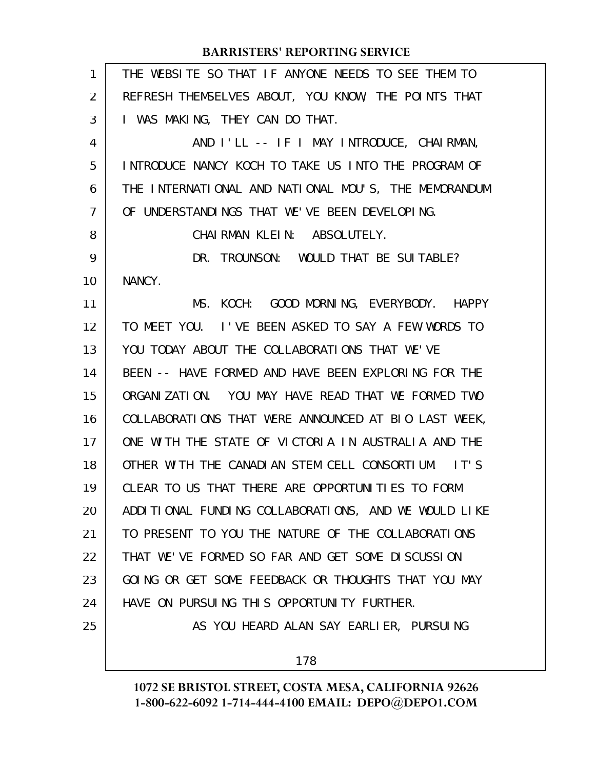THE WEBSITE SO THAT IF ANYONE NEEDS TO SEE THEM TO REFRESH THEMSELVES ABOUT, YOU KNOW, THE POINTS THAT I WAS MAKING, THEY CAN DO THAT.

AND I'LL -- IF I MAY INTRODUCE, CHAIRMAN, INTRODUCE NANCY KOCH TO TAKE US INTO THE PROGRAM OF THE INTERNATIONAL AND NATIONAL MOU'S, THE MEMORANDUM OF UNDERSTANDINGS THAT WE'VE BEEN DEVELOPING.

CHAIRMAN KLEIN: ABSOLUTELY.

DR. TROUNSON: WOULD THAT BE SUITABLE? NANCY.

MS. KOCH: GOOD MORNING, EVERYBODY. HAPPY TO MEET YOU. I'VE BEEN ASKED TO SAY A FEW WORDS TO YOU TODAY ABOUT THE COLLABORATIONS THAT WE'VE BEEN -- HAVE FORMED AND HAVE BEEN EXPLORING FOR THE ORGANIZATION. YOU MAY HAVE READ THAT WE FORMED TWO COLLABORATIONS THAT WERE ANNOUNCED AT BIO LAST WEEK, ONE WITH THE STATE OF VICTORIA IN AUSTRALIA AND THE OTHER WITH THE CANADIAN STEM CELL CONSORTIUM. IT'S CLEAR TO US THAT THERE ARE OPPORTUNITIES TO FORM ADDITIONAL FUNDING COLLABORATIONS, AND WE WOULD LIKE TO PRESENT TO YOU THE NATURE OF THE COLLABORATIONS THAT WE'VE FORMED SO FAR AND GET SOME DISCUSSION GOING OR GET SOME FEEDBACK OR THOUGHTS THAT YOU MAY HAVE ON PURSUING THIS OPPORTUNITY FURTHER.

AS YOU HEARD ALAN SAY EARLIER, PURSUING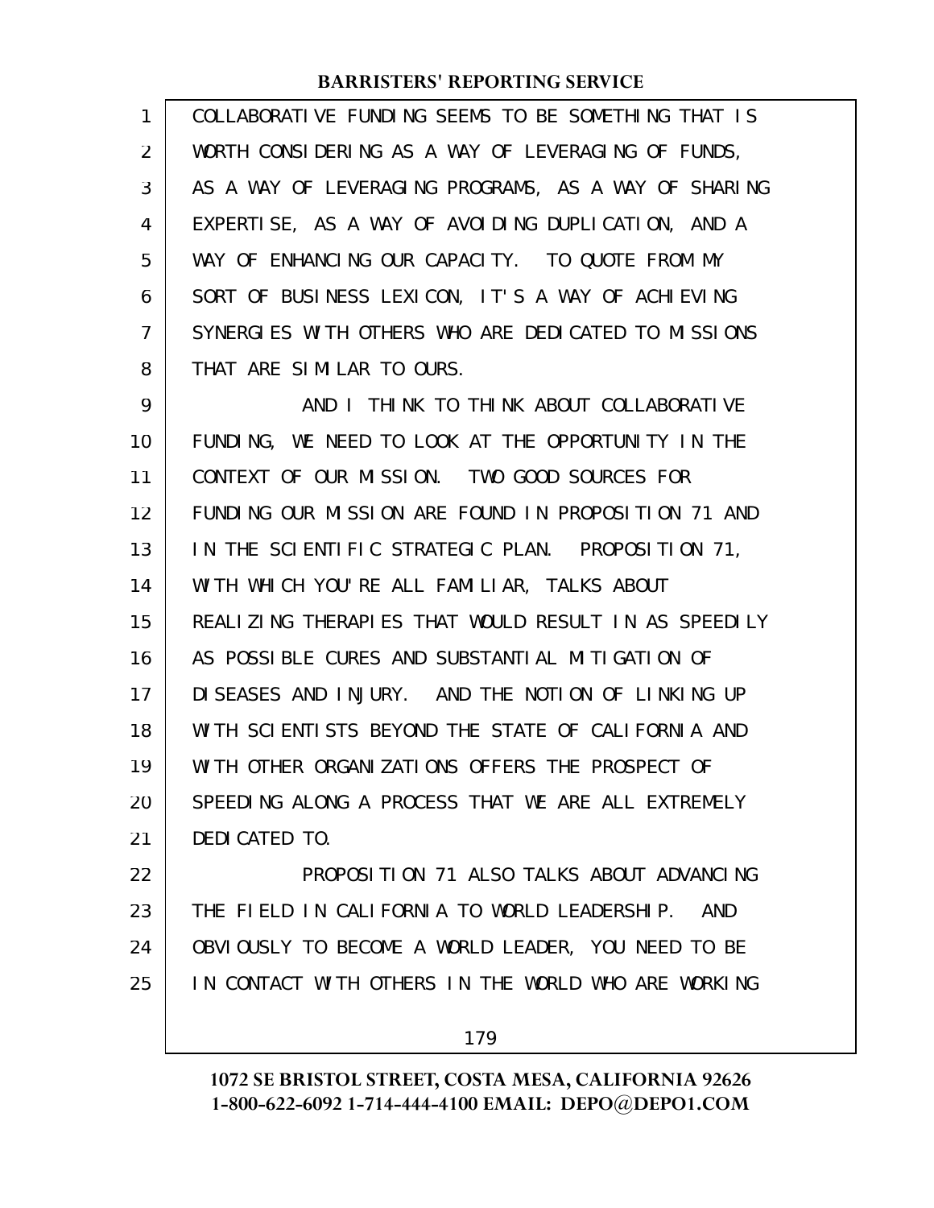COLLABORATIVE FUNDING SEEMS TO BE SOMETHING THAT IS WORTH CONSIDERING AS A WAY OF LEVERAGING OF FUNDS, AS A WAY OF LEVERAGING PROGRAMS, AS A WAY OF SHARING EXPERTISE, AS A WAY OF AVOIDING DUPLICATION, AND A WAY OF ENHANCING OUR CAPACITY. TO QUOTE FROM MY SORT OF BUSINESS LEXICON, IT'S A WAY OF ACHIEVING SYNERGIES WITH OTHERS WHO ARE DEDICATED TO MISSIONS THAT ARE SIMILAR TO OURS.

AND I THINK TO THINK ABOUT COLLABORATIVE FUNDING, WE NEED TO LOOK AT THE OPPORTUNITY IN THE CONTEXT OF OUR MISSION. TWO GOOD SOURCES FOR FUNDING OUR MISSION ARE FOUND IN PROPOSITION 71 AND IN THE SCIENTIFIC STRATEGIC PLAN. PROPOSITION 71, WITH WHICH YOU'RE ALL FAMILIAR, TALKS ABOUT REALIZING THERAPIES THAT WOULD RESULT IN AS SPEEDILY AS POSSIBLE CURES AND SUBSTANTIAL MITIGATION OF DISEASES AND INJURY. AND THE NOTION OF LINKING UP WITH SCIENTISTS BEYOND THE STATE OF CALIFORNIA AND WITH OTHER ORGANIZATIONS OFFERS THE PROSPECT OF SPEEDING ALONG A PROCESS THAT WE ARE ALL EXTREMELY DEDICATED TO.

PROPOSITION 71 ALSO TALKS ABOUT ADVANCING THE FIELD IN CALIFORNIA TO WORLD LEADERSHIP. AND OBVIOUSLY TO BECOME A WORLD LEADER, YOU NEED TO BE IN CONTACT WITH OTHERS IN THE WORLD WHO ARE WORKING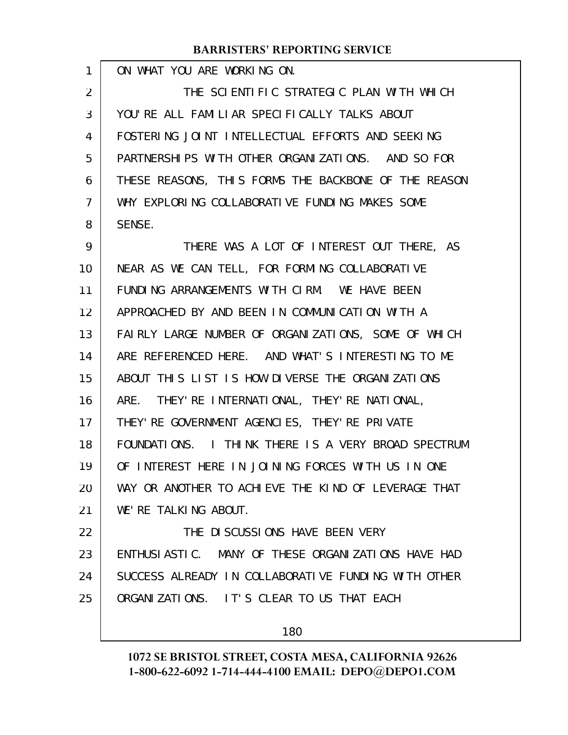ON WHAT YOU ARE WORKING ON.

THE SCIENTIFIC STRATEGIC PLAN WITH WHICH YOU'RE ALL FAMILIAR SPECIFICALLY TALKS ABOUT FOSTERING JOINT INTELLECTUAL EFFORTS AND SEEKING PARTNERSHIPS WITH OTHER ORGANIZATIONS. AND SO FOR THESE REASONS, THIS FORMS THE BACKBONE OF THE REASON WHY EXPLORING COLLABORATIVE FUNDING MAKES SOME SENSE.

THERE WAS A LOT OF INTEREST OUT THERE, AS NEAR AS WE CAN TELL, FOR FORMING COLLABORATIVE FUNDING ARRANGEMENTS WITH CIRM. WE HAVE BEEN APPROACHED BY AND BEEN IN COMMUNICATION WITH A FAIRLY LARGE NUMBER OF ORGANIZATIONS, SOME OF WHICH ARE REFERENCED HERE. AND WHAT'S INTERESTING TO ME ABOUT THIS LIST IS HOW DIVERSE THE ORGANIZATIONS ARE. THEY'RE INTERNATIONAL, THEY'RE NATIONAL, THEY'RE GOVERNMENT AGENCIES, THEY'RE PRIVATE FOUNDATIONS. I THINK THERE IS A VERY BROAD SPECTRUM OF INTEREST HERE IN JOINING FORCES WITH US IN ONE WAY OR ANOTHER TO ACHIEVE THE KIND OF LEVERAGE THAT WE'RE TALKING ABOUT.

THE DISCUSSIONS HAVE BEEN VERY ENTHUSIASTIC. MANY OF THESE ORGANIZATIONS HAVE HAD SUCCESS ALREADY IN COLLABORATIVE FUNDING WITH OTHER ORGANIZATIONS. IT'S CLEAR TO US THAT EACH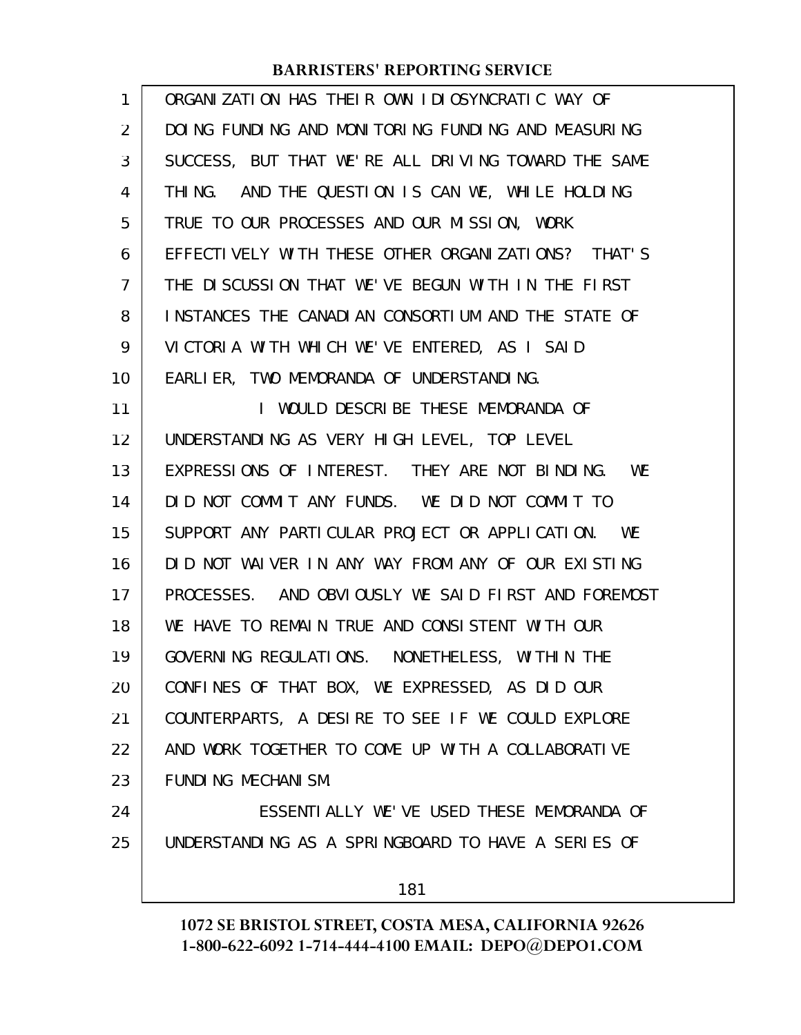ORGANIZATION HAS THEIR OWN IDIOSYNCRATIC WAY OF DOING FUNDING AND MONITORING FUNDING AND MEASURING SUCCESS, BUT THAT WE'RE ALL DRIVING TOWARD THE SAME THING. AND THE QUESTION IS CAN WE, WHILE HOLDING TRUE TO OUR PROCESSES AND OUR MISSION, WORK EFFECTIVELY WITH THESE OTHER ORGANIZATIONS? THAT'S THE DISCUSSION THAT WE'VE BEGUN WITH IN THE FIRST INSTANCES THE CANADIAN CONSORTIUM AND THE STATE OF VICTORIA WITH WHICH WE'VE ENTERED, AS I SAID EARLIER, TWO MEMORANDA OF UNDERSTANDING.

I WOULD DESCRIBE THESE MEMORANDA OF UNDERSTANDING AS VERY HIGH LEVEL, TOP LEVEL EXPRESSIONS OF INTEREST. THEY ARE NOT BINDING. WE DID NOT COMMIT ANY FUNDS. WE DID NOT COMMIT TO SUPPORT ANY PARTICULAR PROJECT OR APPLICATION. WE DID NOT WAIVER IN ANY WAY FROM ANY OF OUR EXISTING PROCESSES. AND OBVIOUSLY WE SAID FIRST AND FOREMOST WE HAVE TO REMAIN TRUE AND CONSISTENT WITH OUR GOVERNING REGULATIONS. NONETHELESS, WITHIN THE CONFINES OF THAT BOX, WE EXPRESSED, AS DID OUR COUNTERPARTS, A DESIRE TO SEE IF WE COULD EXPLORE AND WORK TOGETHER TO COME UP WITH A COLLABORATIVE FUNDING MECHANISM.

ESSENTIALLY WE'VE USED THESE MEMORANDA OF UNDERSTANDING AS A SPRINGBOARD TO HAVE A SERIES OF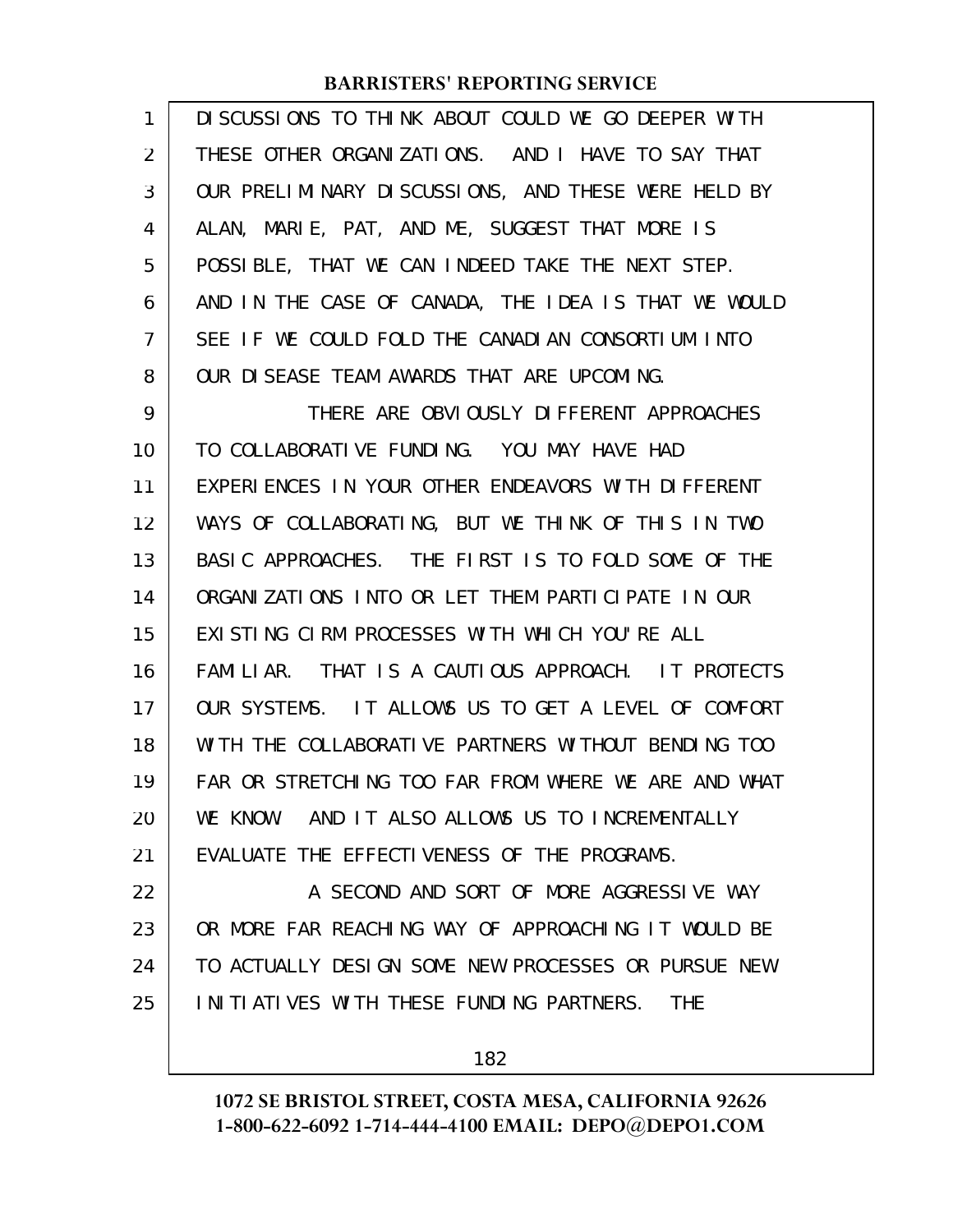DISCUSSIONS TO THINK ABOUT COULD WE GO DEEPER WITH THESE OTHER ORGANIZATIONS. AND I HAVE TO SAY THAT OUR PRELIMINARY DISCUSSIONS, AND THESE WERE HELD BY ALAN, MARIE, PAT, AND ME, SUGGEST THAT MORE IS POSSIBLE, THAT WE CAN INDEED TAKE THE NEXT STEP. AND IN THE CASE OF CANADA, THE IDEA IS THAT WE WOULD SEE IF WE COULD FOLD THE CANADIAN CONSORTIUM INTO OUR DISEASE TEAM AWARDS THAT ARE UPCOMING.

THERE ARE OBVIOUSLY DIFFERENT APPROACHES TO COLLABORATIVE FUNDING. YOU MAY HAVE HAD EXPERIENCES IN YOUR OTHER ENDEAVORS WITH DIFFERENT WAYS OF COLLABORATING, BUT WE THINK OF THIS IN TWO BASIC APPROACHES. THE FIRST IS TO FOLD SOME OF THE ORGANIZATIONS INTO OR LET THEM PARTICIPATE IN OUR EXISTING CIRM PROCESSES WITH WHICH YOU'RE ALL FAMILIAR. THAT IS A CAUTIOUS APPROACH. IT PROTECTS OUR SYSTEMS. IT ALLOWS US TO GET A LEVEL OF COMFORT WITH THE COLLABORATIVE PARTNERS WITHOUT BENDING TOO FAR OR STRETCHING TOO FAR FROM WHERE WE ARE AND WHAT WE KNOW. AND IT ALSO ALLOWS US TO INCREMENTALLY EVALUATE THE EFFECTIVENESS OF THE PROGRAMS.

A SECOND AND SORT OF MORE AGGRESSIVE WAY OR MORE FAR REACHING WAY OF APPROACHING IT WOULD BE TO ACTUALLY DESIGN SOME NEW PROCESSES OR PURSUE NEW INITIATIVES WITH THESE FUNDING PARTNERS. THE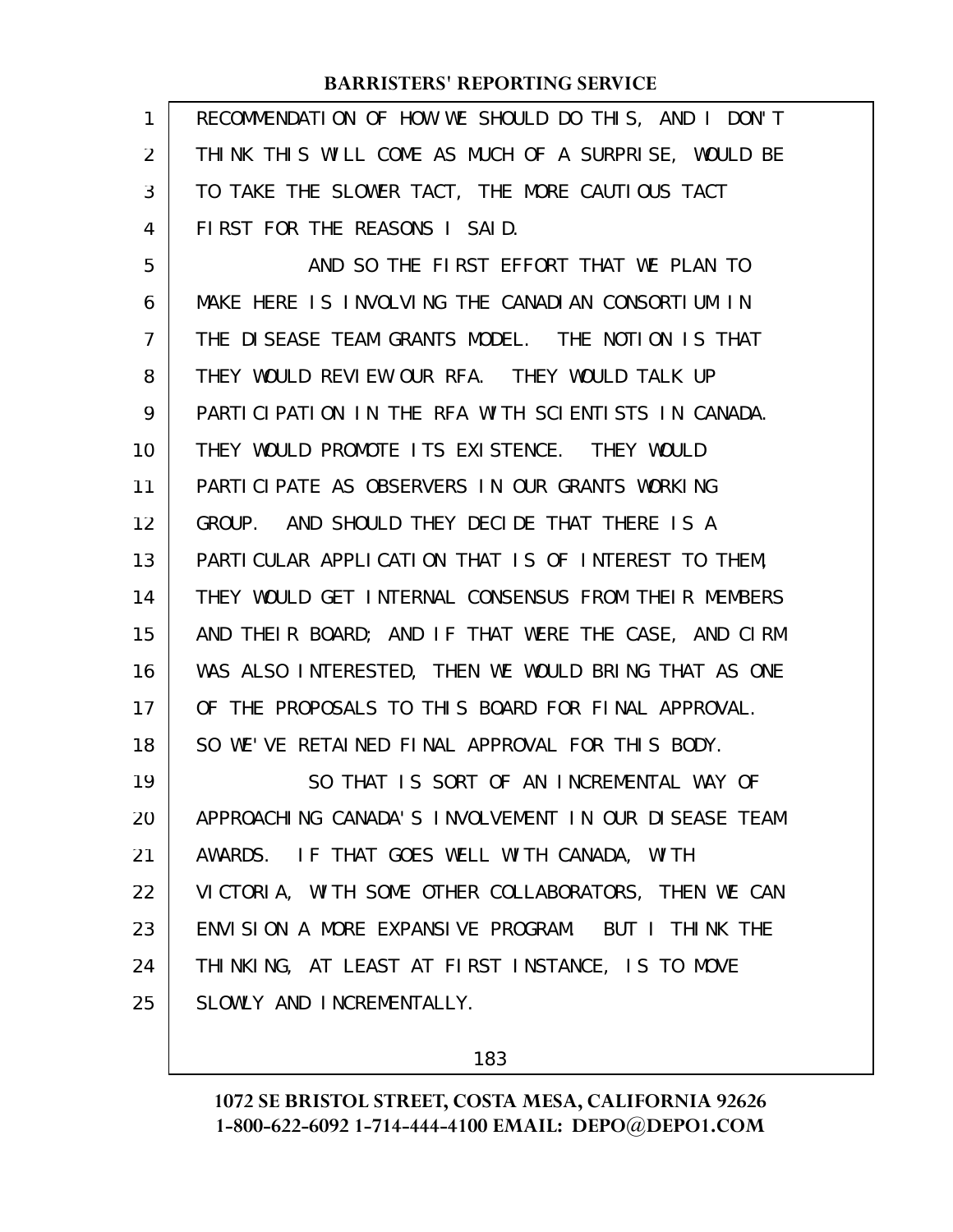RECOMMENDATION OF HOW WE SHOULD DO THIS, AND I DON'T THINK THIS WILL COME AS MUCH OF A SURPRISE, WOULD BE TO TAKE THE SLOWER TACT, THE MORE CAUTIOUS TACT FIRST FOR THE REASONS I SAID.

AND SO THE FIRST EFFORT THAT WE PLAN TO MAKE HERE IS INVOLVING THE CANADIAN CONSORTIUM IN THE DISEASE TEAM GRANTS MODEL. THE NOTION IS THAT THEY WOULD REVIEW OUR RFA. THEY WOULD TALK UP PARTICIPATION IN THE RFA WITH SCIENTISTS IN CANADA. THEY WOULD PROMOTE ITS EXISTENCE. THEY WOULD PARTICIPATE AS OBSERVERS IN OUR GRANTS WORKING GROUP. AND SHOULD THEY DECIDE THAT THERE IS A PARTICULAR APPLICATION THAT IS OF INTEREST TO THEM, THEY WOULD GET INTERNAL CONSENSUS FROM THEIR MEMBERS AND THEIR BOARD; AND IF THAT WERE THE CASE, AND CIRM WAS ALSO INTERESTED, THEN WE WOULD BRING THAT AS ONE OF THE PROPOSALS TO THIS BOARD FOR FINAL APPROVAL. SO WE'VE RETAINED FINAL APPROVAL FOR THIS BODY.

SO THAT IS SORT OF AN INCREMENTAL WAY OF APPROACHING CANADA'S INVOLVEMENT IN OUR DISEASE TEAM AWARDS. IF THAT GOES WELL WITH CANADA, WITH VICTORIA, WITH SOME OTHER COLLABORATORS, THEN WE CAN ENVISION A MORE EXPANSIVE PROGRAM. BUT I THINK THE THINKING, AT LEAST AT FIRST INSTANCE, IS TO MOVE SLOWLY AND INCREMENTALLY.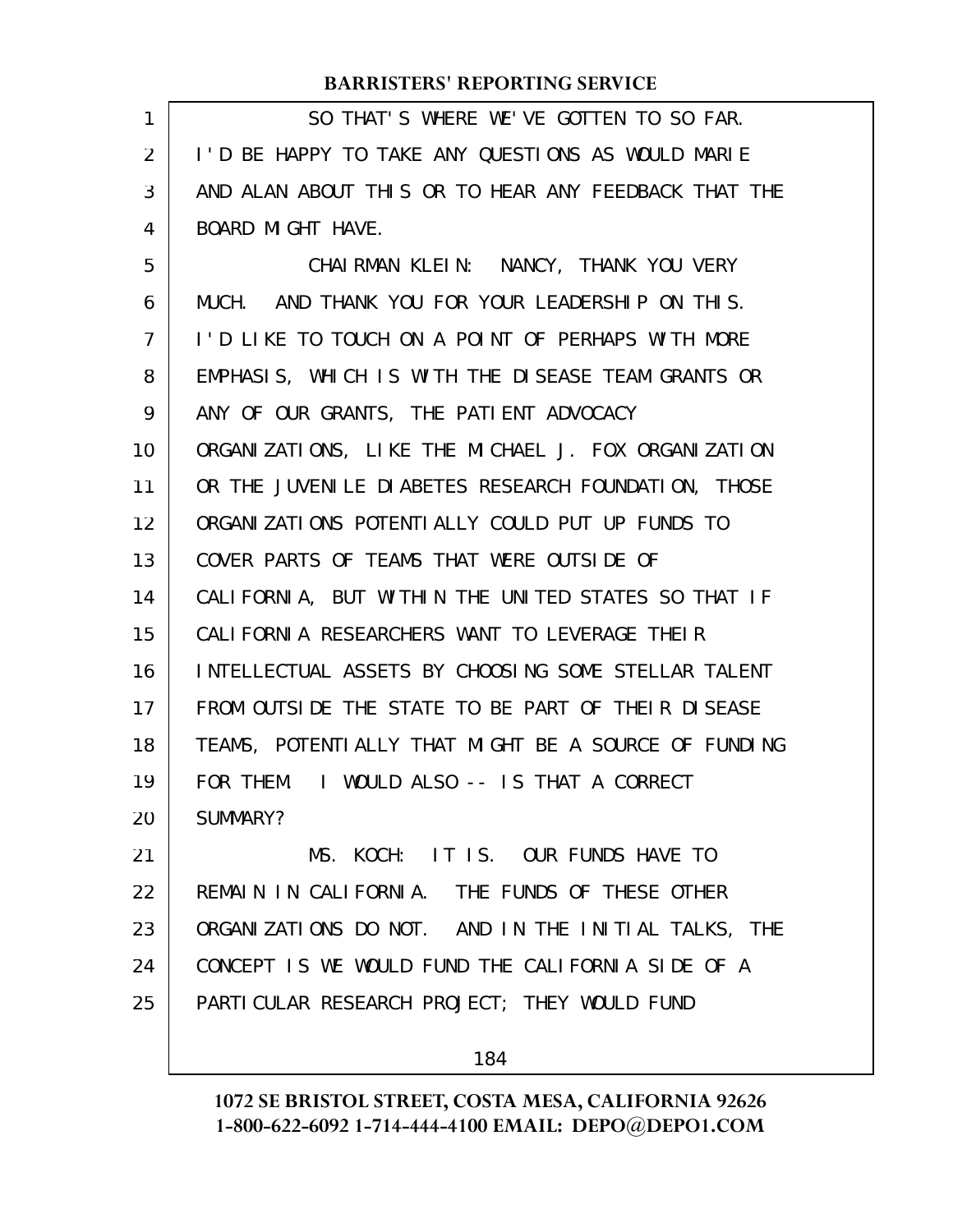SO THAT'S WHERE WE'VE GOTTEN TO SO FAR. I'D BE HAPPY TO TAKE ANY QUESTIONS AS WOULD MARIE AND ALAN ABOUT THIS OR TO HEAR ANY FEEDBACK THAT THE BOARD MIGHT HAVE.

CHAIRMAN KLEIN: NANCY, THANK YOU VERY MUCH. AND THANK YOU FOR YOUR LEADERSHIP ON THIS. I'D LIKE TO TOUCH ON A POINT OF PERHAPS WITH MORE EMPHASIS, WHICH IS WITH THE DISEASE TEAM GRANTS OR ANY OF OUR GRANTS, THE PATIENT ADVOCACY ORGANIZATIONS, LIKE THE MICHAEL J. FOX ORGANIZATION OR THE JUVENILE DIABETES RESEARCH FOUNDATION, THOSE ORGANIZATIONS POTENTIALLY COULD PUT UP FUNDS TO COVER PARTS OF TEAMS THAT WERE OUTSIDE OF CALIFORNIA, BUT WITHIN THE UNITED STATES SO THAT IF CALIFORNIA RESEARCHERS WANT TO LEVERAGE THEIR INTELLECTUAL ASSETS BY CHOOSING SOME STELLAR TALENT FROM OUTSIDE THE STATE TO BE PART OF THEIR DISEASE TEAMS, POTENTIALLY THAT MIGHT BE A SOURCE OF FUNDING FOR THEM. I WOULD ALSO -- IS THAT A CORRECT SUMMARY?

MS. KOCH: IT IS. OUR FUNDS HAVE TO REMAIN IN CALIFORNIA. THE FUNDS OF THESE OTHER ORGANIZATIONS DO NOT. AND IN THE INITIAL TALKS, THE CONCEPT IS WE WOULD FUND THE CALIFORNIA SIDE OF A PARTICULAR RESEARCH PROJECT; THEY WOULD FUND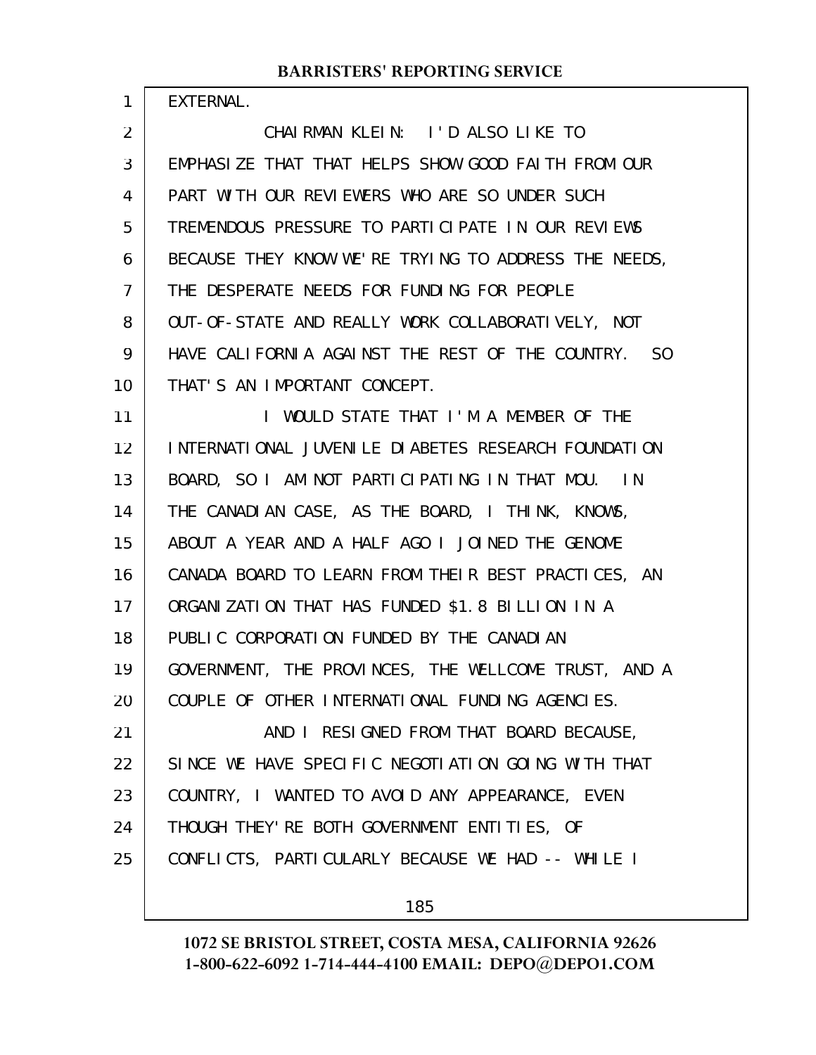EXTERNAL.

CHAIRMAN KLEIN: I'D ALSO LIKE TO EMPHASIZE THAT THAT HELPS SHOW GOOD FAITH FROM OUR PART WITH OUR REVIEWERS WHO ARE SO UNDER SUCH TREMENDOUS PRESSURE TO PARTICIPATE IN OUR REVIEWS BECAUSE THEY KNOW WE'RE TRYING TO ADDRESS THE NEEDS, THE DESPERATE NEEDS FOR FUNDING FOR PEOPLE OUT-OF-STATE AND REALLY WORK COLLABORATIVELY, NOT HAVE CALIFORNIA AGAINST THE REST OF THE COUNTRY. SO THAT'S AN IMPORTANT CONCEPT.

I WOULD STATE THAT I'M A MEMBER OF THE INTERNATIONAL JUVENILE DIABETES RESEARCH FOUNDATION BOARD, SO I AM NOT PARTICIPATING IN THAT MOU. IN THE CANADIAN CASE, AS THE BOARD, I THINK, KNOWS, ABOUT A YEAR AND A HALF AGO I JOINED THE GENOME CANADA BOARD TO LEARN FROM THEIR BEST PRACTICES, AN ORGANIZATION THAT HAS FUNDED $1.8 BILLION IN A PUBLIC CORPORATION FUNDED BY THE CANADIAN GOVERNMENT, THE PROVINCES, THE WELLCOME TRUST, AND A COUPLE OF OTHER INTERNATIONAL FUNDING AGENCIES.

AND I RESIGNED FROM THAT BOARD BECAUSE, SINCE WE HAVE SPECIFIC NEGOTIATION GOING WITH THAT COUNTRY, I WANTED TO AVOID ANY APPEARANCE, EVEN THOUGH THEY'RE BOTH GOVERNMENT ENTITIES, OF CONFLICTS, PARTICULARLY BECAUSE WE HAD -- WHILE I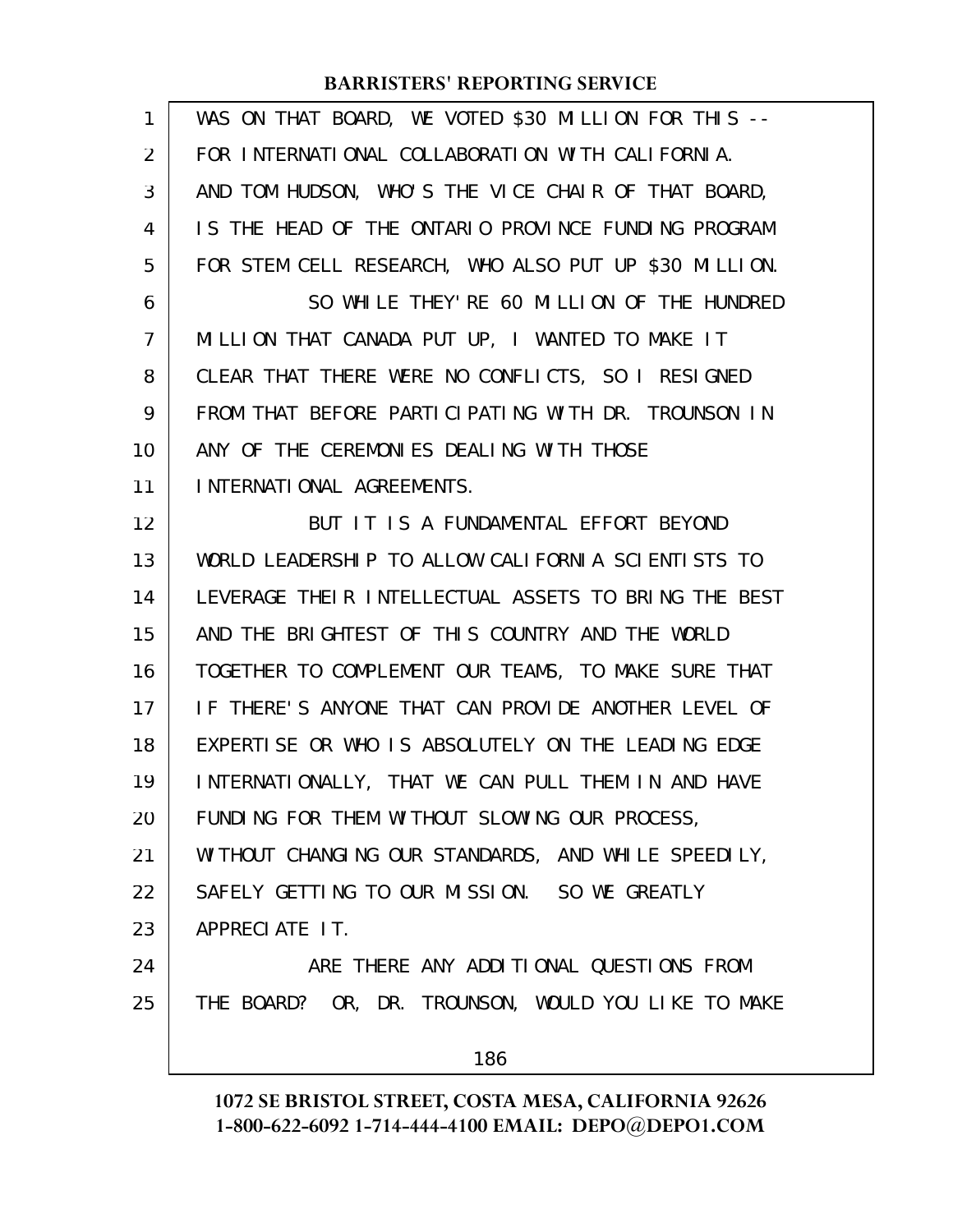WAS ON THAT BOARD, WE VOTED $30 MILLION FOR THIS -- FOR INTERNATIONAL COLLABORATION WITH CALIFORNIA. AND TOM HUDSON, WHO'S THE VICE CHAIR OF THAT BOARD, IS THE HEAD OF THE ONTARIO PROVINCE FUNDING PROGRAM FOR STEM CELL RESEARCH, WHO ALSO PUT UP $30 MILLION.

SO WHILE THEY'RE 60 MILLION OF THE HUNDRED MILLION THAT CANADA PUT UP, I WANTED TO MAKE IT CLEAR THAT THERE WERE NO CONFLICTS, SO I RESIGNED FROM THAT BEFORE PARTICIPATING WITH DR. TROUNSON IN ANY OF THE CEREMONIES DEALING WITH THOSE INTERNATIONAL AGREEMENTS.

BUT IT IS A FUNDAMENTAL EFFORT BEYOND WORLD LEADERSHIP TO ALLOW CALIFORNIA SCIENTISTS TO LEVERAGE THEIR INTELLECTUAL ASSETS TO BRING THE BEST AND THE BRIGHTEST OF THIS COUNTRY AND THE WORLD TOGETHER TO COMPLEMENT OUR TEAMS, TO MAKE SURE THAT IF THERE'S ANYONE THAT CAN PROVIDE ANOTHER LEVEL OF EXPERTISE OR WHO IS ABSOLUTELY ON THE LEADING EDGE INTERNATIONALLY, THAT WE CAN PULL THEM IN AND HAVE FUNDING FOR THEM WITHOUT SLOWING OUR PROCESS, WITHOUT CHANGING OUR STANDARDS, AND WHILE SPEEDILY, SAFELY GETTING TO OUR MISSION. SO WE GREATLY APPRECIATE IT.

ARE THERE ANY ADDITIONAL QUESTIONS FROM THE BOARD? OR, DR. TROUNSON, WOULD YOU LIKE TO MAKE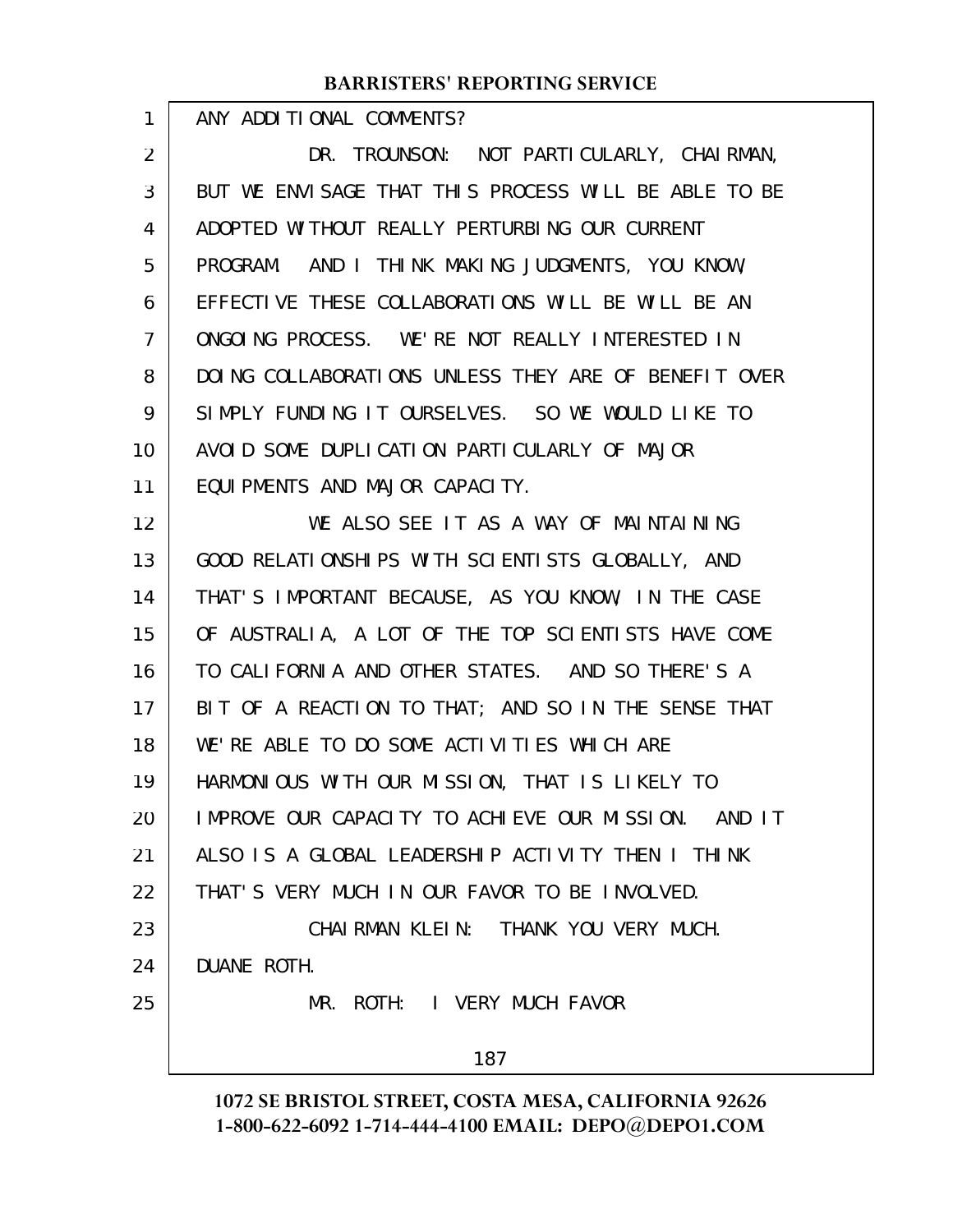ANY ADDITIONAL COMMENTS?

DR. TROUNSON: NOT PARTICULARLY, CHAIRMAN, BUT WE ENVISAGE THAT THIS PROCESS WILL BE ABLE TO BE ADOPTED WITHOUT REALLY PERTURBING OUR CURRENT PROGRAM. AND I THINK MAKING JUDGMENTS, YOU KNOW, EFFECTIVE THESE COLLABORATIONS WILL BE WILL BE AN ONGOING PROCESS. WE'RE NOT REALLY INTERESTED IN DOING COLLABORATIONS UNLESS THEY ARE OF BENEFIT OVER SIMPLY FUNDING IT OURSELVES. SO WE WOULD LIKE TO AVOID SOME DUPLICATION PARTICULARLY OF MAJOR EQUIPMENTS AND MAJOR CAPACITY.

WE ALSO SEE IT AS A WAY OF MAINTAINING GOOD RELATIONSHIPS WITH SCIENTISTS GLOBALLY, AND THAT'S IMPORTANT BECAUSE, AS YOU KNOW, IN THE CASE OF AUSTRALIA, A LOT OF THE TOP SCIENTISTS HAVE COME TO CALIFORNIA AND OTHER STATES. AND SO THERE'S A BIT OF A REACTION TO THAT; AND SO IN THE SENSE THAT WE'RE ABLE TO DO SOME ACTIVITIES WHICH ARE HARMONIOUS WITH OUR MISSION, THAT IS LIKELY TO IMPROVE OUR CAPACITY TO ACHIEVE OUR MISSION. AND IT ALSO IS A GLOBAL LEADERSHIP ACTIVITY THEN I THINK THAT'S VERY MUCH IN OUR FAVOR TO BE INVOLVED.

CHAIRMAN KLEIN: THANK YOU VERY MUCH. DUANE ROTH.

MR. ROTH: I VERY MUCH FAVOR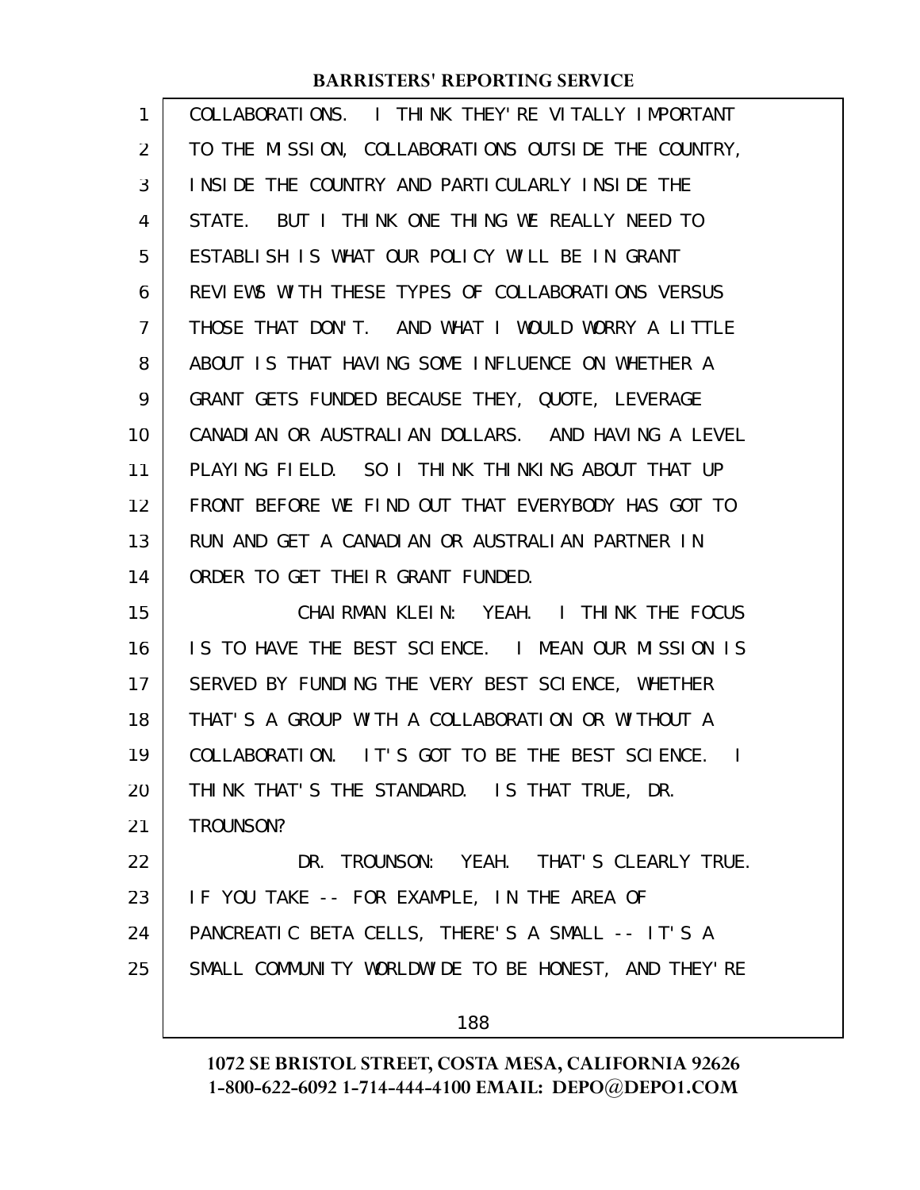COLLABORATIONS. I THINK THEY'RE VITALLY IMPORTANT TO THE MISSION, COLLABORATIONS OUTSIDE THE COUNTRY, INSIDE THE COUNTRY AND PARTICULARLY INSIDE THE STATE. BUT I THINK ONE THING WE REALLY NEED TO ESTABLISH IS WHAT OUR POLICY WILL BE IN GRANT REVIEWS WITH THESE TYPES OF COLLABORATIONS VERSUS THOSE THAT DON'T. AND WHAT I WOULD WORRY A LITTLE ABOUT IS THAT HAVING SOME INFLUENCE ON WHETHER A GRANT GETS FUNDED BECAUSE THEY, QUOTE, LEVERAGE CANADIAN OR AUSTRALIAN DOLLARS. AND HAVING A LEVEL PLAYING FIELD. SO I THINK THINKING ABOUT THAT UP FRONT BEFORE WE FIND OUT THAT EVERYBODY HAS GOT TO RUN AND GET A CANADIAN OR AUSTRALIAN PARTNER IN ORDER TO GET THEIR GRANT FUNDED.

CHAIRMAN KLEIN: YEAH. I THINK THE FOCUS IS TO HAVE THE BEST SCIENCE. I MEAN OUR MISSION IS SERVED BY FUNDING THE VERY BEST SCIENCE, WHETHER THAT'S A GROUP WITH A COLLABORATION OR WITHOUT A COLLABORATION. IT'S GOT TO BE THE BEST SCIENCE. I THINK THAT'S THE STANDARD. IS THAT TRUE, DR. TROUNSON?

DR. TROUNSON: YEAH. THAT'S CLEARLY TRUE. IF YOU TAKE -- FOR EXAMPLE, IN THE AREA OF PANCREATIC BETA CELLS, THERE'S A SMALL -- IT'S A SMALL COMMUNITY WORLDWIDE TO BE HONEST, AND THEY'RE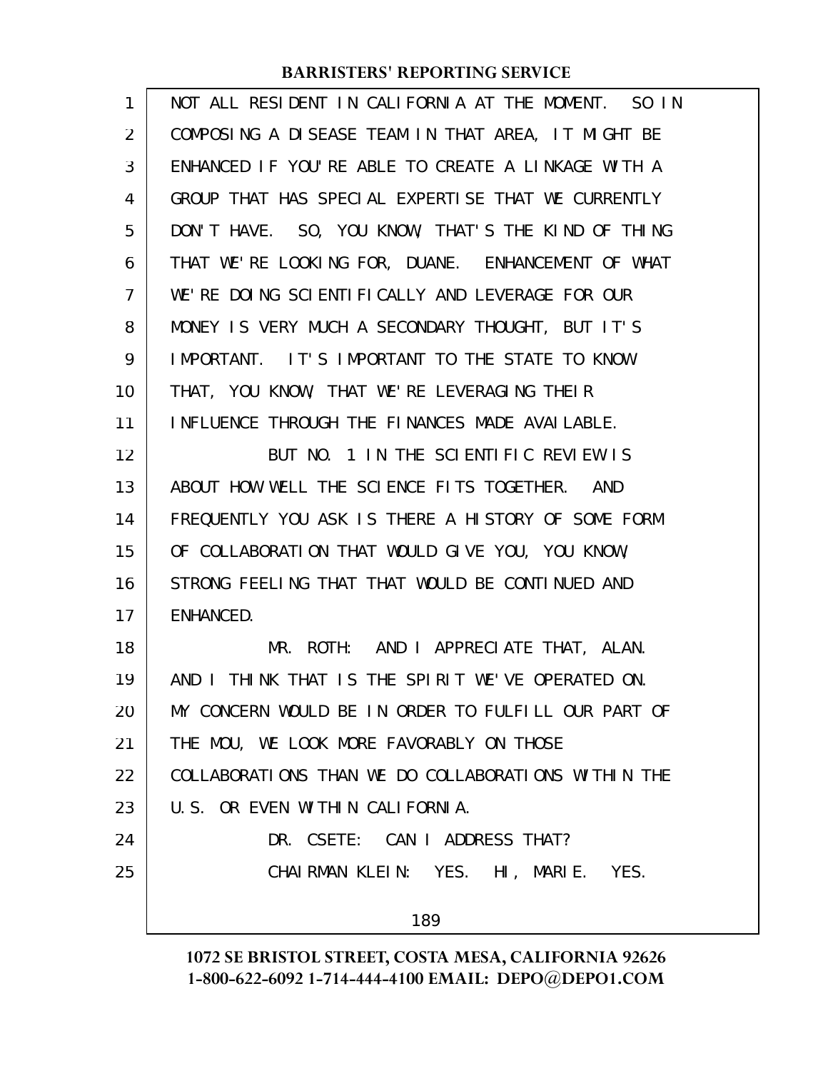NOT ALL RESIDENT IN CALIFORNIA AT THE MOMENT. SO IN COMPOSING A DISEASE TEAM IN THAT AREA, IT MIGHT BE ENHANCED IF YOU'RE ABLE TO CREATE A LINKAGE WITH A GROUP THAT HAS SPECIAL EXPERTISE THAT WE CURRENTLY DON'T HAVE. SO, YOU KNOW, THAT'S THE KIND OF THING THAT WE'RE LOOKING FOR, DUANE. ENHANCEMENT OF WHAT WE'RE DOING SCIENTIFICALLY AND LEVERAGE FOR OUR MONEY IS VERY MUCH A SECONDARY THOUGHT, BUT IT'S IMPORTANT. IT'S IMPORTANT TO THE STATE TO KNOW THAT, YOU KNOW, THAT WE'RE LEVERAGING THEIR INFLUENCE THROUGH THE FINANCES MADE AVAILABLE.

BUT NO. 1 IN THE SCIENTIFIC REVIEW IS ABOUT HOW WELL THE SCIENCE FITS TOGETHER. AND FREQUENTLY YOU ASK IS THERE A HISTORY OF SOME FORM OF COLLABORATION THAT WOULD GIVE YOU, YOU KNOW, STRONG FEELING THAT THAT WOULD BE CONTINUED AND ENHANCED.

MR. ROTH: AND I APPRECIATE THAT, ALAN. AND I THINK THAT IS THE SPIRIT WE'VE OPERATED ON. MY CONCERN WOULD BE IN ORDER TO FULFILL OUR PART OF THE MOU, WE LOOK MORE FAVORABLY ON THOSE COLLABORATIONS THAN WE DO COLLABORATIONS WITHIN THE U.S. OR EVEN WITHIN CALIFORNIA.

DR. CSETE: CAN I ADDRESS THAT?

CHAIRMAN KLEIN: YES. HI, MARIE. YES.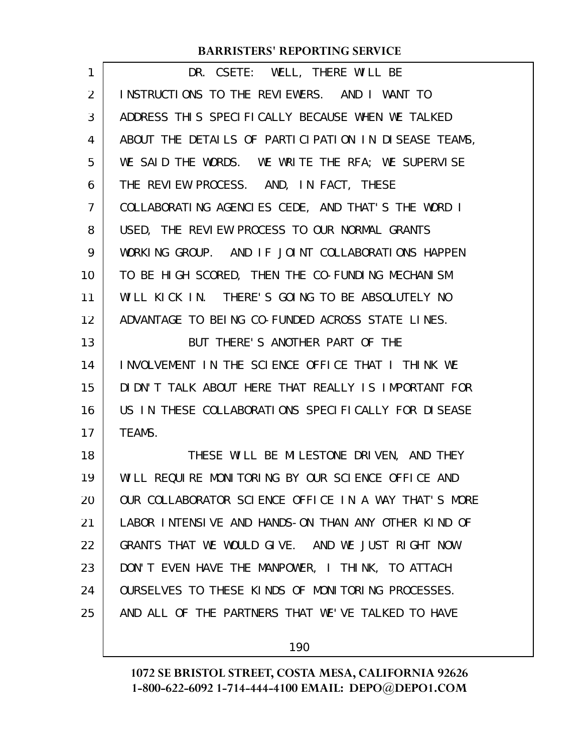DR. CSETE: WELL, THERE WILL BE INSTRUCTIONS TO THE REVIEWERS. AND I WANT TO ADDRESS THIS SPECIFICALLY BECAUSE WHEN WE TALKED ABOUT THE DETAILS OF PARTICIPATION IN DISEASE TEAMS, WE SAID THE WORDS. WE WRITE THE RFA; WE SUPERVISE THE REVIEW PROCESS. AND, IN FACT, THESE COLLABORATING AGENCIES CEDE, AND THAT'S THE WORD I USED, THE REVIEW PROCESS TO OUR NORMAL GRANTS WORKING GROUP. AND IF JOINT COLLABORATIONS HAPPEN TO BE HIGH SCORED, THEN THE CO-FUNDING MECHANISM WILL KICK IN. THERE'S GOING TO BE ABSOLUTELY NO ADVANTAGE TO BEING CO-FUNDED ACROSS STATE LINES.

BUT THERE'S ANOTHER PART OF THE INVOLVEMENT IN THE SCIENCE OFFICE THAT I THINK WE DIDN'T TALK ABOUT HERE THAT REALLY IS IMPORTANT FOR US IN THESE COLLABORATIONS SPECIFICALLY FOR DISEASE TEAMS.

THESE WILL BE MILESTONE DRIVEN, AND THEY WILL REQUIRE MONITORING BY OUR SCIENCE OFFICE AND OUR COLLABORATOR SCIENCE OFFICE IN A WAY THAT'S MORE LABOR INTENSIVE AND HANDS-ON THAN ANY OTHER KIND OF GRANTS THAT WE WOULD GIVE. AND WE JUST RIGHT NOW DON'T EVEN HAVE THE MANPOWER, I THINK, TO ATTACH OURSELVES TO THESE KINDS OF MONITORING PROCESSES. AND ALL OF THE PARTNERS THAT WE'VE TALKED TO HAVE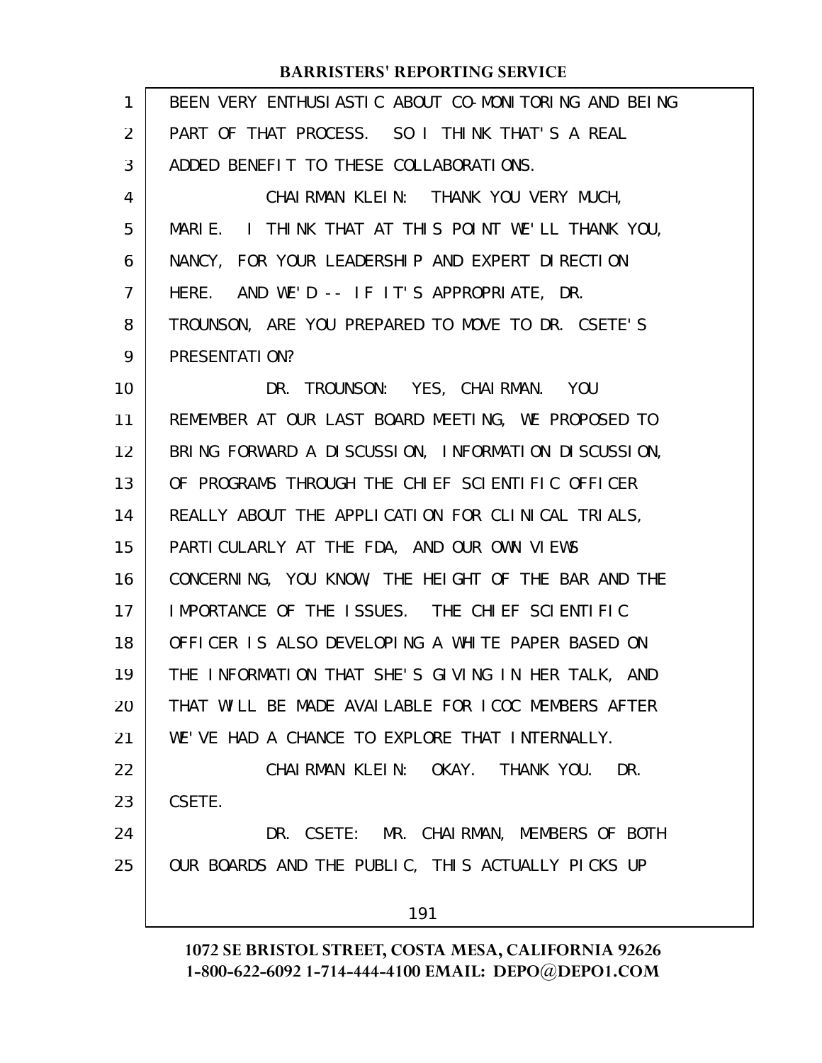BEEN VERY ENTHUSIASTIC ABOUT CO-MONITORING AND BEING PART OF THAT PROCESS. SO I THINK THAT'S A REAL ADDED BENEFIT TO THESE COLLABORATIONS.

CHAIRMAN KLEIN: THANK YOU VERY MUCH, MARIE. I THINK THAT AT THIS POINT WE'LL THANK YOU, NANCY, FOR YOUR LEADERSHIP AND EXPERT DIRECTION HERE. AND WE'D -- IF IT'S APPROPRIATE, DR. TROUNSON, ARE YOU PREPARED TO MOVE TO DR. CSETE'S PRESENTATION?

DR. TROUNSON: YES, CHAIRMAN. YOU REMEMBER AT OUR LAST BOARD MEETING, WE PROPOSED TO BRING FORWARD A DISCUSSION, INFORMATION DISCUSSION, OF PROGRAMS THROUGH THE CHIEF SCIENTIFIC OFFICER REALLY ABOUT THE APPLICATION FOR CLINICAL TRIALS, PARTICULARLY AT THE FDA, AND OUR OWN VIEWS CONCERNING, YOU KNOW, THE HEIGHT OF THE BAR AND THE IMPORTANCE OF THE ISSUES. THE CHIEF SCIENTIFIC OFFICER IS ALSO DEVELOPING A WHITE PAPER BASED ON THE INFORMATION THAT SHE'S GIVING IN HER TALK, AND THAT WILL BE MADE AVAILABLE FOR ICOC MEMBERS AFTER WE'VE HAD A CHANCE TO EXPLORE THAT INTERNALLY.

CHAIRMAN KLEIN: OKAY. THANK YOU. DR. CSETE.

DR. CSETE: MR. CHAIRMAN, MEMBERS OF BOTH OUR BOARDS AND THE PUBLIC, THIS ACTUALLY PICKS UP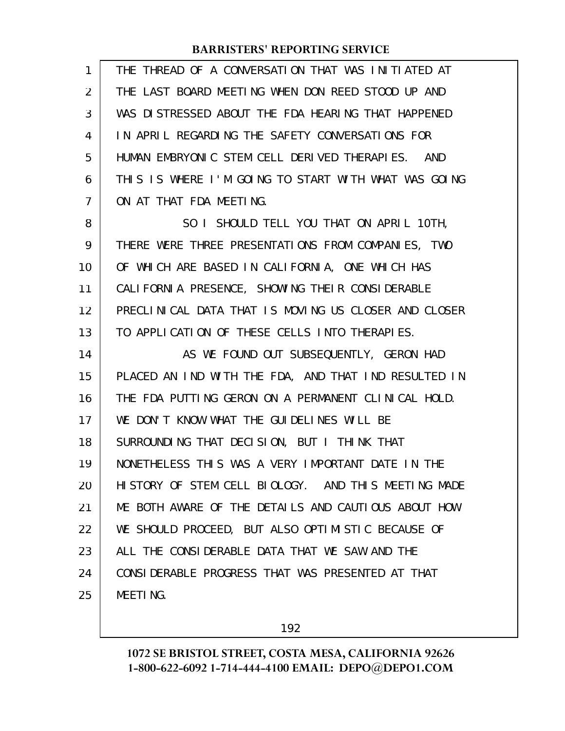THE THREAD OF A CONVERSATION THAT WAS INITIATED AT THE LAST BOARD MEETING WHEN DON REED STOOD UP AND WAS DISTRESSED ABOUT THE FDA HEARING THAT HAPPENED IN APRIL REGARDING THE SAFETY CONVERSATIONS FOR HUMAN EMBRYONIC STEM CELL DERIVED THERAPIES. AND THIS IS WHERE I'M GOING TO START WITH WHAT WAS GOING ON AT THAT FDA MEETING.

SO I SHOULD TELL YOU THAT ON APRIL 10TH, THERE WERE THREE PRESENTATIONS FROM COMPANIES, TWO OF WHICH ARE BASED IN CALIFORNIA, ONE WHICH HAS CALIFORNIA PRESENCE, SHOWING THEIR CONSIDERABLE PRECLINICAL DATA THAT IS MOVING US CLOSER AND CLOSER TO APPLICATION OF THESE CELLS INTO THERAPIES.

AS WE FOUND OUT SUBSEQUENTLY, GERON HAD PLACED AN IND WITH THE FDA, AND THAT IND RESULTED IN THE FDA PUTTING GERON ON A PERMANENT CLINICAL HOLD. WE DON'T KNOW WHAT THE GUIDELINES WILL BE SURROUNDING THAT DECISION, BUT I THINK THAT NONETHELESS THIS WAS A VERY IMPORTANT DATE IN THE HISTORY OF STEM CELL BIOLOGY. AND THIS MEETING MADE ME BOTH AWARE OF THE DETAILS AND CAUTIOUS ABOUT HOW WE SHOULD PROCEED, BUT ALSO OPTIMISTIC BECAUSE OF ALL THE CONSIDERABLE DATA THAT WE SAW AND THE CONSIDERABLE PROGRESS THAT WAS PRESENTED AT THAT MEETING.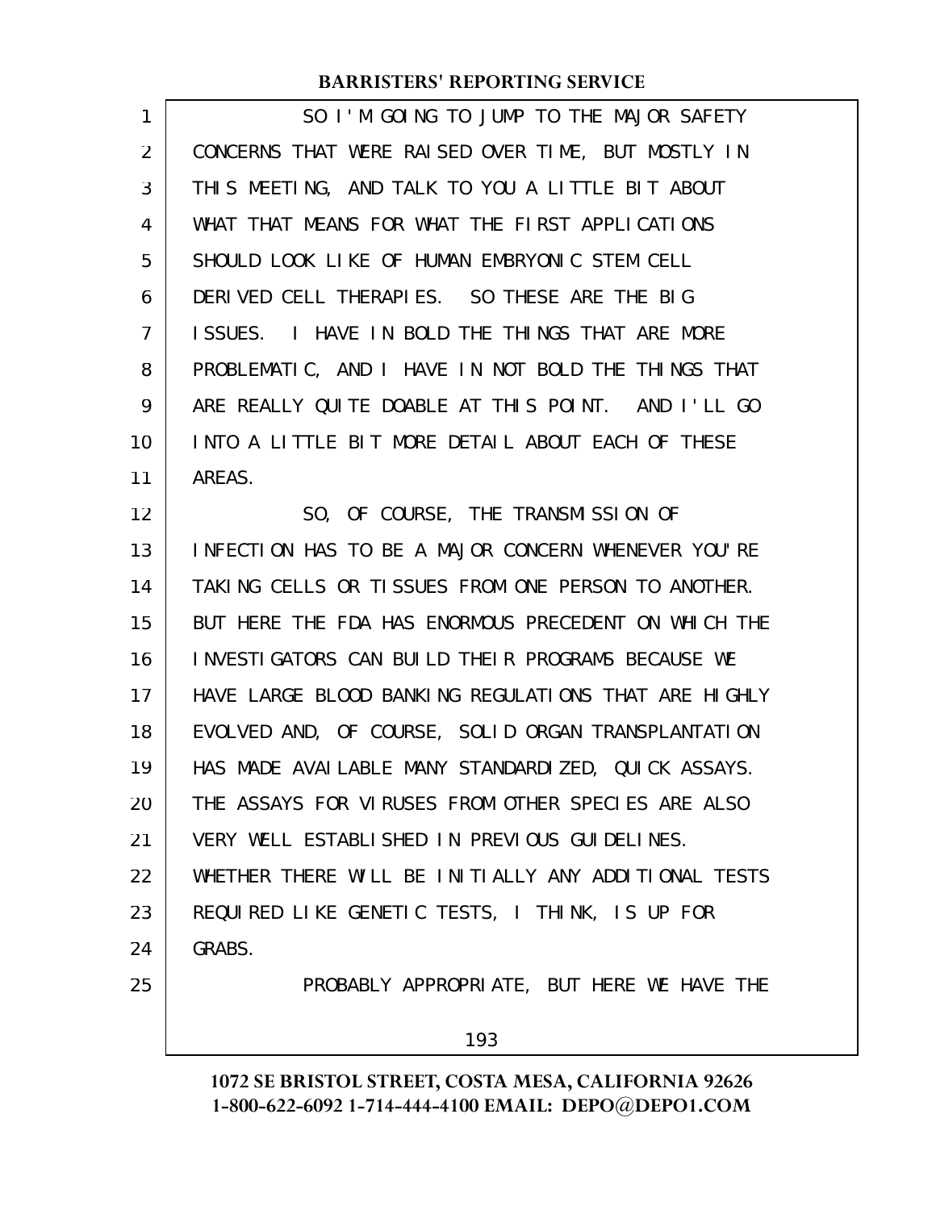SO I'M GOING TO JUMP TO THE MAJOR SAFETY CONCERNS THAT WERE RAISED OVER TIME, BUT MOSTLY IN THIS MEETING, AND TALK TO YOU A LITTLE BIT ABOUT WHAT THAT MEANS FOR WHAT THE FIRST APPLICATIONS SHOULD LOOK LIKE OF HUMAN EMBRYONIC STEM CELL DERIVED CELL THERAPIES. SO THESE ARE THE BIG ISSUES. I HAVE IN BOLD THE THINGS THAT ARE MORE PROBLEMATIC, AND I HAVE IN NOT BOLD THE THINGS THAT ARE REALLY QUITE DOABLE AT THIS POINT. AND I'LL GO INTO A LITTLE BIT MORE DETAIL ABOUT EACH OF THESE AREAS.

SO, OF COURSE, THE TRANSMISSION OF INFECTION HAS TO BE A MAJOR CONCERN WHENEVER YOU'RE TAKING CELLS OR TISSUES FROM ONE PERSON TO ANOTHER. BUT HERE THE FDA HAS ENORMOUS PRECEDENT ON WHICH THE INVESTIGATORS CAN BUILD THEIR PROGRAMS BECAUSE WE HAVE LARGE BLOOD BANKING REGULATIONS THAT ARE HIGHLY EVOLVED AND, OF COURSE, SOLID ORGAN TRANSPLANTATION HAS MADE AVAILABLE MANY STANDARDIZED, QUICK ASSAYS. THE ASSAYS FOR VIRUSES FROM OTHER SPECIES ARE ALSO VERY WELL ESTABLISHED IN PREVIOUS GUIDELINES. WHETHER THERE WILL BE INITIALLY ANY ADDITIONAL TESTS REQUIRED LIKE GENETIC TESTS, I THINK, IS UP FOR GRABS.

PROBABLY APPROPRIATE, BUT HERE WE HAVE THE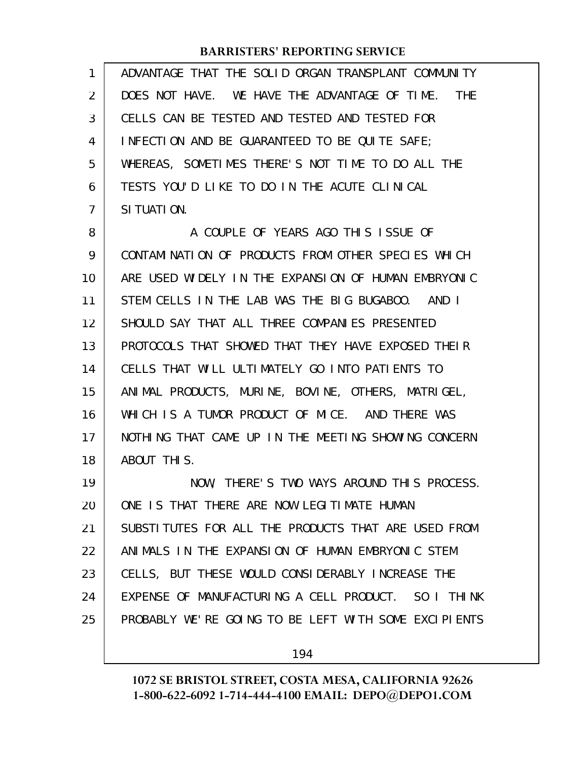ADVANTAGE THAT THE SOLID ORGAN TRANSPLANT COMMUNITY DOES NOT HAVE. WE HAVE THE ADVANTAGE OF TIME. THE CELLS CAN BE TESTED AND TESTED AND TESTED FOR INFECTION AND BE GUARANTEED TO BE QUITE SAFE; WHEREAS, SOMETIMES THERE'S NOT TIME TO DO ALL THE TESTS YOU'D LIKE TO DO IN THE ACUTE CLINICAL SITUATION.

A COUPLE OF YEARS AGO THIS ISSUE OF CONTAMINATION OF PRODUCTS FROM OTHER SPECIES WHICH ARE USED WIDELY IN THE EXPANSION OF HUMAN EMBRYONIC STEM CELLS IN THE LAB WAS THE BIG BUGABOO. AND I SHOULD SAY THAT ALL THREE COMPANIES PRESENTED PROTOCOLS THAT SHOWED THAT THEY HAVE EXPOSED THEIR CELLS THAT WILL ULTIMATELY GO INTO PATIENTS TO ANIMAL PRODUCTS, MURINE, BOVINE, OTHERS, MATRIGEL, WHICH IS A TUMOR PRODUCT OF MICE. AND THERE WAS NOTHING THAT CAME UP IN THE MEETING SHOWING CONCERN ABOUT THIS.

NOW, THERE'S TWO WAYS AROUND THIS PROCESS. ONE IS THAT THERE ARE NOW LEGITIMATE HUMAN SUBSTITUTES FOR ALL THE PRODUCTS THAT ARE USED FROM ANIMALS IN THE EXPANSION OF HUMAN EMBRYONIC STEM CELLS, BUT THESE WOULD CONSIDERABLY INCREASE THE EXPENSE OF MANUFACTURING A CELL PRODUCT. SO I THINK PROBABLY WE'RE GOING TO BE LEFT WITH SOME EXCIPIENTS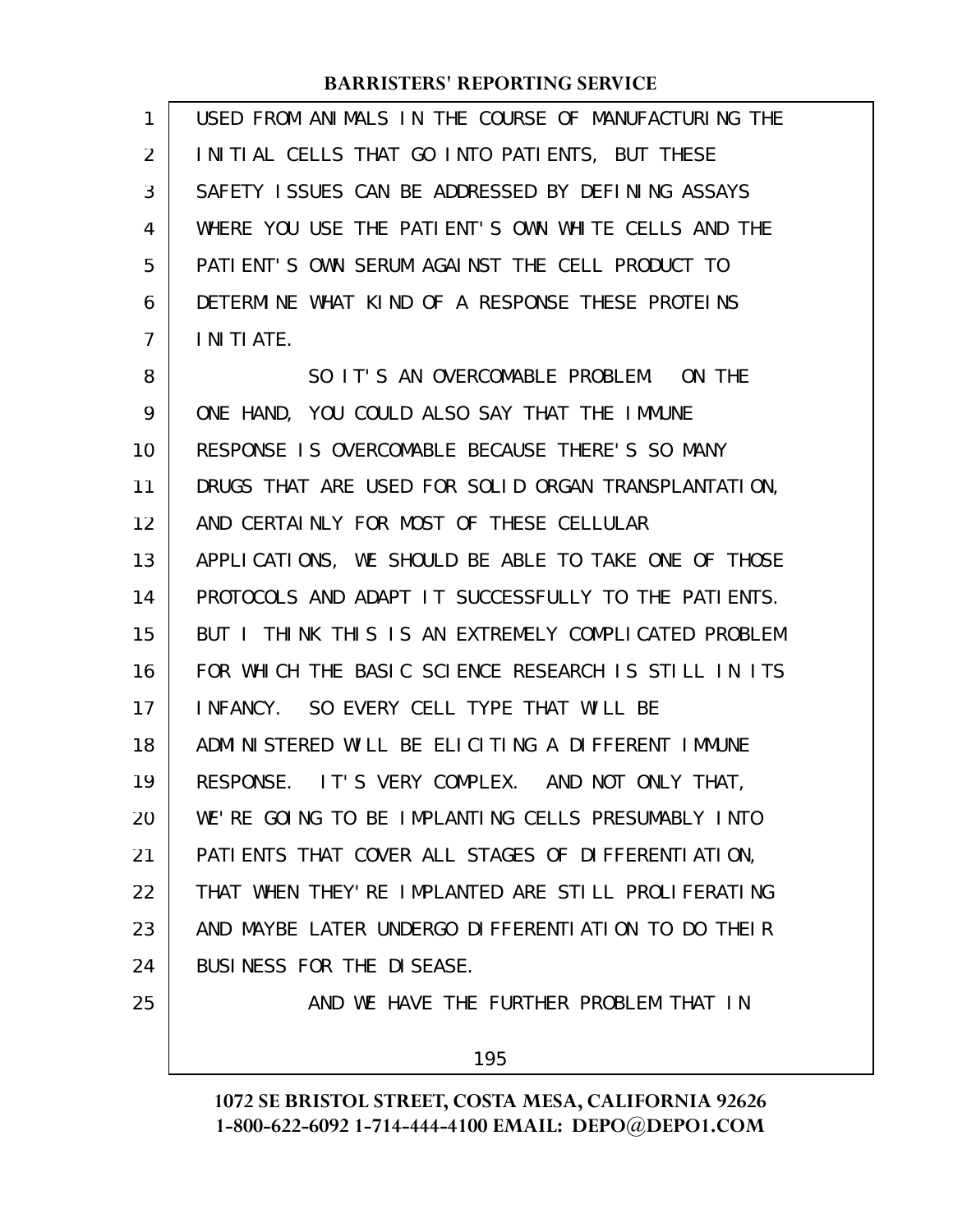USED FROM ANIMALS IN THE COURSE OF MANUFACTURING THE INITIAL CELLS THAT GO INTO PATIENTS, BUT THESE SAFETY ISSUES CAN BE ADDRESSED BY DEFINING ASSAYS WHERE YOU USE THE PATIENT'S OWN WHITE CELLS AND THE PATIENT'S OWN SERUM AGAINST THE CELL PRODUCT TO DETERMINE WHAT KIND OF A RESPONSE THESE PROTEINS INITIATE.

SO IT'S AN OVERCOMABLE PROBLEM. ON THE ONE HAND, YOU COULD ALSO SAY THAT THE IMMUNE RESPONSE IS OVERCOMABLE BECAUSE THERE'S SO MANY DRUGS THAT ARE USED FOR SOLID ORGAN TRANSPLANTATION, AND CERTAINLY FOR MOST OF THESE CELLULAR APPLICATIONS, WE SHOULD BE ABLE TO TAKE ONE OF THOSE PROTOCOLS AND ADAPT IT SUCCESSFULLY TO THE PATIENTS. BUT I THINK THIS IS AN EXTREMELY COMPLICATED PROBLEM FOR WHICH THE BASIC SCIENCE RESEARCH IS STILL IN ITS INFANCY. SO EVERY CELL TYPE THAT WILL BE ADMINISTERED WILL BE ELICITING A DIFFERENT IMMUNE RESPONSE. IT'S VERY COMPLEX. AND NOT ONLY THAT, WE'RE GOING TO BE IMPLANTING CELLS PRESUMABLY INTO PATIENTS THAT COVER ALL STAGES OF DIFFERENTIATION, THAT WHEN THEY'RE IMPLANTED ARE STILL PROLIFERATING AND MAYBE LATER UNDERGO DIFFERENTIATION TO DO THEIR BUSINESS FOR THE DISEASE.

AND WE HAVE THE FURTHER PROBLEM THAT IN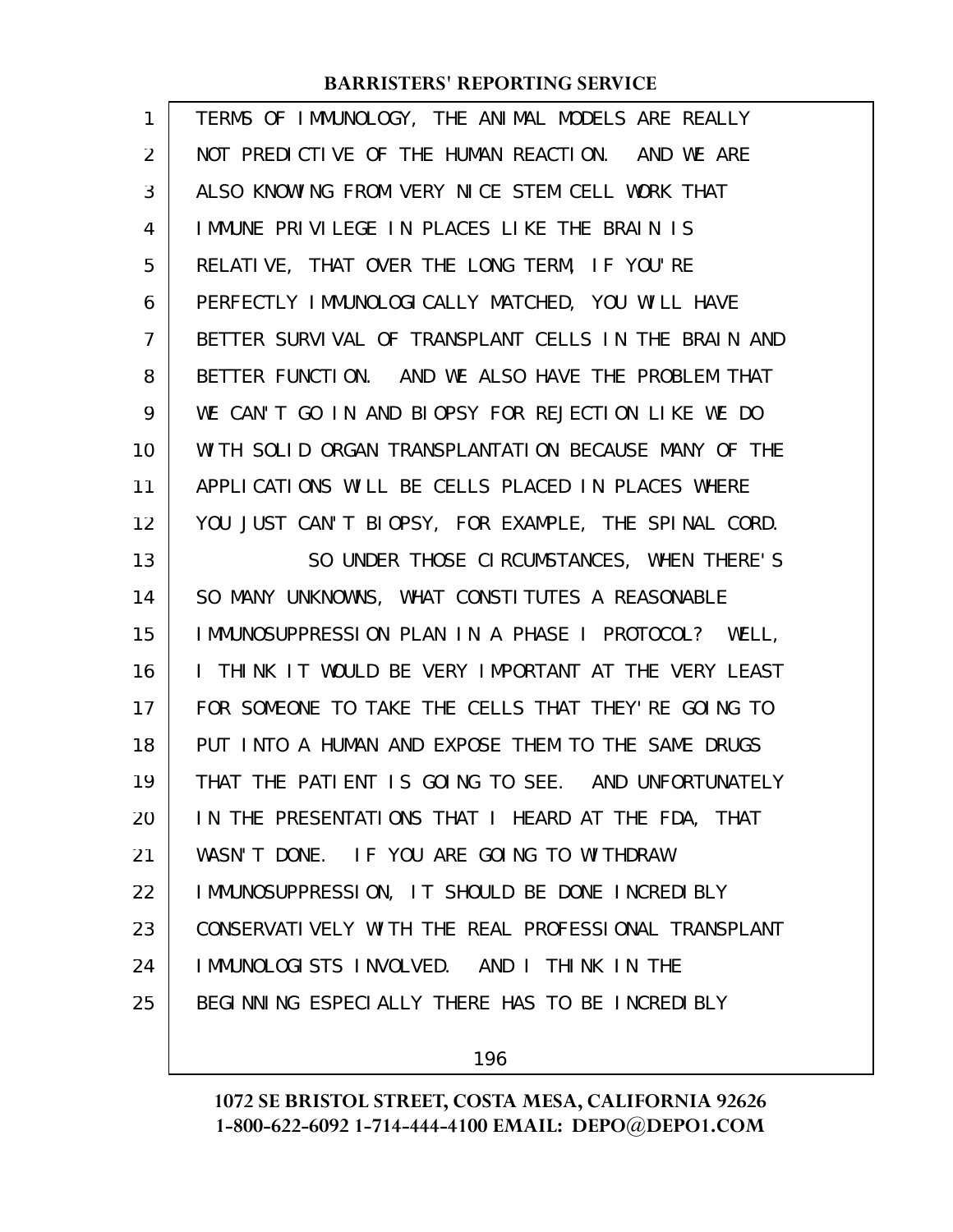TERMS OF IMMUNOLOGY, THE ANIMAL MODELS ARE REALLY NOT PREDICTIVE OF THE HUMAN REACTION. AND WE ARE ALSO KNOWING FROM VERY NICE STEM CELL WORK THAT IMMUNE PRIVILEGE IN PLACES LIKE THE BRAIN IS RELATIVE, THAT OVER THE LONG TERM, IF YOU'RE PERFECTLY IMMUNOLOGICALLY MATCHED, YOU WILL HAVE BETTER SURVIVAL OF TRANSPLANT CELLS IN THE BRAIN AND BETTER FUNCTION. AND WE ALSO HAVE THE PROBLEM THAT WE CAN'T GO IN AND BIOPSY FOR REJECTION LIKE WE DO WITH SOLID ORGAN TRANSPLANTATION BECAUSE MANY OF THE APPLICATIONS WILL BE CELLS PLACED IN PLACES WHERE YOU JUST CAN'T BIOPSY, FOR EXAMPLE, THE SPINAL CORD.

SO UNDER THOSE CIRCUMSTANCES, WHEN THERE'S SO MANY UNKNOWNS, WHAT CONSTITUTES A REASONABLE IMMUNOSUPPRESSION PLAN IN A PHASE I PROTOCOL? WELL, I THINK IT WOULD BE VERY IMPORTANT AT THE VERY LEAST FOR SOMEONE TO TAKE THE CELLS THAT THEY'RE GOING TO PUT INTO A HUMAN AND EXPOSE THEM TO THE SAME DRUGS THAT THE PATIENT IS GOING TO SEE. AND UNFORTUNATELY IN THE PRESENTATIONS THAT I HEARD AT THE FDA, THAT WASN'T DONE. IF YOU ARE GOING TO WITHDRAW IMMUNOSUPPRESSION, IT SHOULD BE DONE INCREDIBLY CONSERVATIVELY WITH THE REAL PROFESSIONAL TRANSPLANT IMMUNOLOGISTS INVOLVED. AND I THINK IN THE BEGINNING ESPECIALLY THERE HAS TO BE INCREDIBLY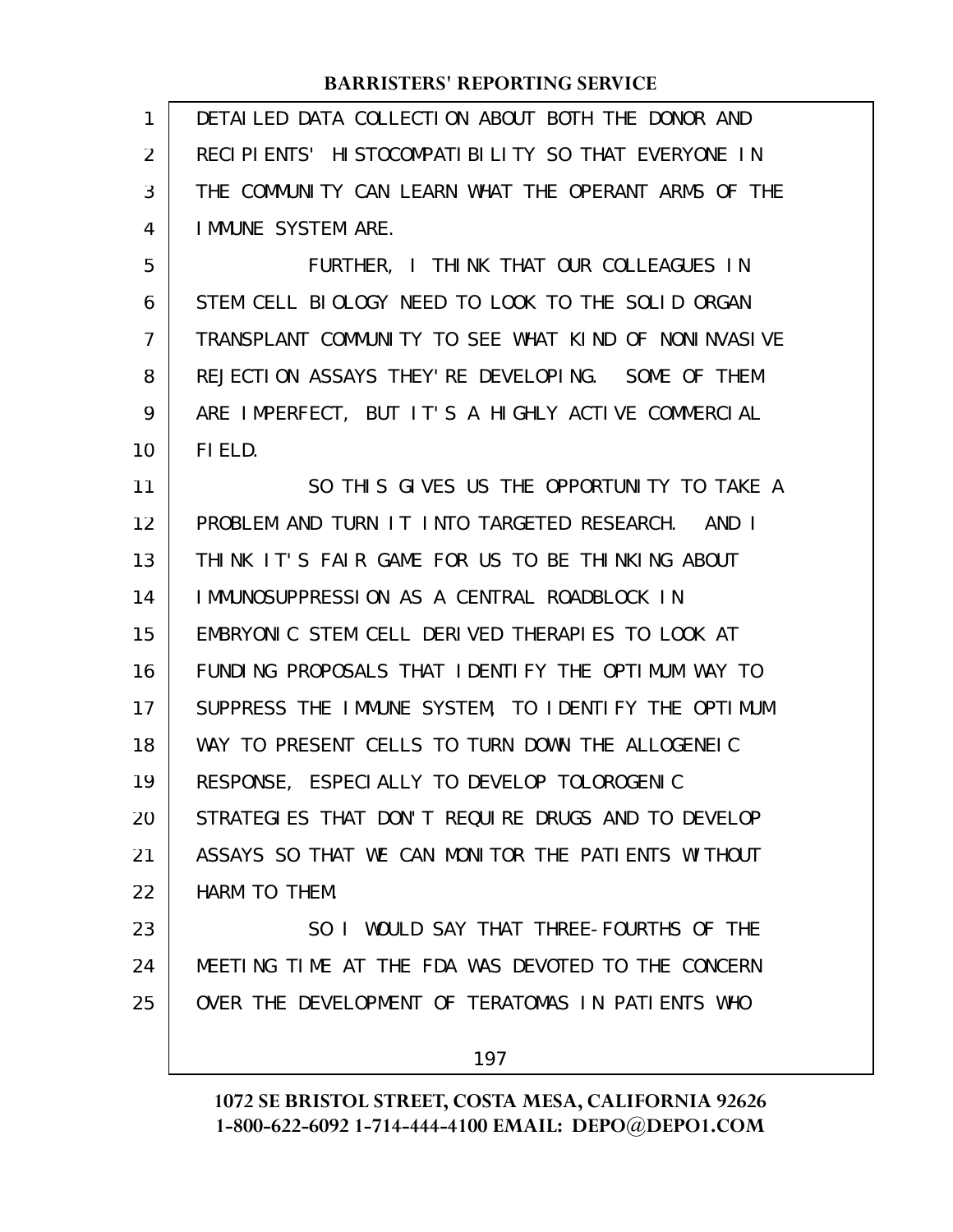DETAILED DATA COLLECTION ABOUT BOTH THE DONOR AND RECIPIENTS' HISTOCOMPATIBILITY SO THAT EVERYONE IN THE COMMUNITY CAN LEARN WHAT THE OPERANT ARMS OF THE IMMUNE SYSTEM ARE.

FURTHER, I THINK THAT OUR COLLEAGUES IN STEM CELL BIOLOGY NEED TO LOOK TO THE SOLID ORGAN TRANSPLANT COMMUNITY TO SEE WHAT KIND OF NONINVASIVE REJECTION ASSAYS THEY'RE DEVELOPING. SOME OF THEM ARE IMPERFECT, BUT IT'S A HIGHLY ACTIVE COMMERCIAL FIELD.

SO THIS GIVES US THE OPPORTUNITY TO TAKE A PROBLEM AND TURN IT INTO TARGETED RESEARCH. AND I THINK IT'S FAIR GAME FOR US TO BE THINKING ABOUT IMMUNOSUPPRESSION AS A CENTRAL ROADBLOCK IN EMBRYONIC STEM CELL DERIVED THERAPIES TO LOOK AT FUNDING PROPOSALS THAT IDENTIFY THE OPTIMUM WAY TO SUPPRESS THE IMMUNE SYSTEM, TO IDENTIFY THE OPTIMUM WAY TO PRESENT CELLS TO TURN DOWN THE ALLOGENEIC RESPONSE, ESPECIALLY TO DEVELOP TOLOROGENIC STRATEGIES THAT DON'T REQUIRE DRUGS AND TO DEVELOP ASSAYS SO THAT WE CAN MONITOR THE PATIENTS WITHOUT HARM TO THEM.

SO I WOULD SAY THAT THREE-FOURTHS OF THE MEETING TIME AT THE FDA WAS DEVOTED TO THE CONCERN OVER THE DEVELOPMENT OF TERATOMAS IN PATIENTS WHO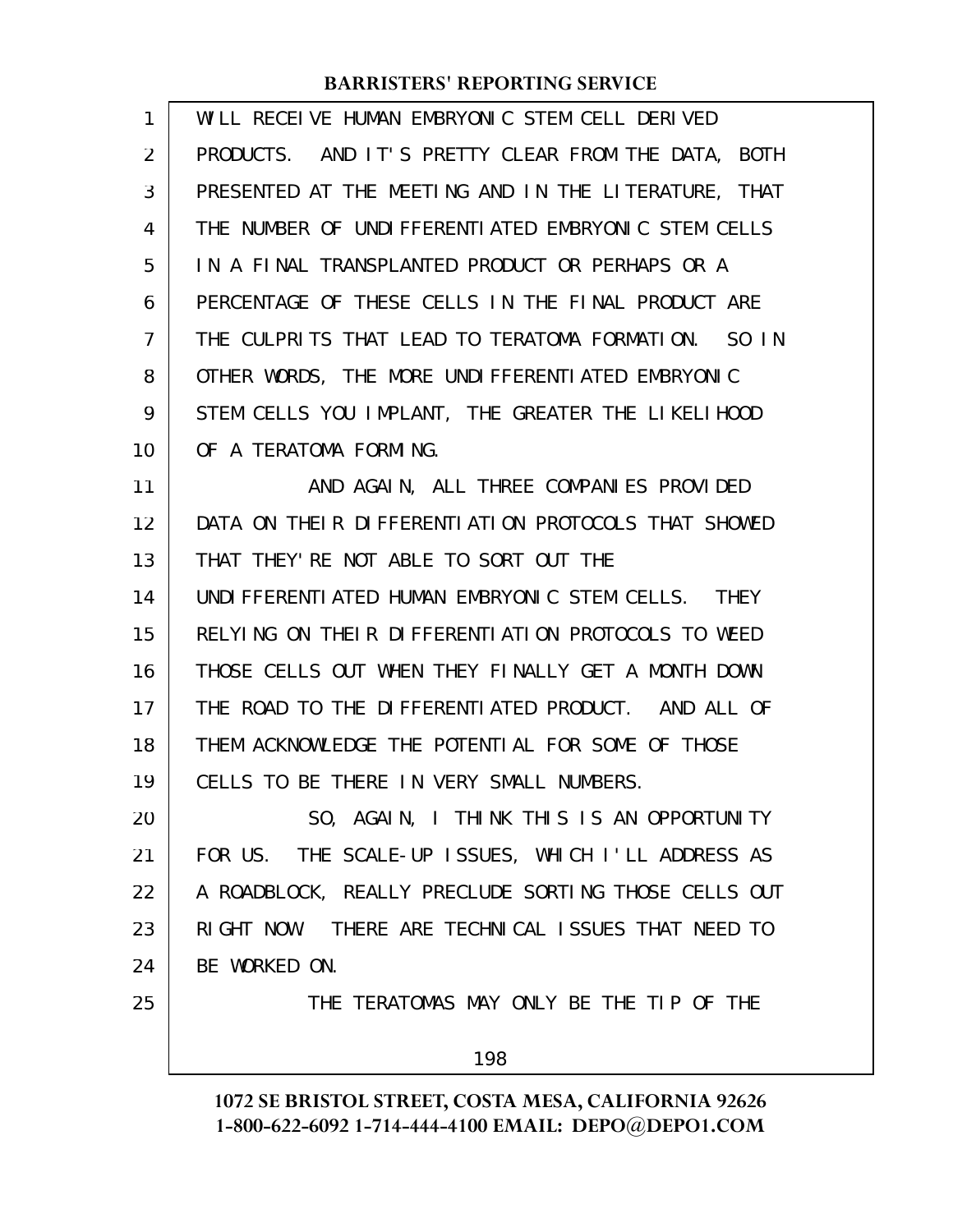WILL RECEIVE HUMAN EMBRYONIC STEM CELL DERIVED PRODUCTS. AND IT'S PRETTY CLEAR FROM THE DATA, BOTH PRESENTED AT THE MEETING AND IN THE LITERATURE, THAT THE NUMBER OF UNDIFFERENTIATED EMBRYONIC STEM CELLS IN A FINAL TRANSPLANTED PRODUCT OR PERHAPS OR A PERCENTAGE OF THESE CELLS IN THE FINAL PRODUCT ARE THE CULPRITS THAT LEAD TO TERATOMA FORMATION. SO IN OTHER WORDS, THE MORE UNDIFFERENTIATED EMBRYONIC STEM CELLS YOU IMPLANT, THE GREATER THE LIKELIHOOD OF A TERATOMA FORMING.

AND AGAIN, ALL THREE COMPANIES PROVIDED DATA ON THEIR DIFFERENTIATION PROTOCOLS THAT SHOWED THAT THEY'RE NOT ABLE TO SORT OUT THE UNDIFFERENTIATED HUMAN EMBRYONIC STEM CELLS. THEY RELYING ON THEIR DIFFERENTIATION PROTOCOLS TO WEED THOSE CELLS OUT WHEN THEY FINALLY GET A MONTH DOWN THE ROAD TO THE DIFFERENTIATED PRODUCT. AND ALL OF THEM ACKNOWLEDGE THE POTENTIAL FOR SOME OF THOSE CELLS TO BE THERE IN VERY SMALL NUMBERS.

SO, AGAIN, I THINK THIS IS AN OPPORTUNITY FOR US. THE SCALE-UP ISSUES, WHICH I'LL ADDRESS AS A ROADBLOCK, REALLY PRECLUDE SORTING THOSE CELLS OUT RIGHT NOW. THERE ARE TECHNICAL ISSUES THAT NEED TO BE WORKED ON.

THE TERATOMAS MAY ONLY BE THE TIP OF THE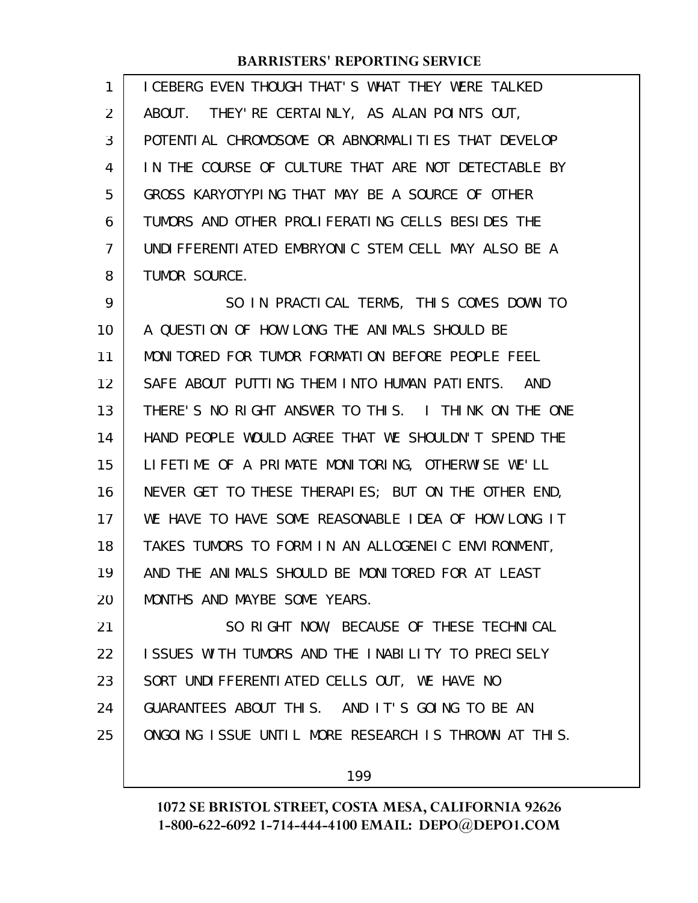ICEBERG EVEN THOUGH THAT'S WHAT THEY WERE TALKED ABOUT. THEY'RE CERTAINLY, AS ALAN POINTS OUT, POTENTIAL CHROMOSOME OR ABNORMALITIES THAT DEVELOP IN THE COURSE OF CULTURE THAT ARE NOT DETECTABLE BY GROSS KARYOTYPING THAT MAY BE A SOURCE OF OTHER TUMORS AND OTHER PROLIFERATING CELLS BESIDES THE UNDIFFERENTIATED EMBRYONIC STEM CELL MAY ALSO BE A TUMOR SOURCE.

SO IN PRACTICAL TERMS, THIS COMES DOWN TO A QUESTION OF HOW LONG THE ANIMALS SHOULD BE MONITORED FOR TUMOR FORMATION BEFORE PEOPLE FEEL SAFE ABOUT PUTTING THEM INTO HUMAN PATIENTS. AND THERE'S NO RIGHT ANSWER TO THIS. I THINK ON THE ONE HAND PEOPLE WOULD AGREE THAT WE SHOULDN'T SPEND THE LIFETIME OF A PRIMATE MONITORING, OTHERWISE WE'LL NEVER GET TO THESE THERAPIES; BUT ON THE OTHER END, WE HAVE TO HAVE SOME REASONABLE IDEA OF HOW LONG IT TAKES TUMORS TO FORM IN AN ALLOGENEIC ENVIRONMENT, AND THE ANIMALS SHOULD BE MONITORED FOR AT LEAST MONTHS AND MAYBE SOME YEARS.

SO RIGHT NOW, BECAUSE OF THESE TECHNICAL ISSUES WITH TUMORS AND THE INABILITY TO PRECISELY SORT UNDIFFERENTIATED CELLS OUT, WE HAVE NO GUARANTEES ABOUT THIS. AND IT'S GOING TO BE AN ONGOING ISSUE UNTIL MORE RESEARCH IS THROWN AT THIS.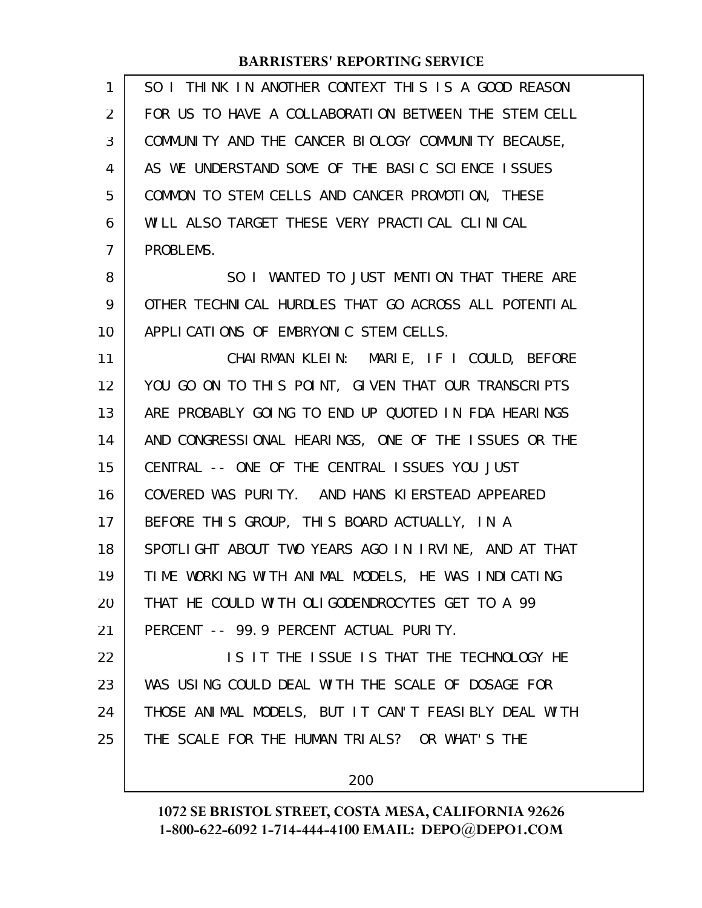SO I THINK IN ANOTHER CONTEXT THIS IS A GOOD REASON FOR US TO HAVE A COLLABORATION BETWEEN THE STEM CELL COMMUNITY AND THE CANCER BIOLOGY COMMUNITY BECAUSE, AS WE UNDERSTAND SOME OF THE BASIC SCIENCE ISSUES COMMON TO STEM CELLS AND CANCER PROMOTION, THESE WILL ALSO TARGET THESE VERY PRACTICAL CLINICAL PROBLEMS.

SO I WANTED TO JUST MENTION THAT THERE ARE OTHER TECHNICAL HURDLES THAT GO ACROSS ALL POTENTIAL APPLICATIONS OF EMBRYONIC STEM CELLS.

CHAIRMAN KLEIN: MARIE, IF I COULD, BEFORE YOU GO ON TO THIS POINT, GIVEN THAT OUR TRANSCRIPTS ARE PROBABLY GOING TO END UP QUOTED IN FDA HEARINGS AND CONGRESSIONAL HEARINGS, ONE OF THE ISSUES OR THE CENTRAL -- ONE OF THE CENTRAL ISSUES YOU JUST COVERED WAS PURITY. AND HANS KIERSTEAD APPEARED BEFORE THIS GROUP, THIS BOARD ACTUALLY, IN A SPOTLIGHT ABOUT TWO YEARS AGO IN IRVINE, AND AT THAT TIME WORKING WITH ANIMAL MODELS, HE WAS INDICATING THAT HE COULD WITH OLIGODENDROCYTES GET TO A 99 PERCENT -- 99.9 PERCENT ACTUAL PURITY.

IS IT THE ISSUE IS THAT THE TECHNOLOGY HE WAS USING COULD DEAL WITH THE SCALE OF DOSAGE FOR THOSE ANIMAL MODELS, BUT IT CAN'T FEASIBLY DEAL WITH THE SCALE FOR THE HUMAN TRIALS? OR WHAT'S THE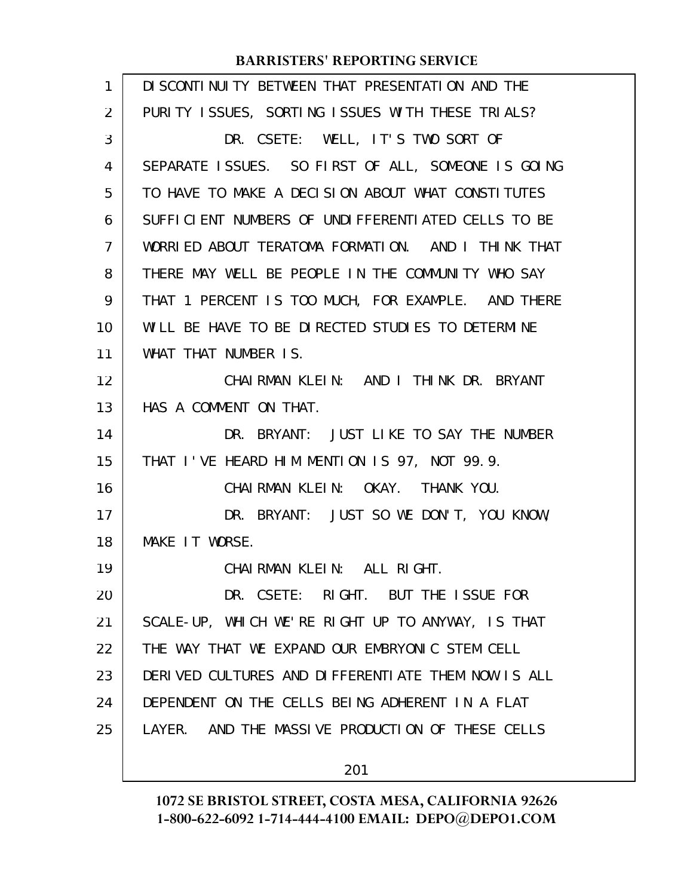DISCONTINUITY BETWEEN THAT PRESENTATION AND THE PURITY ISSUES, SORTING ISSUES WITH THESE TRIALS?

DR. CSETE: WELL, IT'S TWO SORT OF SEPARATE ISSUES. SO FIRST OF ALL, SOMEONE IS GOING TO HAVE TO MAKE A DECISION ABOUT WHAT CONSTITUTES SUFFICIENT NUMBERS OF UNDIFFERENTIATED CELLS TO BE WORRIED ABOUT TERATOMA FORMATION. AND I THINK THAT THERE MAY WELL BE PEOPLE IN THE COMMUNITY WHO SAY THAT 1 PERCENT IS TOO MUCH, FOR EXAMPLE. AND THERE WILL BE HAVE TO BE DIRECTED STUDIES TO DETERMINE WHAT THAT NUMBER IS.

CHAIRMAN KLEIN: AND I THINK DR. BRYANT HAS A COMMENT ON THAT.

DR. BRYANT: JUST LIKE TO SAY THE NUMBER THAT I'VE HEARD HIM MENTION IS 97, NOT 99.9.

CHAIRMAN KLEIN: OKAY. THANK YOU.

DR. BRYANT: JUST SO WE DON'T, YOU KNOW, MAKE IT WORSE.

CHAIRMAN KLEIN: ALL RIGHT.

DR. CSETE: RIGHT. BUT THE ISSUE FOR SCALE-UP, WHICH WE'RE RIGHT UP TO ANYWAY, IS THAT THE WAY THAT WE EXPAND OUR EMBRYONIC STEM CELL DERIVED CULTURES AND DIFFERENTIATE THEM NOW IS ALL DEPENDENT ON THE CELLS BEING ADHERENT IN A FLAT LAYER. AND THE MASSIVE PRODUCTION OF THESE CELLS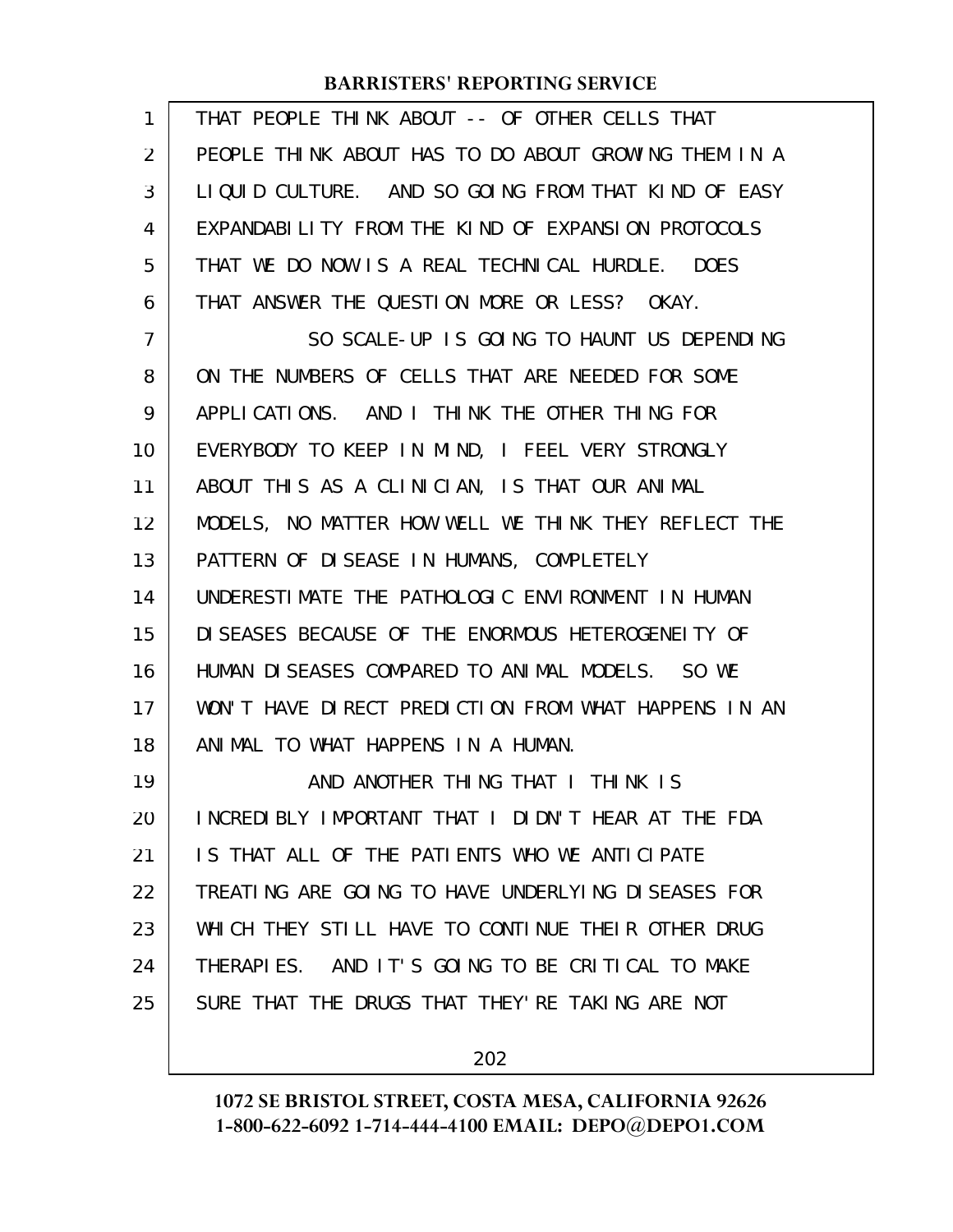THAT PEOPLE THINK ABOUT -- OF OTHER CELLS THAT PEOPLE THINK ABOUT HAS TO DO ABOUT GROWING THEM IN A LIQUID CULTURE. AND SO GOING FROM THAT KIND OF EASY EXPANDABILITY FROM THE KIND OF EXPANSION PROTOCOLS THAT WE DO NOW IS A REAL TECHNICAL HURDLE. DOES THAT ANSWER THE QUESTION MORE OR LESS? OKAY.

SO SCALE-UP IS GOING TO HAUNT US DEPENDING ON THE NUMBERS OF CELLS THAT ARE NEEDED FOR SOME APPLICATIONS. AND I THINK THE OTHER THING FOR EVERYBODY TO KEEP IN MIND, I FEEL VERY STRONGLY ABOUT THIS AS A CLINICIAN, IS THAT OUR ANIMAL MODELS, NO MATTER HOW WELL WE THINK THEY REFLECT THE PATTERN OF DISEASE IN HUMANS, COMPLETELY UNDERESTIMATE THE PATHOLOGIC ENVIRONMENT IN HUMAN DISEASES BECAUSE OF THE ENORMOUS HETEROGENEITY OF HUMAN DISEASES COMPARED TO ANIMAL MODELS. SO WE WON'T HAVE DIRECT PREDICTION FROM WHAT HAPPENS IN AN ANIMAL TO WHAT HAPPENS IN A HUMAN.

AND ANOTHER THING THAT I THINK IS INCREDIBLY IMPORTANT THAT I DIDN'T HEAR AT THE FDA IS THAT ALL OF THE PATIENTS WHO WE ANTICIPATE TREATING ARE GOING TO HAVE UNDERLYING DISEASES FOR WHICH THEY STILL HAVE TO CONTINUE THEIR OTHER DRUG THERAPIES. AND IT'S GOING TO BE CRITICAL TO MAKE SURE THAT THE DRUGS THAT THEY'RE TAKING ARE NOT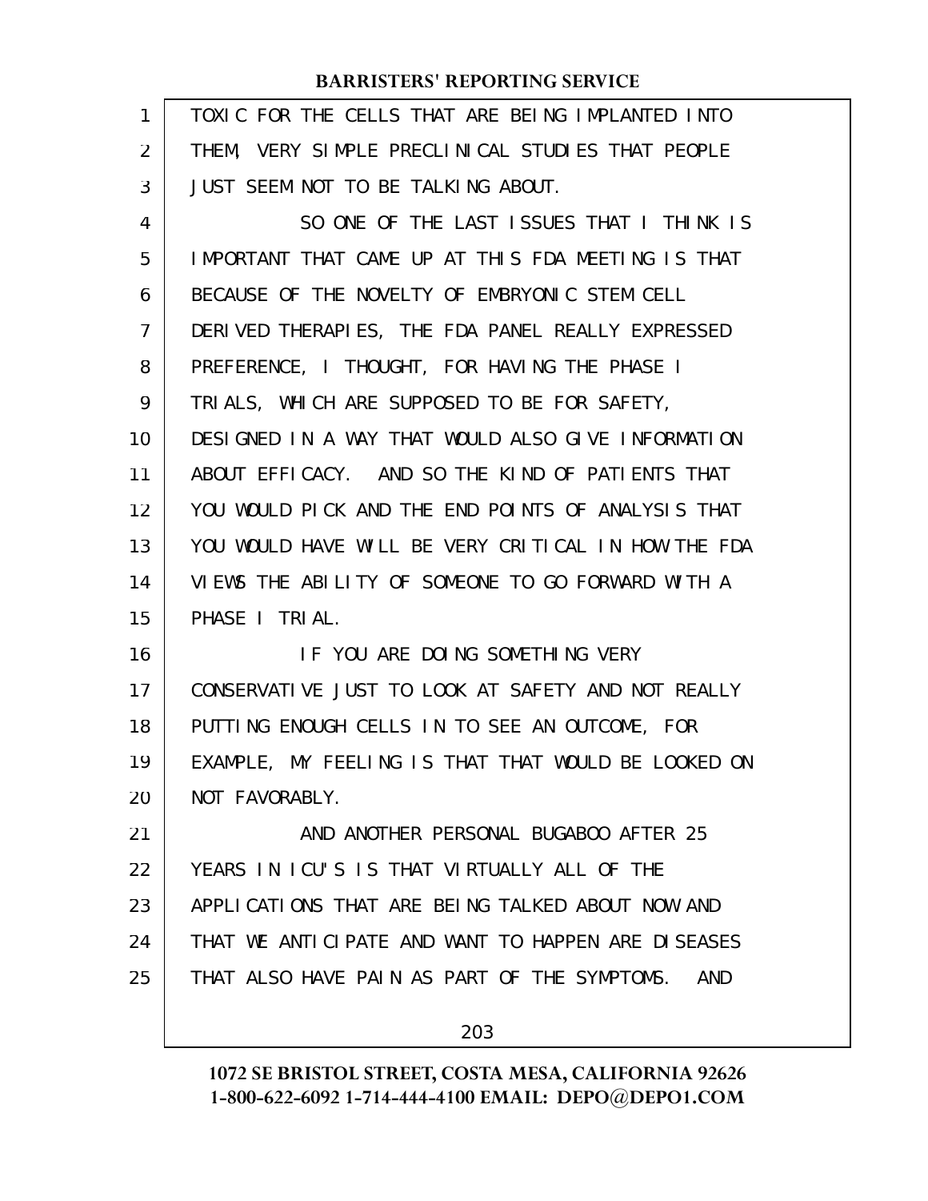TOXIC FOR THE CELLS THAT ARE BEING IMPLANTED INTO THEM, VERY SIMPLE PRECLINICAL STUDIES THAT PEOPLE JUST SEEM NOT TO BE TALKING ABOUT.

SO ONE OF THE LAST ISSUES THAT I THINK IS IMPORTANT THAT CAME UP AT THIS FDA MEETING IS THAT BECAUSE OF THE NOVELTY OF EMBRYONIC STEM CELL DERIVED THERAPIES, THE FDA PANEL REALLY EXPRESSED PREFERENCE, I THOUGHT, FOR HAVING THE PHASE I TRIALS, WHICH ARE SUPPOSED TO BE FOR SAFETY, DESIGNED IN A WAY THAT WOULD ALSO GIVE INFORMATION ABOUT EFFICACY. AND SO THE KIND OF PATIENTS THAT YOU WOULD PICK AND THE END POINTS OF ANALYSIS THAT YOU WOULD HAVE WILL BE VERY CRITICAL IN HOW THE FDA VIEWS THE ABILITY OF SOMEONE TO GO FORWARD WITH A PHASE I TRIAL.

IF YOU ARE DOING SOMETHING VERY CONSERVATIVE JUST TO LOOK AT SAFETY AND NOT REALLY PUTTING ENOUGH CELLS IN TO SEE AN OUTCOME, FOR EXAMPLE, MY FEELING IS THAT THAT WOULD BE LOOKED ON NOT FAVORABLY.

AND ANOTHER PERSONAL BUGABOO AFTER 25 YEARS IN ICU'S IS THAT VIRTUALLY ALL OF THE APPLICATIONS THAT ARE BEING TALKED ABOUT NOW AND THAT WE ANTICIPATE AND WANT TO HAPPEN ARE DISEASES THAT ALSO HAVE PAIN AS PART OF THE SYMPTOMS. AND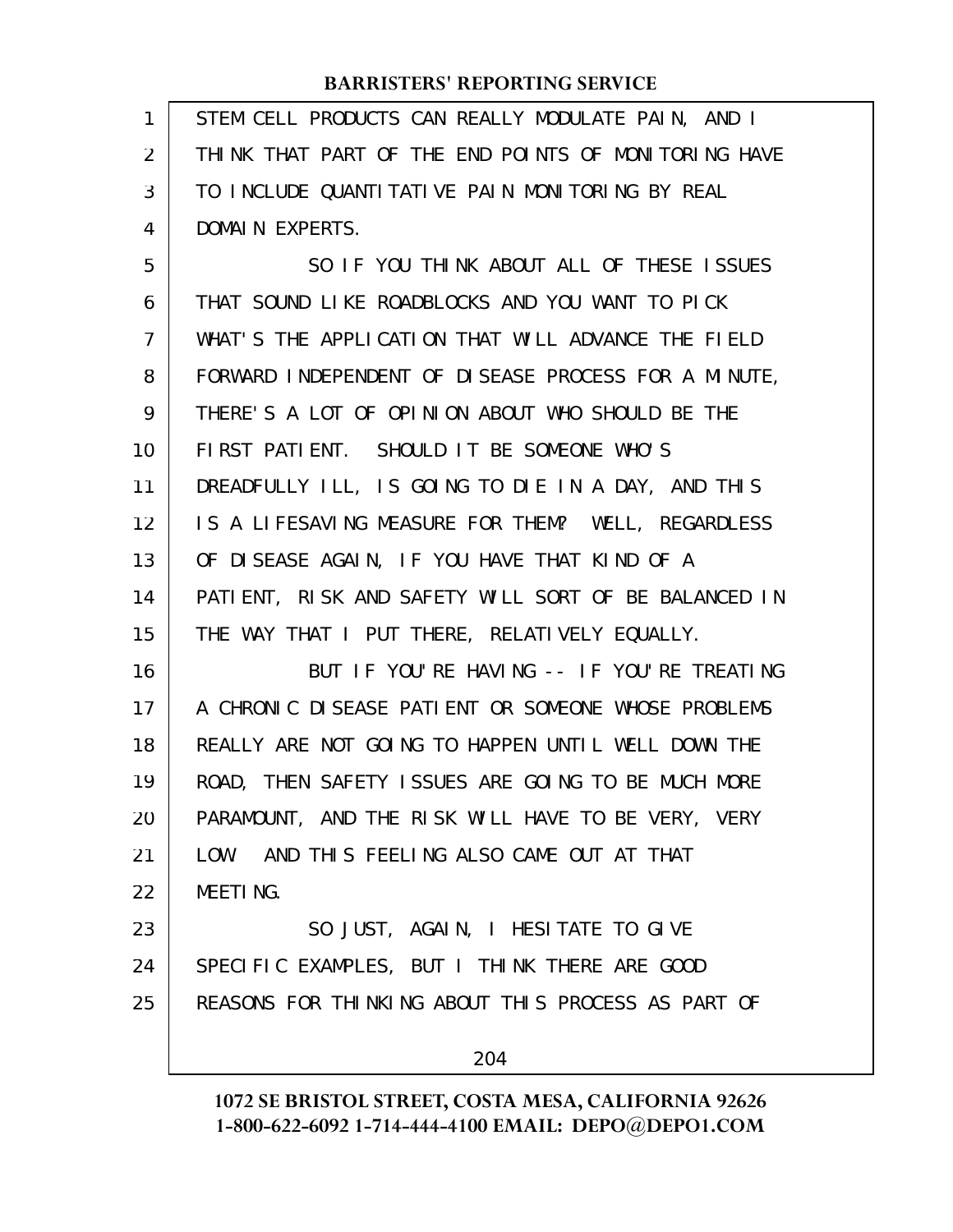STEM CELL PRODUCTS CAN REALLY MODULATE PAIN, AND I THINK THAT PART OF THE END POINTS OF MONITORING HAVE TO INCLUDE QUANTITATIVE PAIN MONITORING BY REAL DOMAIN EXPERTS.

SO IF YOU THINK ABOUT ALL OF THESE ISSUES THAT SOUND LIKE ROADBLOCKS AND YOU WANT TO PICK WHAT'S THE APPLICATION THAT WILL ADVANCE THE FIELD FORWARD INDEPENDENT OF DISEASE PROCESS FOR A MINUTE, THERE'S A LOT OF OPINION ABOUT WHO SHOULD BE THE FIRST PATIENT. SHOULD IT BE SOMEONE WHO'S DREADFULLY ILL, IS GOING TO DIE IN A DAY, AND THIS IS A LIFESAVING MEASURE FOR THEM? WELL, REGARDLESS OF DISEASE AGAIN, IF YOU HAVE THAT KIND OF A PATIENT, RISK AND SAFETY WILL SORT OF BE BALANCED IN THE WAY THAT I PUT THERE, RELATIVELY EQUALLY.

BUT IF YOU'RE HAVING -- IF YOU'RE TREATING A CHRONIC DISEASE PATIENT OR SOMEONE WHOSE PROBLEMS REALLY ARE NOT GOING TO HAPPEN UNTIL WELL DOWN THE ROAD, THEN SAFETY ISSUES ARE GOING TO BE MUCH MORE PARAMOUNT, AND THE RISK WILL HAVE TO BE VERY, VERY LOW. AND THIS FEELING ALSO CAME OUT AT THAT MEETING.

SO JUST, AGAIN, I HESITATE TO GIVE SPECIFIC EXAMPLES, BUT I THINK THERE ARE GOOD REASONS FOR THINKING ABOUT THIS PROCESS AS PART OF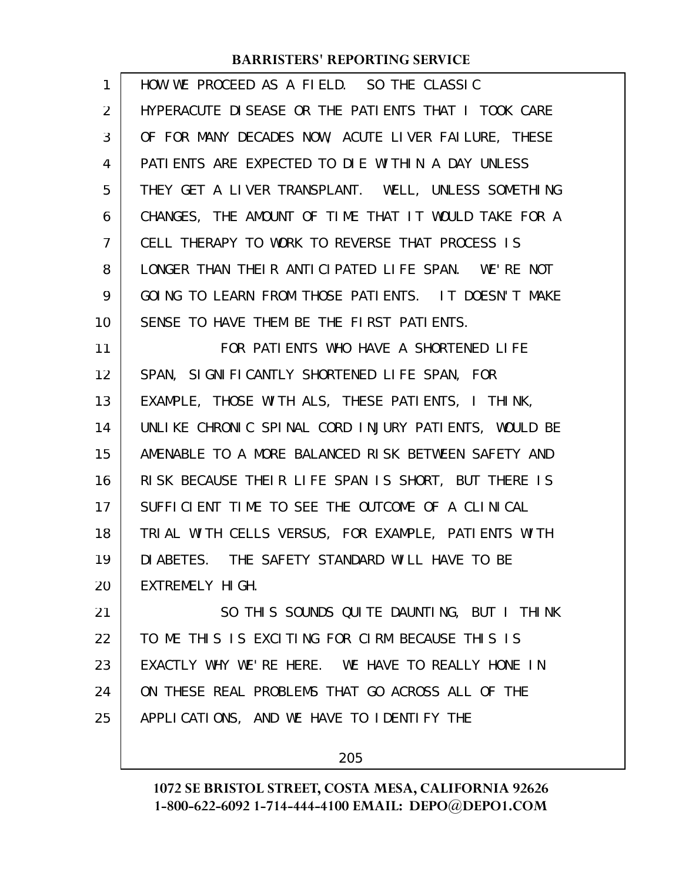HOW WE PROCEED AS A FIELD. SO THE CLASSIC HYPERACUTE DISEASE OR THE PATIENTS THAT I TOOK CARE OF FOR MANY DECADES NOW, ACUTE LIVER FAILURE, THESE PATIENTS ARE EXPECTED TO DIE WITHIN A DAY UNLESS THEY GET A LIVER TRANSPLANT. WELL, UNLESS SOMETHING CHANGES, THE AMOUNT OF TIME THAT IT WOULD TAKE FOR A CELL THERAPY TO WORK TO REVERSE THAT PROCESS IS LONGER THAN THEIR ANTICIPATED LIFE SPAN. WE'RE NOT GOING TO LEARN FROM THOSE PATIENTS. IT DOESN'T MAKE SENSE TO HAVE THEM BE THE FIRST PATIENTS.

FOR PATIENTS WHO HAVE A SHORTENED LIFE SPAN, SIGNIFICANTLY SHORTENED LIFE SPAN, FOR EXAMPLE, THOSE WITH ALS, THESE PATIENTS, I THINK, UNLIKE CHRONIC SPINAL CORD INJURY PATIENTS, WOULD BE AMENABLE TO A MORE BALANCED RISK BETWEEN SAFETY AND RISK BECAUSE THEIR LIFE SPAN IS SHORT, BUT THERE IS SUFFICIENT TIME TO SEE THE OUTCOME OF A CLINICAL TRIAL WITH CELLS VERSUS, FOR EXAMPLE, PATIENTS WITH DIABETES. THE SAFETY STANDARD WILL HAVE TO BE EXTREMELY HIGH.

SO THIS SOUNDS QUITE DAUNTING, BUT I THINK TO ME THIS IS EXCITING FOR CIRM BECAUSE THIS IS EXACTLY WHY WE'RE HERE. WE HAVE TO REALLY HONE IN ON THESE REAL PROBLEMS THAT GO ACROSS ALL OF THE APPLICATIONS, AND WE HAVE TO IDENTIFY THE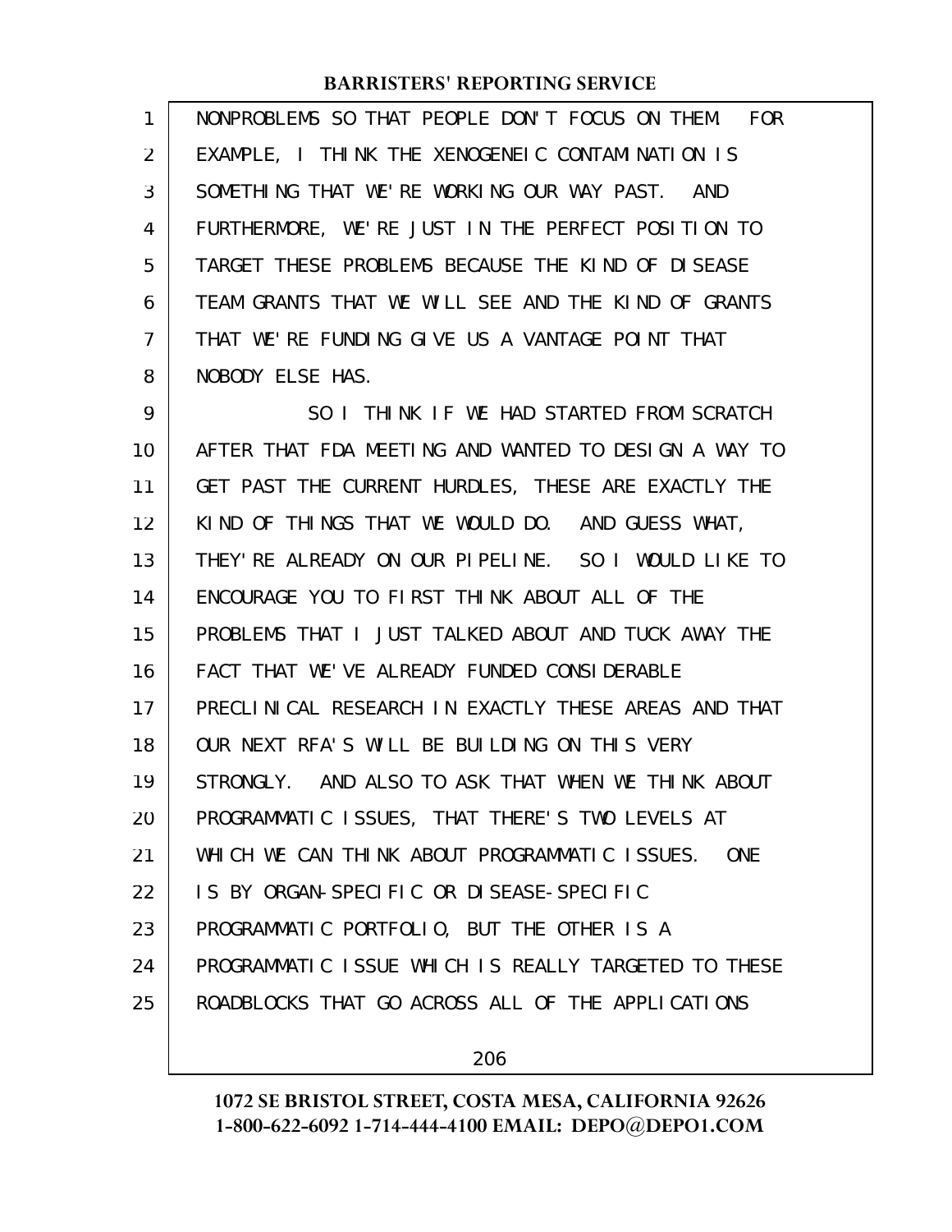NONPROBLEMS SO THAT PEOPLE DON'T FOCUS ON THEM. FOR EXAMPLE, I THINK THE XENOGENEIC CONTAMINATION IS SOMETHING THAT WE'RE WORKING OUR WAY PAST. AND FURTHERMORE, WE'RE JUST IN THE PERFECT POSITION TO TARGET THESE PROBLEMS BECAUSE THE KIND OF DISEASE TEAM GRANTS THAT WE WILL SEE AND THE KIND OF GRANTS THAT WE'RE FUNDING GIVE US A VANTAGE POINT THAT NOBODY ELSE HAS.

SO I THINK IF WE HAD STARTED FROM SCRATCH AFTER THAT FDA MEETING AND WANTED TO DESIGN A WAY TO GET PAST THE CURRENT HURDLES, THESE ARE EXACTLY THE KIND OF THINGS THAT WE WOULD DO. AND GUESS WHAT, THEY'RE ALREADY ON OUR PIPELINE. SO I WOULD LIKE TO ENCOURAGE YOU TO FIRST THINK ABOUT ALL OF THE PROBLEMS THAT I JUST TALKED ABOUT AND TUCK AWAY THE FACT THAT WE'VE ALREADY FUNDED CONSIDERABLE PRECLINICAL RESEARCH IN EXACTLY THESE AREAS AND THAT OUR NEXT RFA'S WILL BE BUILDING ON THIS VERY STRONGLY. AND ALSO TO ASK THAT WHEN WE THINK ABOUT PROGRAMMATIC ISSUES, THAT THERE'S TWO LEVELS AT WHICH WE CAN THINK ABOUT PROGRAMMATIC ISSUES. ONE IS BY ORGAN-SPECIFIC OR DISEASE-SPECIFIC PROGRAMMATIC PORTFOLIO, BUT THE OTHER IS A PROGRAMMATIC ISSUE WHICH IS REALLY TARGETED TO THESE ROADBLOCKS THAT GO ACROSS ALL OF THE APPLICATIONS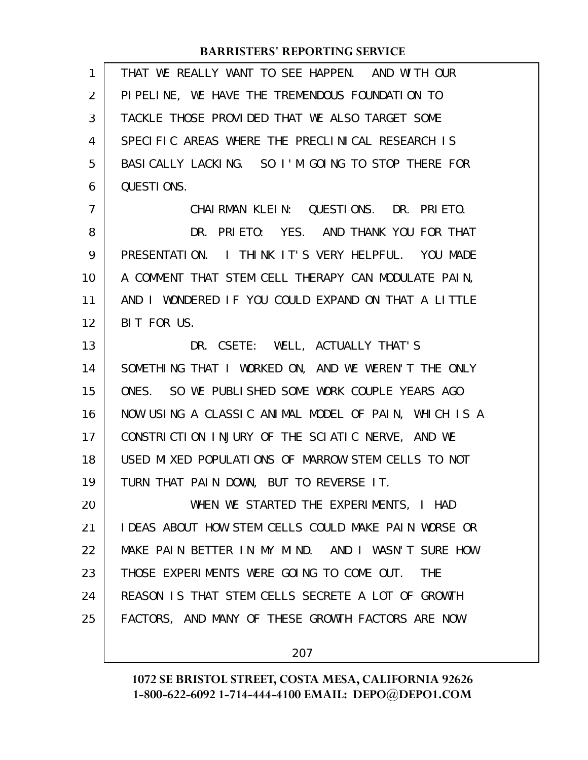THAT WE REALLY WANT TO SEE HAPPEN. AND WITH OUR PIPELINE, WE HAVE THE TREMENDOUS FOUNDATION TO TACKLE THOSE PROVIDED THAT WE ALSO TARGET SOME SPECIFIC AREAS WHERE THE PRECLINICAL RESEARCH IS BASICALLY LACKING. SO I'M GOING TO STOP THERE FOR QUESTIONS.

CHAIRMAN KLEIN: QUESTIONS. DR. PRIETO.

DR. PRIETO: YES. AND THANK YOU FOR THAT PRESENTATION. I THINK IT'S VERY HELPFUL. YOU MADE A COMMENT THAT STEM CELL THERAPY CAN MODULATE PAIN, AND I WONDERED IF YOU COULD EXPAND ON THAT A LITTLE BIT FOR US.

DR. CSETE: WELL, ACTUALLY THAT'S SOMETHING THAT I WORKED ON, AND WE WEREN'T THE ONLY ONES. SO WE PUBLISHED SOME WORK COUPLE YEARS AGO NOW USING A CLASSIC ANIMAL MODEL OF PAIN, WHICH IS A CONSTRICTION INJURY OF THE SCIATIC NERVE, AND WE USED MIXED POPULATIONS OF MARROW STEM CELLS TO NOT TURN THAT PAIN DOWN, BUT TO REVERSE IT.

WHEN WE STARTED THE EXPERIMENTS, I HAD IDEAS ABOUT HOW STEM CELLS COULD MAKE PAIN WORSE OR MAKE PAIN BETTER IN MY MIND. AND I WASN'T SURE HOW THOSE EXPERIMENTS WERE GOING TO COME OUT. THE REASON IS THAT STEM CELLS SECRETE A LOT OF GROWTH FACTORS, AND MANY OF THESE GROWTH FACTORS ARE NOW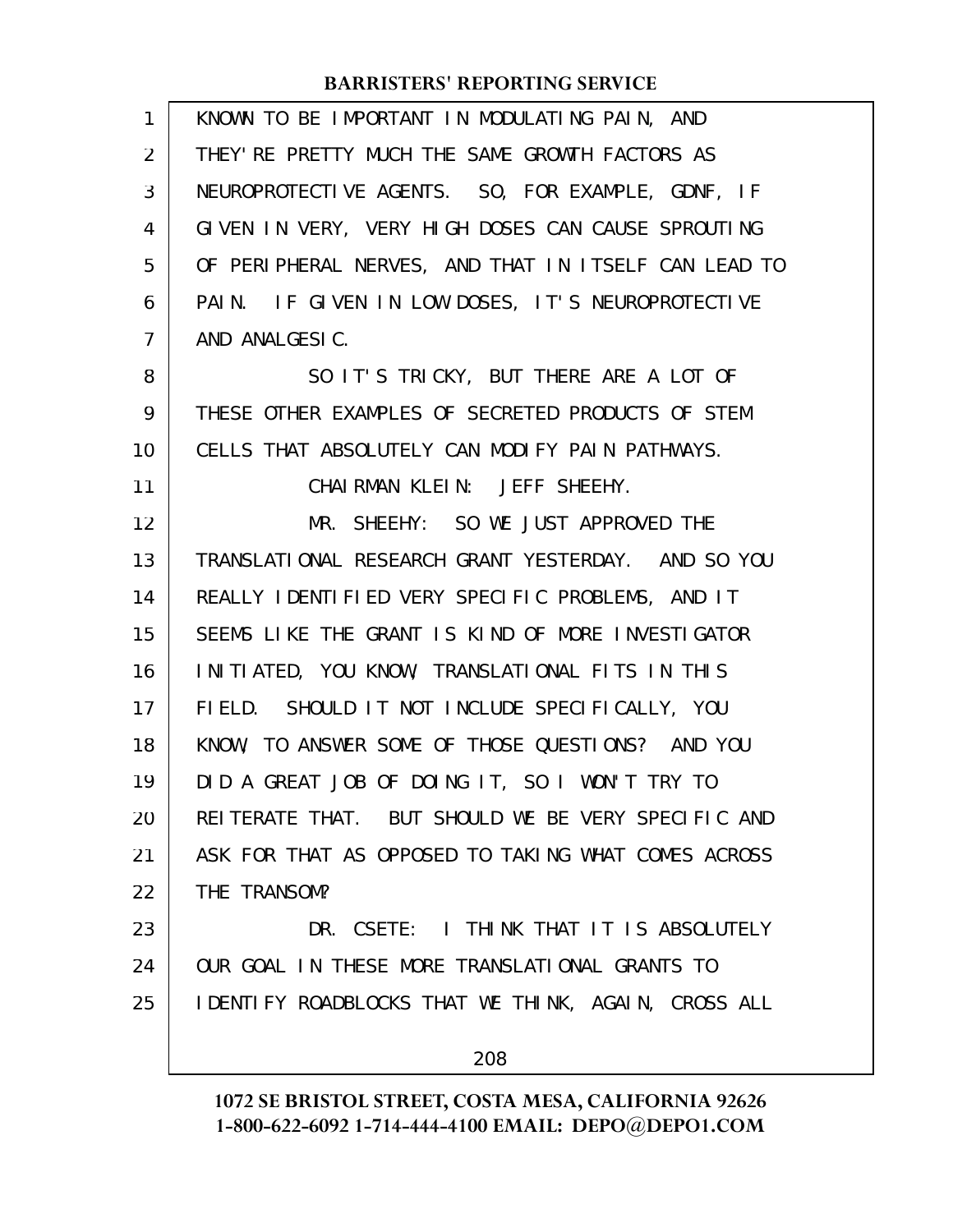KNOWN TO BE IMPORTANT IN MODULATING PAIN, AND THEY'RE PRETTY MUCH THE SAME GROWTH FACTORS AS NEUROPROTECTIVE AGENTS. SO, FOR EXAMPLE, GDNF, IF GIVEN IN VERY, VERY HIGH DOSES CAN CAUSE SPROUTING OF PERIPHERAL NERVES, AND THAT IN ITSELF CAN LEAD TO PAIN. IF GIVEN IN LOW DOSES, IT'S NEUROPROTECTIVE AND ANALGESIC.

SO IT'S TRICKY, BUT THERE ARE A LOT OF THESE OTHER EXAMPLES OF SECRETED PRODUCTS OF STEM CELLS THAT ABSOLUTELY CAN MODIFY PAIN PATHWAYS.

CHAIRMAN KLEIN: JEFF SHEEHY.

MR. SHEEHY: SO WE JUST APPROVED THE TRANSLATIONAL RESEARCH GRANT YESTERDAY. AND SO YOU REALLY IDENTIFIED VERY SPECIFIC PROBLEMS, AND IT SEEMS LIKE THE GRANT IS KIND OF MORE INVESTIGATOR INITIATED, YOU KNOW, TRANSLATIONAL FITS IN THIS FIELD. SHOULD IT NOT INCLUDE SPECIFICALLY, YOU KNOW, TO ANSWER SOME OF THOSE QUESTIONS? AND YOU DID A GREAT JOB OF DOING IT, SO I WON'T TRY TO REITERATE THAT. BUT SHOULD WE BE VERY SPECIFIC AND ASK FOR THAT AS OPPOSED TO TAKING WHAT COMES ACROSS THE TRANSOM?

DR. CSETE: I THINK THAT IT IS ABSOLUTELY OUR GOAL IN THESE MORE TRANSLATIONAL GRANTS TO IDENTIFY ROADBLOCKS THAT WE THINK, AGAIN, CROSS ALL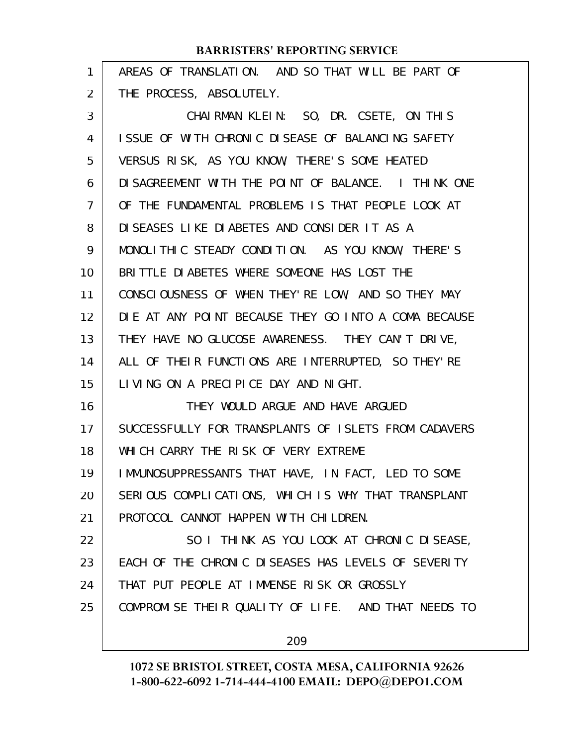AREAS OF TRANSLATION. AND SO THAT WILL BE PART OF THE PROCESS, ABSOLUTELY.

CHAIRMAN KLEIN: SO, DR. CSETE, ON THIS ISSUE OF WITH CHRONIC DISEASE OF BALANCING SAFETY VERSUS RISK, AS YOU KNOW, THERE'S SOME HEATED DISAGREEMENT WITH THE POINT OF BALANCE. I THINK ONE OF THE FUNDAMENTAL PROBLEMS IS THAT PEOPLE LOOK AT DISEASES LIKE DIABETES AND CONSIDER IT AS A MONOLITHIC STEADY CONDITION. AS YOU KNOW, THERE'S BRITTLE DIABETES WHERE SOMEONE HAS LOST THE CONSCIOUSNESS OF WHEN THEY'RE LOW, AND SO THEY MAY DIE AT ANY POINT BECAUSE THEY GO INTO A COMA BECAUSE THEY HAVE NO GLUCOSE AWARENESS. THEY CAN'T DRIVE, ALL OF THEIR FUNCTIONS ARE INTERRUPTED, SO THEY'RE LIVING ON A PRECIPICE DAY AND NIGHT.

THEY WOULD ARGUE AND HAVE ARGUED SUCCESSFULLY FOR TRANSPLANTS OF ISLETS FROM CADAVERS WHICH CARRY THE RISK OF VERY EXTREME IMMUNOSUPPRESSANTS THAT HAVE, IN FACT, LED TO SOME SERIOUS COMPLICATIONS, WHICH IS WHY THAT TRANSPLANT PROTOCOL CANNOT HAPPEN WITH CHILDREN.

SO I THINK AS YOU LOOK AT CHRONIC DISEASE, EACH OF THE CHRONIC DISEASES HAS LEVELS OF SEVERITY THAT PUT PEOPLE AT IMMENSE RISK OR GROSSLY COMPROMISE THEIR QUALITY OF LIFE. AND THAT NEEDS TO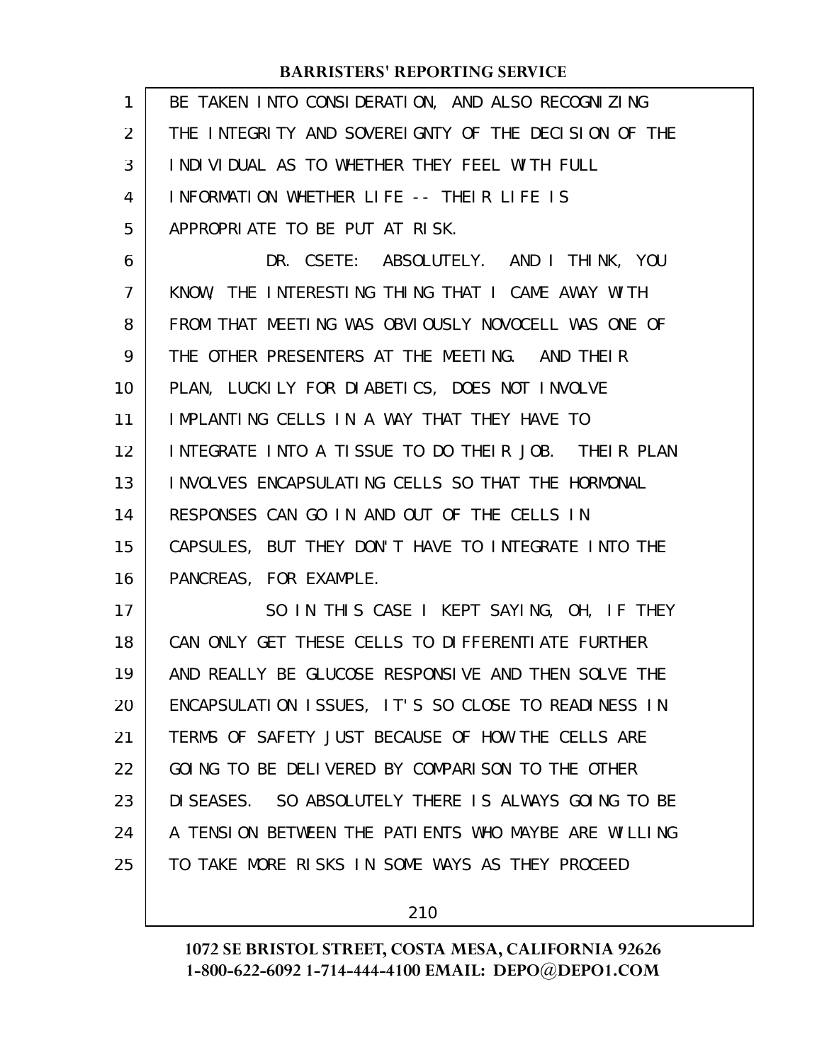BE TAKEN INTO CONSIDERATION, AND ALSO RECOGNIZING THE INTEGRITY AND SOVEREIGNTY OF THE DECISION OF THE INDIVIDUAL AS TO WHETHER THEY FEEL WITH FULL INFORMATION WHETHER LIFE -- THEIR LIFE IS APPROPRIATE TO BE PUT AT RISK.

DR. CSETE: ABSOLUTELY. AND I THINK, YOU KNOW, THE INTERESTING THING THAT I CAME AWAY WITH FROM THAT MEETING WAS OBVIOUSLY NOVOCELL WAS ONE OF THE OTHER PRESENTERS AT THE MEETING. AND THEIR PLAN, LUCKILY FOR DIABETICS, DOES NOT INVOLVE IMPLANTING CELLS IN A WAY THAT THEY HAVE TO INTEGRATE INTO A TISSUE TO DO THEIR JOB. THEIR PLAN INVOLVES ENCAPSULATING CELLS SO THAT THE HORMONAL RESPONSES CAN GO IN AND OUT OF THE CELLS IN CAPSULES, BUT THEY DON'T HAVE TO INTEGRATE INTO THE PANCREAS, FOR EXAMPLE.

SO IN THIS CASE I KEPT SAYING, OH, IF THEY CAN ONLY GET THESE CELLS TO DIFFERENTIATE FURTHER AND REALLY BE GLUCOSE RESPONSIVE AND THEN SOLVE THE ENCAPSULATION ISSUES, IT'S SO CLOSE TO READINESS IN TERMS OF SAFETY JUST BECAUSE OF HOW THE CELLS ARE GOING TO BE DELIVERED BY COMPARISON TO THE OTHER DISEASES. SO ABSOLUTELY THERE IS ALWAYS GOING TO BE A TENSION BETWEEN THE PATIENTS WHO MAYBE ARE WILLING TO TAKE MORE RISKS IN SOME WAYS AS THEY PROCEED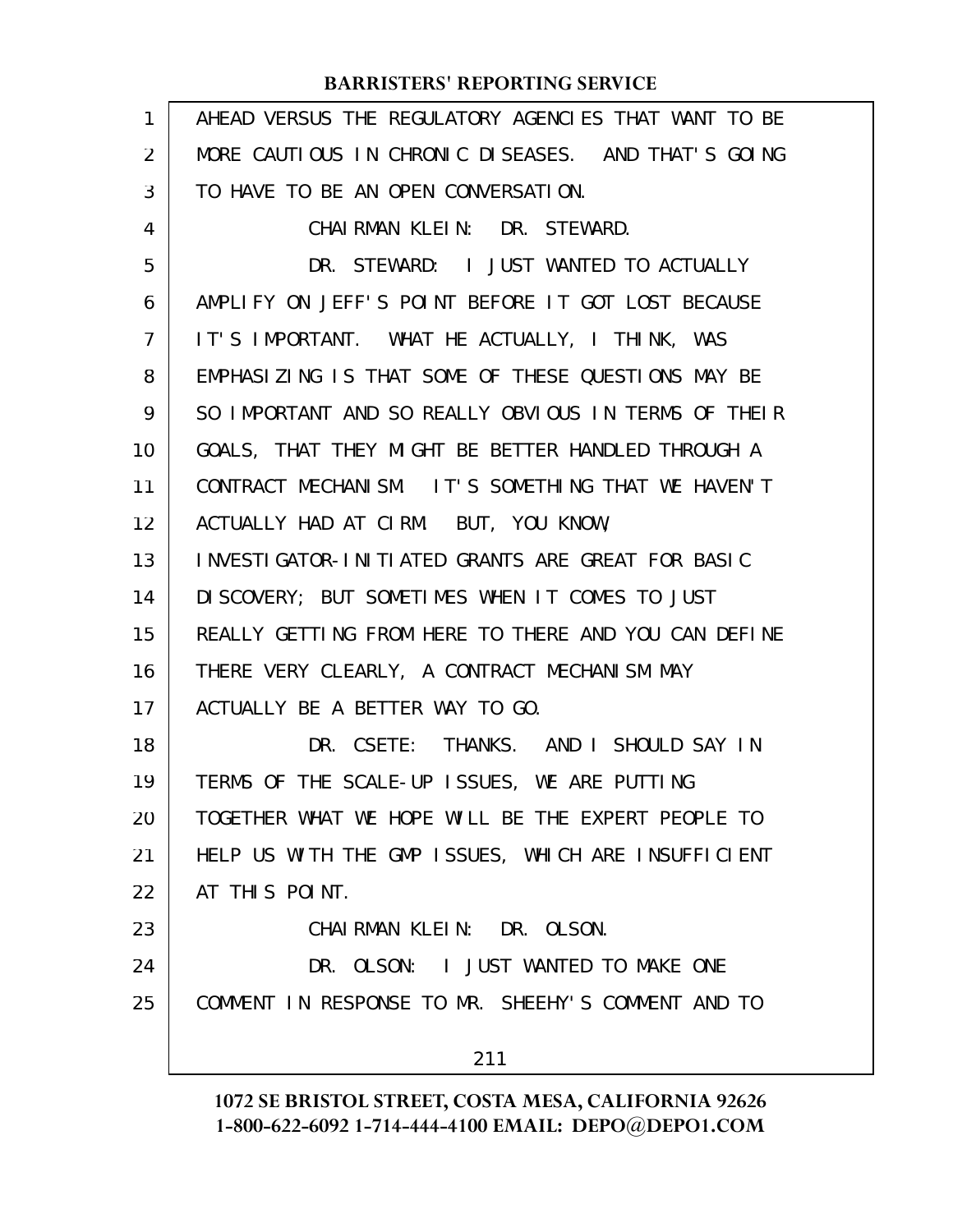AHEAD VERSUS THE REGULATORY AGENCIES THAT WANT TO BE MORE CAUTIOUS IN CHRONIC DISEASES. AND THAT'S GOING TO HAVE TO BE AN OPEN CONVERSATION.

CHAIRMAN KLEIN: DR. STEWARD.

DR. STEWARD: I JUST WANTED TO ACTUALLY AMPLIFY ON JEFF'S POINT BEFORE IT GOT LOST BECAUSE IT'S IMPORTANT. WHAT HE ACTUALLY, I THINK, WAS EMPHASIZING IS THAT SOME OF THESE QUESTIONS MAY BE SO IMPORTANT AND SO REALLY OBVIOUS IN TERMS OF THEIR GOALS, THAT THEY MIGHT BE BETTER HANDLED THROUGH A CONTRACT MECHANISM. IT'S SOMETHING THAT WE HAVEN'T ACTUALLY HAD AT CIRM. BUT, YOU KNOW, INVESTIGATOR-INITIATED GRANTS ARE GREAT FOR BASIC DISCOVERY; BUT SOMETIMES WHEN IT COMES TO JUST REALLY GETTING FROM HERE TO THERE AND YOU CAN DEFINE THERE VERY CLEARLY, A CONTRACT MECHANISM MAY ACTUALLY BE A BETTER WAY TO GO.

DR. CSETE: THANKS. AND I SHOULD SAY IN TERMS OF THE SCALE-UP ISSUES, WE ARE PUTTING TOGETHER WHAT WE HOPE WILL BE THE EXPERT PEOPLE TO HELP US WITH THE GMP ISSUES, WHICH ARE INSUFFICIENT AT THIS POINT.

CHAIRMAN KLEIN: DR. OLSON.

DR. OLSON: I JUST WANTED TO MAKE ONE COMMENT IN RESPONSE TO MR. SHEEHY'S COMMENT AND TO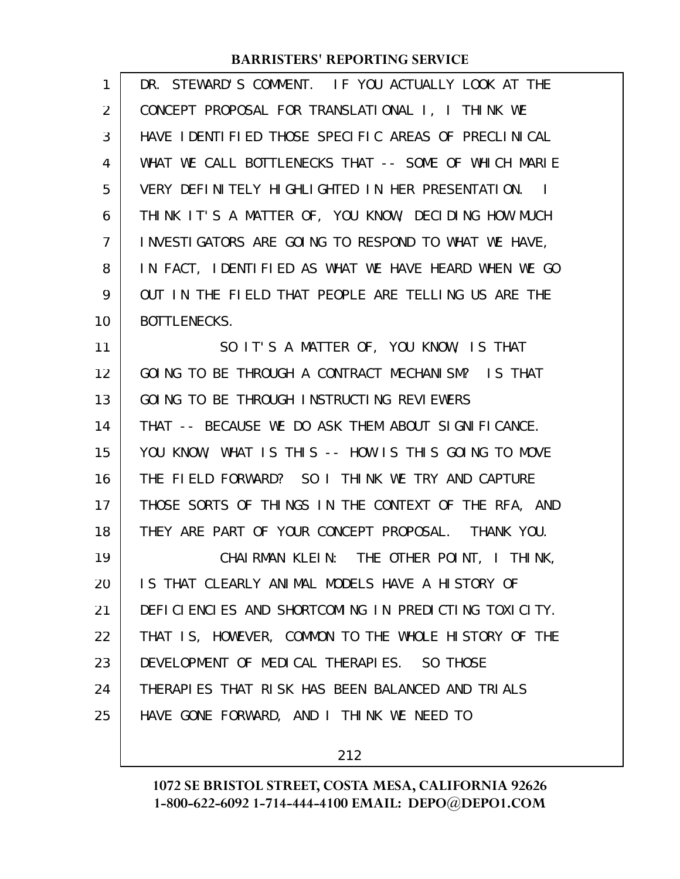DR. STEWARD'S COMMENT. IF YOU ACTUALLY LOOK AT THE CONCEPT PROPOSAL FOR TRANSLATIONAL I, I THINK WE HAVE IDENTIFIED THOSE SPECIFIC AREAS OF PRECLINICAL WHAT WE CALL BOTTLENECKS THAT -- SOME OF WHICH MARIE VERY DEFINITELY HIGHLIGHTED IN HER PRESENTATION. I THINK IT'S A MATTER OF, YOU KNOW, DECIDING HOW MUCH INVESTIGATORS ARE GOING TO RESPOND TO WHAT WE HAVE, IN FACT, IDENTIFIED AS WHAT WE HAVE HEARD WHEN WE GO OUT IN THE FIELD THAT PEOPLE ARE TELLING US ARE THE BOTTLENECKS.

SO IT'S A MATTER OF, YOU KNOW, IS THAT GOING TO BE THROUGH A CONTRACT MECHANISM? IS THAT GOING TO BE THROUGH INSTRUCTING REVIEWERS THAT -- BECAUSE WE DO ASK THEM ABOUT SIGNIFICANCE. YOU KNOW, WHAT IS THIS -- HOW IS THIS GOING TO MOVE THE FIELD FORWARD? SO I THINK WE TRY AND CAPTURE THOSE SORTS OF THINGS IN THE CONTEXT OF THE RFA, AND THEY ARE PART OF YOUR CONCEPT PROPOSAL. THANK YOU.

CHAIRMAN KLEIN: THE OTHER POINT, I THINK, IS THAT CLEARLY ANIMAL MODELS HAVE A HISTORY OF DEFICIENCIES AND SHORTCOMING IN PREDICTING TOXICITY. THAT IS, HOWEVER, COMMON TO THE WHOLE HISTORY OF THE DEVELOPMENT OF MEDICAL THERAPIES. SO THOSE THERAPIES THAT RISK HAS BEEN BALANCED AND TRIALS HAVE GONE FORWARD, AND I THINK WE NEED TO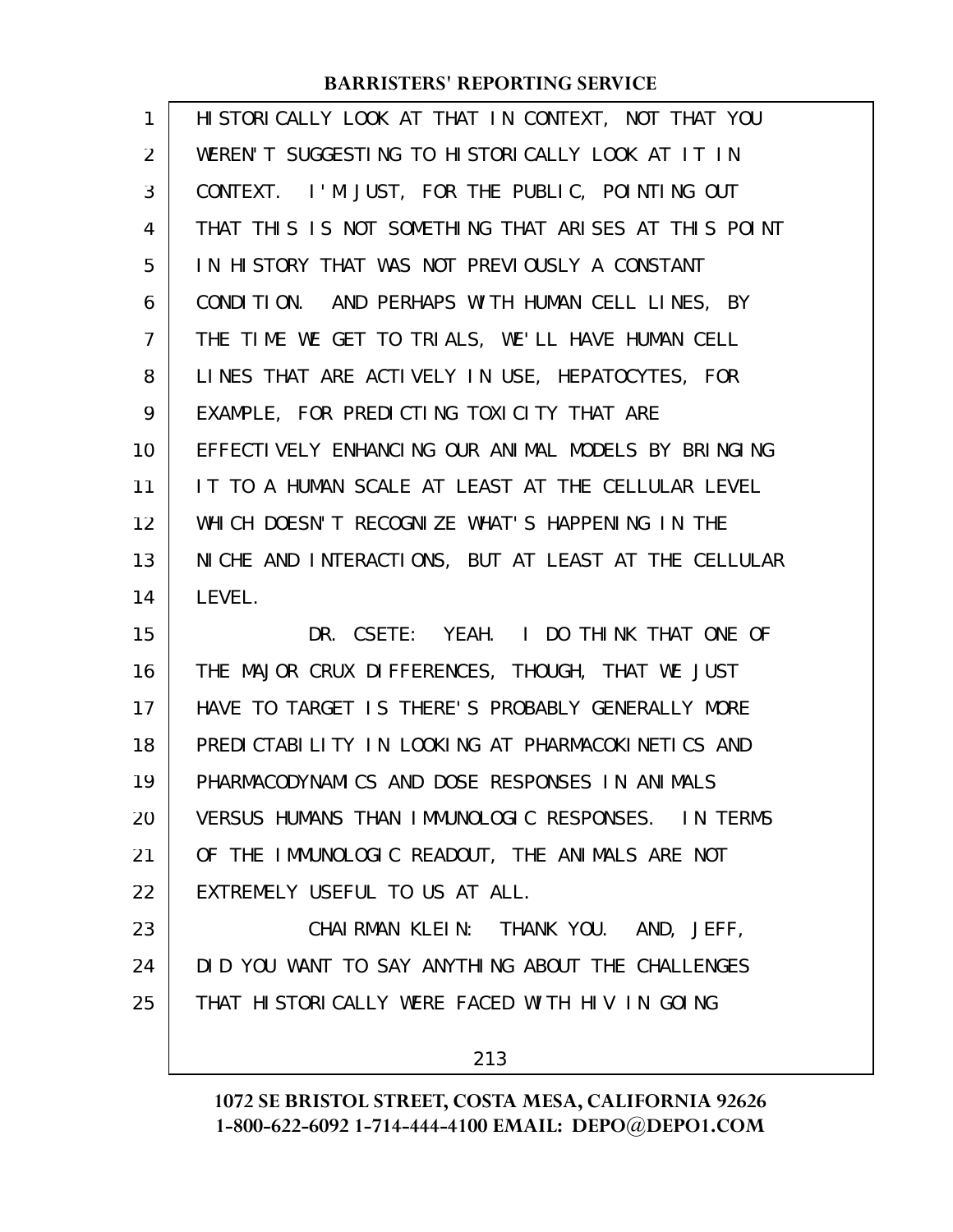HISTORICALLY LOOK AT THAT IN CONTEXT, NOT THAT YOU WEREN'T SUGGESTING TO HISTORICALLY LOOK AT IT IN CONTEXT. I'M JUST, FOR THE PUBLIC, POINTING OUT THAT THIS IS NOT SOMETHING THAT ARISES AT THIS POINT IN HISTORY THAT WAS NOT PREVIOUSLY A CONSTANT CONDITION. AND PERHAPS WITH HUMAN CELL LINES, BY THE TIME WE GET TO TRIALS, WE'LL HAVE HUMAN CELL LINES THAT ARE ACTIVELY IN USE, HEPATOCYTES, FOR EXAMPLE, FOR PREDICTING TOXICITY THAT ARE EFFECTIVELY ENHANCING OUR ANIMAL MODELS BY BRINGING IT TO A HUMAN SCALE AT LEAST AT THE CELLULAR LEVEL WHICH DOESN'T RECOGNIZE WHAT'S HAPPENING IN THE NICHE AND INTERACTIONS, BUT AT LEAST AT THE CELLULAR LEVEL.

DR. CSETE: YEAH. I DO THINK THAT ONE OF THE MAJOR CRUX DIFFERENCES, THOUGH, THAT WE JUST HAVE TO TARGET IS THERE'S PROBABLY GENERALLY MORE PREDICTABILITY IN LOOKING AT PHARMACOKINETICS AND PHARMACODYNAMICS AND DOSE RESPONSES IN ANIMALS VERSUS HUMANS THAN IMMUNOLOGIC RESPONSES. IN TERMS OF THE IMMUNOLOGIC READOUT, THE ANIMALS ARE NOT EXTREMELY USEFUL TO US AT ALL.

CHAIRMAN KLEIN: THANK YOU. AND, JEFF, DID YOU WANT TO SAY ANYTHING ABOUT THE CHALLENGES THAT HISTORICALLY WERE FACED WITH HIV IN GOING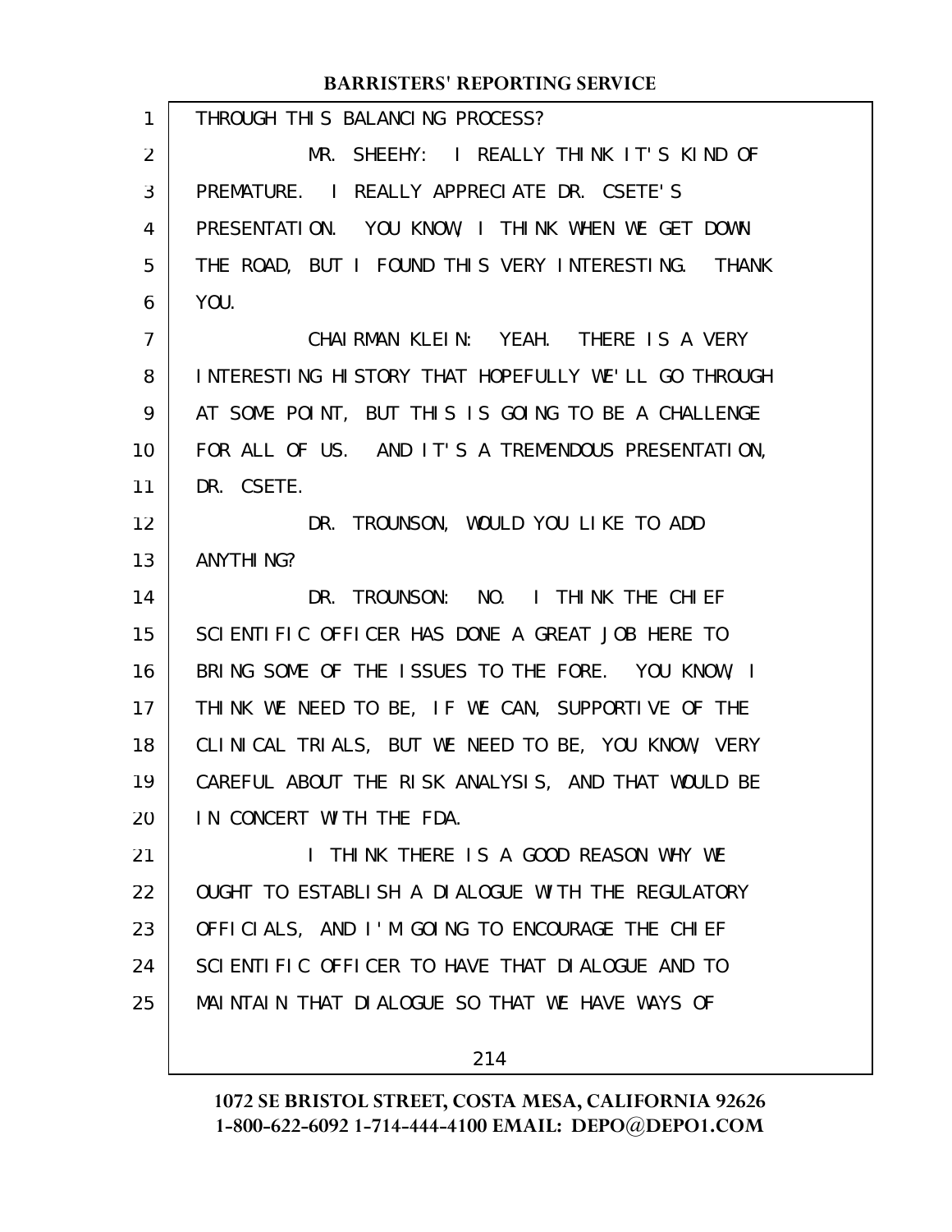THROUGH THIS BALANCING PROCESS?

MR. SHEEHY: I REALLY THINK IT'S KIND OF PREMATURE. I REALLY APPRECIATE DR. CSETE'S PRESENTATION. YOU KNOW, I THINK WHEN WE GET DOWN THE ROAD, BUT I FOUND THIS VERY INTERESTING. THANK YOU.

CHAIRMAN KLEIN: YEAH. THERE IS A VERY INTERESTING HISTORY THAT HOPEFULLY WE'LL GO THROUGH AT SOME POINT, BUT THIS IS GOING TO BE A CHALLENGE FOR ALL OF US. AND IT'S A TREMENDOUS PRESENTATION, DR. CSETE.

DR. TROUNSON, WOULD YOU LIKE TO ADD ANYTHING?

DR. TROUNSON: NO. I THINK THE CHIEF SCIENTIFIC OFFICER HAS DONE A GREAT JOB HERE TO BRING SOME OF THE ISSUES TO THE FORE. YOU KNOW, I THINK WE NEED TO BE, IF WE CAN, SUPPORTIVE OF THE CLINICAL TRIALS, BUT WE NEED TO BE, YOU KNOW, VERY CAREFUL ABOUT THE RISK ANALYSIS, AND THAT WOULD BE IN CONCERT WITH THE FDA.

I THINK THERE IS A GOOD REASON WHY WE OUGHT TO ESTABLISH A DIALOGUE WITH THE REGULATORY OFFICIALS, AND I'M GOING TO ENCOURAGE THE CHIEF SCIENTIFIC OFFICER TO HAVE THAT DIALOGUE AND TO MAINTAIN THAT DIALOGUE SO THAT WE HAVE WAYS OF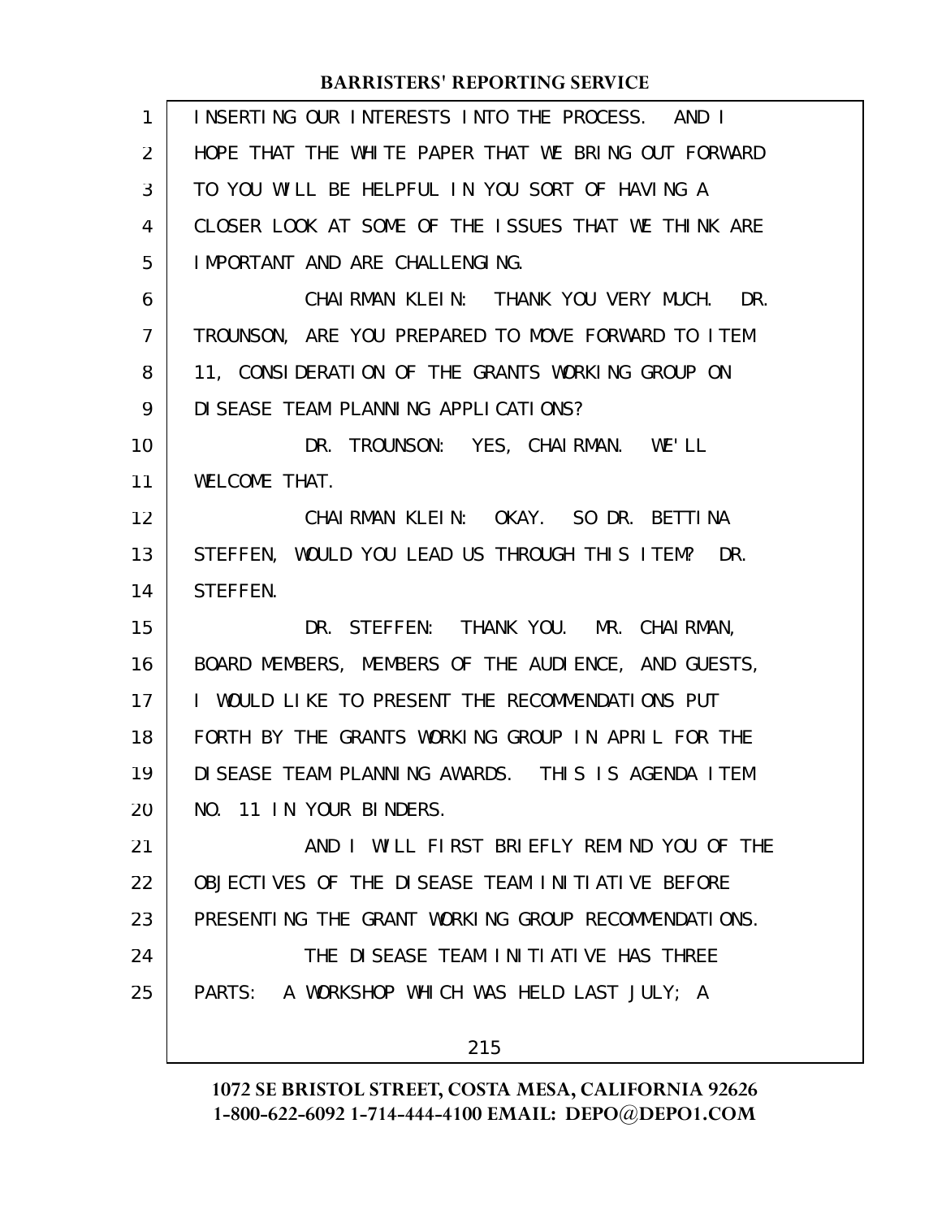INSERTING OUR INTERESTS INTO THE PROCESS. AND I HOPE THAT THE WHITE PAPER THAT WE BRING OUT FORWARD TO YOU WILL BE HELPFUL IN YOU SORT OF HAVING A CLOSER LOOK AT SOME OF THE ISSUES THAT WE THINK ARE IMPORTANT AND ARE CHALLENGING.

CHAIRMAN KLEIN: THANK YOU VERY MUCH. DR. TROUNSON, ARE YOU PREPARED TO MOVE FORWARD TO ITEM 11, CONSIDERATION OF THE GRANTS WORKING GROUP ON DISEASE TEAM PLANNING APPLICATIONS?

DR. TROUNSON: YES, CHAIRMAN. WE'LL WELCOME THAT.

CHAIRMAN KLEIN: OKAY. SO DR. BETTINA STEFFEN, WOULD YOU LEAD US THROUGH THIS ITEM? DR. STEFFEN.

DR. STEFFEN: THANK YOU. MR. CHAIRMAN, BOARD MEMBERS, MEMBERS OF THE AUDIENCE, AND GUESTS, I WOULD LIKE TO PRESENT THE RECOMMENDATIONS PUT FORTH BY THE GRANTS WORKING GROUP IN APRIL FOR THE DISEASE TEAM PLANNING AWARDS. THIS IS AGENDA ITEM NO. 11 IN YOUR BINDERS.

AND I WILL FIRST BRIEFLY REMIND YOU OF THE OBJECTIVES OF THE DISEASE TEAM INITIATIVE BEFORE PRESENTING THE GRANT WORKING GROUP RECOMMENDATIONS.

THE DISEASE TEAM INITIATIVE HAS THREE PARTS: A WORKSHOP WHICH WAS HELD LAST JULY; A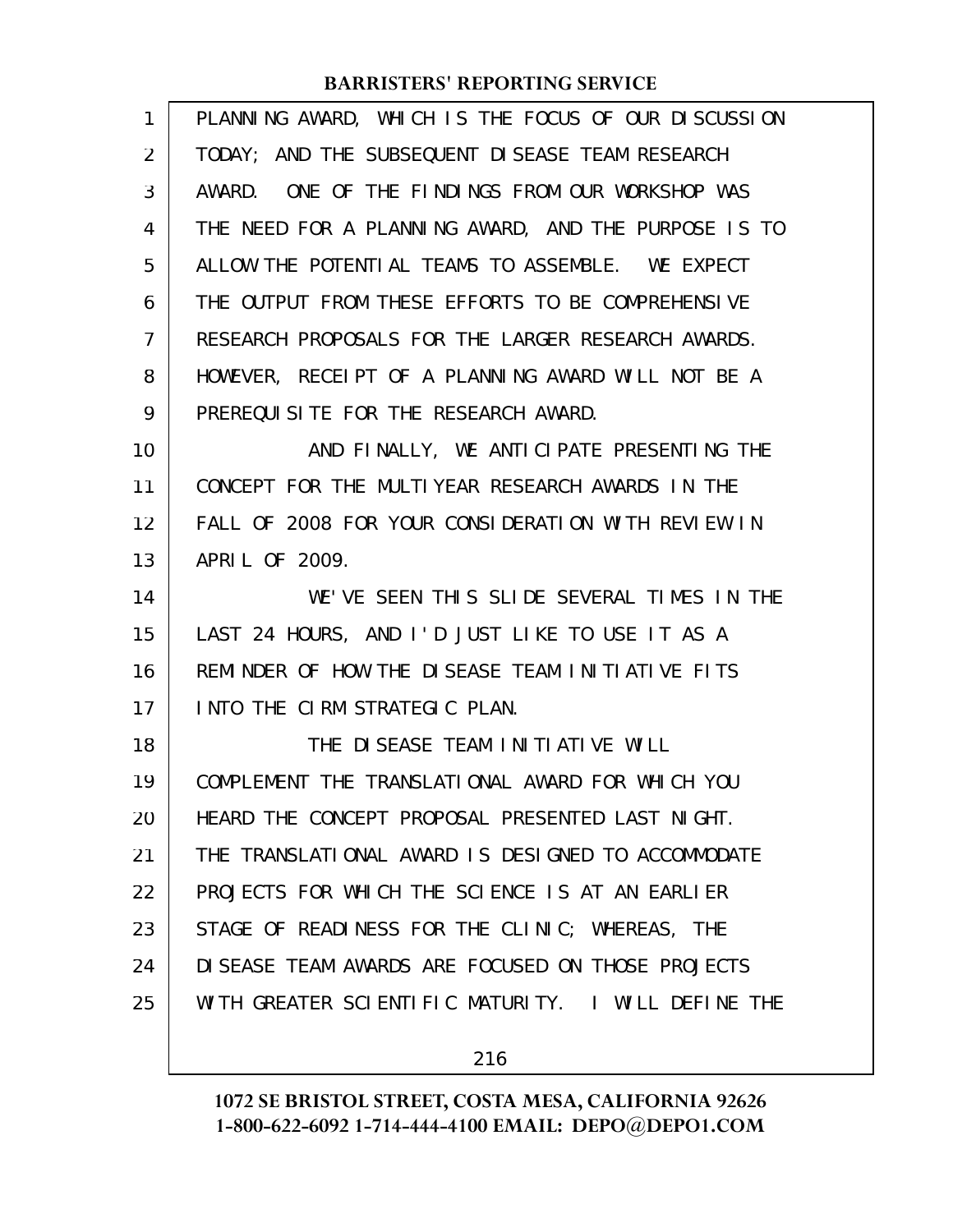PLANNING AWARD, WHICH IS THE FOCUS OF OUR DISCUSSION TODAY; AND THE SUBSEQUENT DISEASE TEAM RESEARCH AWARD. ONE OF THE FINDINGS FROM OUR WORKSHOP WAS THE NEED FOR A PLANNING AWARD, AND THE PURPOSE IS TO ALLOW THE POTENTIAL TEAMS TO ASSEMBLE. WE EXPECT THE OUTPUT FROM THESE EFFORTS TO BE COMPREHENSIVE RESEARCH PROPOSALS FOR THE LARGER RESEARCH AWARDS. HOWEVER, RECEIPT OF A PLANNING AWARD WILL NOT BE A PREREQUISITE FOR THE RESEARCH AWARD.

AND FINALLY, WE ANTICIPATE PRESENTING THE CONCEPT FOR THE MULTIYEAR RESEARCH AWARDS IN THE FALL OF 2008 FOR YOUR CONSIDERATION WITH REVIEW IN APRIL OF 2009.

WE'VE SEEN THIS SLIDE SEVERAL TIMES IN THE LAST 24 HOURS, AND I'D JUST LIKE TO USE IT AS A REMINDER OF HOW THE DISEASE TEAM INITIATIVE FITS INTO THE CIRM STRATEGIC PLAN.

THE DISEASE TEAM INITIATIVE WILL COMPLEMENT THE TRANSLATIONAL AWARD FOR WHICH YOU HEARD THE CONCEPT PROPOSAL PRESENTED LAST NIGHT. THE TRANSLATIONAL AWARD IS DESIGNED TO ACCOMMODATE PROJECTS FOR WHICH THE SCIENCE IS AT AN EARLIER STAGE OF READINESS FOR THE CLINIC; WHEREAS, THE DISEASE TEAM AWARDS ARE FOCUSED ON THOSE PROJECTS WITH GREATER SCIENTIFIC MATURITY. I WILL DEFINE THE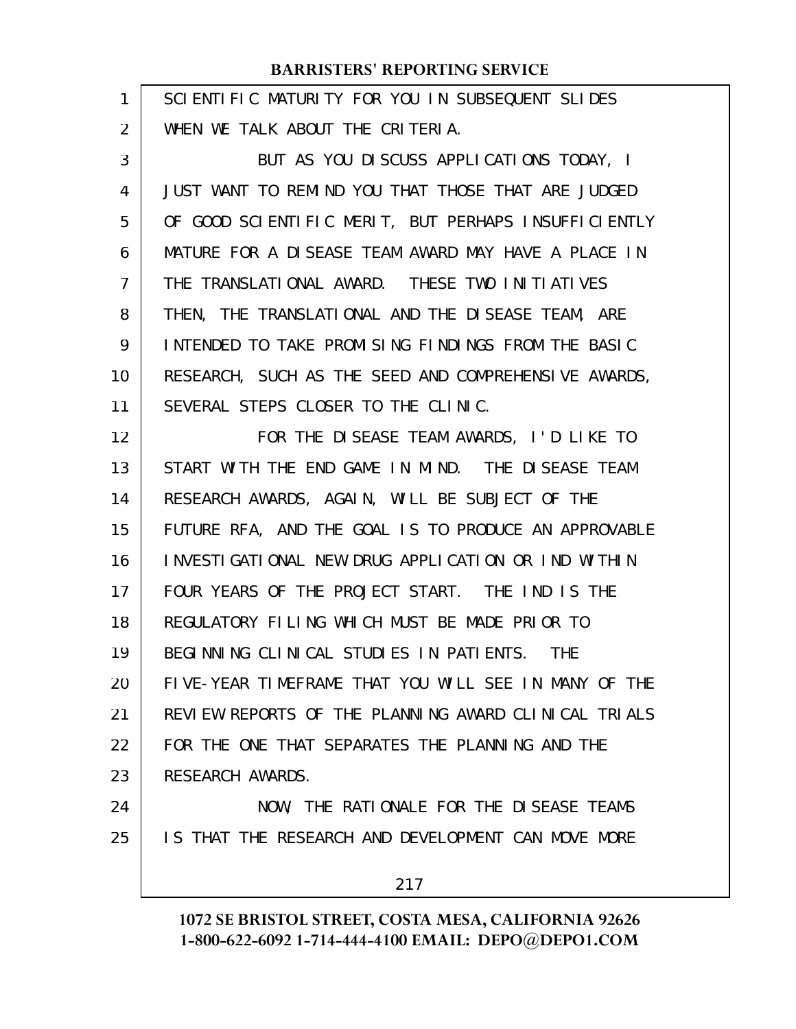SCIENTIFIC MATURITY FOR YOU IN SUBSEQUENT SLIDES WHEN WE TALK ABOUT THE CRITERIA.

BUT AS YOU DISCUSS APPLICATIONS TODAY, I JUST WANT TO REMIND YOU THAT THOSE THAT ARE JUDGED OF GOOD SCIENTIFIC MERIT, BUT PERHAPS INSUFFICIENTLY MATURE FOR A DISEASE TEAM AWARD MAY HAVE A PLACE IN THE TRANSLATIONAL AWARD. THESE TWO INITIATIVES THEN, THE TRANSLATIONAL AND THE DISEASE TEAM, ARE INTENDED TO TAKE PROMISING FINDINGS FROM THE BASIC RESEARCH, SUCH AS THE SEED AND COMPREHENSIVE AWARDS, SEVERAL STEPS CLOSER TO THE CLINIC.

FOR THE DISEASE TEAM AWARDS, I'D LIKE TO START WITH THE END GAME IN MIND. THE DISEASE TEAM RESEARCH AWARDS, AGAIN, WILL BE SUBJECT OF THE FUTURE RFA, AND THE GOAL IS TO PRODUCE AN APPROVABLE INVESTIGATIONAL NEW DRUG APPLICATION OR IND WITHIN FOUR YEARS OF THE PROJECT START. THE IND IS THE REGULATORY FILING WHICH MUST BE MADE PRIOR TO BEGINNING CLINICAL STUDIES IN PATIENTS. THE FIVE-YEAR TIMEFRAME THAT YOU WILL SEE IN MANY OF THE REVIEW REPORTS OF THE PLANNING AWARD CLINICAL TRIALS FOR THE ONE THAT SEPARATES THE PLANNING AND THE RESEARCH AWARDS.

NOW, THE RATIONALE FOR THE DISEASE TEAMS IS THAT THE RESEARCH AND DEVELOPMENT CAN MOVE MORE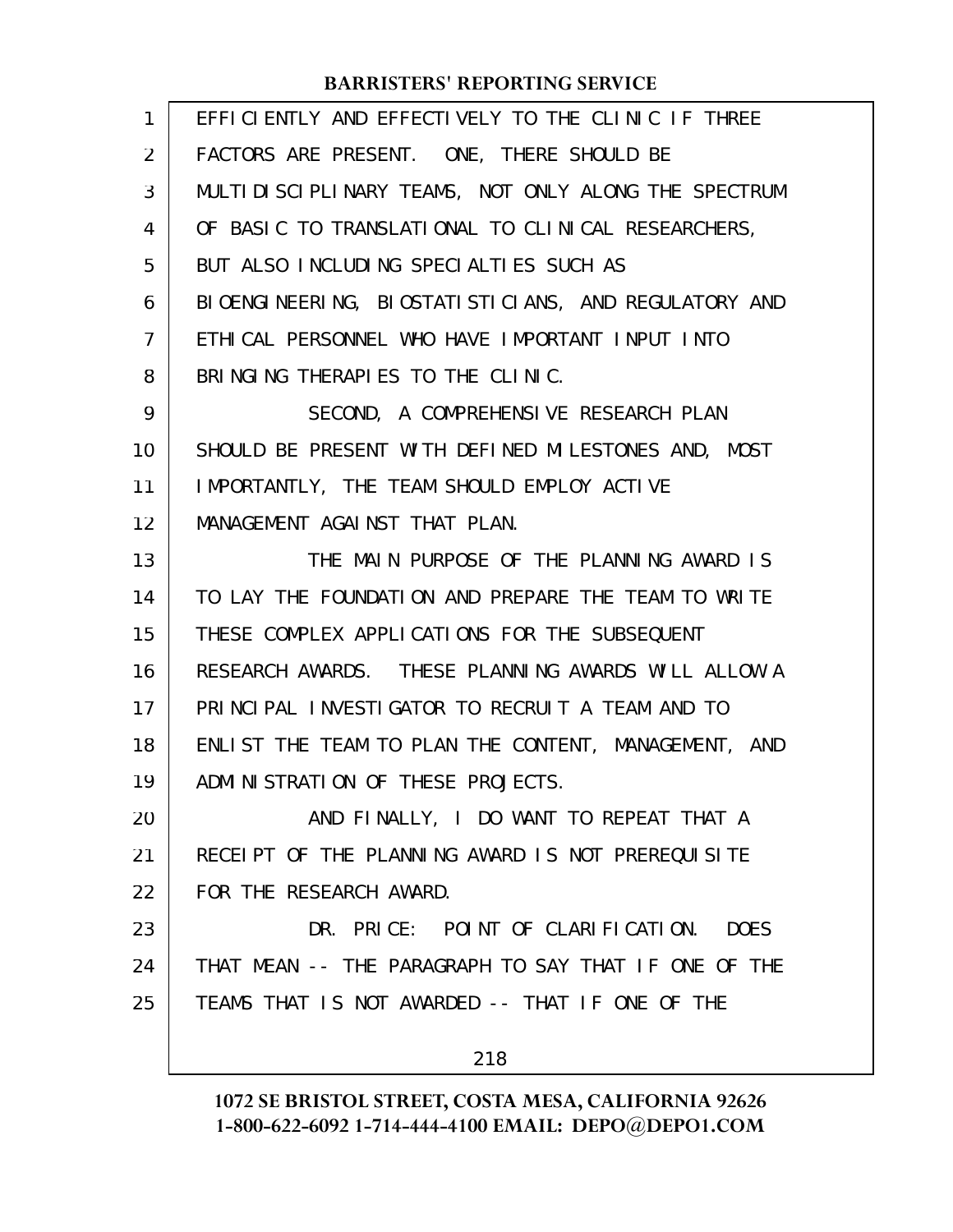EFFICIENTLY AND EFFECTIVELY TO THE CLINIC IF THREE FACTORS ARE PRESENT. ONE, THERE SHOULD BE MULTIDISCIPLINARY TEAMS, NOT ONLY ALONG THE SPECTRUM OF BASIC TO TRANSLATIONAL TO CLINICAL RESEARCHERS, BUT ALSO INCLUDING SPECIALTIES SUCH AS BIOENGINEERING, BIOSTATISTICIANS, AND REGULATORY AND ETHICAL PERSONNEL WHO HAVE IMPORTANT INPUT INTO BRINGING THERAPIES TO THE CLINIC.

SECOND, A COMPREHENSIVE RESEARCH PLAN SHOULD BE PRESENT WITH DEFINED MILESTONES AND, MOST IMPORTANTLY, THE TEAM SHOULD EMPLOY ACTIVE MANAGEMENT AGAINST THAT PLAN.

THE MAIN PURPOSE OF THE PLANNING AWARD IS TO LAY THE FOUNDATION AND PREPARE THE TEAM TO WRITE THESE COMPLEX APPLICATIONS FOR THE SUBSEQUENT RESEARCH AWARDS. THESE PLANNING AWARDS WILL ALLOW A PRINCIPAL INVESTIGATOR TO RECRUIT A TEAM AND TO ENLIST THE TEAM TO PLAN THE CONTENT, MANAGEMENT, AND ADMINISTRATION OF THESE PROJECTS.

AND FINALLY, I DO WANT TO REPEAT THAT A RECEIPT OF THE PLANNING AWARD IS NOT PREREQUISITE FOR THE RESEARCH AWARD.

DR. PRICE: POINT OF CLARIFICATION. DOES THAT MEAN -- THE PARAGRAPH TO SAY THAT IF ONE OF THE TEAMS THAT IS NOT AWARDED -- THAT IF ONE OF THE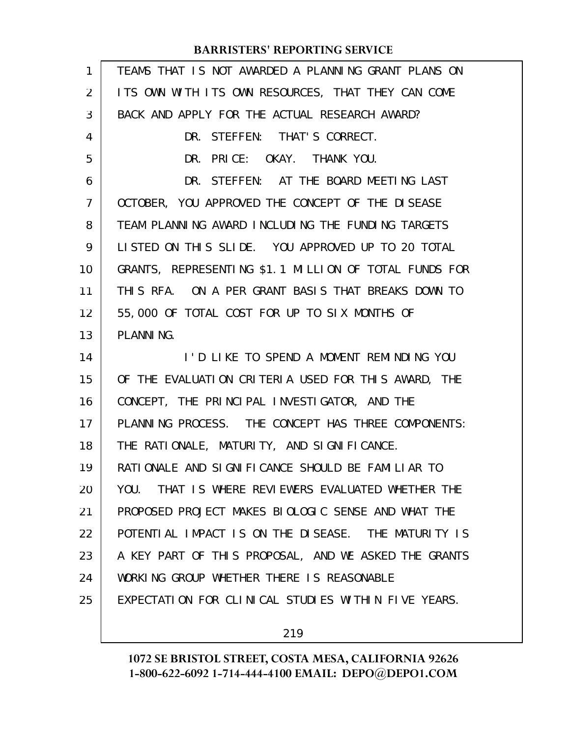TEAMS THAT IS NOT AWARDED A PLANNING GRANT PLANS ON ITS OWN WITH ITS OWN RESOURCES, THAT THEY CAN COME BACK AND APPLY FOR THE ACTUAL RESEARCH AWARD?

DR. STEFFEN: THAT'S CORRECT.

DR. PRICE: OKAY. THANK YOU.

DR. STEFFEN: AT THE BOARD MEETING LAST OCTOBER, YOU APPROVED THE CONCEPT OF THE DISEASE TEAM PLANNING AWARD INCLUDING THE FUNDING TARGETS LISTED ON THIS SLIDE. YOU APPROVED UP TO 20 TOTAL GRANTS, REPRESENTING $1.1 MILLION OF TOTAL FUNDS FOR THIS RFA. ON A PER GRANT BASIS THAT BREAKS DOWN TO 55,000 OF TOTAL COST FOR UP TO SIX MONTHS OF PLANNING.

I'D LIKE TO SPEND A MOMENT REMINDING YOU OF THE EVALUATION CRITERIA USED FOR THIS AWARD, THE CONCEPT, THE PRINCIPAL INVESTIGATOR, AND THE PLANNING PROCESS. THE CONCEPT HAS THREE COMPONENTS: THE RATIONALE, MATURITY, AND SIGNIFICANCE. RATIONALE AND SIGNIFICANCE SHOULD BE FAMILIAR TO YOU. THAT IS WHERE REVIEWERS EVALUATED WHETHER THE PROPOSED PROJECT MAKES BIOLOGIC SENSE AND WHAT THE POTENTIAL IMPACT IS ON THE DISEASE. THE MATURITY IS A KEY PART OF THIS PROPOSAL, AND WE ASKED THE GRANTS WORKING GROUP WHETHER THERE IS REASONABLE EXPECTATION FOR CLINICAL STUDIES WITHIN FIVE YEARS.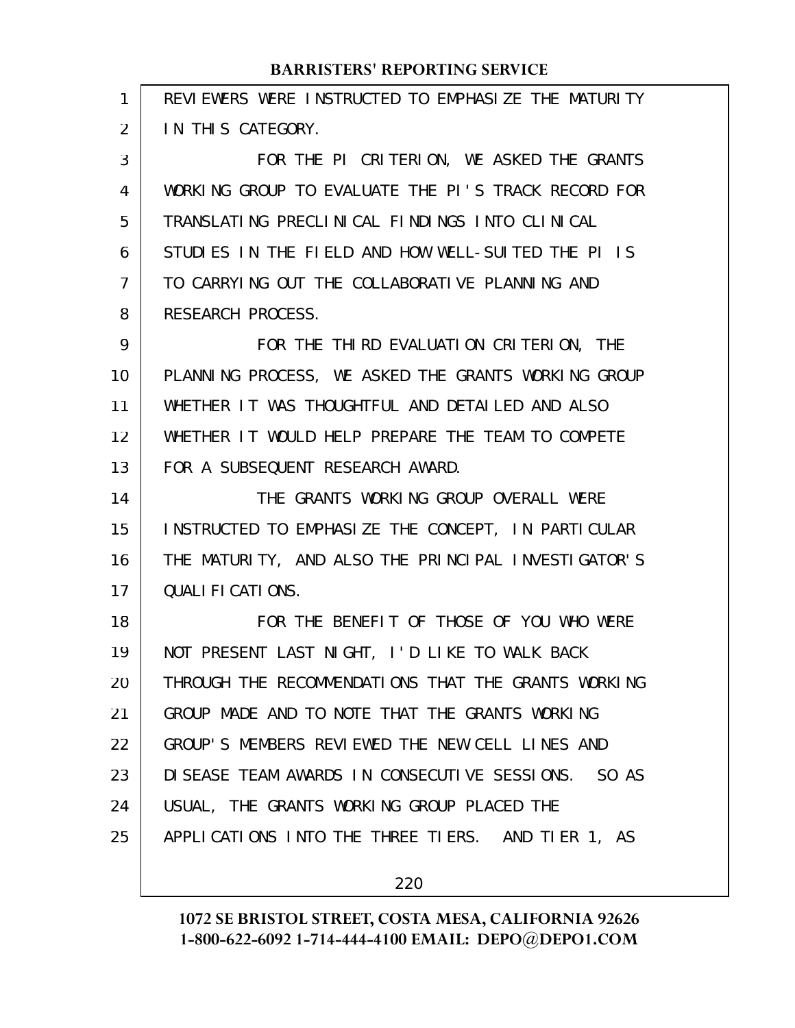REVIEWERS WERE INSTRUCTED TO EMPHASIZE THE MATURITY IN THIS CATEGORY.

FOR THE PI CRITERION, WE ASKED THE GRANTS WORKING GROUP TO EVALUATE THE PI'S TRACK RECORD FOR TRANSLATING PRECLINICAL FINDINGS INTO CLINICAL STUDIES IN THE FIELD AND HOW WELL-SUITED THE PI IS TO CARRYING OUT THE COLLABORATIVE PLANNING AND RESEARCH PROCESS.

FOR THE THIRD EVALUATION CRITERION, THE PLANNING PROCESS, WE ASKED THE GRANTS WORKING GROUP WHETHER IT WAS THOUGHTFUL AND DETAILED AND ALSO WHETHER IT WOULD HELP PREPARE THE TEAM TO COMPETE FOR A SUBSEQUENT RESEARCH AWARD.

THE GRANTS WORKING GROUP OVERALL WERE INSTRUCTED TO EMPHASIZE THE CONCEPT, IN PARTICULAR THE MATURITY, AND ALSO THE PRINCIPAL INVESTIGATOR'S QUALIFICATIONS.

FOR THE BENEFIT OF THOSE OF YOU WHO WERE NOT PRESENT LAST NIGHT, I'D LIKE TO WALK BACK THROUGH THE RECOMMENDATIONS THAT THE GRANTS WORKING GROUP MADE AND TO NOTE THAT THE GRANTS WORKING GROUP'S MEMBERS REVIEWED THE NEW CELL LINES AND DISEASE TEAM AWARDS IN CONSECUTIVE SESSIONS. SO AS USUAL, THE GRANTS WORKING GROUP PLACED THE APPLICATIONS INTO THE THREE TIERS. AND TIER 1, AS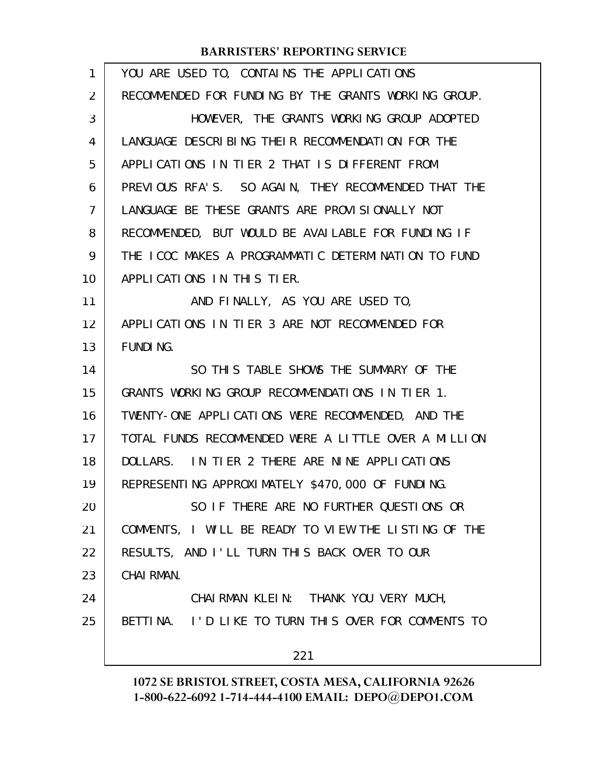YOU ARE USED TO, CONTAINS THE APPLICATIONS RECOMMENDED FOR FUNDING BY THE GRANTS WORKING GROUP.

HOWEVER, THE GRANTS WORKING GROUP ADOPTED LANGUAGE DESCRIBING THEIR RECOMMENDATION FOR THE APPLICATIONS IN TIER 2 THAT IS DIFFERENT FROM PREVIOUS RFA'S. SO AGAIN, THEY RECOMMENDED THAT THE LANGUAGE BE THESE GRANTS ARE PROVISIONALLY NOT RECOMMENDED, BUT WOULD BE AVAILABLE FOR FUNDING IF THE ICOC MAKES A PROGRAMMATIC DETERMINATION TO FUND APPLICATIONS IN THIS TIER.

AND FINALLY, AS YOU ARE USED TO, APPLICATIONS IN TIER 3 ARE NOT RECOMMENDED FOR FUNDING.

SO THIS TABLE SHOWS THE SUMMARY OF THE GRANTS WORKING GROUP RECOMMENDATIONS IN TIER 1. TWENTY-ONE APPLICATIONS WERE RECOMMENDED, AND THE TOTAL FUNDS RECOMMENDED WERE A LITTLE OVER A MILLION DOLLARS. IN TIER 2 THERE ARE NINE APPLICATIONS REPRESENTING APPROXIMATELY $470,000 OF FUNDING.

SO IF THERE ARE NO FURTHER QUESTIONS OR COMMENTS, I WILL BE READY TO VIEW THE LISTING OF THE RESULTS, AND I'LL TURN THIS BACK OVER TO OUR CHAIRMAN.

CHAIRMAN KLEIN: THANK YOU VERY MUCH, BETTINA. I'D LIKE TO TURN THIS OVER FOR COMMENTS TO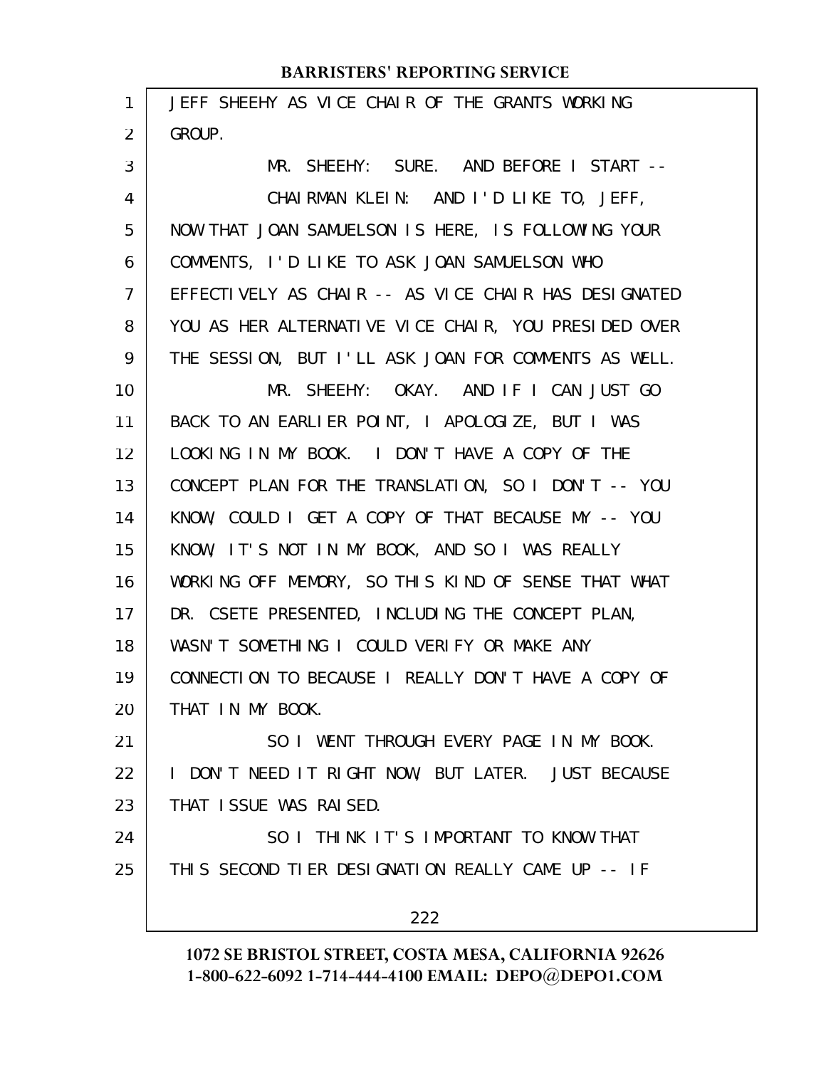JEFF SHEEHY AS VICE CHAIR OF THE GRANTS WORKING GROUP.

MR. SHEEHY: SURE. AND BEFORE I START --

CHAIRMAN KLEIN: AND I'D LIKE TO, JEFF, NOW THAT JOAN SAMUELSON IS HERE, IS FOLLOWING YOUR COMMENTS, I'D LIKE TO ASK JOAN SAMUELSON WHO EFFECTIVELY AS CHAIR -- AS VICE CHAIR HAS DESIGNATED YOU AS HER ALTERNATIVE VICE CHAIR, YOU PRESIDED OVER THE SESSION, BUT I'LL ASK JOAN FOR COMMENTS AS WELL.

MR. SHEEHY: OKAY. AND IF I CAN JUST GO BACK TO AN EARLIER POINT, I APOLOGIZE, BUT I WAS LOOKING IN MY BOOK. I DON'T HAVE A COPY OF THE CONCEPT PLAN FOR THE TRANSLATION, SO I DON'T -- YOU KNOW, COULD I GET A COPY OF THAT BECAUSE MY -- YOU KNOW, IT'S NOT IN MY BOOK, AND SO I WAS REALLY WORKING OFF MEMORY, SO THIS KIND OF SENSE THAT WHAT DR. CSETE PRESENTED, INCLUDING THE CONCEPT PLAN, WASN'T SOMETHING I COULD VERIFY OR MAKE ANY CONNECTION TO BECAUSE I REALLY DON'T HAVE A COPY OF THAT IN MY BOOK.

SO I WENT THROUGH EVERY PAGE IN MY BOOK. I DON'T NEED IT RIGHT NOW, BUT LATER. JUST BECAUSE THAT ISSUE WAS RAISED.

SO I THINK IT'S IMPORTANT TO KNOW THAT THIS SECOND TIER DESIGNATION REALLY CAME UP -- IF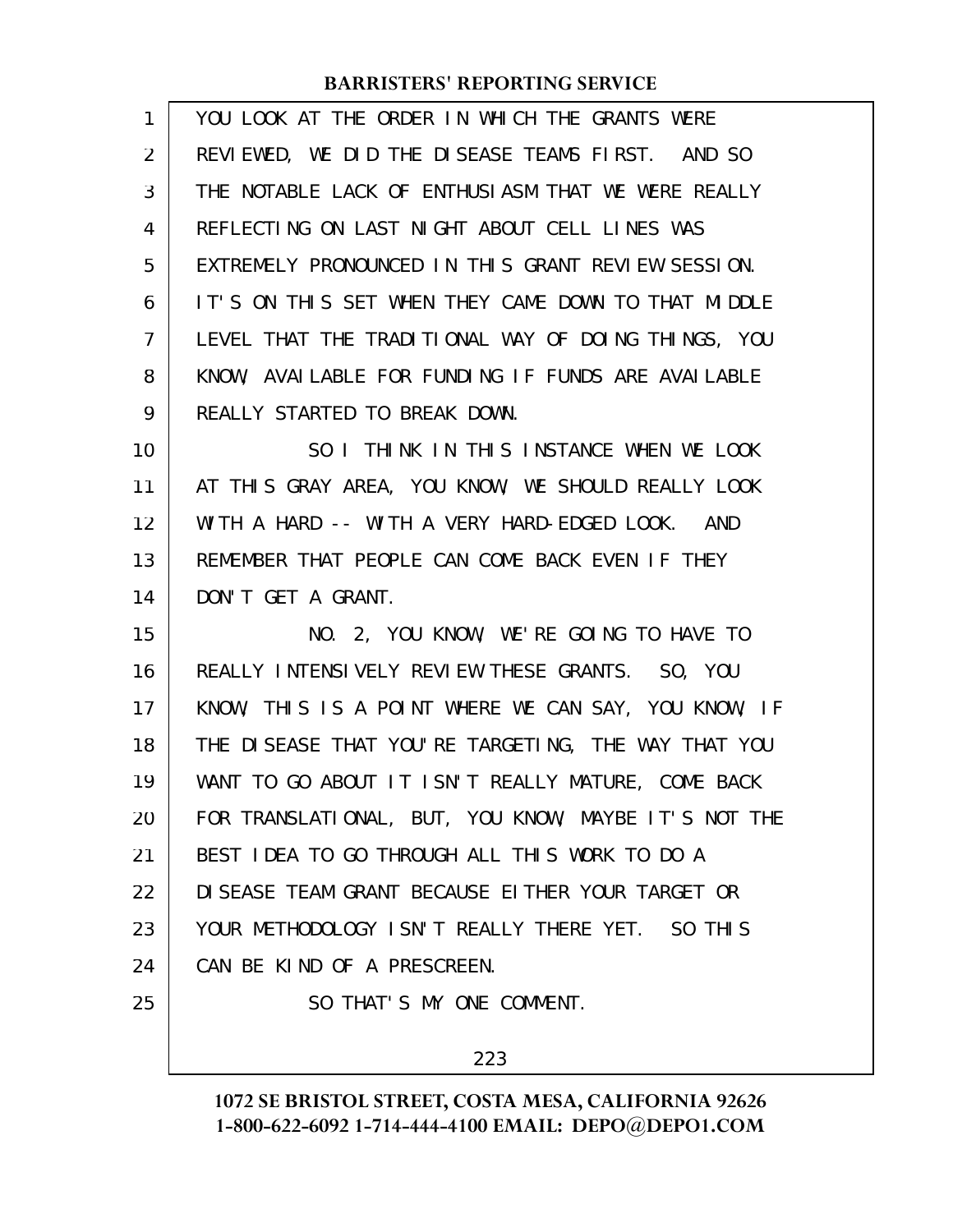YOU LOOK AT THE ORDER IN WHICH THE GRANTS WERE REVIEWED, WE DID THE DISEASE TEAMS FIRST. AND SO THE NOTABLE LACK OF ENTHUSIASM THAT WE WERE REALLY REFLECTING ON LAST NIGHT ABOUT CELL LINES WAS EXTREMELY PRONOUNCED IN THIS GRANT REVIEW SESSION. IT'S ON THIS SET WHEN THEY CAME DOWN TO THAT MIDDLE LEVEL THAT THE TRADITIONAL WAY OF DOING THINGS, YOU KNOW, AVAILABLE FOR FUNDING IF FUNDS ARE AVAILABLE REALLY STARTED TO BREAK DOWN.

SO I THINK IN THIS INSTANCE WHEN WE LOOK AT THIS GRAY AREA, YOU KNOW, WE SHOULD REALLY LOOK WITH A HARD -- WITH A VERY HARD-EDGED LOOK. AND REMEMBER THAT PEOPLE CAN COME BACK EVEN IF THEY DON'T GET A GRANT.

NO. 2, YOU KNOW, WE'RE GOING TO HAVE TO REALLY INTENSIVELY REVIEW THESE GRANTS. SO, YOU KNOW, THIS IS A POINT WHERE WE CAN SAY, YOU KNOW, IF THE DISEASE THAT YOU'RE TARGETING, THE WAY THAT YOU WANT TO GO ABOUT IT ISN'T REALLY MATURE, COME BACK FOR TRANSLATIONAL, BUT, YOU KNOW, MAYBE IT'S NOT THE BEST IDEA TO GO THROUGH ALL THIS WORK TO DO A DISEASE TEAM GRANT BECAUSE EITHER YOUR TARGET OR YOUR METHODOLOGY ISN'T REALLY THERE YET. SO THIS CAN BE KIND OF A PRESCREEN.

SO THAT'S MY ONE COMMENT.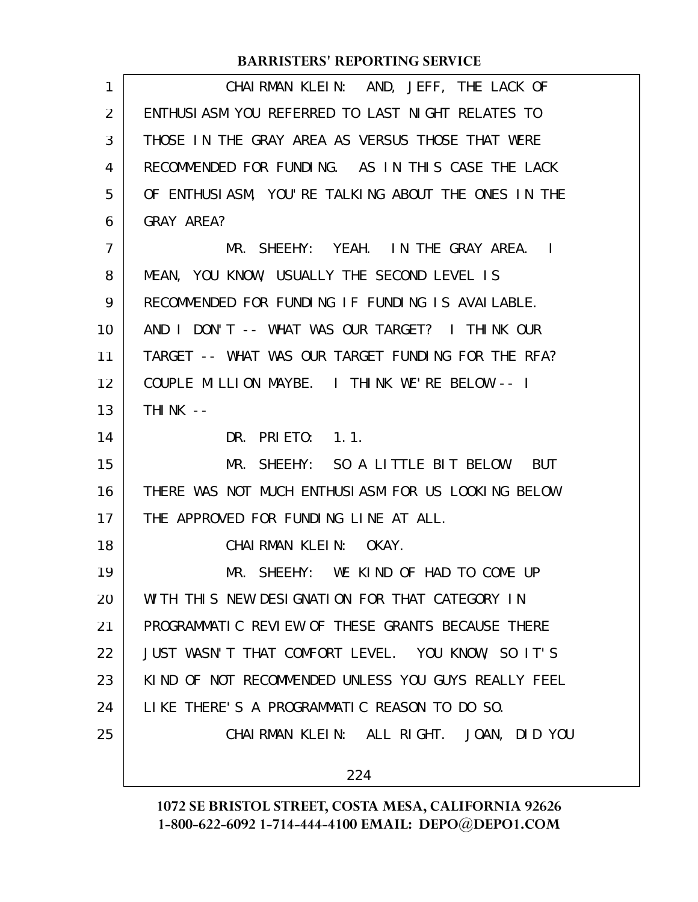CHAIRMAN KLEIN: AND, JEFF, THE LACK OF ENTHUSIASM YOU REFERRED TO LAST NIGHT RELATES TO THOSE IN THE GRAY AREA AS VERSUS THOSE THAT WERE RECOMMENDED FOR FUNDING. AS IN THIS CASE THE LACK OF ENTHUSIASM, YOU'RE TALKING ABOUT THE ONES IN THE GRAY AREA?

MR. SHEEHY: YEAH. IN THE GRAY AREA. I MEAN, YOU KNOW, USUALLY THE SECOND LEVEL IS RECOMMENDED FOR FUNDING IF FUNDING IS AVAILABLE. AND I DON'T -- WHAT WAS OUR TARGET? I THINK OUR TARGET -- WHAT WAS OUR TARGET FUNDING FOR THE RFA? COUPLE MILLION MAYBE. I THINK WE'RE BELOW -- I THINK --

DR. PRIETO: 1.1.

MR. SHEEHY: SO A LITTLE BIT BELOW. BUT THERE WAS NOT MUCH ENTHUSIASM FOR US LOOKING BELOW THE APPROVED FOR FUNDING LINE AT ALL.

CHAIRMAN KLEIN: OKAY.

MR. SHEEHY: WE KIND OF HAD TO COME UP WITH THIS NEW DESIGNATION FOR THAT CATEGORY IN PROGRAMMATIC REVIEW OF THESE GRANTS BECAUSE THERE JUST WASN'T THAT COMFORT LEVEL. YOU KNOW, SO IT'S KIND OF NOT RECOMMENDED UNLESS YOU GUYS REALLY FEEL LIKE THERE'S A PROGRAMMATIC REASON TO DO SO.

CHAIRMAN KLEIN: ALL RIGHT. JOAN, DID YOU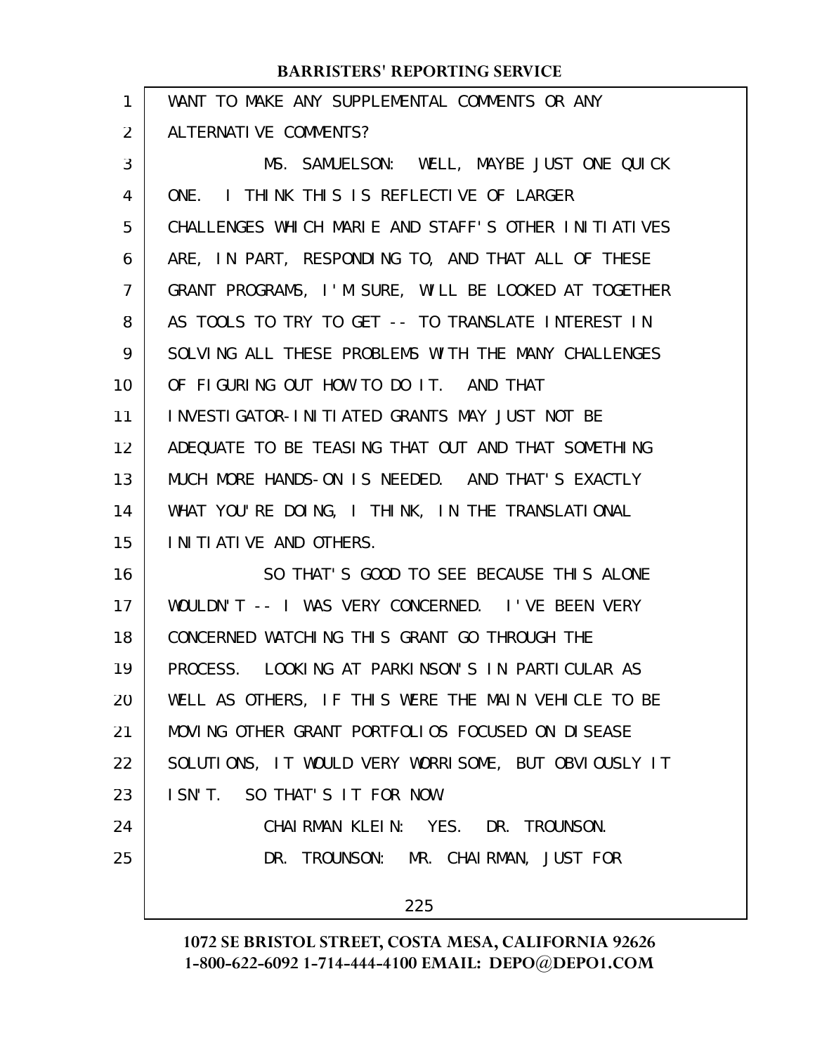WANT TO MAKE ANY SUPPLEMENTAL COMMENTS OR ANY ALTERNATIVE COMMENTS?

MS. SAMUELSON: WELL, MAYBE JUST ONE QUICK ONE. I THINK THIS IS REFLECTIVE OF LARGER CHALLENGES WHICH MARIE AND STAFF'S OTHER INITIATIVES ARE, IN PART, RESPONDING TO, AND THAT ALL OF THESE GRANT PROGRAMS, I'M SURE, WILL BE LOOKED AT TOGETHER AS TOOLS TO TRY TO GET -- TO TRANSLATE INTEREST IN SOLVING ALL THESE PROBLEMS WITH THE MANY CHALLENGES OF FIGURING OUT HOW TO DO IT. AND THAT INVESTIGATOR-INITIATED GRANTS MAY JUST NOT BE ADEQUATE TO BE TEASING THAT OUT AND THAT SOMETHING MUCH MORE HANDS-ON IS NEEDED. AND THAT'S EXACTLY WHAT YOU'RE DOING, I THINK, IN THE TRANSLATIONAL INITIATIVE AND OTHERS.

SO THAT'S GOOD TO SEE BECAUSE THIS ALONE WOULDN'T -- I WAS VERY CONCERNED. I'VE BEEN VERY CONCERNED WATCHING THIS GRANT GO THROUGH THE PROCESS. LOOKING AT PARKINSON'S IN PARTICULAR AS WELL AS OTHERS, IF THIS WERE THE MAIN VEHICLE TO BE MOVING OTHER GRANT PORTFOLIOS FOCUSED ON DISEASE SOLUTIONS, IT WOULD VERY WORRISOME, BUT OBVIOUSLY IT ISN'T. SO THAT'S IT FOR NOW.

CHAIRMAN KLEIN: YES. DR. TROUNSON.

DR. TROUNSON: MR. CHAIRMAN, JUST FOR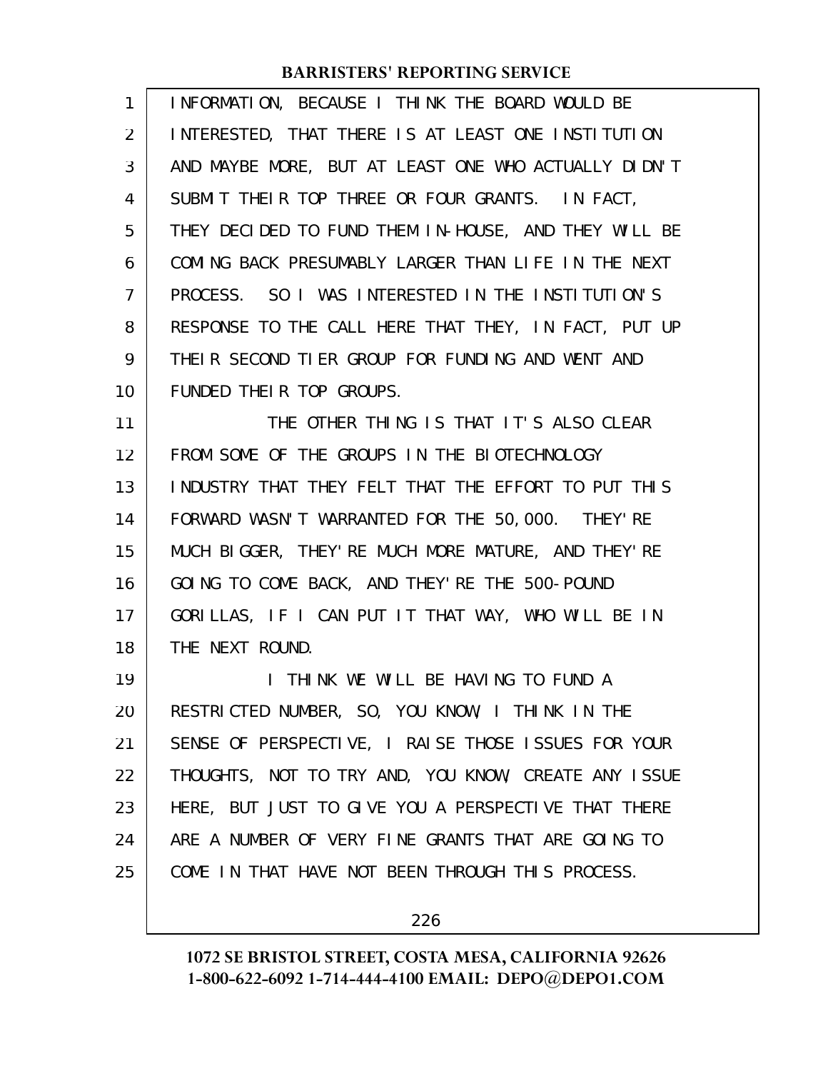INFORMATION, BECAUSE I THINK THE BOARD WOULD BE INTERESTED, THAT THERE IS AT LEAST ONE INSTITUTION AND MAYBE MORE, BUT AT LEAST ONE WHO ACTUALLY DIDN'T SUBMIT THEIR TOP THREE OR FOUR GRANTS. IN FACT, THEY DECIDED TO FUND THEM IN-HOUSE, AND THEY WILL BE COMING BACK PRESUMABLY LARGER THAN LIFE IN THE NEXT PROCESS. SO I WAS INTERESTED IN THE INSTITUTION'S RESPONSE TO THE CALL HERE THAT THEY, IN FACT, PUT UP THEIR SECOND TIER GROUP FOR FUNDING AND WENT AND FUNDED THEIR TOP GROUPS.

THE OTHER THING IS THAT IT'S ALSO CLEAR FROM SOME OF THE GROUPS IN THE BIOTECHNOLOGY INDUSTRY THAT THEY FELT THAT THE EFFORT TO PUT THIS FORWARD WASN'T WARRANTED FOR THE 50,000. THEY'RE MUCH BIGGER, THEY'RE MUCH MORE MATURE, AND THEY'RE GOING TO COME BACK, AND THEY'RE THE 500-POUND GORILLAS, IF I CAN PUT IT THAT WAY, WHO WILL BE IN THE NEXT ROUND.

I THINK WE WILL BE HAVING TO FUND A RESTRICTED NUMBER, SO, YOU KNOW, I THINK IN THE SENSE OF PERSPECTIVE, I RAISE THOSE ISSUES FOR YOUR THOUGHTS, NOT TO TRY AND, YOU KNOW, CREATE ANY ISSUE HERE, BUT JUST TO GIVE YOU A PERSPECTIVE THAT THERE ARE A NUMBER OF VERY FINE GRANTS THAT ARE GOING TO COME IN THAT HAVE NOT BEEN THROUGH THIS PROCESS.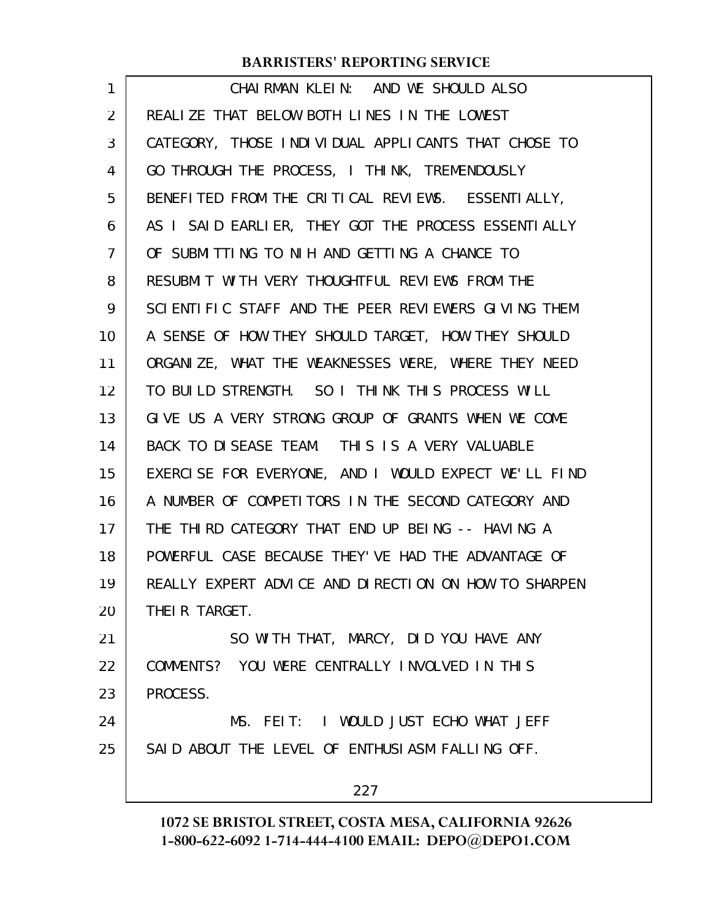CHAIRMAN KLEIN: AND WE SHOULD ALSO REALIZE THAT BELOW BOTH LINES IN THE LOWEST CATEGORY, THOSE INDIVIDUAL APPLICANTS THAT CHOSE TO GO THROUGH THE PROCESS, I THINK, TREMENDOUSLY BENEFITED FROM THE CRITICAL REVIEWS. ESSENTIALLY, AS I SAID EARLIER, THEY GOT THE PROCESS ESSENTIALLY OF SUBMITTING TO NIH AND GETTING A CHANCE TO RESUBMIT WITH VERY THOUGHTFUL REVIEWS FROM THE SCIENTIFIC STAFF AND THE PEER REVIEWERS GIVING THEM A SENSE OF HOW THEY SHOULD TARGET, HOW THEY SHOULD ORGANIZE, WHAT THE WEAKNESSES WERE, WHERE THEY NEED TO BUILD STRENGTH. SO I THINK THIS PROCESS WILL GIVE US A VERY STRONG GROUP OF GRANTS WHEN WE COME BACK TO DISEASE TEAM. THIS IS A VERY VALUABLE EXERCISE FOR EVERYONE, AND I WOULD EXPECT WE'LL FIND A NUMBER OF COMPETITORS IN THE SECOND CATEGORY AND THE THIRD CATEGORY THAT END UP BEING -- HAVING A POWERFUL CASE BECAUSE THEY'VE HAD THE ADVANTAGE OF REALLY EXPERT ADVICE AND DIRECTION ON HOW TO SHARPEN THEIR TARGET.

SO WITH THAT, MARCY, DID YOU HAVE ANY COMMENTS? YOU WERE CENTRALLY INVOLVED IN THIS PROCESS.

MS. FEIT: I WOULD JUST ECHO WHAT JEFF SAID ABOUT THE LEVEL OF ENTHUSIASM FALLING OFF.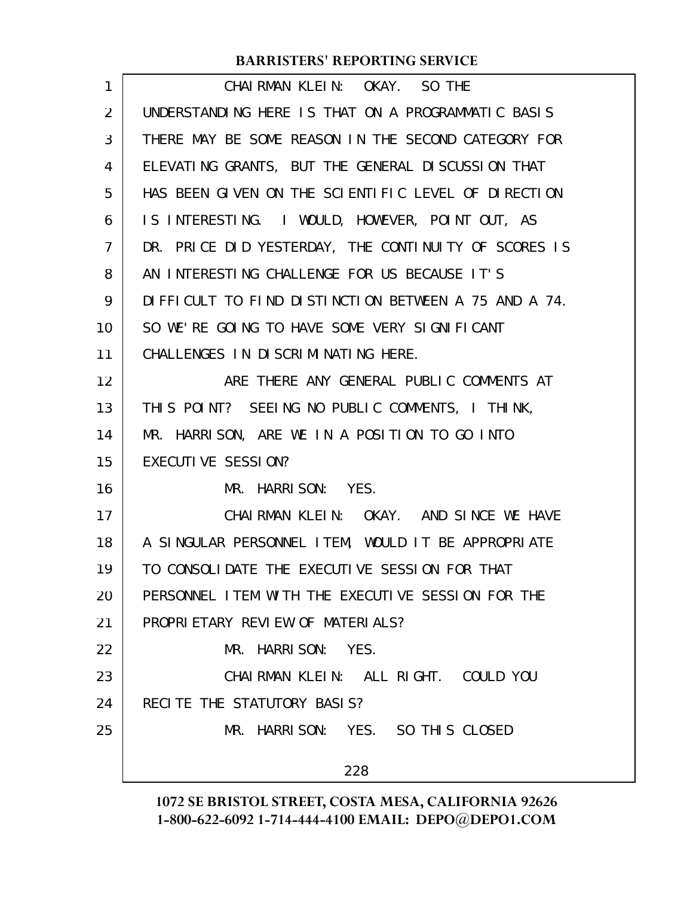CHAIRMAN KLEIN: OKAY. SO THE UNDERSTANDING HERE IS THAT ON A PROGRAMMATIC BASIS THERE MAY BE SOME REASON IN THE SECOND CATEGORY FOR ELEVATING GRANTS, BUT THE GENERAL DISCUSSION THAT HAS BEEN GIVEN ON THE SCIENTIFIC LEVEL OF DIRECTION IS INTERESTING. I WOULD, HOWEVER, POINT OUT, AS DR. PRICE DID YESTERDAY, THE CONTINUITY OF SCORES IS AN INTERESTING CHALLENGE FOR US BECAUSE IT'S DIFFICULT TO FIND DISTINCTION BETWEEN A 75 AND A 74. SO WE'RE GOING TO HAVE SOME VERY SIGNIFICANT CHALLENGES IN DISCRIMINATING HERE.

ARE THERE ANY GENERAL PUBLIC COMMENTS AT THIS POINT? SEEING NO PUBLIC COMMENTS, I THINK, MR. HARRISON, ARE WE IN A POSITION TO GO INTO EXECUTIVE SESSION?

MR. HARRISON: YES.

CHAIRMAN KLEIN: OKAY. AND SINCE WE HAVE A SINGULAR PERSONNEL ITEM, WOULD IT BE APPROPRIATE TO CONSOLIDATE THE EXECUTIVE SESSION FOR THAT PERSONNEL ITEM WITH THE EXECUTIVE SESSION FOR THE PROPRIETARY REVIEW OF MATERIALS?

MR. HARRISON: YES.

CHAIRMAN KLEIN: ALL RIGHT. COULD YOU RECITE THE STATUTORY BASIS?

MR. HARRISON: YES. SO THIS CLOSED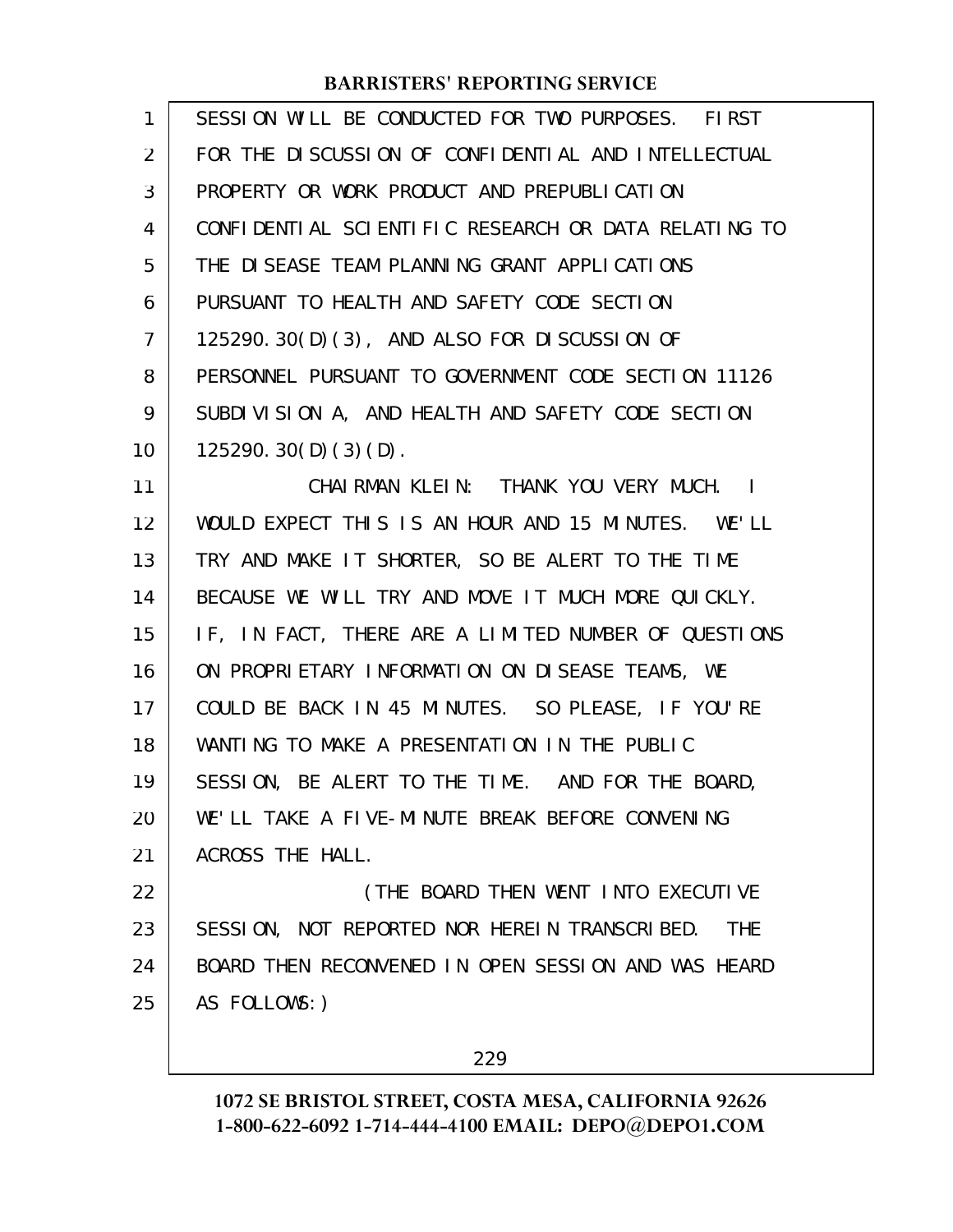SESSION WILL BE CONDUCTED FOR TWO PURPOSES. FIRST FOR THE DISCUSSION OF CONFIDENTIAL AND INTELLECTUAL PROPERTY OR WORK PRODUCT AND PREPUBLICATION CONFIDENTIAL SCIENTIFIC RESEARCH OR DATA RELATING TO THE DISEASE TEAM PLANNING GRANT APPLICATIONS PURSUANT TO HEALTH AND SAFETY CODE SECTION 125290.30(D)(3), AND ALSO FOR DISCUSSION OF PERSONNEL PURSUANT TO GOVERNMENT CODE SECTION 11126 SUBDIVISION A, AND HEALTH AND SAFETY CODE SECTION 125290.30(D)(3)(D).

CHAIRMAN KLEIN: THANK YOU VERY MUCH. I WOULD EXPECT THIS IS AN HOUR AND 15 MINUTES. WE'LL TRY AND MAKE IT SHORTER, SO BE ALERT TO THE TIME BECAUSE WE WILL TRY AND MOVE IT MUCH MORE QUICKLY. IF, IN FACT, THERE ARE A LIMITED NUMBER OF QUESTIONS ON PROPRIETARY INFORMATION ON DISEASE TEAMS, WE COULD BE BACK IN 45 MINUTES. SO PLEASE, IF YOU'RE WANTING TO MAKE A PRESENTATION IN THE PUBLIC SESSION, BE ALERT TO THE TIME. AND FOR THE BOARD, WE'LL TAKE A FIVE-MINUTE BREAK BEFORE CONVENING ACROSS THE HALL.

(THE BOARD THEN WENT INTO EXECUTIVE SESSION, NOT REPORTED NOR HEREIN TRANSCRIBED. THE BOARD THEN RECONVENED IN OPEN SESSION AND WAS HEARD AS FOLLOWS:)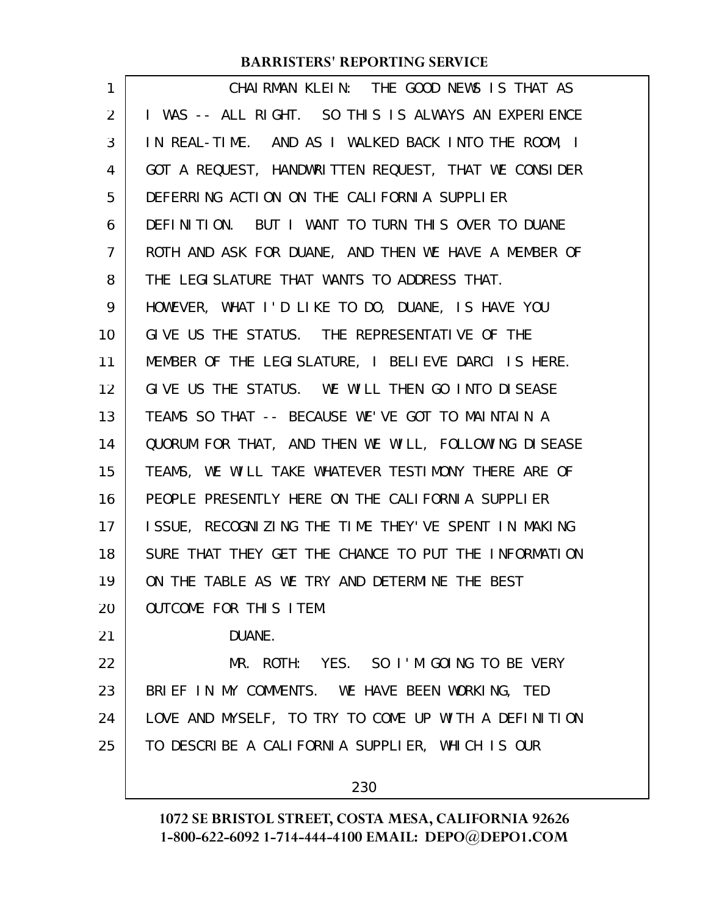CHAIRMAN KLEIN: THE GOOD NEWS IS THAT AS I WAS -- ALL RIGHT. SO THIS IS ALWAYS AN EXPERIENCE IN REAL-TIME. AND AS I WALKED BACK INTO THE ROOM, I GOT A REQUEST, HANDWRITTEN REQUEST, THAT WE CONSIDER DEFERRING ACTION ON THE CALIFORNIA SUPPLIER DEFINITION. BUT I WANT TO TURN THIS OVER TO DUANE ROTH AND ASK FOR DUANE, AND THEN WE HAVE A MEMBER OF THE LEGISLATURE THAT WANTS TO ADDRESS THAT. HOWEVER, WHAT I'D LIKE TO DO, DUANE, IS HAVE YOU GIVE US THE STATUS. THE REPRESENTATIVE OF THE MEMBER OF THE LEGISLATURE, I BELIEVE DARCI IS HERE. GIVE US THE STATUS. WE WILL THEN GO INTO DISEASE TEAMS SO THAT -- BECAUSE WE'VE GOT TO MAINTAIN A QUORUM FOR THAT, AND THEN WE WILL, FOLLOWING DISEASE TEAMS, WE WILL TAKE WHATEVER TESTIMONY THERE ARE OF PEOPLE PRESENTLY HERE ON THE CALIFORNIA SUPPLIER ISSUE, RECOGNIZING THE TIME THEY'VE SPENT IN MAKING SURE THAT THEY GET THE CHANCE TO PUT THE INFORMATION ON THE TABLE AS WE TRY AND DETERMINE THE BEST OUTCOME FOR THIS ITEM.

DUANE.

MR. ROTH: YES. SO I'M GOING TO BE VERY BRIEF IN MY COMMENTS. WE HAVE BEEN WORKING, TED LOVE AND MYSELF, TO TRY TO COME UP WITH A DEFINITION TO DESCRIBE A CALIFORNIA SUPPLIER, WHICH IS OUR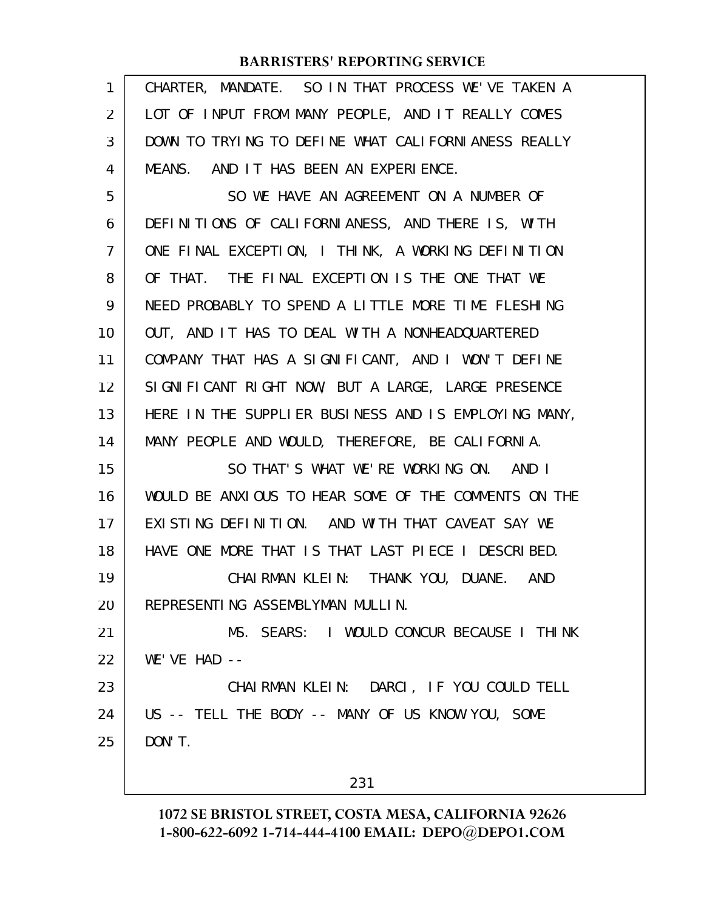CHARTER, MANDATE. SO IN THAT PROCESS WE'VE TAKEN A LOT OF INPUT FROM MANY PEOPLE, AND IT REALLY COMES DOWN TO TRYING TO DEFINE WHAT CALIFORNIANESS REALLY MEANS. AND IT HAS BEEN AN EXPERIENCE.

SO WE HAVE AN AGREEMENT ON A NUMBER OF DEFINITIONS OF CALIFORNIANESS, AND THERE IS, WITH ONE FINAL EXCEPTION, I THINK, A WORKING DEFINITION OF THAT. THE FINAL EXCEPTION IS THE ONE THAT WE NEED PROBABLY TO SPEND A LITTLE MORE TIME FLESHING OUT, AND IT HAS TO DEAL WITH A NONHEADQUARTERED COMPANY THAT HAS A SIGNIFICANT, AND I WON'T DEFINE SIGNIFICANT RIGHT NOW, BUT A LARGE, LARGE PRESENCE HERE IN THE SUPPLIER BUSINESS AND IS EMPLOYING MANY, MANY PEOPLE AND WOULD, THEREFORE, BE CALIFORNIA.

SO THAT'S WHAT WE'RE WORKING ON. AND I WOULD BE ANXIOUS TO HEAR SOME OF THE COMMENTS ON THE EXISTING DEFINITION. AND WITH THAT CAVEAT SAY WE HAVE ONE MORE THAT IS THAT LAST PIECE I DESCRIBED.

CHAIRMAN KLEIN: THANK YOU, DUANE. AND REPRESENTING ASSEMBLYMAN MULLIN.

MS. SEARS: I WOULD CONCUR BECAUSE I THINK WE'VE HAD --

CHAIRMAN KLEIN: DARCI, IF YOU COULD TELL US -- TELL THE BODY -- MANY OF US KNOW YOU, SOME DON'T.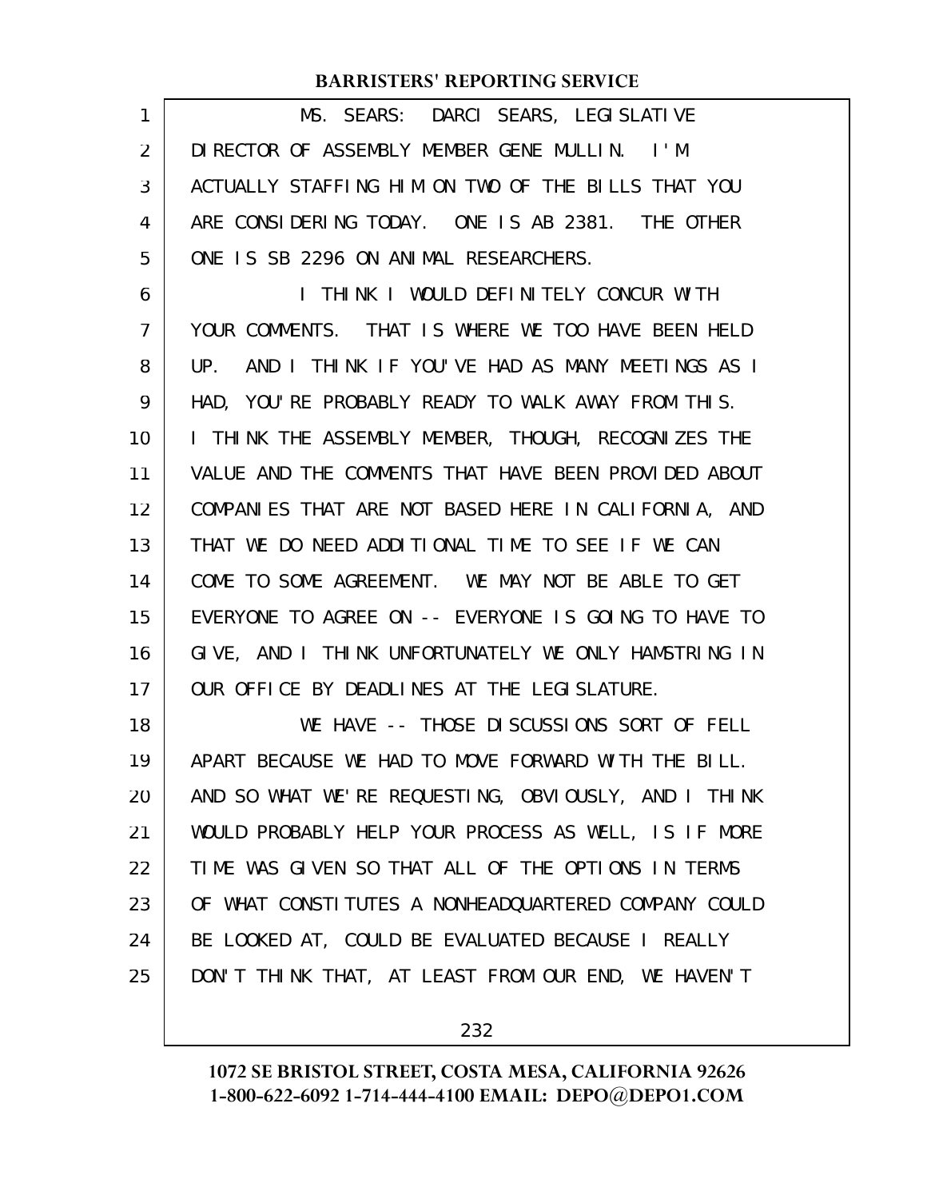MS. SEARS: DARCI SEARS, LEGISLATIVE DIRECTOR OF ASSEMBLY MEMBER GENE MULLIN. I'M ACTUALLY STAFFING HIM ON TWO OF THE BILLS THAT YOU ARE CONSIDERING TODAY. ONE IS AB 2381. THE OTHER ONE IS SB 2296 ON ANIMAL RESEARCHERS.

I THINK I WOULD DEFINITELY CONCUR WITH YOUR COMMENTS. THAT IS WHERE WE TOO HAVE BEEN HELD UP. AND I THINK IF YOU'VE HAD AS MANY MEETINGS AS I HAD, YOU'RE PROBABLY READY TO WALK AWAY FROM THIS. I THINK THE ASSEMBLY MEMBER, THOUGH, RECOGNIZES THE VALUE AND THE COMMENTS THAT HAVE BEEN PROVIDED ABOUT COMPANIES THAT ARE NOT BASED HERE IN CALIFORNIA, AND THAT WE DO NEED ADDITIONAL TIME TO SEE IF WE CAN COME TO SOME AGREEMENT. WE MAY NOT BE ABLE TO GET EVERYONE TO AGREE ON -- EVERYONE IS GOING TO HAVE TO GIVE, AND I THINK UNFORTUNATELY WE ONLY HAMSTRING IN OUR OFFICE BY DEADLINES AT THE LEGISLATURE.

WE HAVE -- THOSE DISCUSSIONS SORT OF FELL APART BECAUSE WE HAD TO MOVE FORWARD WITH THE BILL. AND SO WHAT WE'RE REQUESTING, OBVIOUSLY, AND I THINK WOULD PROBABLY HELP YOUR PROCESS AS WELL, IS IF MORE TIME WAS GIVEN SO THAT ALL OF THE OPTIONS IN TERMS OF WHAT CONSTITUTES A NONHEADQUARTERED COMPANY COULD BE LOOKED AT, COULD BE EVALUATED BECAUSE I REALLY DON'T THINK THAT, AT LEAST FROM OUR END, WE HAVEN'T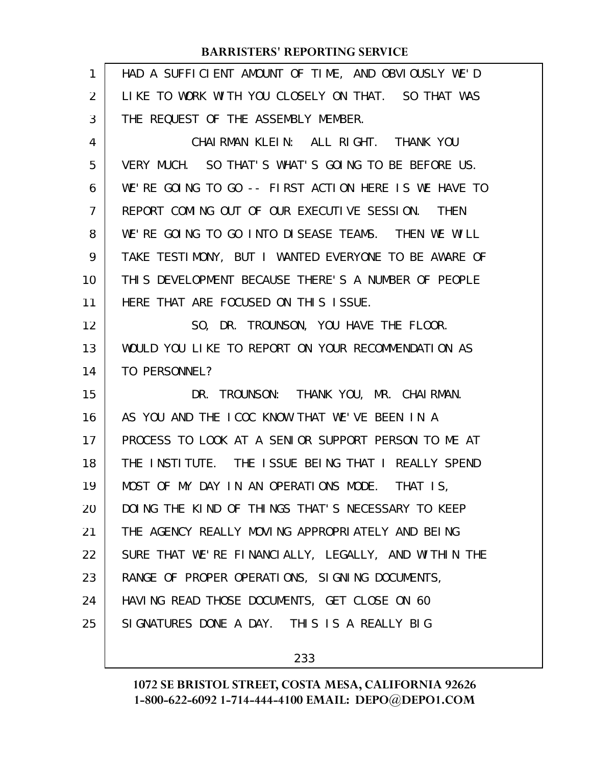HAD A SUFFICIENT AMOUNT OF TIME, AND OBVIOUSLY WE'D LIKE TO WORK WITH YOU CLOSELY ON THAT. SO THAT WAS THE REQUEST OF THE ASSEMBLY MEMBER.

CHAIRMAN KLEIN: ALL RIGHT. THANK YOU VERY MUCH. SO THAT'S WHAT'S GOING TO BE BEFORE US. WE'RE GOING TO GO -- FIRST ACTION HERE IS WE HAVE TO REPORT COMING OUT OF OUR EXECUTIVE SESSION. THEN WE'RE GOING TO GO INTO DISEASE TEAMS. THEN WE WILL TAKE TESTIMONY, BUT I WANTED EVERYONE TO BE AWARE OF THIS DEVELOPMENT BECAUSE THERE'S A NUMBER OF PEOPLE HERE THAT ARE FOCUSED ON THIS ISSUE.

SO, DR. TROUNSON, YOU HAVE THE FLOOR. WOULD YOU LIKE TO REPORT ON YOUR RECOMMENDATION AS TO PERSONNEL?

DR. TROUNSON: THANK YOU, MR. CHAIRMAN. AS YOU AND THE ICOC KNOW THAT WE'VE BEEN IN A PROCESS TO LOOK AT A SENIOR SUPPORT PERSON TO ME AT THE INSTITUTE. THE ISSUE BEING THAT I REALLY SPEND MOST OF MY DAY IN AN OPERATIONS MODE. THAT IS, DOING THE KIND OF THINGS THAT'S NECESSARY TO KEEP THE AGENCY REALLY MOVING APPROPRIATELY AND BEING SURE THAT WE'RE FINANCIALLY, LEGALLY, AND WITHIN THE RANGE OF PROPER OPERATIONS, SIGNING DOCUMENTS, HAVING READ THOSE DOCUMENTS, GET CLOSE ON 60 SIGNATURES DONE A DAY. THIS IS A REALLY BIG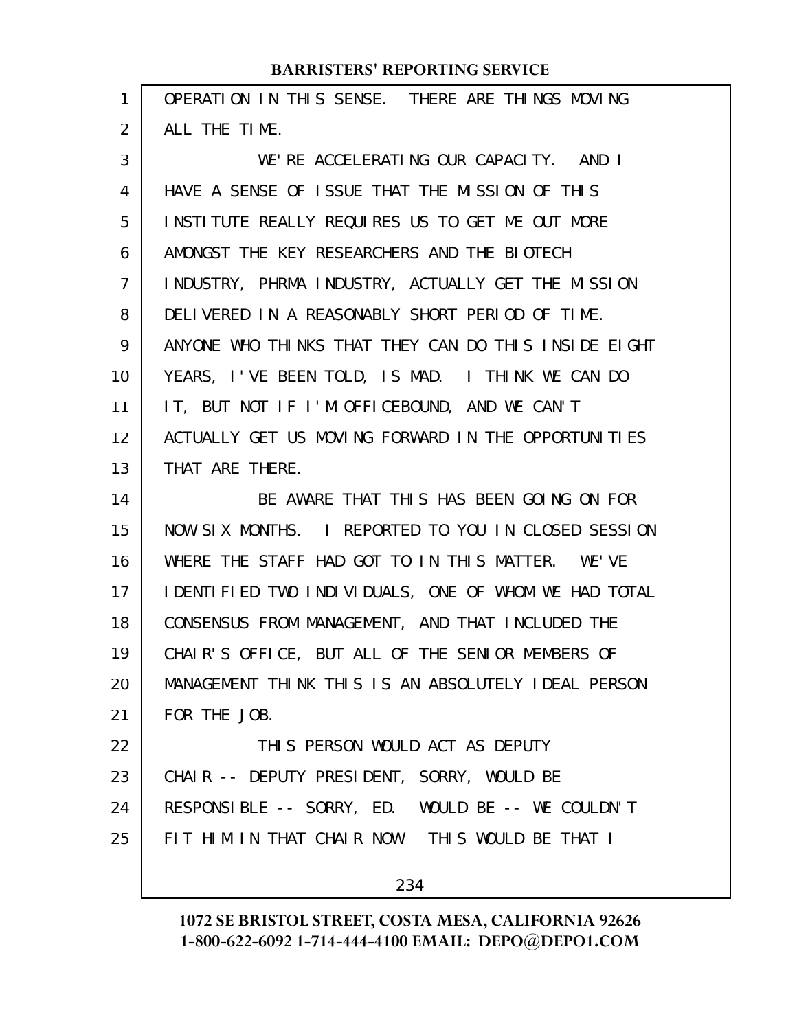OPERATION IN THIS SENSE. THERE ARE THINGS MOVING ALL THE TIME.

WE'RE ACCELERATING OUR CAPACITY. AND I HAVE A SENSE OF ISSUE THAT THE MISSION OF THIS INSTITUTE REALLY REQUIRES US TO GET ME OUT MORE AMONGST THE KEY RESEARCHERS AND THE BIOTECH INDUSTRY, PHRMA INDUSTRY, ACTUALLY GET THE MISSION DELIVERED IN A REASONABLY SHORT PERIOD OF TIME. ANYONE WHO THINKS THAT THEY CAN DO THIS INSIDE EIGHT YEARS, I'VE BEEN TOLD, IS MAD. I THINK WE CAN DO IT, BUT NOT IF I'M OFFICEBOUND, AND WE CAN'T ACTUALLY GET US MOVING FORWARD IN THE OPPORTUNITIES THAT ARE THERE.

BE AWARE THAT THIS HAS BEEN GOING ON FOR NOW SIX MONTHS. I REPORTED TO YOU IN CLOSED SESSION WHERE THE STAFF HAD GOT TO IN THIS MATTER. WE'VE IDENTIFIED TWO INDIVIDUALS, ONE OF WHOM WE HAD TOTAL CONSENSUS FROM MANAGEMENT, AND THAT INCLUDED THE CHAIR'S OFFICE, BUT ALL OF THE SENIOR MEMBERS OF MANAGEMENT THINK THIS IS AN ABSOLUTELY IDEAL PERSON FOR THE JOB.

THIS PERSON WOULD ACT AS DEPUTY CHAIR -- DEPUTY PRESIDENT, SORRY, WOULD BE RESPONSIBLE -- SORRY, ED. WOULD BE -- WE COULDN'T FIT HIM IN THAT CHAIR NOW. THIS WOULD BE THAT I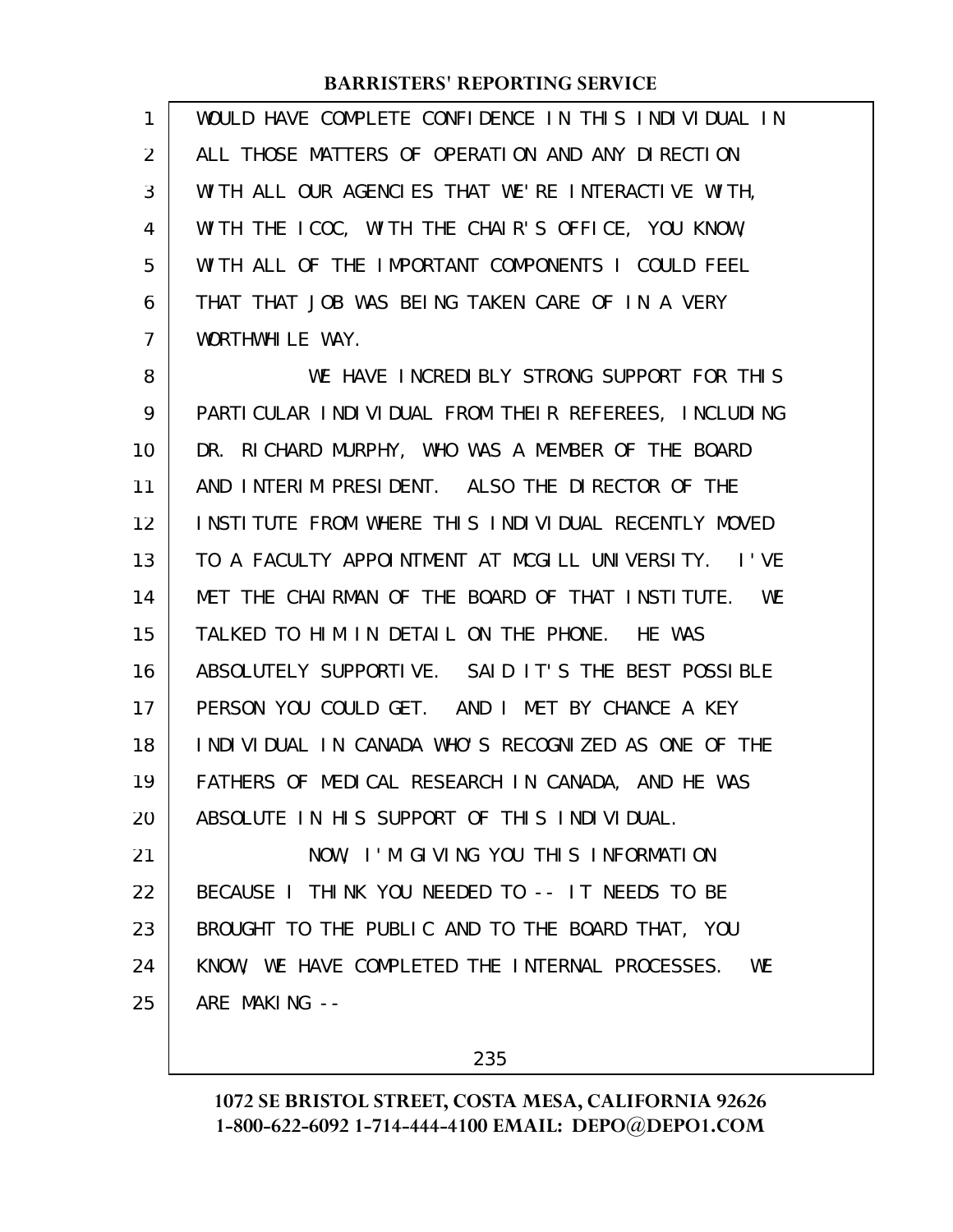WOULD HAVE COMPLETE CONFIDENCE IN THIS INDIVIDUAL IN ALL THOSE MATTERS OF OPERATION AND ANY DIRECTION WITH ALL OUR AGENCIES THAT WE'RE INTERACTIVE WITH, WITH THE ICOC, WITH THE CHAIR'S OFFICE, YOU KNOW, WITH ALL OF THE IMPORTANT COMPONENTS I COULD FEEL THAT THAT JOB WAS BEING TAKEN CARE OF IN A VERY WORTHWHILE WAY.

WE HAVE INCREDIBLY STRONG SUPPORT FOR THIS PARTICULAR INDIVIDUAL FROM THEIR REFEREES, INCLUDING DR. RICHARD MURPHY, WHO WAS A MEMBER OF THE BOARD AND INTERIM PRESIDENT. ALSO THE DIRECTOR OF THE INSTITUTE FROM WHERE THIS INDIVIDUAL RECENTLY MOVED TO A FACULTY APPOINTMENT AT MCGILL UNIVERSITY. I'VE MET THE CHAIRMAN OF THE BOARD OF THAT INSTITUTE. WE TALKED TO HIM IN DETAIL ON THE PHONE. HE WAS ABSOLUTELY SUPPORTIVE. SAID IT'S THE BEST POSSIBLE PERSON YOU COULD GET. AND I MET BY CHANCE A KEY INDIVIDUAL IN CANADA WHO'S RECOGNIZED AS ONE OF THE FATHERS OF MEDICAL RESEARCH IN CANADA, AND HE WAS ABSOLUTE IN HIS SUPPORT OF THIS INDIVIDUAL.

NOW, I'M GIVING YOU THIS INFORMATION BECAUSE I THINK YOU NEEDED TO -- IT NEEDS TO BE BROUGHT TO THE PUBLIC AND TO THE BOARD THAT, YOU KNOW, WE HAVE COMPLETED THE INTERNAL PROCESSES. WE ARE MAKING --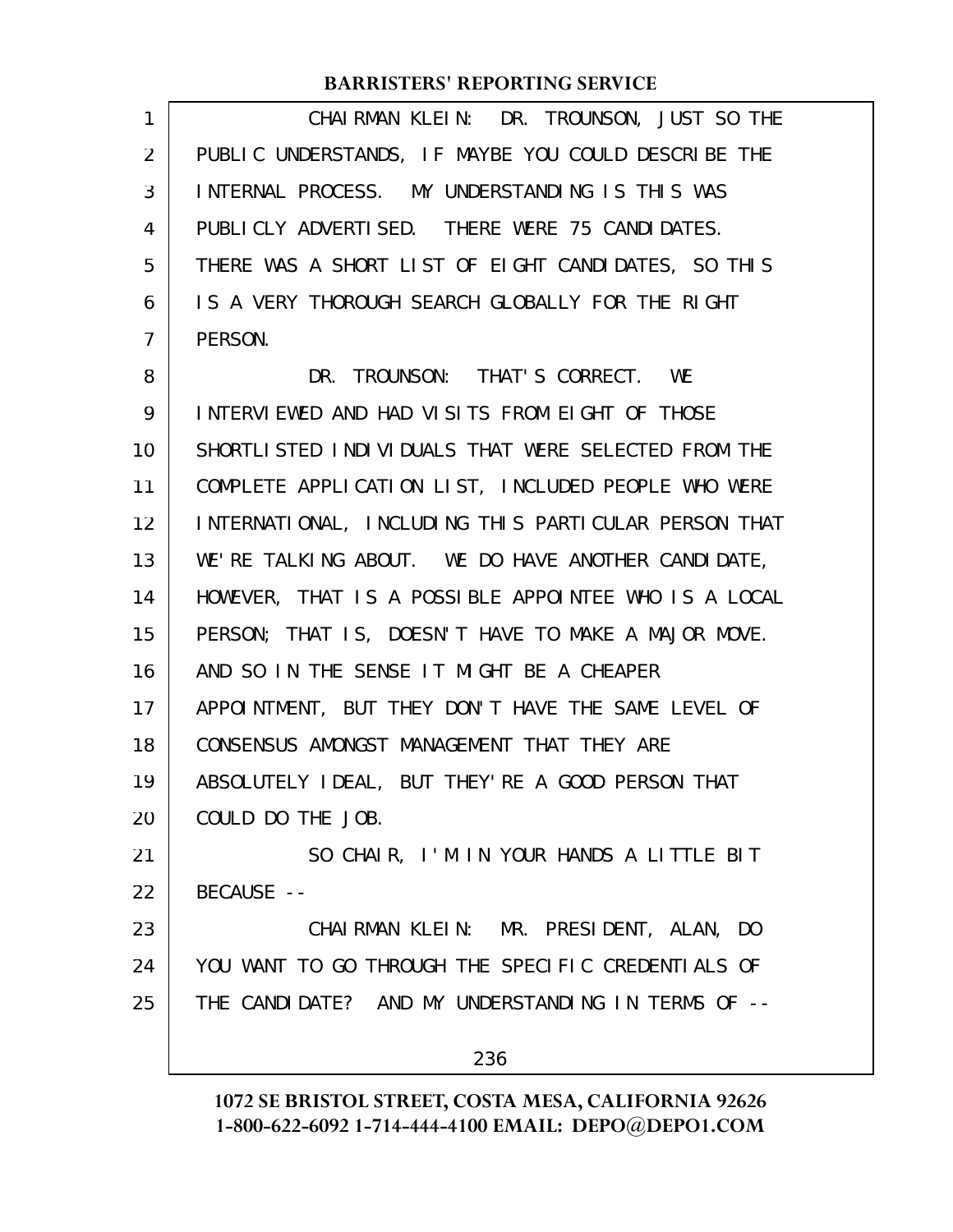CHAIRMAN KLEIN: DR. TROUNSON, JUST SO THE PUBLIC UNDERSTANDS, IF MAYBE YOU COULD DESCRIBE THE INTERNAL PROCESS. MY UNDERSTANDING IS THIS WAS PUBLICLY ADVERTISED. THERE WERE 75 CANDIDATES. THERE WAS A SHORT LIST OF EIGHT CANDIDATES, SO THIS IS A VERY THOROUGH SEARCH GLOBALLY FOR THE RIGHT PERSON.

DR. TROUNSON: THAT'S CORRECT. WE INTERVIEWED AND HAD VISITS FROM EIGHT OF THOSE SHORTLISTED INDIVIDUALS THAT WERE SELECTED FROM THE COMPLETE APPLICATION LIST, INCLUDED PEOPLE WHO WERE INTERNATIONAL, INCLUDING THIS PARTICULAR PERSON THAT WE'RE TALKING ABOUT. WE DO HAVE ANOTHER CANDIDATE, HOWEVER, THAT IS A POSSIBLE APPOINTEE WHO IS A LOCAL PERSON; THAT IS, DOESN'T HAVE TO MAKE A MAJOR MOVE. AND SO IN THE SENSE IT MIGHT BE A CHEAPER APPOINTMENT, BUT THEY DON'T HAVE THE SAME LEVEL OF CONSENSUS AMONGST MANAGEMENT THAT THEY ARE ABSOLUTELY IDEAL, BUT THEY'RE A GOOD PERSON THAT COULD DO THE JOB.

SO CHAIR, I'M IN YOUR HANDS A LITTLE BIT BECAUSE --

CHAIRMAN KLEIN: MR. PRESIDENT, ALAN, DO YOU WANT TO GO THROUGH THE SPECIFIC CREDENTIALS OF THE CANDIDATE? AND MY UNDERSTANDING IN TERMS OF --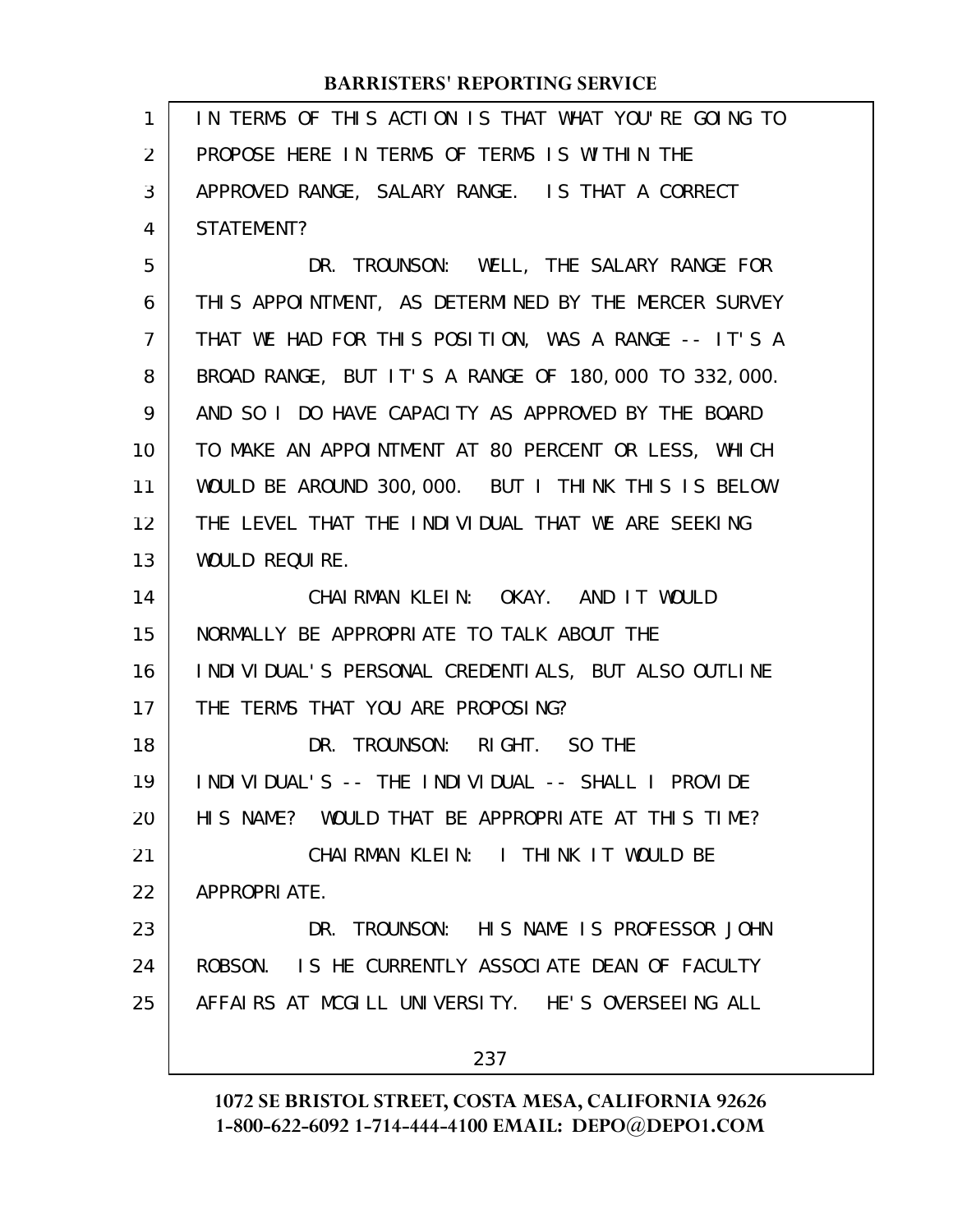IN TERMS OF THIS ACTION IS THAT WHAT YOU'RE GOING TO PROPOSE HERE IN TERMS OF TERMS IS WITHIN THE APPROVED RANGE, SALARY RANGE. IS THAT A CORRECT STATEMENT?

DR. TROUNSON: WELL, THE SALARY RANGE FOR THIS APPOINTMENT, AS DETERMINED BY THE MERCER SURVEY THAT WE HAD FOR THIS POSITION, WAS A RANGE -- IT'S A BROAD RANGE, BUT IT'S A RANGE OF 180,000 TO 332,000. AND SO I DO HAVE CAPACITY AS APPROVED BY THE BOARD TO MAKE AN APPOINTMENT AT 80 PERCENT OR LESS, WHICH WOULD BE AROUND 300,000. BUT I THINK THIS IS BELOW THE LEVEL THAT THE INDIVIDUAL THAT WE ARE SEEKING WOULD REQUIRE.

CHAIRMAN KLEIN: OKAY. AND IT WOULD NORMALLY BE APPROPRIATE TO TALK ABOUT THE INDIVIDUAL'S PERSONAL CREDENTIALS, BUT ALSO OUTLINE THE TERMS THAT YOU ARE PROPOSING?

DR. TROUNSON: RIGHT. SO THE INDIVIDUAL'S -- THE INDIVIDUAL -- SHALL I PROVIDE HIS NAME? WOULD THAT BE APPROPRIATE AT THIS TIME?

CHAIRMAN KLEIN: I THINK IT WOULD BE APPROPRIATE.

DR. TROUNSON: HIS NAME IS PROFESSOR JOHN ROBSON. IS HE CURRENTLY ASSOCIATE DEAN OF FACULTY AFFAIRS AT MCGILL UNIVERSITY. HE'S OVERSEEING ALL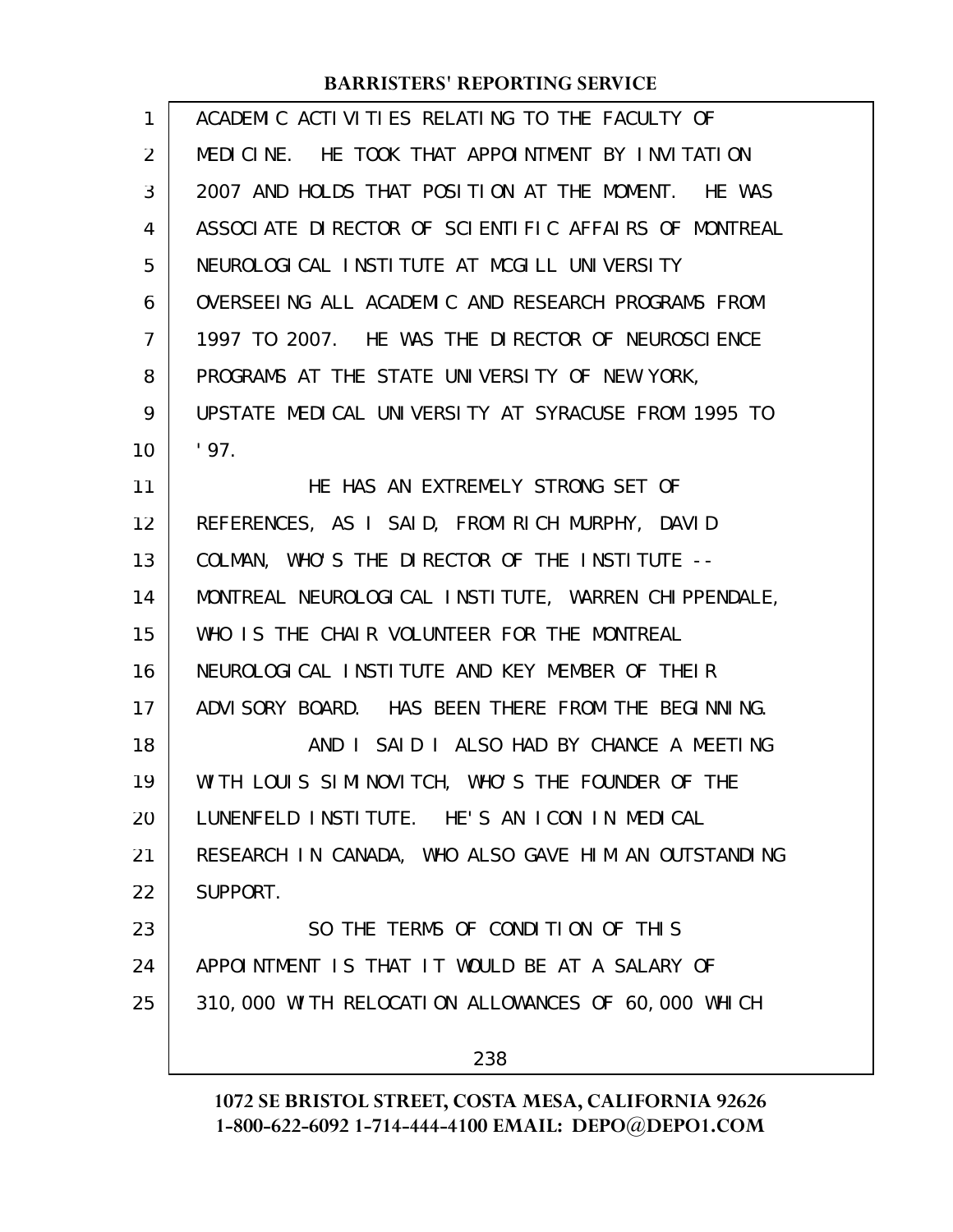ACADEMIC ACTIVITIES RELATING TO THE FACULTY OF MEDICINE. HE TOOK THAT APPOINTMENT BY INVITATION 2007 AND HOLDS THAT POSITION AT THE MOMENT. HE WAS ASSOCIATE DIRECTOR OF SCIENTIFIC AFFAIRS OF MONTREAL NEUROLOGICAL INSTITUTE AT MCGILL UNIVERSITY OVERSEEING ALL ACADEMIC AND RESEARCH PROGRAMS FROM 1997 TO 2007. HE WAS THE DIRECTOR OF NEUROSCIENCE PROGRAMS AT THE STATE UNIVERSITY OF NEW YORK, UPSTATE MEDICAL UNIVERSITY AT SYRACUSE FROM 1995 TO '97.

HE HAS AN EXTREMELY STRONG SET OF REFERENCES, AS I SAID, FROM RICH MURPHY, DAVID COLMAN, WHO'S THE DIRECTOR OF THE INSTITUTE -- MONTREAL NEUROLOGICAL INSTITUTE, WARREN CHIPPENDALE, WHO IS THE CHAIR VOLUNTEER FOR THE MONTREAL NEUROLOGICAL INSTITUTE AND KEY MEMBER OF THEIR ADVISORY BOARD. HAS BEEN THERE FROM THE BEGINNING.

AND I SAID I ALSO HAD BY CHANCE A MEETING WITH LOUIS SIMINOVITCH, WHO'S THE FOUNDER OF THE LUNENFELD INSTITUTE. HE'S AN ICON IN MEDICAL RESEARCH IN CANADA, WHO ALSO GAVE HIM AN OUTSTANDING SUPPORT.

SO THE TERMS OF CONDITION OF THIS APPOINTMENT IS THAT IT WOULD BE AT A SALARY OF 310,000 WITH RELOCATION ALLOWANCES OF 60,000 WHICH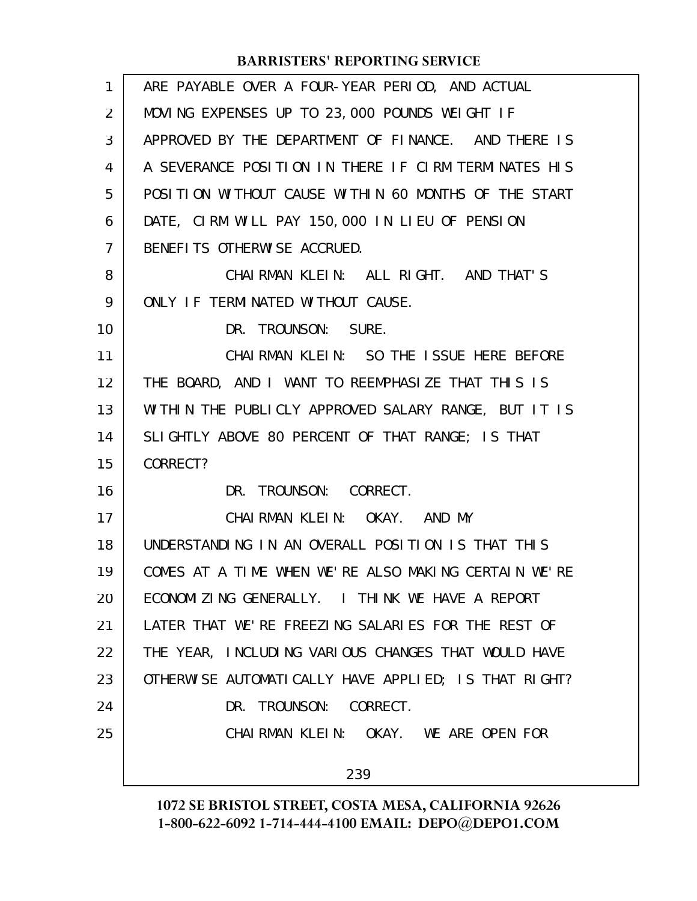ARE PAYABLE OVER A FOUR-YEAR PERIOD, AND ACTUAL MOVING EXPENSES UP TO 23,000 POUNDS WEIGHT IF APPROVED BY THE DEPARTMENT OF FINANCE. AND THERE IS A SEVERANCE POSITION IN THERE IF CIRM TERMINATES HIS POSITION WITHOUT CAUSE WITHIN 60 MONTHS OF THE START DATE, CIRM WILL PAY 150,000 IN LIEU OF PENSION BENEFITS OTHERWISE ACCRUED.

CHAIRMAN KLEIN: ALL RIGHT. AND THAT'S ONLY IF TERMINATED WITHOUT CAUSE.

DR. TROUNSON: SURE.

CHAIRMAN KLEIN: SO THE ISSUE HERE BEFORE THE BOARD, AND I WANT TO REEMPHASIZE THAT THIS IS WITHIN THE PUBLICLY APPROVED SALARY RANGE, BUT IT IS SLIGHTLY ABOVE 80 PERCENT OF THAT RANGE; IS THAT CORRECT?

DR. TROUNSON: CORRECT.

CHAIRMAN KLEIN: OKAY. AND MY UNDERSTANDING IN AN OVERALL POSITION IS THAT THIS COMES AT A TIME WHEN WE'RE ALSO MAKING CERTAIN WE'RE ECONOMIZING GENERALLY. I THINK WE HAVE A REPORT LATER THAT WE'RE FREEZING SALARIES FOR THE REST OF THE YEAR, INCLUDING VARIOUS CHANGES THAT WOULD HAVE OTHERWISE AUTOMATICALLY HAVE APPLIED; IS THAT RIGHT?

DR. TROUNSON: CORRECT.

CHAIRMAN KLEIN: OKAY. WE ARE OPEN FOR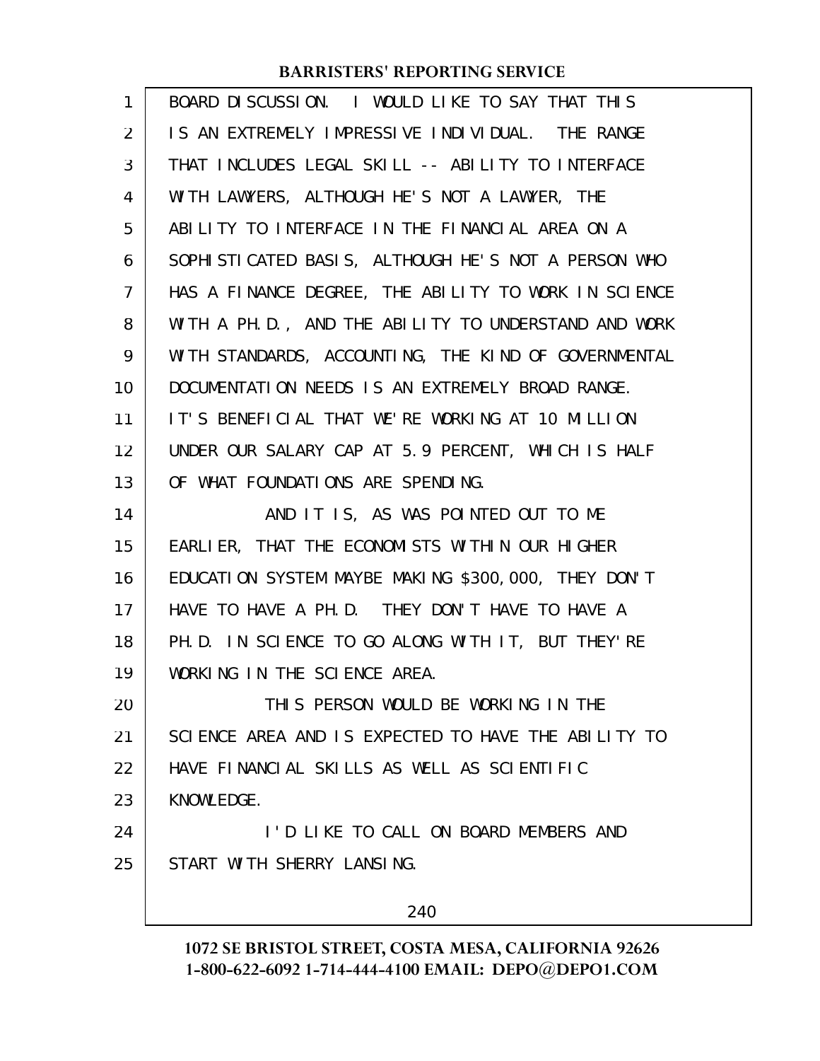BOARD DISCUSSION. I WOULD LIKE TO SAY THAT THIS IS AN EXTREMELY IMPRESSIVE INDIVIDUAL. THE RANGE THAT INCLUDES LEGAL SKILL -- ABILITY TO INTERFACE WITH LAWYERS, ALTHOUGH HE'S NOT A LAWYER, THE ABILITY TO INTERFACE IN THE FINANCIAL AREA ON A SOPHISTICATED BASIS, ALTHOUGH HE'S NOT A PERSON WHO HAS A FINANCE DEGREE, THE ABILITY TO WORK IN SCIENCE WITH A PH.D., AND THE ABILITY TO UNDERSTAND AND WORK WITH STANDARDS, ACCOUNTING, THE KIND OF GOVERNMENTAL DOCUMENTATION NEEDS IS AN EXTREMELY BROAD RANGE. IT'S BENEFICIAL THAT WE'RE WORKING AT 10 MILLION UNDER OUR SALARY CAP AT 5.9 PERCENT, WHICH IS HALF OF WHAT FOUNDATIONS ARE SPENDING.

AND IT IS, AS WAS POINTED OUT TO ME EARLIER, THAT THE ECONOMISTS WITHIN OUR HIGHER EDUCATION SYSTEM MAYBE MAKING $300,000, THEY DON'T HAVE TO HAVE A PH.D. THEY DON'T HAVE TO HAVE A PH.D. IN SCIENCE TO GO ALONG WITH IT, BUT THEY'RE WORKING IN THE SCIENCE AREA.

THIS PERSON WOULD BE WORKING IN THE SCIENCE AREA AND IS EXPECTED TO HAVE THE ABILITY TO HAVE FINANCIAL SKILLS AS WELL AS SCIENTIFIC KNOWLEDGE.

I'D LIKE TO CALL ON BOARD MEMBERS AND START WITH SHERRY LANSING.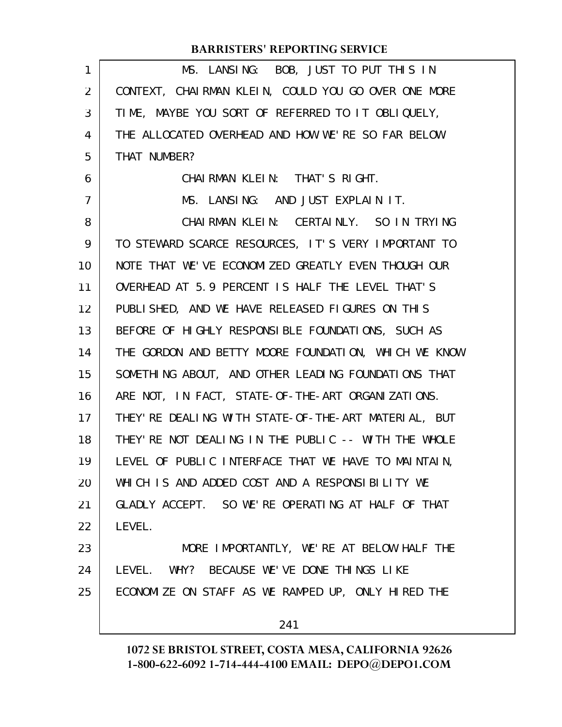MS. LANSING: BOB, JUST TO PUT THIS IN CONTEXT, CHAIRMAN KLEIN, COULD YOU GO OVER ONE MORE TIME, MAYBE YOU SORT OF REFERRED TO IT OBLIQUELY, THE ALLOCATED OVERHEAD AND HOW WE'RE SO FAR BELOW THAT NUMBER?

CHAIRMAN KLEIN: THAT'S RIGHT.

MS. LANSING: AND JUST EXPLAIN IT.

CHAIRMAN KLEIN: CERTAINLY. SO IN TRYING TO STEWARD SCARCE RESOURCES, IT'S VERY IMPORTANT TO NOTE THAT WE'VE ECONOMIZED GREATLY EVEN THOUGH OUR OVERHEAD AT 5.9 PERCENT IS HALF THE LEVEL THAT'S PUBLISHED, AND WE HAVE RELEASED FIGURES ON THIS BEFORE OF HIGHLY RESPONSIBLE FOUNDATIONS, SUCH AS THE GORDON AND BETTY MOORE FOUNDATION, WHICH WE KNOW SOMETHING ABOUT, AND OTHER LEADING FOUNDATIONS THAT ARE NOT, IN FACT, STATE-OF-THE-ART ORGANIZATIONS. THEY'RE DEALING WITH STATE-OF-THE-ART MATERIAL, BUT THEY'RE NOT DEALING IN THE PUBLIC -- WITH THE WHOLE LEVEL OF PUBLIC INTERFACE THAT WE HAVE TO MAINTAIN, WHICH IS AND ADDED COST AND A RESPONSIBILITY WE GLADLY ACCEPT. SO WE'RE OPERATING AT HALF OF THAT LEVEL.

MORE IMPORTANTLY, WE'RE AT BELOW HALF THE LEVEL. WHY? BECAUSE WE'VE DONE THINGS LIKE ECONOMIZE ON STAFF AS WE RAMPED UP, ONLY HIRED THE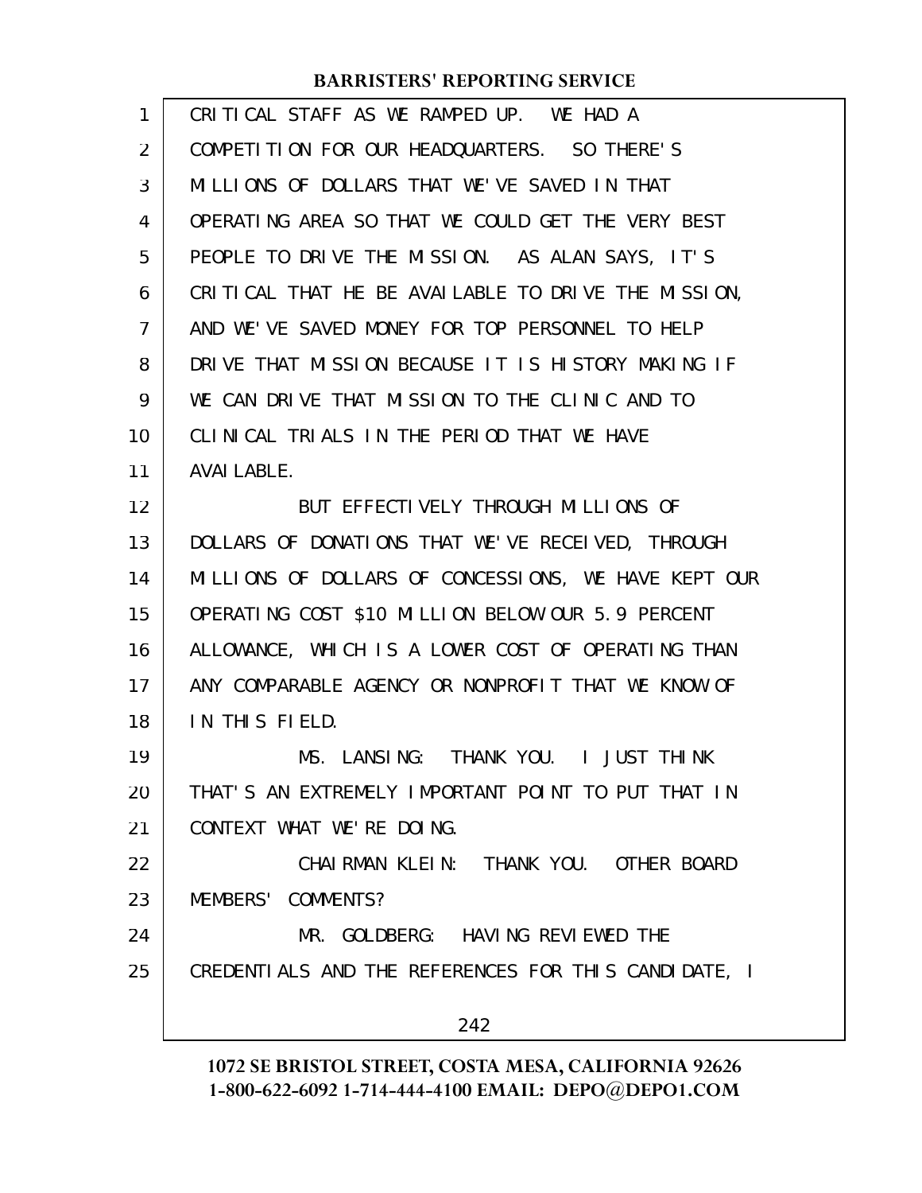CRITICAL STAFF AS WE RAMPED UP. WE HAD A COMPETITION FOR OUR HEADQUARTERS. SO THERE'S MILLIONS OF DOLLARS THAT WE'VE SAVED IN THAT OPERATING AREA SO THAT WE COULD GET THE VERY BEST PEOPLE TO DRIVE THE MISSION. AS ALAN SAYS, IT'S CRITICAL THAT HE BE AVAILABLE TO DRIVE THE MISSION, AND WE'VE SAVED MONEY FOR TOP PERSONNEL TO HELP DRIVE THAT MISSION BECAUSE IT IS HISTORY MAKING IF WE CAN DRIVE THAT MISSION TO THE CLINIC AND TO CLINICAL TRIALS IN THE PERIOD THAT WE HAVE AVAILABLE.

BUT EFFECTIVELY THROUGH MILLIONS OF DOLLARS OF DONATIONS THAT WE'VE RECEIVED, THROUGH MILLIONS OF DOLLARS OF CONCESSIONS, WE HAVE KEPT OUR OPERATING COST $10 MILLION BELOW OUR 5.9 PERCENT ALLOWANCE, WHICH IS A LOWER COST OF OPERATING THAN ANY COMPARABLE AGENCY OR NONPROFIT THAT WE KNOW OF IN THIS FIELD.

MS. LANSING: THANK YOU. I JUST THINK THAT'S AN EXTREMELY IMPORTANT POINT TO PUT THAT IN CONTEXT WHAT WE'RE DOING.

CHAIRMAN KLEIN: THANK YOU. OTHER BOARD MEMBERS' COMMENTS?

MR. GOLDBERG: HAVING REVIEWED THE CREDENTIALS AND THE REFERENCES FOR THIS CANDIDATE, I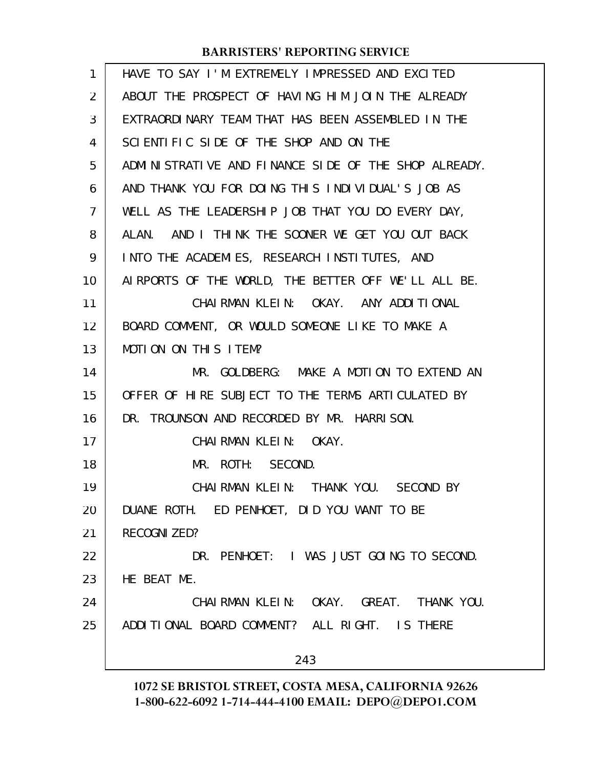HAVE TO SAY I'M EXTREMELY IMPRESSED AND EXCITED ABOUT THE PROSPECT OF HAVING HIM JOIN THE ALREADY EXTRAORDINARY TEAM THAT HAS BEEN ASSEMBLED IN THE SCIENTIFIC SIDE OF THE SHOP AND ON THE ADMINISTRATIVE AND FINANCE SIDE OF THE SHOP ALREADY. AND THANK YOU FOR DOING THIS INDIVIDUAL'S JOB AS WELL AS THE LEADERSHIP JOB THAT YOU DO EVERY DAY, ALAN. AND I THINK THE SOONER WE GET YOU OUT BACK INTO THE ACADEMIES, RESEARCH INSTITUTES, AND AIRPORTS OF THE WORLD, THE BETTER OFF WE'LL ALL BE.

CHAIRMAN KLEIN: OKAY. ANY ADDITIONAL BOARD COMMENT, OR WOULD SOMEONE LIKE TO MAKE A MOTION ON THIS ITEM?

MR. GOLDBERG: MAKE A MOTION TO EXTEND AN OFFER OF HIRE SUBJECT TO THE TERMS ARTICULATED BY DR. TROUNSON AND RECORDED BY MR. HARRISON.

CHAIRMAN KLEIN: OKAY.

MR. ROTH: SECOND.

CHAIRMAN KLEIN: THANK YOU. SECOND BY DUANE ROTH. ED PENHOET, DID YOU WANT TO BE RECOGNIZED?

DR. PENHOET: I WAS JUST GOING TO SECOND. HE BEAT ME.

CHAIRMAN KLEIN: OKAY. GREAT. THANK YOU. ADDITIONAL BOARD COMMENT? ALL RIGHT. IS THERE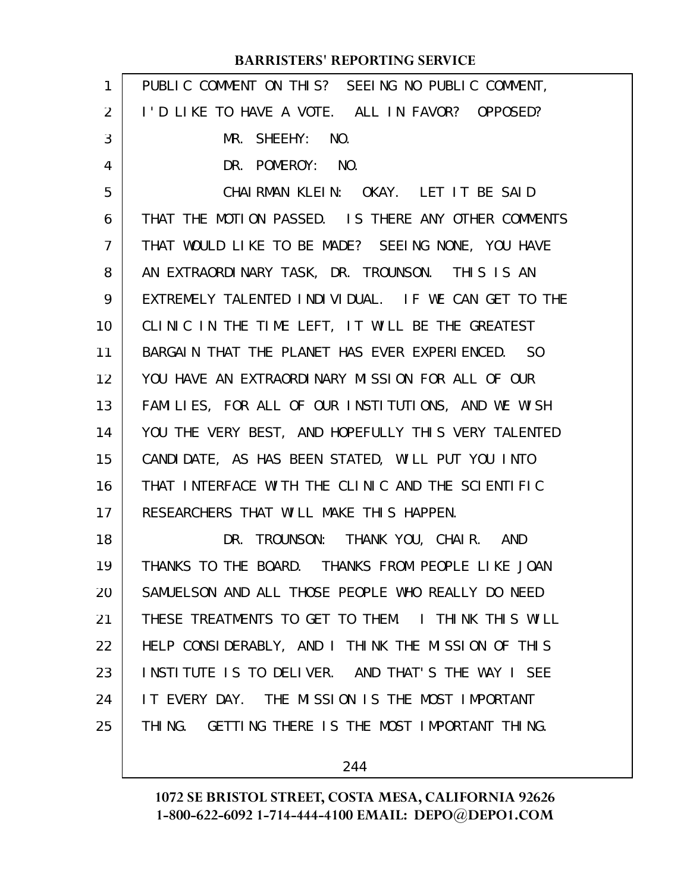PUBLIC COMMENT ON THIS? SEEING NO PUBLIC COMMENT, I'D LIKE TO HAVE A VOTE. ALL IN FAVOR? OPPOSED?

MR. SHEEHY: NO.

DR. POMEROY: NO.

CHAIRMAN KLEIN: OKAY. LET IT BE SAID THAT THE MOTION PASSED. IS THERE ANY OTHER COMMENTS THAT WOULD LIKE TO BE MADE? SEEING NONE, YOU HAVE AN EXTRAORDINARY TASK, DR. TROUNSON. THIS IS AN EXTREMELY TALENTED INDIVIDUAL. IF WE CAN GET TO THE CLINIC IN THE TIME LEFT, IT WILL BE THE GREATEST BARGAIN THAT THE PLANET HAS EVER EXPERIENCED. SO YOU HAVE AN EXTRAORDINARY MISSION FOR ALL OF OUR FAMILIES, FOR ALL OF OUR INSTITUTIONS, AND WE WISH YOU THE VERY BEST, AND HOPEFULLY THIS VERY TALENTED CANDIDATE, AS HAS BEEN STATED, WILL PUT YOU INTO THAT INTERFACE WITH THE CLINIC AND THE SCIENTIFIC RESEARCHERS THAT WILL MAKE THIS HAPPEN.

DR. TROUNSON: THANK YOU, CHAIR. AND THANKS TO THE BOARD. THANKS FROM PEOPLE LIKE JOAN SAMUELSON AND ALL THOSE PEOPLE WHO REALLY DO NEED THESE TREATMENTS TO GET TO THEM. I THINK THIS WILL HELP CONSIDERABLY, AND I THINK THE MISSION OF THIS INSTITUTE IS TO DELIVER. AND THAT'S THE WAY I SEE IT EVERY DAY. THE MISSION IS THE MOST IMPORTANT THING. GETTING THERE IS THE MOST IMPORTANT THING.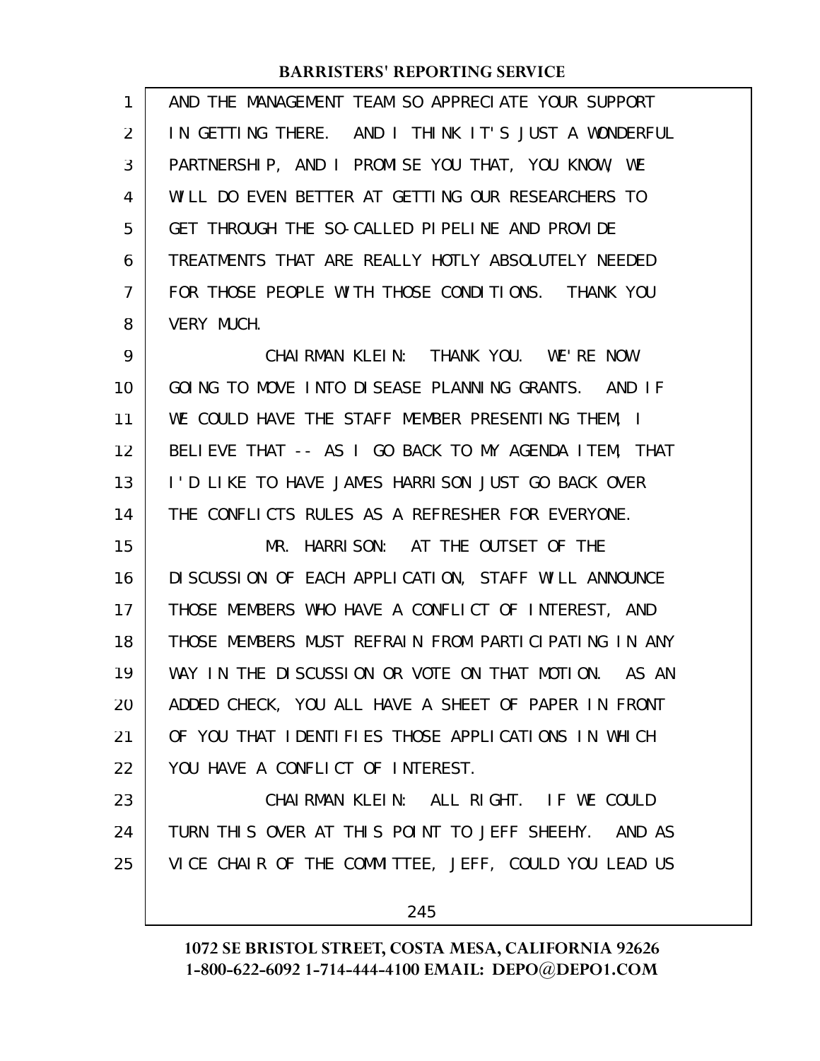AND THE MANAGEMENT TEAM SO APPRECIATE YOUR SUPPORT IN GETTING THERE. AND I THINK IT'S JUST A WONDERFUL PARTNERSHIP, AND I PROMISE YOU THAT, YOU KNOW, WE WILL DO EVEN BETTER AT GETTING OUR RESEARCHERS TO GET THROUGH THE SO-CALLED PIPELINE AND PROVIDE TREATMENTS THAT ARE REALLY HOTLY ABSOLUTELY NEEDED FOR THOSE PEOPLE WITH THOSE CONDITIONS. THANK YOU VERY MUCH.

CHAIRMAN KLEIN: THANK YOU. WE'RE NOW GOING TO MOVE INTO DISEASE PLANNING GRANTS. AND IF WE COULD HAVE THE STAFF MEMBER PRESENTING THEM, I BELIEVE THAT -- AS I GO BACK TO MY AGENDA ITEM, THAT I'D LIKE TO HAVE JAMES HARRISON JUST GO BACK OVER THE CONFLICTS RULES AS A REFRESHER FOR EVERYONE.

MR. HARRISON: AT THE OUTSET OF THE DISCUSSION OF EACH APPLICATION, STAFF WILL ANNOUNCE THOSE MEMBERS WHO HAVE A CONFLICT OF INTEREST, AND THOSE MEMBERS MUST REFRAIN FROM PARTICIPATING IN ANY WAY IN THE DISCUSSION OR VOTE ON THAT MOTION. AS AN ADDED CHECK, YOU ALL HAVE A SHEET OF PAPER IN FRONT OF YOU THAT IDENTIFIES THOSE APPLICATIONS IN WHICH YOU HAVE A CONFLICT OF INTEREST.

CHAIRMAN KLEIN: ALL RIGHT. IF WE COULD TURN THIS OVER AT THIS POINT TO JEFF SHEEHY. AND AS VICE CHAIR OF THE COMMITTEE, JEFF, COULD YOU LEAD US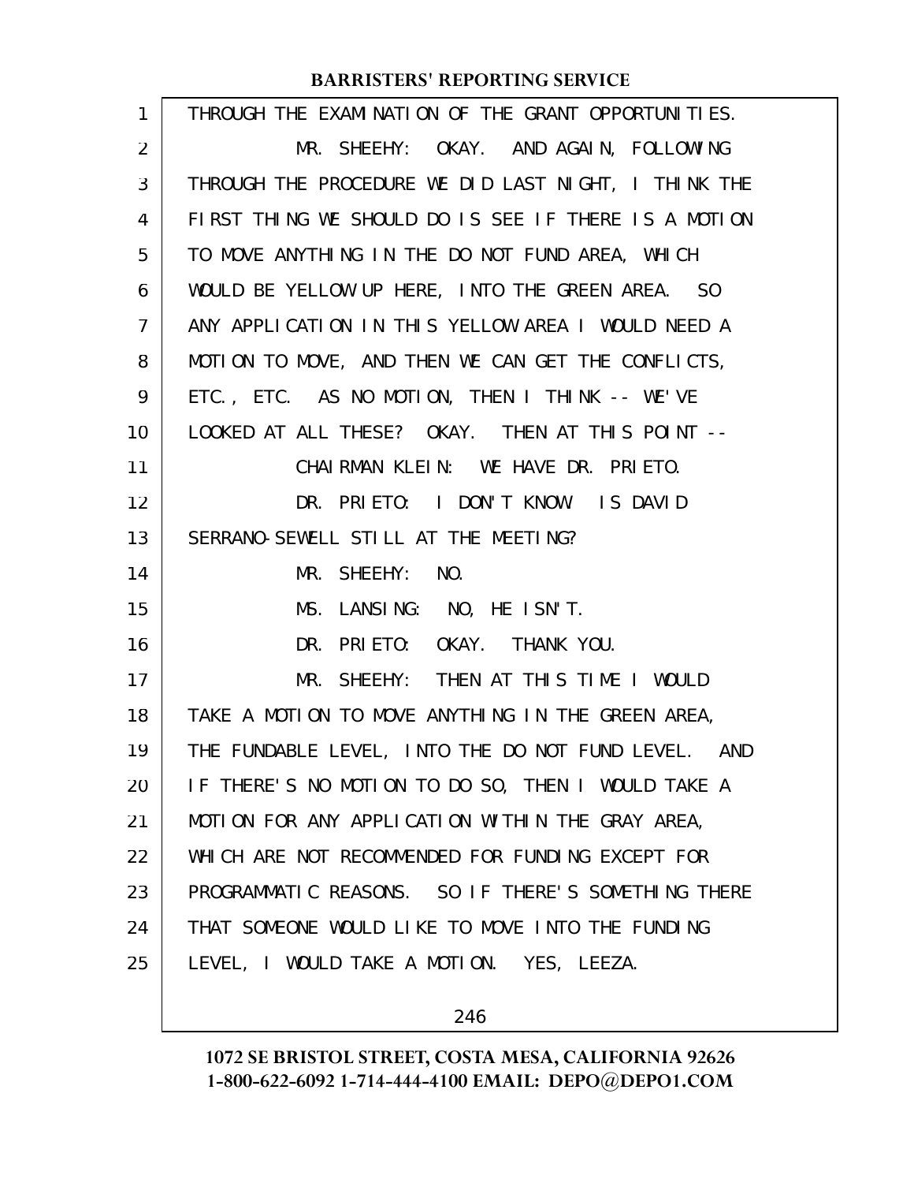THROUGH THE EXAMINATION OF THE GRANT OPPORTUNITIES.

MR. SHEEHY: OKAY. AND AGAIN, FOLLOWING THROUGH THE PROCEDURE WE DID LAST NIGHT, I THINK THE FIRST THING WE SHOULD DO IS SEE IF THERE IS A MOTION TO MOVE ANYTHING IN THE DO NOT FUND AREA, WHICH WOULD BE YELLOW UP HERE, INTO THE GREEN AREA. SO ANY APPLICATION IN THIS YELLOW AREA I WOULD NEED A MOTION TO MOVE, AND THEN WE CAN GET THE CONFLICTS, ETC., ETC. AS NO MOTION, THEN I THINK -- WE'VE LOOKED AT ALL THESE? OKAY. THEN AT THIS POINT --

CHAIRMAN KLEIN: WE HAVE DR. PRIETO.

DR. PRIETO: I DON'T KNOW. IS DAVID SERRANO-SEWELL STILL AT THE MEETING?

MR. SHEEHY: NO.

MS. LANSING: NO, HE ISN'T.

DR. PRIETO: OKAY. THANK YOU.

MR. SHEEHY: THEN AT THIS TIME I WOULD TAKE A MOTION TO MOVE ANYTHING IN THE GREEN AREA, THE FUNDABLE LEVEL, INTO THE DO NOT FUND LEVEL. AND IF THERE'S NO MOTION TO DO SO, THEN I WOULD TAKE A MOTION FOR ANY APPLICATION WITHIN THE GRAY AREA, WHICH ARE NOT RECOMMENDED FOR FUNDING EXCEPT FOR PROGRAMMATIC REASONS. SO IF THERE'S SOMETHING THERE THAT SOMEONE WOULD LIKE TO MOVE INTO THE FUNDING LEVEL, I WOULD TAKE A MOTION. YES, LEEZA.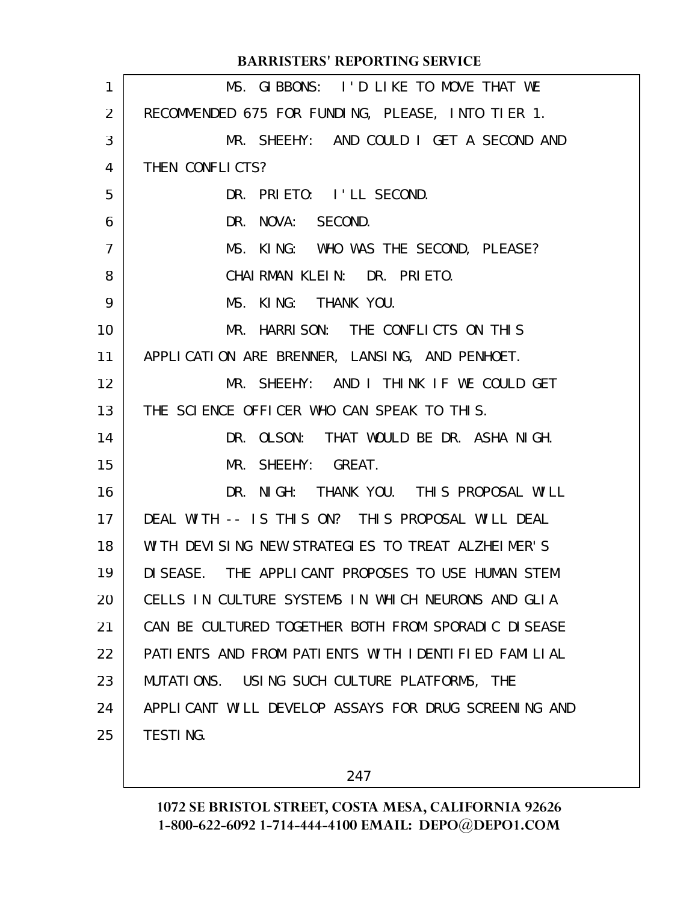MS. GIBBONS: I'D LIKE TO MOVE THAT WE RECOMMENDED 675 FOR FUNDING, PLEASE, INTO TIER 1.

MR. SHEEHY: AND COULD I GET A SECOND AND THEN CONFLICTS?

DR. PRIETO: I'LL SECOND.

DR. NOVA: SECOND.

MS. KING: WHO WAS THE SECOND, PLEASE?

CHAIRMAN KLEIN: DR. PRIETO.

MS. KING: THANK YOU.

MR. HARRISON: THE CONFLICTS ON THIS APPLICATION ARE BRENNER, LANSING, AND PENHOET.

MR. SHEEHY: AND I THINK IF WE COULD GET THE SCIENCE OFFICER WHO CAN SPEAK TO THIS.

DR. OLSON: THAT WOULD BE DR. ASHA NIGH.

MR. SHEEHY: GREAT.

DR. NIGH: THANK YOU. THIS PROPOSAL WILL DEAL WITH -- IS THIS ON? THIS PROPOSAL WILL DEAL WITH DEVISING NEW STRATEGIES TO TREAT ALZHEIMER'S DISEASE. THE APPLICANT PROPOSES TO USE HUMAN STEM CELLS IN CULTURE SYSTEMS IN WHICH NEURONS AND GLIA CAN BE CULTURED TOGETHER BOTH FROM SPORADIC DISEASE PATIENTS AND FROM PATIENTS WITH IDENTIFIED FAMILIAL MUTATIONS. USING SUCH CULTURE PLATFORMS, THE APPLICANT WILL DEVELOP ASSAYS FOR DRUG SCREENING AND TESTING.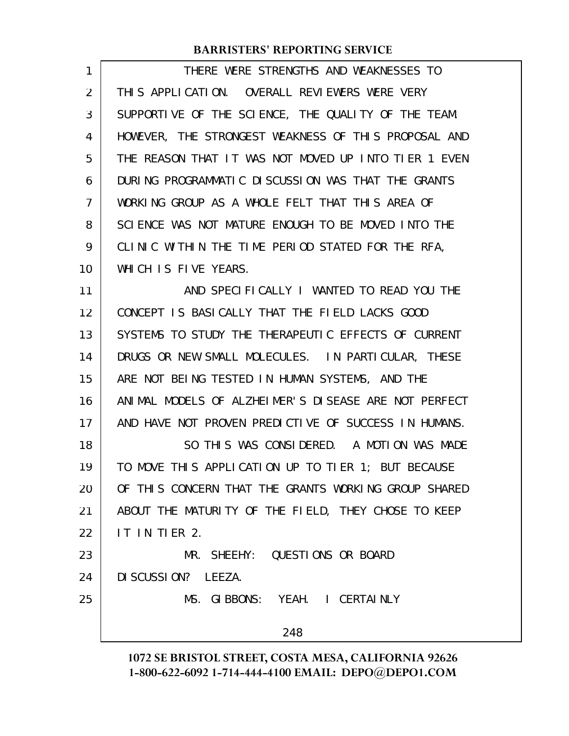THERE WERE STRENGTHS AND WEAKNESSES TO THIS APPLICATION. OVERALL REVIEWERS WERE VERY SUPPORTIVE OF THE SCIENCE, THE QUALITY OF THE TEAM. HOWEVER, THE STRONGEST WEAKNESS OF THIS PROPOSAL AND THE REASON THAT IT WAS NOT MOVED UP INTO TIER 1 EVEN DURING PROGRAMMATIC DISCUSSION WAS THAT THE GRANTS WORKING GROUP AS A WHOLE FELT THAT THIS AREA OF SCIENCE WAS NOT MATURE ENOUGH TO BE MOVED INTO THE CLINIC WITHIN THE TIME PERIOD STATED FOR THE RFA, WHICH IS FIVE YEARS.

AND SPECIFICALLY I WANTED TO READ YOU THE CONCEPT IS BASICALLY THAT THE FIELD LACKS GOOD SYSTEMS TO STUDY THE THERAPEUTIC EFFECTS OF CURRENT DRUGS OR NEW SMALL MOLECULES. IN PARTICULAR, THESE ARE NOT BEING TESTED IN HUMAN SYSTEMS, AND THE ANIMAL MODELS OF ALZHEIMER'S DISEASE ARE NOT PERFECT AND HAVE NOT PROVEN PREDICTIVE OF SUCCESS IN HUMANS.

SO THIS WAS CONSIDERED. A MOTION WAS MADE TO MOVE THIS APPLICATION UP TO TIER 1; BUT BECAUSE OF THIS CONCERN THAT THE GRANTS WORKING GROUP SHARED ABOUT THE MATURITY OF THE FIELD, THEY CHOSE TO KEEP IT IN TIER 2.

MR. SHEEHY: QUESTIONS OR BOARD DISCUSSION? LEEZA.

MS. GIBBONS: YEAH. I CERTAINLY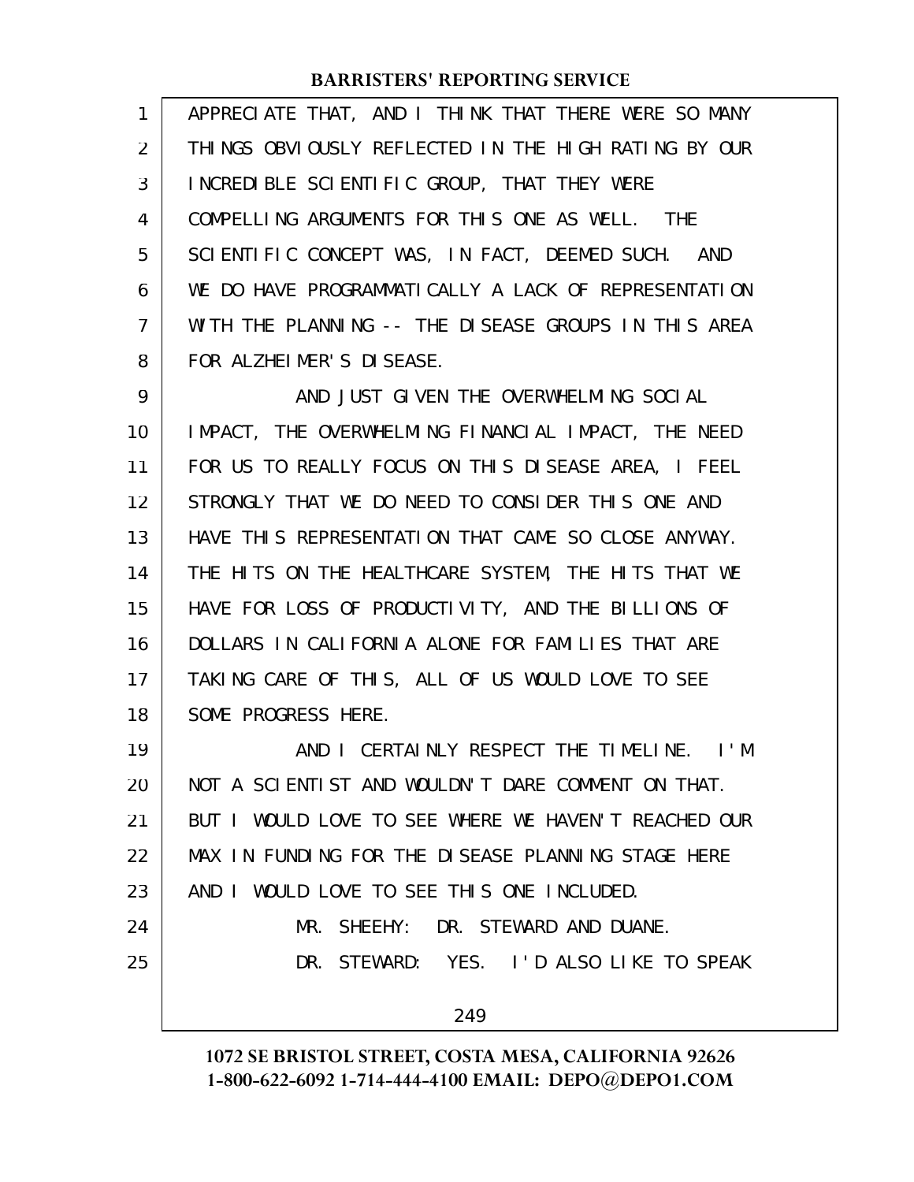APPRECIATE THAT, AND I THINK THAT THERE WERE SO MANY THINGS OBVIOUSLY REFLECTED IN THE HIGH RATING BY OUR INCREDIBLE SCIENTIFIC GROUP, THAT THEY WERE COMPELLING ARGUMENTS FOR THIS ONE AS WELL. THE SCIENTIFIC CONCEPT WAS, IN FACT, DEEMED SUCH. AND WE DO HAVE PROGRAMMATICALLY A LACK OF REPRESENTATION WITH THE PLANNING -- THE DISEASE GROUPS IN THIS AREA FOR ALZHEIMER'S DISEASE.

AND JUST GIVEN THE OVERWHELMING SOCIAL IMPACT, THE OVERWHELMING FINANCIAL IMPACT, THE NEED FOR US TO REALLY FOCUS ON THIS DISEASE AREA, I FEEL STRONGLY THAT WE DO NEED TO CONSIDER THIS ONE AND HAVE THIS REPRESENTATION THAT CAME SO CLOSE ANYWAY. THE HITS ON THE HEALTHCARE SYSTEM, THE HITS THAT WE HAVE FOR LOSS OF PRODUCTIVITY, AND THE BILLIONS OF DOLLARS IN CALIFORNIA ALONE FOR FAMILIES THAT ARE TAKING CARE OF THIS, ALL OF US WOULD LOVE TO SEE SOME PROGRESS HERE.

AND I CERTAINLY RESPECT THE TIMELINE. I'M NOT A SCIENTIST AND WOULDN'T DARE COMMENT ON THAT. BUT I WOULD LOVE TO SEE WHERE WE HAVEN'T REACHED OUR MAX IN FUNDING FOR THE DISEASE PLANNING STAGE HERE AND I WOULD LOVE TO SEE THIS ONE INCLUDED.

MR. SHEEHY: DR. STEWARD AND DUANE.

DR. STEWARD: YES. I'D ALSO LIKE TO SPEAK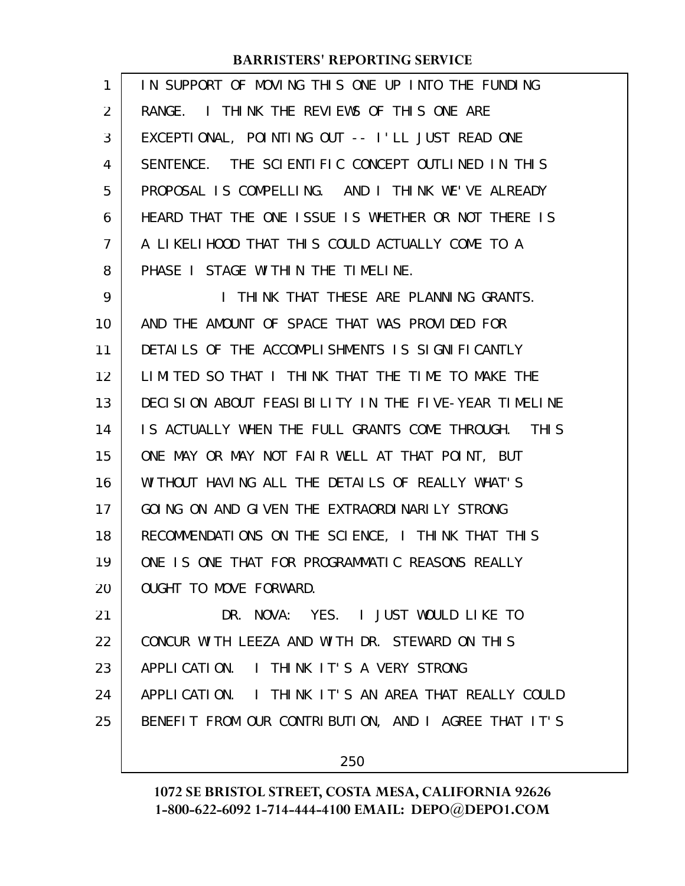IN SUPPORT OF MOVING THIS ONE UP INTO THE FUNDING RANGE. I THINK THE REVIEWS OF THIS ONE ARE EXCEPTIONAL, POINTING OUT -- I'LL JUST READ ONE SENTENCE. THE SCIENTIFIC CONCEPT OUTLINED IN THIS PROPOSAL IS COMPELLING. AND I THINK WE'VE ALREADY HEARD THAT THE ONE ISSUE IS WHETHER OR NOT THERE IS A LIKELIHOOD THAT THIS COULD ACTUALLY COME TO A PHASE I STAGE WITHIN THE TIMELINE.

I THINK THAT THESE ARE PLANNING GRANTS. AND THE AMOUNT OF SPACE THAT WAS PROVIDED FOR DETAILS OF THE ACCOMPLISHMENTS IS SIGNIFICANTLY LIMITED SO THAT I THINK THAT THE TIME TO MAKE THE DECISION ABOUT FEASIBILITY IN THE FIVE-YEAR TIMELINE IS ACTUALLY WHEN THE FULL GRANTS COME THROUGH. THIS ONE MAY OR MAY NOT FAIR WELL AT THAT POINT, BUT WITHOUT HAVING ALL THE DETAILS OF REALLY WHAT'S GOING ON AND GIVEN THE EXTRAORDINARILY STRONG RECOMMENDATIONS ON THE SCIENCE, I THINK THAT THIS ONE IS ONE THAT FOR PROGRAMMATIC REASONS REALLY OUGHT TO MOVE FORWARD.

DR. NOVA: YES. I JUST WOULD LIKE TO CONCUR WITH LEEZA AND WITH DR. STEWARD ON THIS APPLICATION. I THINK IT'S A VERY STRONG APPLICATION. I THINK IT'S AN AREA THAT REALLY COULD BENEFIT FROM OUR CONTRIBUTION, AND I AGREE THAT IT'S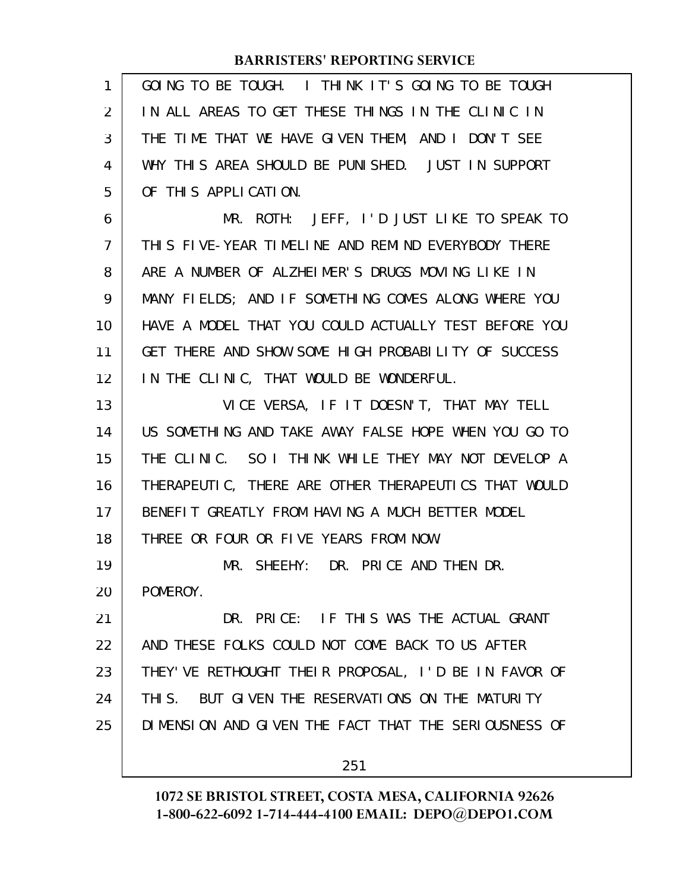GOING TO BE TOUGH. I THINK IT'S GOING TO BE TOUGH IN ALL AREAS TO GET THESE THINGS IN THE CLINIC IN THE TIME THAT WE HAVE GIVEN THEM, AND I DON'T SEE WHY THIS AREA SHOULD BE PUNISHED. JUST IN SUPPORT OF THIS APPLICATION.

MR. ROTH: JEFF, I'D JUST LIKE TO SPEAK TO THIS FIVE-YEAR TIMELINE AND REMIND EVERYBODY THERE ARE A NUMBER OF ALZHEIMER'S DRUGS MOVING LIKE IN MANY FIELDS; AND IF SOMETHING COMES ALONG WHERE YOU HAVE A MODEL THAT YOU COULD ACTUALLY TEST BEFORE YOU GET THERE AND SHOW SOME HIGH PROBABILITY OF SUCCESS IN THE CLINIC, THAT WOULD BE WONDERFUL.

VICE VERSA, IF IT DOESN'T, THAT MAY TELL US SOMETHING AND TAKE AWAY FALSE HOPE WHEN YOU GO TO THE CLINIC. SO I THINK WHILE THEY MAY NOT DEVELOP A THERAPEUTIC, THERE ARE OTHER THERAPEUTICS THAT WOULD BENEFIT GREATLY FROM HAVING A MUCH BETTER MODEL THREE OR FOUR OR FIVE YEARS FROM NOW.

MR. SHEEHY: DR. PRICE AND THEN DR. POMEROY.

DR. PRICE: IF THIS WAS THE ACTUAL GRANT AND THESE FOLKS COULD NOT COME BACK TO US AFTER THEY'VE RETHOUGHT THEIR PROPOSAL, I'D BE IN FAVOR OF THIS. BUT GIVEN THE RESERVATIONS ON THE MATURITY DIMENSION AND GIVEN THE FACT THAT THE SERIOUSNESS OF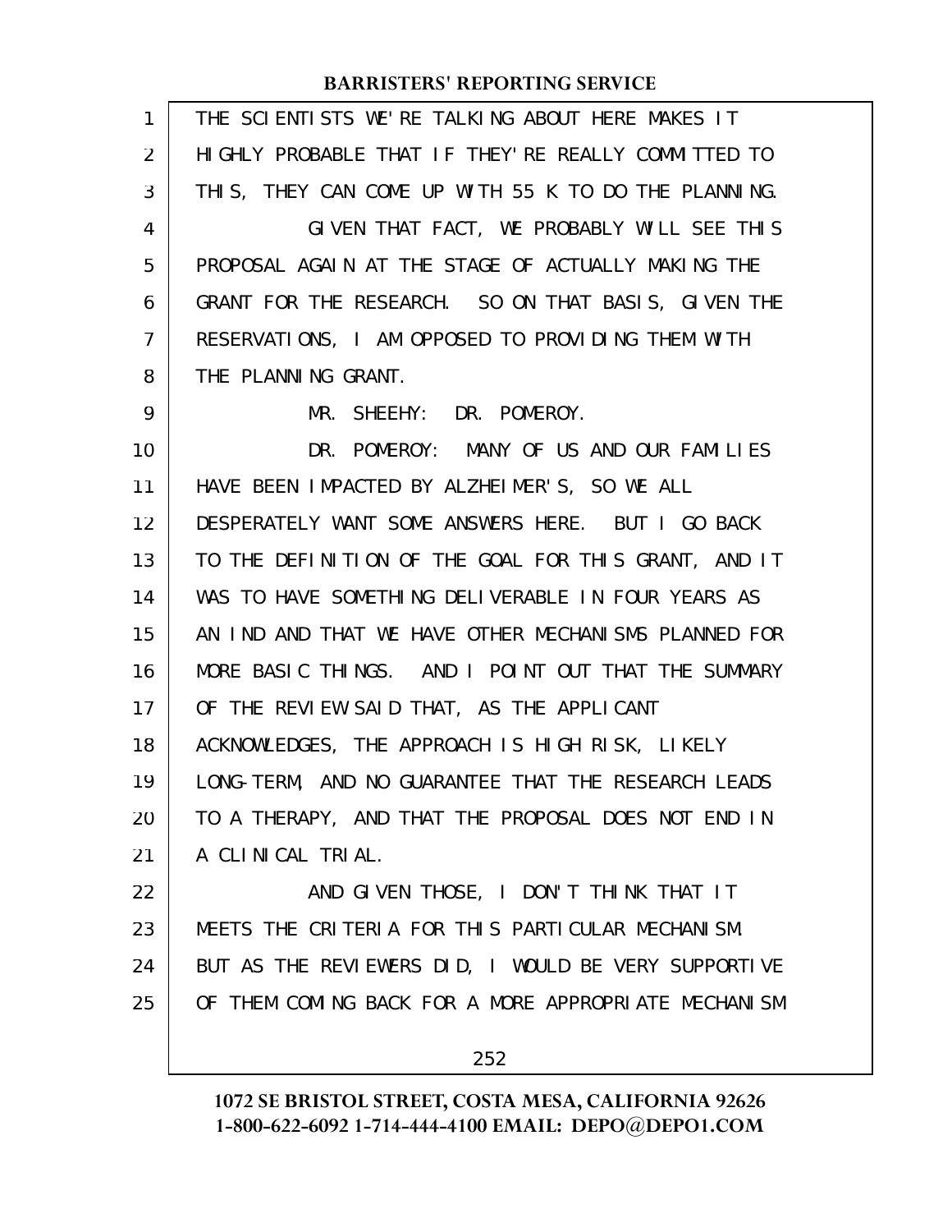THE SCIENTISTS WE'RE TALKING ABOUT HERE MAKES IT HIGHLY PROBABLE THAT IF THEY'RE REALLY COMMITTED TO THIS, THEY CAN COME UP WITH 55 K TO DO THE PLANNING.

GIVEN THAT FACT, WE PROBABLY WILL SEE THIS PROPOSAL AGAIN AT THE STAGE OF ACTUALLY MAKING THE GRANT FOR THE RESEARCH. SO ON THAT BASIS, GIVEN THE RESERVATIONS, I AM OPPOSED TO PROVIDING THEM WITH THE PLANNING GRANT.

MR. SHEEHY: DR. POMEROY.

DR. POMEROY: MANY OF US AND OUR FAMILIES HAVE BEEN IMPACTED BY ALZHEIMER'S, SO WE ALL DESPERATELY WANT SOME ANSWERS HERE. BUT I GO BACK TO THE DEFINITION OF THE GOAL FOR THIS GRANT, AND IT WAS TO HAVE SOMETHING DELIVERABLE IN FOUR YEARS AS AN IND AND THAT WE HAVE OTHER MECHANISMS PLANNED FOR MORE BASIC THINGS. AND I POINT OUT THAT THE SUMMARY OF THE REVIEW SAID THAT, AS THE APPLICANT ACKNOWLEDGES, THE APPROACH IS HIGH RISK, LIKELY LONG-TERM, AND NO GUARANTEE THAT THE RESEARCH LEADS TO A THERAPY, AND THAT THE PROPOSAL DOES NOT END IN A CLINICAL TRIAL.

AND GIVEN THOSE, I DON'T THINK THAT IT MEETS THE CRITERIA FOR THIS PARTICULAR MECHANISM. BUT AS THE REVIEWERS DID, I WOULD BE VERY SUPPORTIVE OF THEM COMING BACK FOR A MORE APPROPRIATE MECHANISM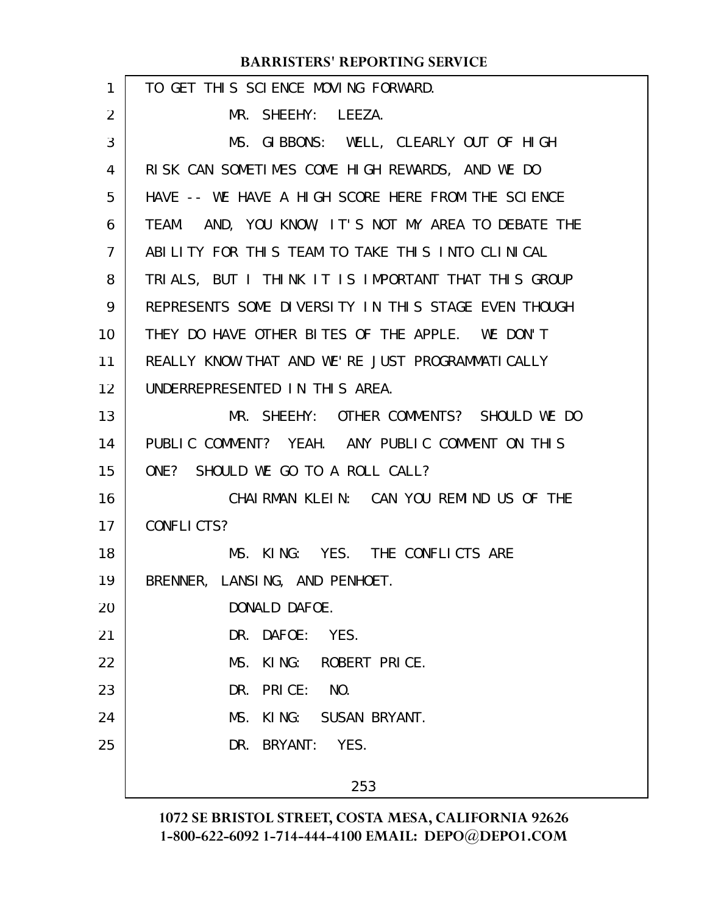TO GET THIS SCIENCE MOVING FORWARD.

MR. SHEEHY: LEEZA.

MS. GIBBONS: WELL, CLEARLY OUT OF HIGH RISK CAN SOMETIMES COME HIGH REWARDS, AND WE DO HAVE -- WE HAVE A HIGH SCORE HERE FROM THE SCIENCE TEAM. AND, YOU KNOW, IT'S NOT MY AREA TO DEBATE THE ABILITY FOR THIS TEAM TO TAKE THIS INTO CLINICAL TRIALS, BUT I THINK IT IS IMPORTANT THAT THIS GROUP REPRESENTS SOME DIVERSITY IN THIS STAGE EVEN THOUGH THEY DO HAVE OTHER BITES OF THE APPLE. WE DON'T REALLY KNOW THAT AND WE'RE JUST PROGRAMMATICALLY UNDERREPRESENTED IN THIS AREA.

MR. SHEEHY: OTHER COMMENTS? SHOULD WE DO PUBLIC COMMENT? YEAH. ANY PUBLIC COMMENT ON THIS ONE? SHOULD WE GO TO A ROLL CALL?

CHAIRMAN KLEIN: CAN YOU REMIND US OF THE CONFLICTS?

MS. KING: YES. THE CONFLICTS ARE BRENNER, LANSING, AND PENHOET.

DONALD DAFOE.

DR. DAFOE: YES.

MS. KING: ROBERT PRICE.

DR. PRICE: NO.

MS. KING: SUSAN BRYANT.

DR. BRYANT: YES.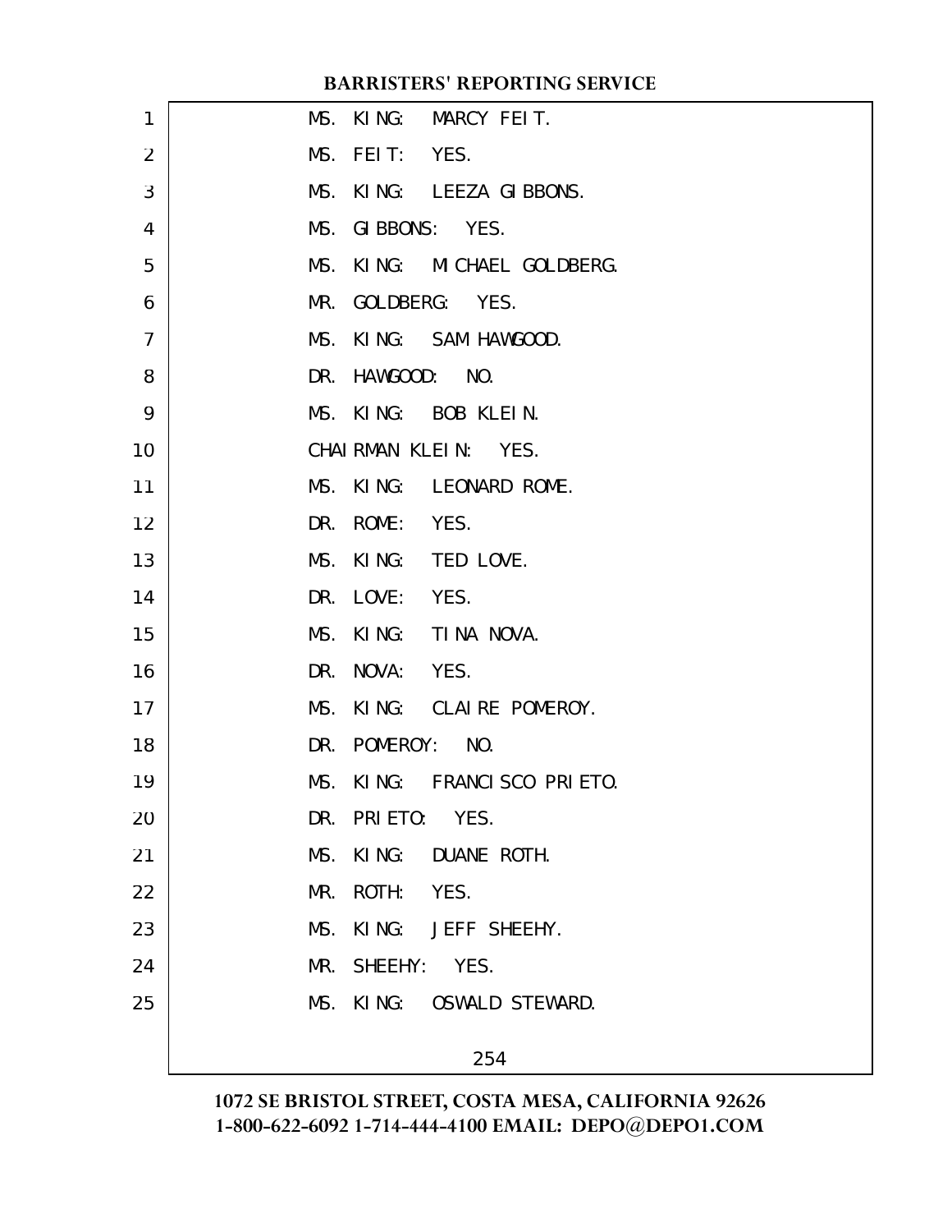MS. KING: MARCY FEIT.

MS. FEIT: YES.

MS. KING: LEEZA GIBBONS.

MS. GIBBONS: YES.

MS. KING: MICHAEL GOLDBERG.

MR. GOLDBERG: YES.

MS. KING: SAM HAWGOOD.

DR. HAWGOOD: NO.

MS. KING: BOB KLEIN.

CHAIRMAN KLEIN: YES.

MS. KING: LEONARD ROME.

DR. ROME: YES.

MS. KING: TED LOVE.

DR. LOVE: YES.

MS. KING: TINA NOVA.

DR. NOVA: YES.

MS. KING: CLAIRE POMEROY.

DR. POMEROY: NO.

MS. KING: FRANCISCO PRIETO.

DR. PRIETO: YES.

MS. KING: DUANE ROTH.

MR. ROTH: YES.

MS. KING: JEFF SHEEHY.

MR. SHEEHY: YES.

MS. KING: OSWALD STEWARD.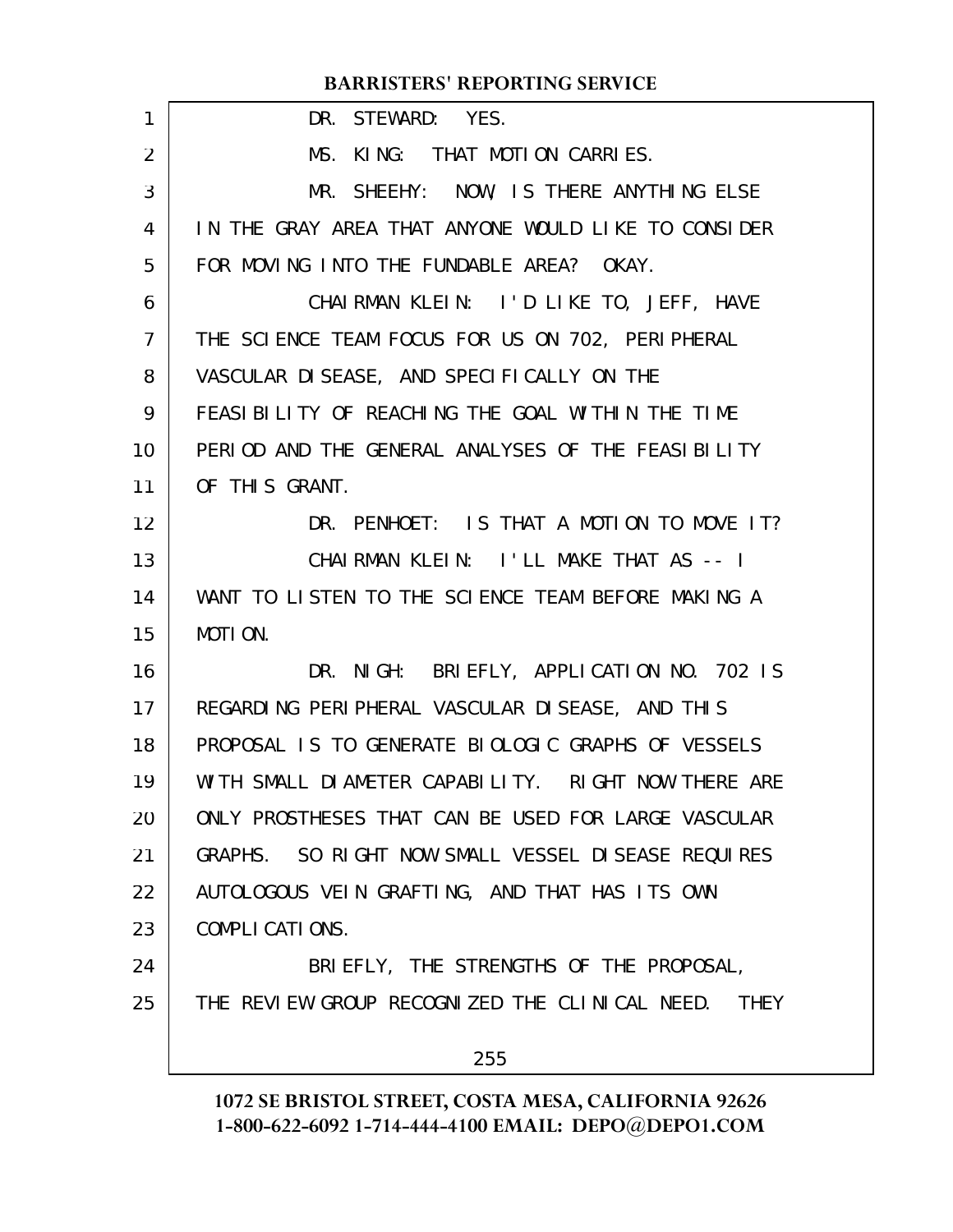DR. STEWARD: YES.

MS. KING: THAT MOTION CARRIES.

MR. SHEEHY: NOW, IS THERE ANYTHING ELSE IN THE GRAY AREA THAT ANYONE WOULD LIKE TO CONSIDER FOR MOVING INTO THE FUNDABLE AREA? OKAY.

CHAIRMAN KLEIN: I'D LIKE TO, JEFF, HAVE THE SCIENCE TEAM FOCUS FOR US ON 702, PERIPHERAL VASCULAR DISEASE, AND SPECIFICALLY ON THE FEASIBILITY OF REACHING THE GOAL WITHIN THE TIME PERIOD AND THE GENERAL ANALYSES OF THE FEASIBILITY OF THIS GRANT.

DR. PENHOET: IS THAT A MOTION TO MOVE IT?

CHAIRMAN KLEIN: I'LL MAKE THAT AS -- I WANT TO LISTEN TO THE SCIENCE TEAM BEFORE MAKING A MOTION.

DR. NIGH: BRIEFLY, APPLICATION NO. 702 IS REGARDING PERIPHERAL VASCULAR DISEASE, AND THIS PROPOSAL IS TO GENERATE BIOLOGIC GRAPHS OF VESSELS WITH SMALL DIAMETER CAPABILITY. RIGHT NOW THERE ARE ONLY PROSTHESES THAT CAN BE USED FOR LARGE VASCULAR GRAPHS. SO RIGHT NOW SMALL VESSEL DISEASE REQUIRES AUTOLOGOUS VEIN GRAFTING, AND THAT HAS ITS OWN COMPLICATIONS.

BRIEFLY, THE STRENGTHS OF THE PROPOSAL, THE REVIEW GROUP RECOGNIZED THE CLINICAL NEED. THEY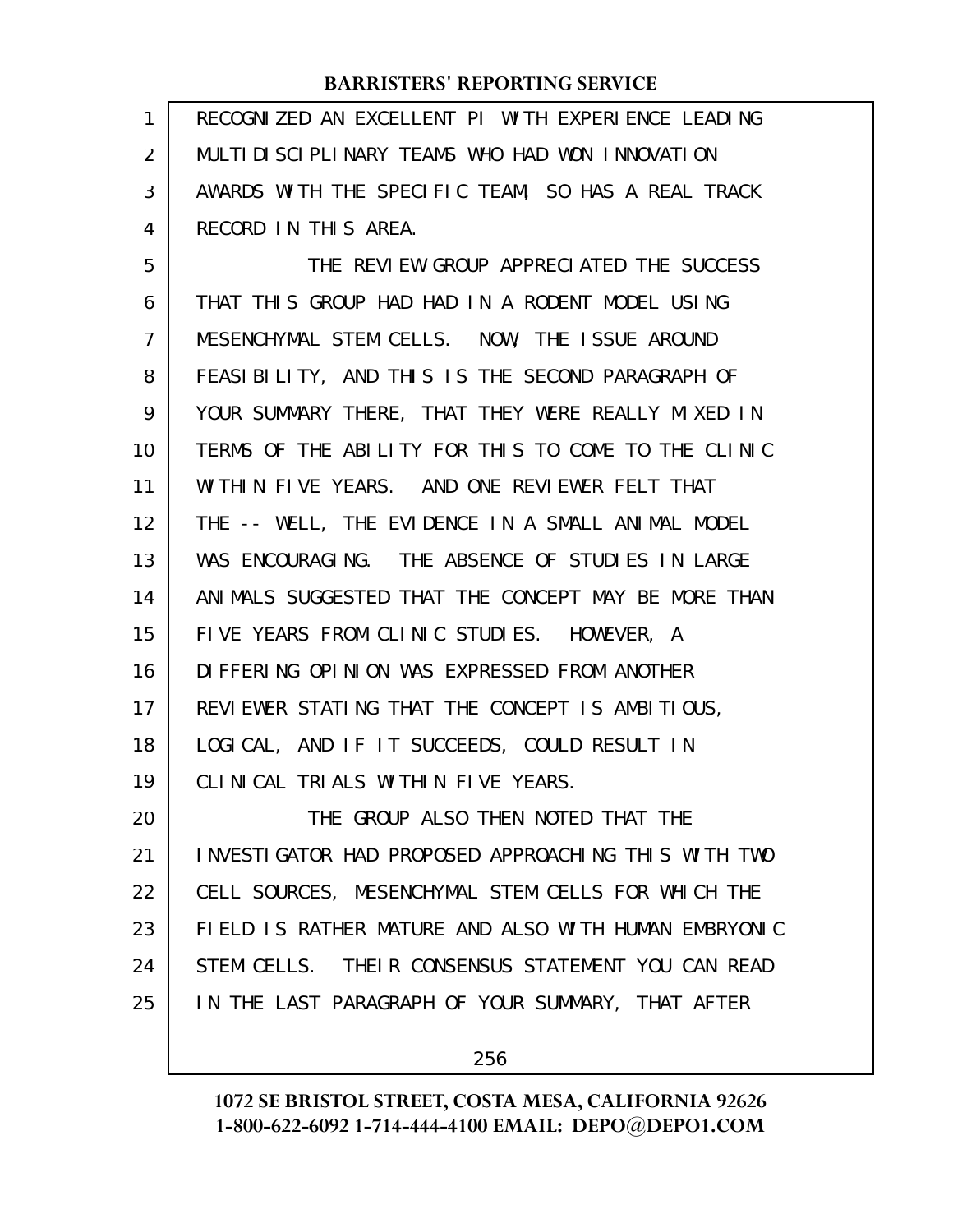RECOGNIZED AN EXCELLENT PI WITH EXPERIENCE LEADING MULTIDISCIPLINARY TEAMS WHO HAD WON INNOVATION AWARDS WITH THE SPECIFIC TEAM, SO HAS A REAL TRACK RECORD IN THIS AREA.

THE REVIEW GROUP APPRECIATED THE SUCCESS THAT THIS GROUP HAD HAD IN A RODENT MODEL USING MESENCHYMAL STEM CELLS. NOW, THE ISSUE AROUND FEASIBILITY, AND THIS IS THE SECOND PARAGRAPH OF YOUR SUMMARY THERE, THAT THEY WERE REALLY MIXED IN TERMS OF THE ABILITY FOR THIS TO COME TO THE CLINIC WITHIN FIVE YEARS. AND ONE REVIEWER FELT THAT THE -- WELL, THE EVIDENCE IN A SMALL ANIMAL MODEL WAS ENCOURAGING. THE ABSENCE OF STUDIES IN LARGE ANIMALS SUGGESTED THAT THE CONCEPT MAY BE MORE THAN FIVE YEARS FROM CLINIC STUDIES. HOWEVER, A DIFFERING OPINION WAS EXPRESSED FROM ANOTHER REVIEWER STATING THAT THE CONCEPT IS AMBITIOUS, LOGICAL, AND IF IT SUCCEEDS, COULD RESULT IN CLINICAL TRIALS WITHIN FIVE YEARS.

THE GROUP ALSO THEN NOTED THAT THE INVESTIGATOR HAD PROPOSED APPROACHING THIS WITH TWO CELL SOURCES, MESENCHYMAL STEM CELLS FOR WHICH THE FIELD IS RATHER MATURE AND ALSO WITH HUMAN EMBRYONIC STEM CELLS. THEIR CONSENSUS STATEMENT YOU CAN READ IN THE LAST PARAGRAPH OF YOUR SUMMARY, THAT AFTER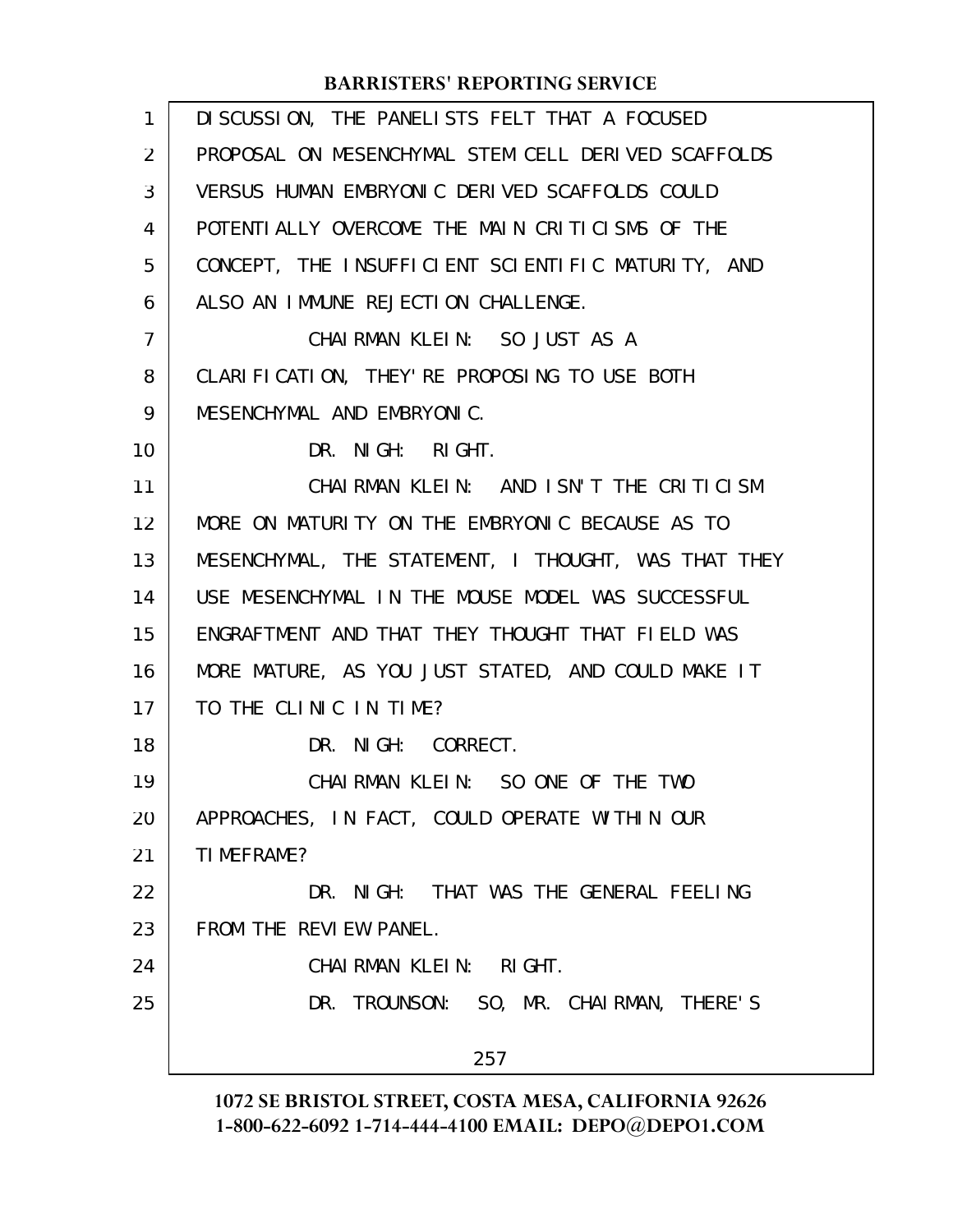DISCUSSION, THE PANELISTS FELT THAT A FOCUSED PROPOSAL ON MESENCHYMAL STEM CELL DERIVED SCAFFOLDS VERSUS HUMAN EMBRYONIC DERIVED SCAFFOLDS COULD POTENTIALLY OVERCOME THE MAIN CRITICISMS OF THE CONCEPT, THE INSUFFICIENT SCIENTIFIC MATURITY, AND ALSO AN IMMUNE REJECTION CHALLENGE.

CHAIRMAN KLEIN: SO JUST AS A CLARIFICATION, THEY'RE PROPOSING TO USE BOTH MESENCHYMAL AND EMBRYONIC.

DR. NIGH: RIGHT.

CHAIRMAN KLEIN: AND ISN'T THE CRITICISM MORE ON MATURITY ON THE EMBRYONIC BECAUSE AS TO MESENCHYMAL, THE STATEMENT, I THOUGHT, WAS THAT THEY USE MESENCHYMAL IN THE MOUSE MODEL WAS SUCCESSFUL ENGRAFTMENT AND THAT THEY THOUGHT THAT FIELD WAS MORE MATURE, AS YOU JUST STATED, AND COULD MAKE IT TO THE CLINIC IN TIME?

DR. NIGH: CORRECT.

CHAIRMAN KLEIN: SO ONE OF THE TWO APPROACHES, IN FACT, COULD OPERATE WITHIN OUR TIMEFRAME?

DR. NIGH: THAT WAS THE GENERAL FEELING FROM THE REVIEW PANEL.

CHAIRMAN KLEIN: RIGHT.

DR. TROUNSON: SO, MR. CHAIRMAN, THERE'S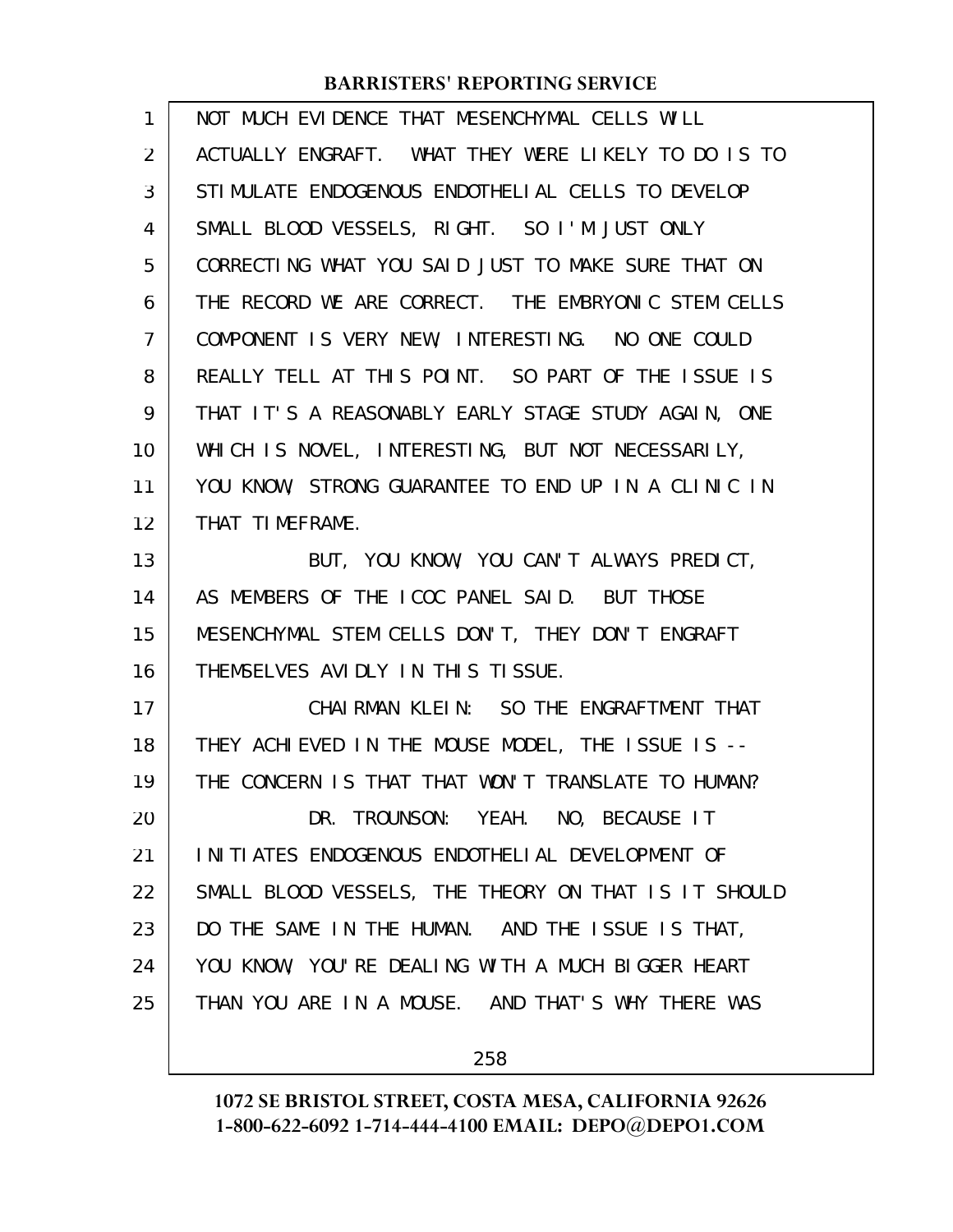NOT MUCH EVIDENCE THAT MESENCHYMAL CELLS WILL ACTUALLY ENGRAFT. WHAT THEY WERE LIKELY TO DO IS TO STIMULATE ENDOGENOUS ENDOTHELIAL CELLS TO DEVELOP SMALL BLOOD VESSELS, RIGHT. SO I'M JUST ONLY CORRECTING WHAT YOU SAID JUST TO MAKE SURE THAT ON THE RECORD WE ARE CORRECT. THE EMBRYONIC STEM CELLS COMPONENT IS VERY NEW, INTERESTING. NO ONE COULD REALLY TELL AT THIS POINT. SO PART OF THE ISSUE IS THAT IT'S A REASONABLY EARLY STAGE STUDY AGAIN, ONE WHICH IS NOVEL, INTERESTING, BUT NOT NECESSARILY, YOU KNOW, STRONG GUARANTEE TO END UP IN A CLINIC IN THAT TIMEFRAME.

BUT, YOU KNOW, YOU CAN'T ALWAYS PREDICT, AS MEMBERS OF THE ICOC PANEL SAID. BUT THOSE MESENCHYMAL STEM CELLS DON'T, THEY DON'T ENGRAFT THEMSELVES AVIDLY IN THIS TISSUE.

CHAIRMAN KLEIN: SO THE ENGRAFTMENT THAT THEY ACHIEVED IN THE MOUSE MODEL, THE ISSUE IS -- THE CONCERN IS THAT THAT WON'T TRANSLATE TO HUMAN?

DR. TROUNSON: YEAH. NO, BECAUSE IT INITIATES ENDOGENOUS ENDOTHELIAL DEVELOPMENT OF SMALL BLOOD VESSELS, THE THEORY ON THAT IS IT SHOULD DO THE SAME IN THE HUMAN. AND THE ISSUE IS THAT, YOU KNOW, YOU'RE DEALING WITH A MUCH BIGGER HEART THAN YOU ARE IN A MOUSE. AND THAT'S WHY THERE WAS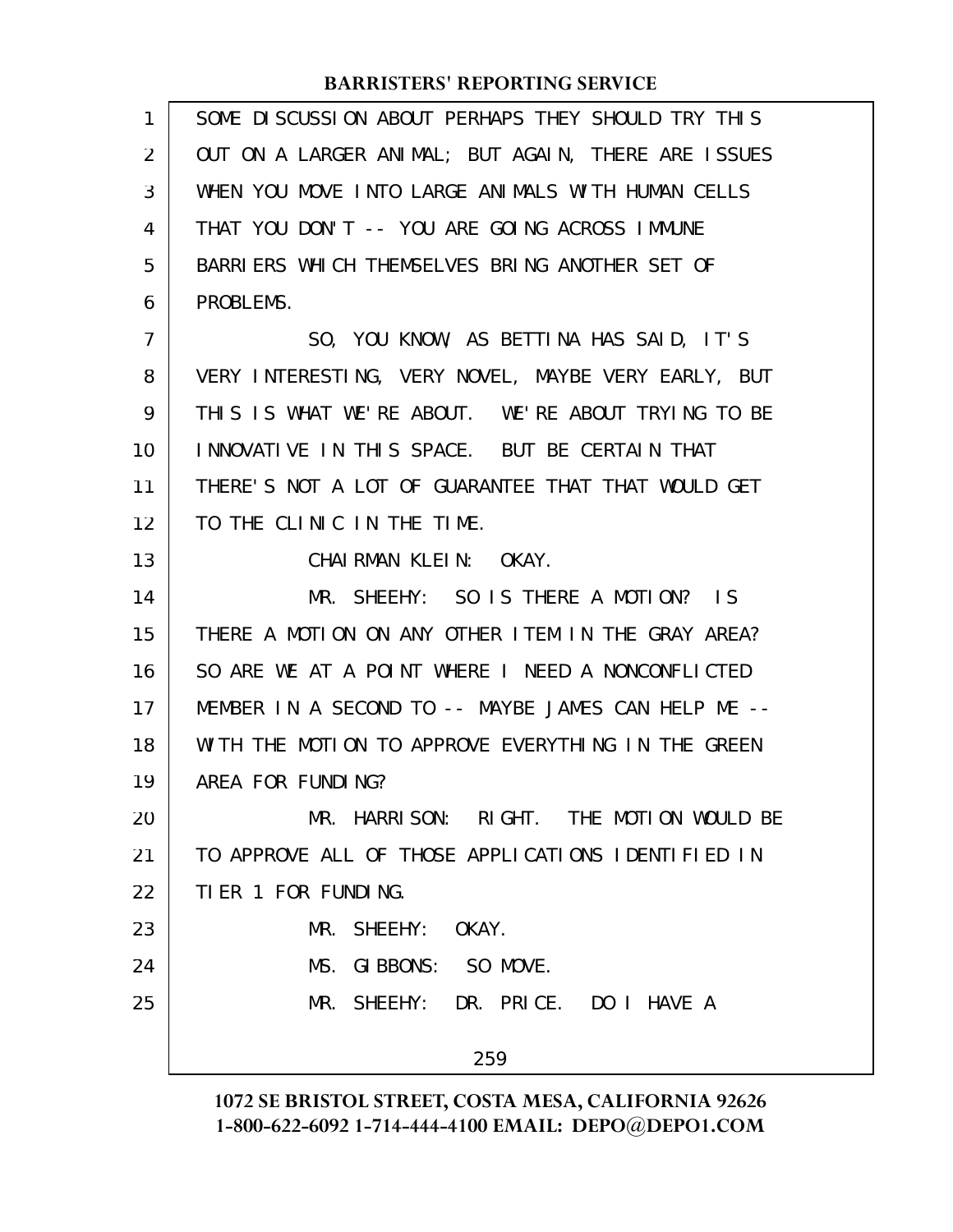SOME DISCUSSION ABOUT PERHAPS THEY SHOULD TRY THIS OUT ON A LARGER ANIMAL; BUT AGAIN, THERE ARE ISSUES WHEN YOU MOVE INTO LARGE ANIMALS WITH HUMAN CELLS THAT YOU DON'T -- YOU ARE GOING ACROSS IMMUNE BARRIERS WHICH THEMSELVES BRING ANOTHER SET OF PROBLEMS.

SO, YOU KNOW, AS BETTINA HAS SAID, IT'S VERY INTERESTING, VERY NOVEL, MAYBE VERY EARLY, BUT THIS IS WHAT WE'RE ABOUT. WE'RE ABOUT TRYING TO BE INNOVATIVE IN THIS SPACE. BUT BE CERTAIN THAT THERE'S NOT A LOT OF GUARANTEE THAT THAT WOULD GET TO THE CLINIC IN THE TIME.

CHAIRMAN KLEIN: OKAY.

MR. SHEEHY: SO IS THERE A MOTION? IS THERE A MOTION ON ANY OTHER ITEM IN THE GRAY AREA? SO ARE WE AT A POINT WHERE I NEED A NONCONFLICTED MEMBER IN A SECOND TO -- MAYBE JAMES CAN HELP ME -- WITH THE MOTION TO APPROVE EVERYTHING IN THE GREEN AREA FOR FUNDING?

MR. HARRISON: RIGHT. THE MOTION WOULD BE TO APPROVE ALL OF THOSE APPLICATIONS IDENTIFIED IN TIER 1 FOR FUNDING.

MR. SHEEHY: OKAY.

MS. GIBBONS: SO MOVE.

MR. SHEEHY: DR. PRICE. DO I HAVE A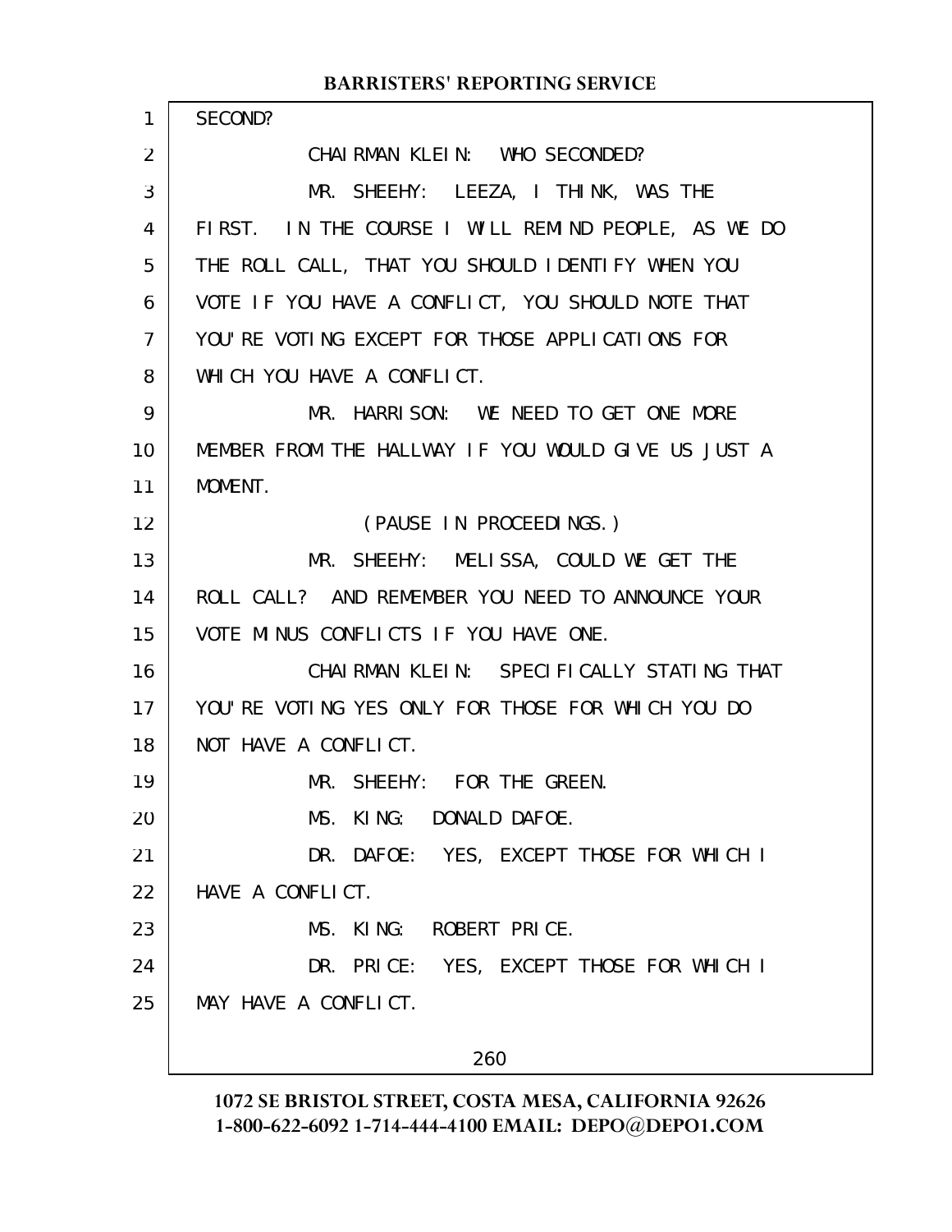SECOND?

CHAIRMAN KLEIN: WHO SECONDED?

MR. SHEEHY: LEEZA, I THINK, WAS THE FIRST. IN THE COURSE I WILL REMIND PEOPLE, AS WE DO THE ROLL CALL, THAT YOU SHOULD IDENTIFY WHEN YOU VOTE IF YOU HAVE A CONFLICT, YOU SHOULD NOTE THAT YOU'RE VOTING EXCEPT FOR THOSE APPLICATIONS FOR WHICH YOU HAVE A CONFLICT.

MR. HARRISON: WE NEED TO GET ONE MORE MEMBER FROM THE HALLWAY IF YOU WOULD GIVE US JUST A MOMENT.

(PAUSE IN PROCEEDINGS.)

MR. SHEEHY: MELISSA, COULD WE GET THE ROLL CALL? AND REMEMBER YOU NEED TO ANNOUNCE YOUR VOTE MINUS CONFLICTS IF YOU HAVE ONE.

CHAIRMAN KLEIN: SPECIFICALLY STATING THAT YOU'RE VOTING YES ONLY FOR THOSE FOR WHICH YOU DO NOT HAVE A CONFLICT.

MR. SHEEHY: FOR THE GREEN.

MS. KING: DONALD DAFOE.

DR. DAFOE: YES, EXCEPT THOSE FOR WHICH I HAVE A CONFLICT.

MS. KING: ROBERT PRICE.

DR. PRICE: YES, EXCEPT THOSE FOR WHICH I MAY HAVE A CONFLICT.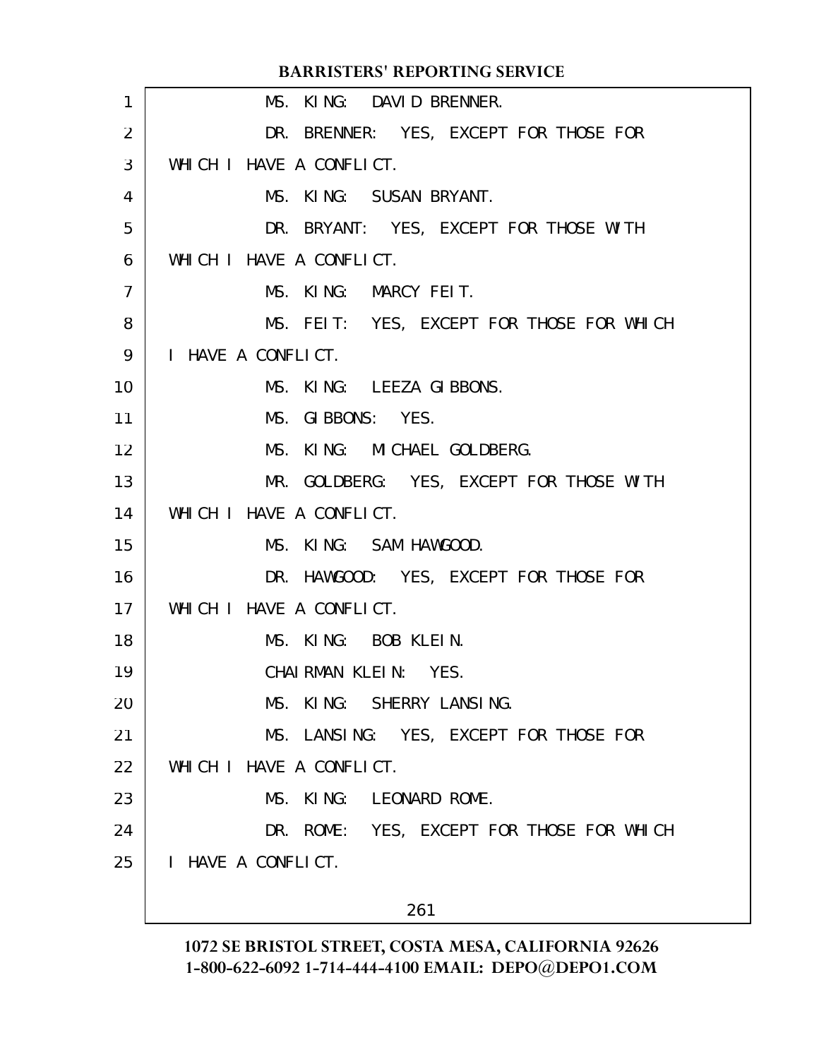MS. KING: DAVID BRENNER.

DR. BRENNER: YES, EXCEPT FOR THOSE FOR WHICH I HAVE A CONFLICT.

MS. KING: SUSAN BRYANT.

DR. BRYANT: YES, EXCEPT FOR THOSE WITH WHICH I HAVE A CONFLICT.

MS. KING: MARCY FEIT.

MS. FEIT: YES, EXCEPT FOR THOSE FOR WHICH I HAVE A CONFLICT.

MS. KING: LEEZA GIBBONS.

MS. GIBBONS: YES.

MS. KING: MICHAEL GOLDBERG.

MR. GOLDBERG: YES, EXCEPT FOR THOSE WITH WHICH I HAVE A CONFLICT.

MS. KING: SAM HAWGOOD.

DR. HAWGOOD: YES, EXCEPT FOR THOSE FOR WHICH I HAVE A CONFLICT.

MS. KING: BOB KLEIN.

CHAIRMAN KLEIN: YES.

MS. KING: SHERRY LANSING.

MS. LANSING: YES, EXCEPT FOR THOSE FOR WHICH I HAVE A CONFLICT.

MS. KING: LEONARD ROME.

DR. ROME: YES, EXCEPT FOR THOSE FOR WHICH I HAVE A CONFLICT.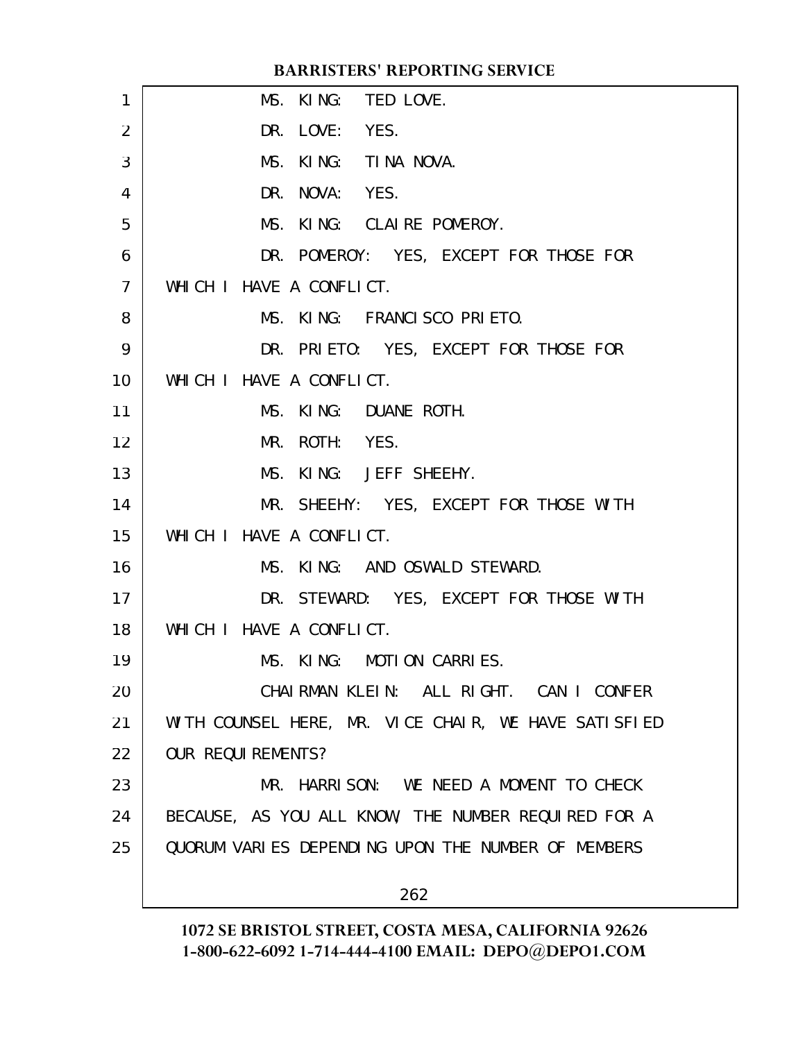MS. KING: TED LOVE.

DR. LOVE: YES.

MS. KING: TINA NOVA.

DR. NOVA: YES.

MS. KING: CLAIRE POMEROY.

DR. POMEROY: YES, EXCEPT FOR THOSE FOR WHICH I HAVE A CONFLICT.

MS. KING: FRANCISCO PRIETO.

DR. PRIETO: YES, EXCEPT FOR THOSE FOR WHICH I HAVE A CONFLICT.

MS. KING: DUANE ROTH.

MR. ROTH: YES.

MS. KING: JEFF SHEEHY.

MR. SHEEHY: YES, EXCEPT FOR THOSE WITH WHICH I HAVE A CONFLICT.

MS. KING: AND OSWALD STEWARD.

DR. STEWARD: YES, EXCEPT FOR THOSE WITH WHICH I HAVE A CONFLICT.

MS. KING: MOTION CARRIES.

CHAIRMAN KLEIN: ALL RIGHT. CAN I CONFER WITH COUNSEL HERE, MR. VICE CHAIR, WE HAVE SATISFIED OUR REQUIREMENTS?

MR. HARRISON: WE NEED A MOMENT TO CHECK BECAUSE, AS YOU ALL KNOW, THE NUMBER REQUIRED FOR A QUORUM VARIES DEPENDING UPON THE NUMBER OF MEMBERS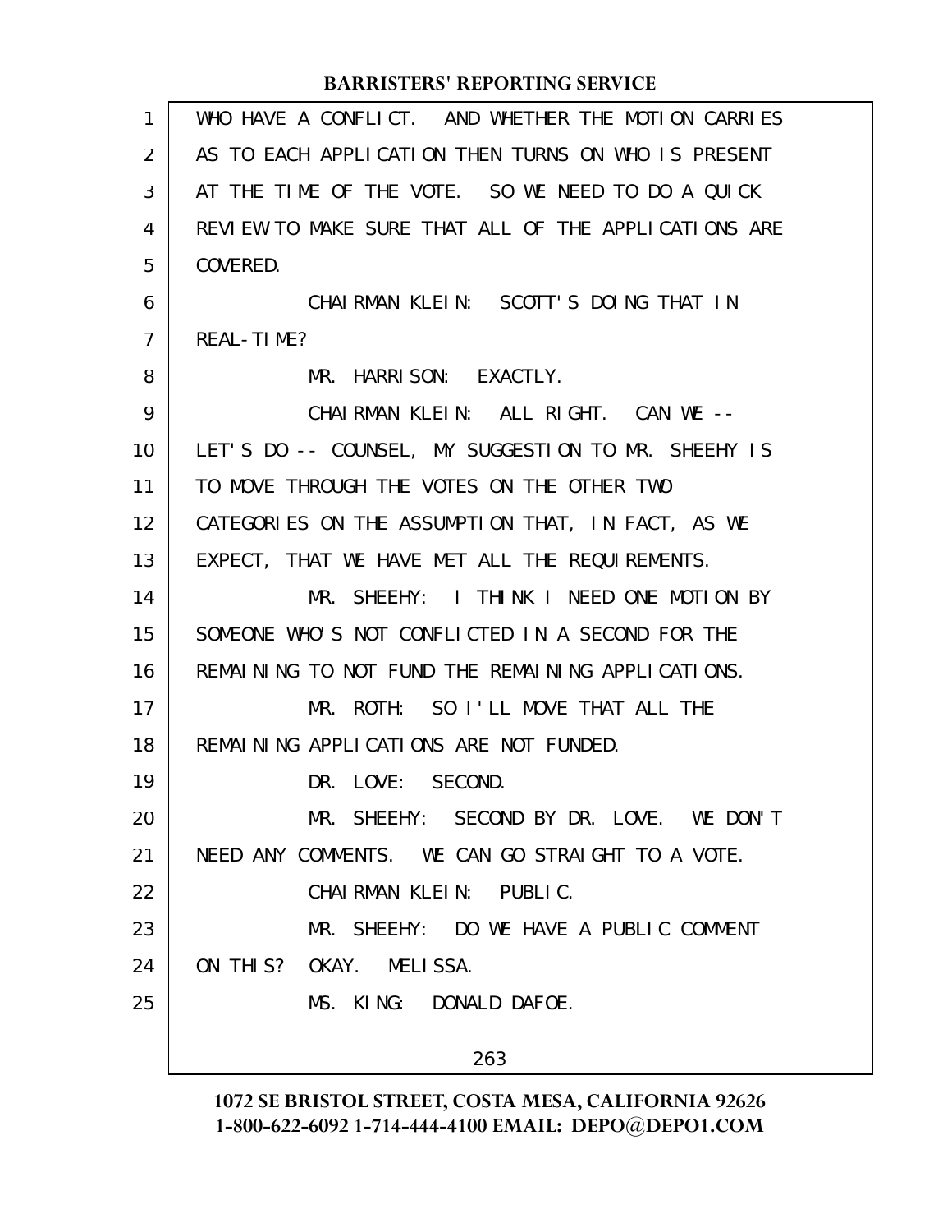WHO HAVE A CONFLICT. AND WHETHER THE MOTION CARRIES AS TO EACH APPLICATION THEN TURNS ON WHO IS PRESENT AT THE TIME OF THE VOTE. SO WE NEED TO DO A QUICK REVIEW TO MAKE SURE THAT ALL OF THE APPLICATIONS ARE COVERED.

CHAIRMAN KLEIN: SCOTT'S DOING THAT IN REAL-TIME?

MR. HARRISON: EXACTLY.

CHAIRMAN KLEIN: ALL RIGHT. CAN WE -- LET'S DO -- COUNSEL, MY SUGGESTION TO MR. SHEEHY IS TO MOVE THROUGH THE VOTES ON THE OTHER TWO CATEGORIES ON THE ASSUMPTION THAT, IN FACT, AS WE EXPECT, THAT WE HAVE MET ALL THE REQUIREMENTS.

MR. SHEEHY: I THINK I NEED ONE MOTION BY SOMEONE WHO'S NOT CONFLICTED IN A SECOND FOR THE REMAINING TO NOT FUND THE REMAINING APPLICATIONS.

MR. ROTH: SO I'LL MOVE THAT ALL THE REMAINING APPLICATIONS ARE NOT FUNDED.

DR. LOVE: SECOND.

MR. SHEEHY: SECOND BY DR. LOVE. WE DON'T NEED ANY COMMENTS. WE CAN GO STRAIGHT TO A VOTE.

CHAIRMAN KLEIN: PUBLIC.

MR. SHEEHY: DO WE HAVE A PUBLIC COMMENT ON THIS? OKAY. MELISSA.

MS. KING: DONALD DAFOE.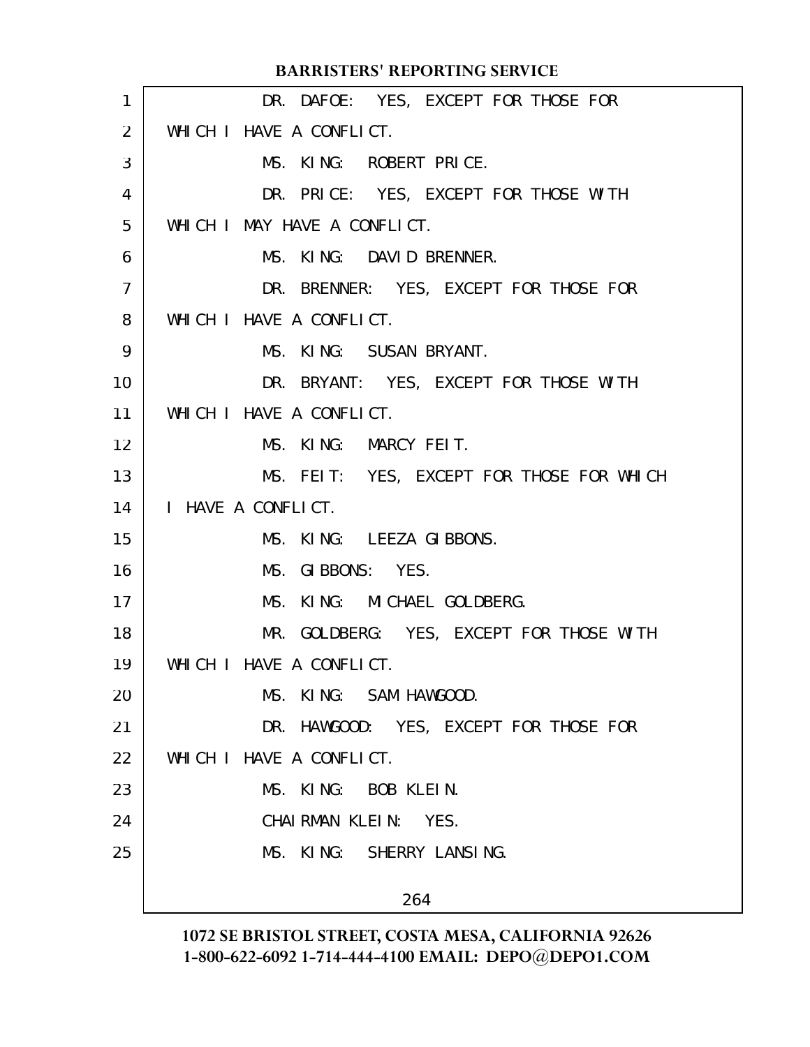DR. DAFOE: YES, EXCEPT FOR THOSE FOR WHICH I HAVE A CONFLICT.

MS. KING: ROBERT PRICE.

DR. PRICE: YES, EXCEPT FOR THOSE WITH WHICH I MAY HAVE A CONFLICT.

MS. KING: DAVID BRENNER.

DR. BRENNER: YES, EXCEPT FOR THOSE FOR WHICH I HAVE A CONFLICT.

MS. KING: SUSAN BRYANT.

DR. BRYANT: YES, EXCEPT FOR THOSE WITH WHICH I HAVE A CONFLICT.

MS. KING: MARCY FEIT.

MS. FEIT: YES, EXCEPT FOR THOSE FOR WHICH I HAVE A CONFLICT.

MS. KING: LEEZA GIBBONS.

MS. GIBBONS: YES.

MS. KING: MICHAEL GOLDBERG.

MR. GOLDBERG: YES, EXCEPT FOR THOSE WITH WHICH I HAVE A CONFLICT.

MS. KING: SAM HAWGOOD.

DR. HAWGOOD: YES, EXCEPT FOR THOSE FOR WHICH I HAVE A CONFLICT.

MS. KING: BOB KLEIN.

CHAIRMAN KLEIN: YES.

MS. KING: SHERRY LANSING.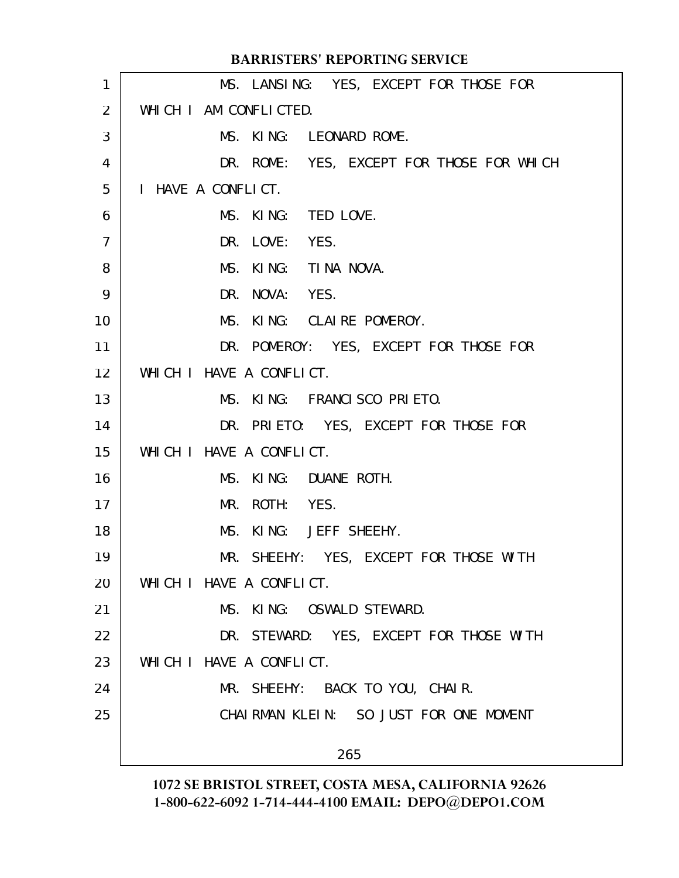MS. LANSING: YES, EXCEPT FOR THOSE FOR WHICH I AM CONFLICTED.

MS. KING: LEONARD ROME.

DR. ROME: YES, EXCEPT FOR THOSE FOR WHICH I HAVE A CONFLICT.

MS. KING: TED LOVE.

DR. LOVE: YES.

MS. KING: TINA NOVA.

DR. NOVA: YES.

MS. KING: CLAIRE POMEROY.

DR. POMEROY: YES, EXCEPT FOR THOSE FOR WHICH I HAVE A CONFLICT.

MS. KING: FRANCISCO PRIETO.

DR. PRIETO: YES, EXCEPT FOR THOSE FOR WHICH I HAVE A CONFLICT.

MS. KING: DUANE ROTH.

MR. ROTH: YES.

MS. KING: JEFF SHEEHY.

MR. SHEEHY: YES, EXCEPT FOR THOSE WITH WHICH I HAVE A CONFLICT.

MS. KING: OSWALD STEWARD.

DR. STEWARD: YES, EXCEPT FOR THOSE WITH WHICH I HAVE A CONFLICT.

MR. SHEEHY: BACK TO YOU, CHAIR.

CHAIRMAN KLEIN: SO JUST FOR ONE MOMENT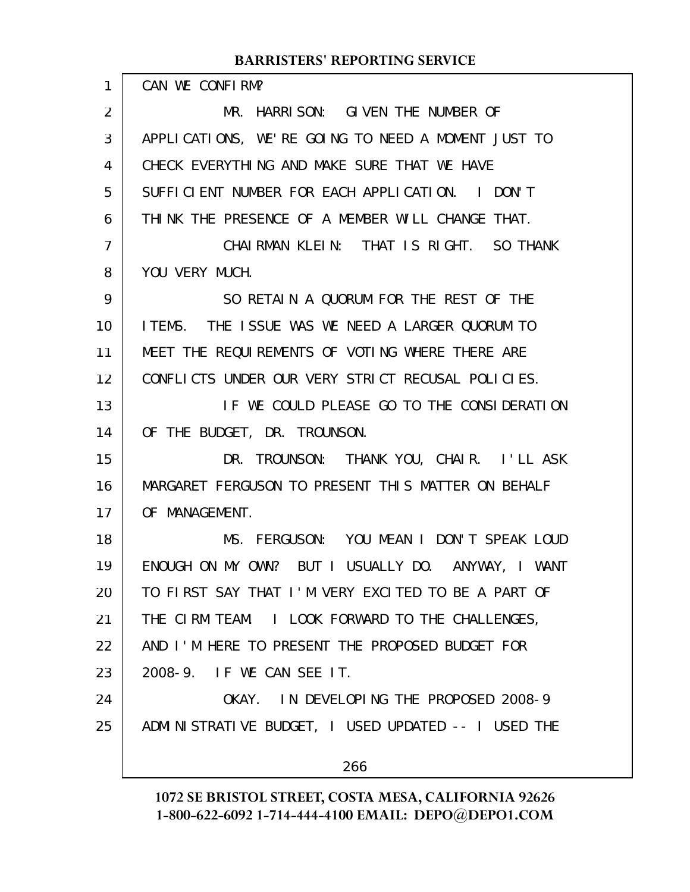CAN WE CONFIRM?

MR. HARRISON: GIVEN THE NUMBER OF APPLICATIONS, WE'RE GOING TO NEED A MOMENT JUST TO CHECK EVERYTHING AND MAKE SURE THAT WE HAVE SUFFICIENT NUMBER FOR EACH APPLICATION. I DON'T THINK THE PRESENCE OF A MEMBER WILL CHANGE THAT.

CHAIRMAN KLEIN: THAT IS RIGHT. SO THANK YOU VERY MUCH.

SO RETAIN A QUORUM FOR THE REST OF THE ITEMS. THE ISSUE WAS WE NEED A LARGER QUORUM TO MEET THE REQUIREMENTS OF VOTING WHERE THERE ARE CONFLICTS UNDER OUR VERY STRICT RECUSAL POLICIES.

IF WE COULD PLEASE GO TO THE CONSIDERATION OF THE BUDGET, DR. TROUNSON.

DR. TROUNSON: THANK YOU, CHAIR. I'LL ASK MARGARET FERGUSON TO PRESENT THIS MATTER ON BEHALF OF MANAGEMENT.

MS. FERGUSON: YOU MEAN I DON'T SPEAK LOUD ENOUGH ON MY OWN? BUT I USUALLY DO. ANYWAY, I WANT TO FIRST SAY THAT I'M VERY EXCITED TO BE A PART OF THE CIRM TEAM. I LOOK FORWARD TO THE CHALLENGES, AND I'M HERE TO PRESENT THE PROPOSED BUDGET FOR 2008-9. IF WE CAN SEE IT.

OKAY. IN DEVELOPING THE PROPOSED 2008-9 ADMINISTRATIVE BUDGET, I USED UPDATED -- I USED THE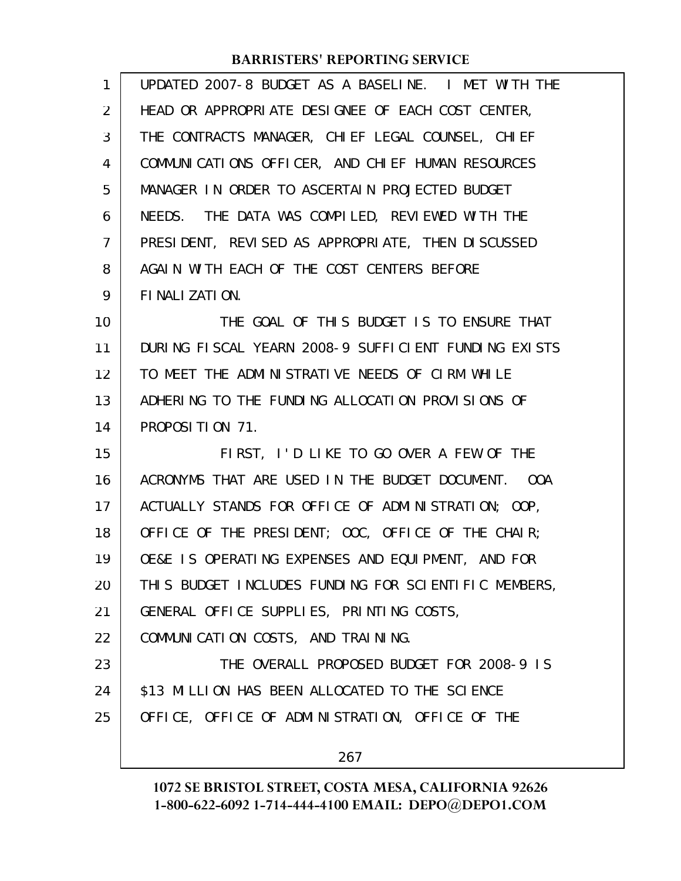UPDATED 2007-8 BUDGET AS A BASELINE. I MET WITH THE HEAD OR APPROPRIATE DESIGNEE OF EACH COST CENTER, THE CONTRACTS MANAGER, CHIEF LEGAL COUNSEL, CHIEF COMMUNICATIONS OFFICER, AND CHIEF HUMAN RESOURCES MANAGER IN ORDER TO ASCERTAIN PROJECTED BUDGET NEEDS. THE DATA WAS COMPILED, REVIEWED WITH THE PRESIDENT, REVISED AS APPROPRIATE, THEN DISCUSSED AGAIN WITH EACH OF THE COST CENTERS BEFORE FINALIZATION.

THE GOAL OF THIS BUDGET IS TO ENSURE THAT DURING FISCAL YEARN 2008-9 SUFFICIENT FUNDING EXISTS TO MEET THE ADMINISTRATIVE NEEDS OF CIRM WHILE ADHERING TO THE FUNDING ALLOCATION PROVISIONS OF PROPOSITION 71.

FIRST, I'D LIKE TO GO OVER A FEW OF THE ACRONYMS THAT ARE USED IN THE BUDGET DOCUMENT. OOA ACTUALLY STANDS FOR OFFICE OF ADMINISTRATION; OOP, OFFICE OF THE PRESIDENT; OOC, OFFICE OF THE CHAIR; OE&E IS OPERATING EXPENSES AND EQUIPMENT, AND FOR THIS BUDGET INCLUDES FUNDING FOR SCIENTIFIC MEMBERS, GENERAL OFFICE SUPPLIES, PRINTING COSTS, COMMUNICATION COSTS, AND TRAINING.

THE OVERALL PROPOSED BUDGET FOR 2008-9 IS $13 MILLION HAS BEEN ALLOCATED TO THE SCIENCE OFFICE, OFFICE OF ADMINISTRATION, OFFICE OF THE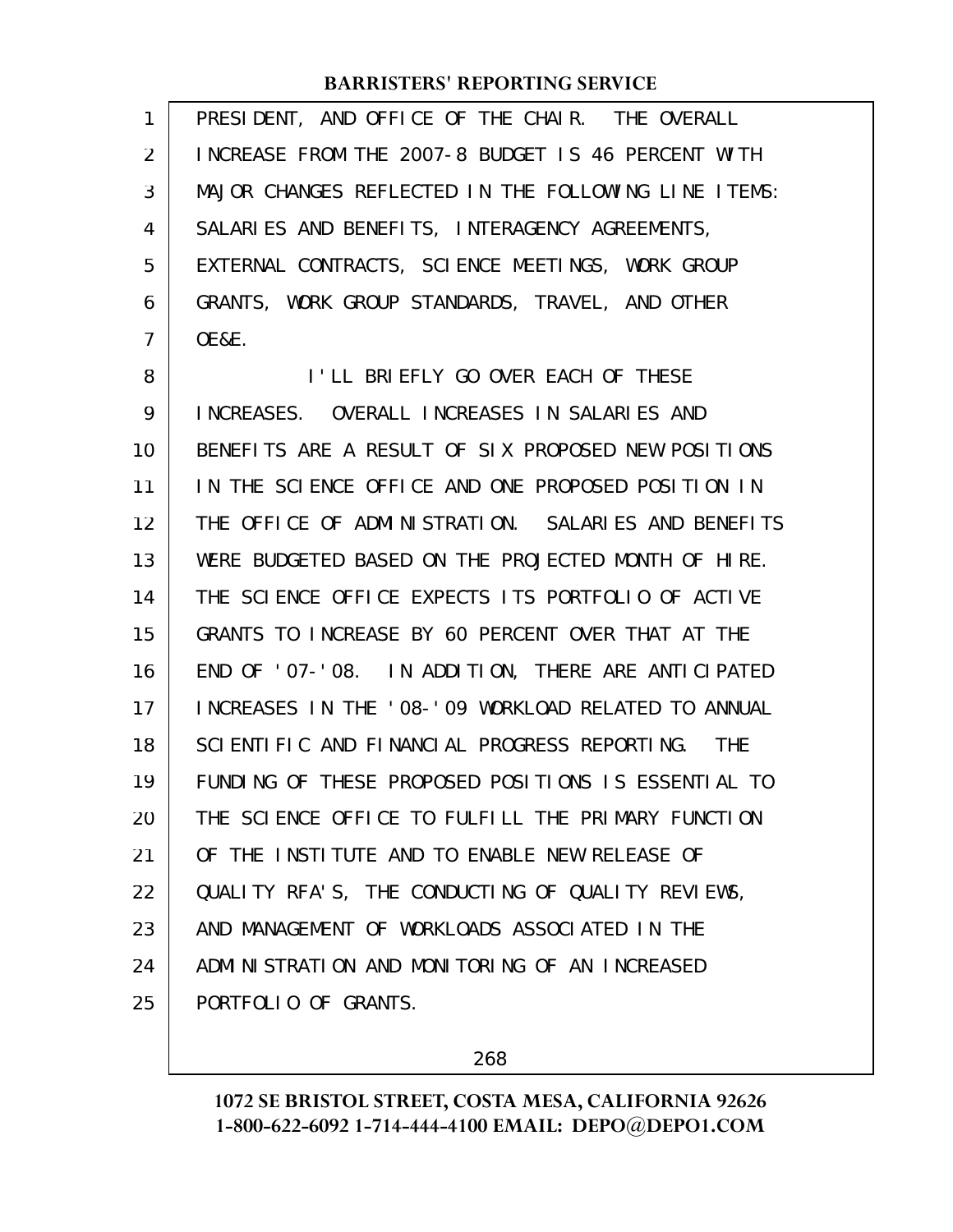PRESIDENT, AND OFFICE OF THE CHAIR. THE OVERALL INCREASE FROM THE 2007-8 BUDGET IS 46 PERCENT WITH MAJOR CHANGES REFLECTED IN THE FOLLOWING LINE ITEMS: SALARIES AND BENEFITS, INTERAGENCY AGREEMENTS, EXTERNAL CONTRACTS, SCIENCE MEETINGS, WORK GROUP GRANTS, WORK GROUP STANDARDS, TRAVEL, AND OTHER OE&E.

I'LL BRIEFLY GO OVER EACH OF THESE INCREASES. OVERALL INCREASES IN SALARIES AND BENEFITS ARE A RESULT OF SIX PROPOSED NEW POSITIONS IN THE SCIENCE OFFICE AND ONE PROPOSED POSITION IN THE OFFICE OF ADMINISTRATION. SALARIES AND BENEFITS WERE BUDGETED BASED ON THE PROJECTED MONTH OF HIRE. THE SCIENCE OFFICE EXPECTS ITS PORTFOLIO OF ACTIVE GRANTS TO INCREASE BY 60 PERCENT OVER THAT AT THE END OF '07-'08. IN ADDITION, THERE ARE ANTICIPATED INCREASES IN THE '08-'09 WORKLOAD RELATED TO ANNUAL SCIENTIFIC AND FINANCIAL PROGRESS REPORTING. THE FUNDING OF THESE PROPOSED POSITIONS IS ESSENTIAL TO THE SCIENCE OFFICE TO FULFILL THE PRIMARY FUNCTION OF THE INSTITUTE AND TO ENABLE NEW RELEASE OF QUALITY RFA'S, THE CONDUCTING OF QUALITY REVIEWS, AND MANAGEMENT OF WORKLOADS ASSOCIATED IN THE ADMINISTRATION AND MONITORING OF AN INCREASED PORTFOLIO OF GRANTS.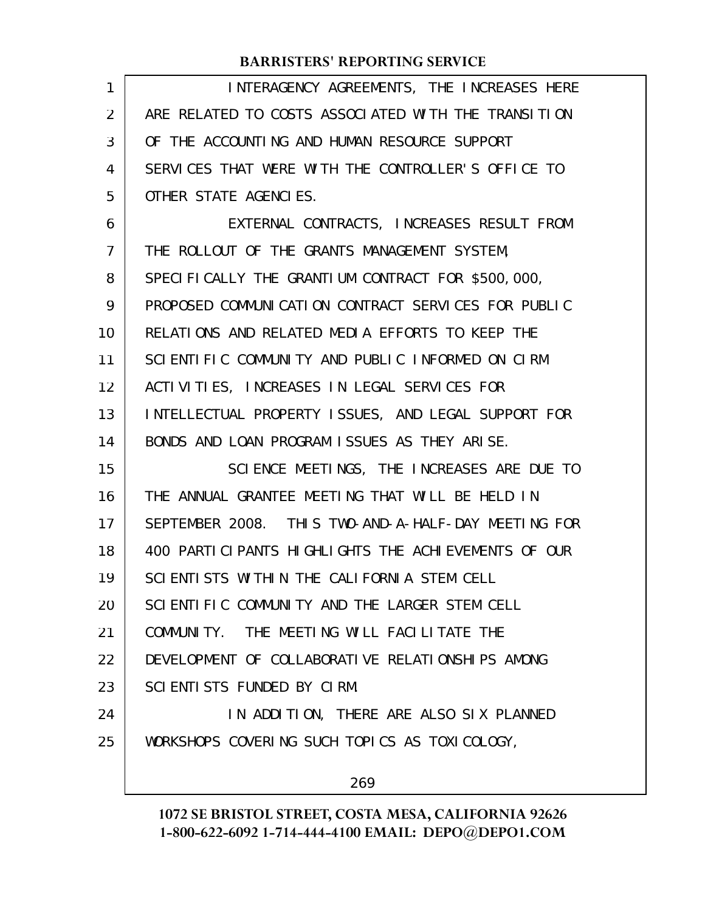INTERAGENCY AGREEMENTS, THE INCREASES HERE ARE RELATED TO COSTS ASSOCIATED WITH THE TRANSITION OF THE ACCOUNTING AND HUMAN RESOURCE SUPPORT SERVICES THAT WERE WITH THE CONTROLLER'S OFFICE TO OTHER STATE AGENCIES.

EXTERNAL CONTRACTS, INCREASES RESULT FROM THE ROLLOUT OF THE GRANTS MANAGEMENT SYSTEM, SPECIFICALLY THE GRANTIUM CONTRACT FOR $500,000, PROPOSED COMMUNICATION CONTRACT SERVICES FOR PUBLIC RELATIONS AND RELATED MEDIA EFFORTS TO KEEP THE SCIENTIFIC COMMUNITY AND PUBLIC INFORMED ON CIRM ACTIVITIES, INCREASES IN LEGAL SERVICES FOR INTELLECTUAL PROPERTY ISSUES, AND LEGAL SUPPORT FOR BONDS AND LOAN PROGRAM ISSUES AS THEY ARISE.

SCIENCE MEETINGS, THE INCREASES ARE DUE TO THE ANNUAL GRANTEE MEETING THAT WILL BE HELD IN SEPTEMBER 2008. THIS TWO-AND-A-HALF-DAY MEETING FOR 400 PARTICIPANTS HIGHLIGHTS THE ACHIEVEMENTS OF OUR SCIENTISTS WITHIN THE CALIFORNIA STEM CELL SCIENTIFIC COMMUNITY AND THE LARGER STEM CELL COMMUNITY. THE MEETING WILL FACILITATE THE DEVELOPMENT OF COLLABORATIVE RELATIONSHIPS AMONG SCIENTISTS FUNDED BY CIRM.

IN ADDITION, THERE ARE ALSO SIX PLANNED WORKSHOPS COVERING SUCH TOPICS AS TOXICOLOGY,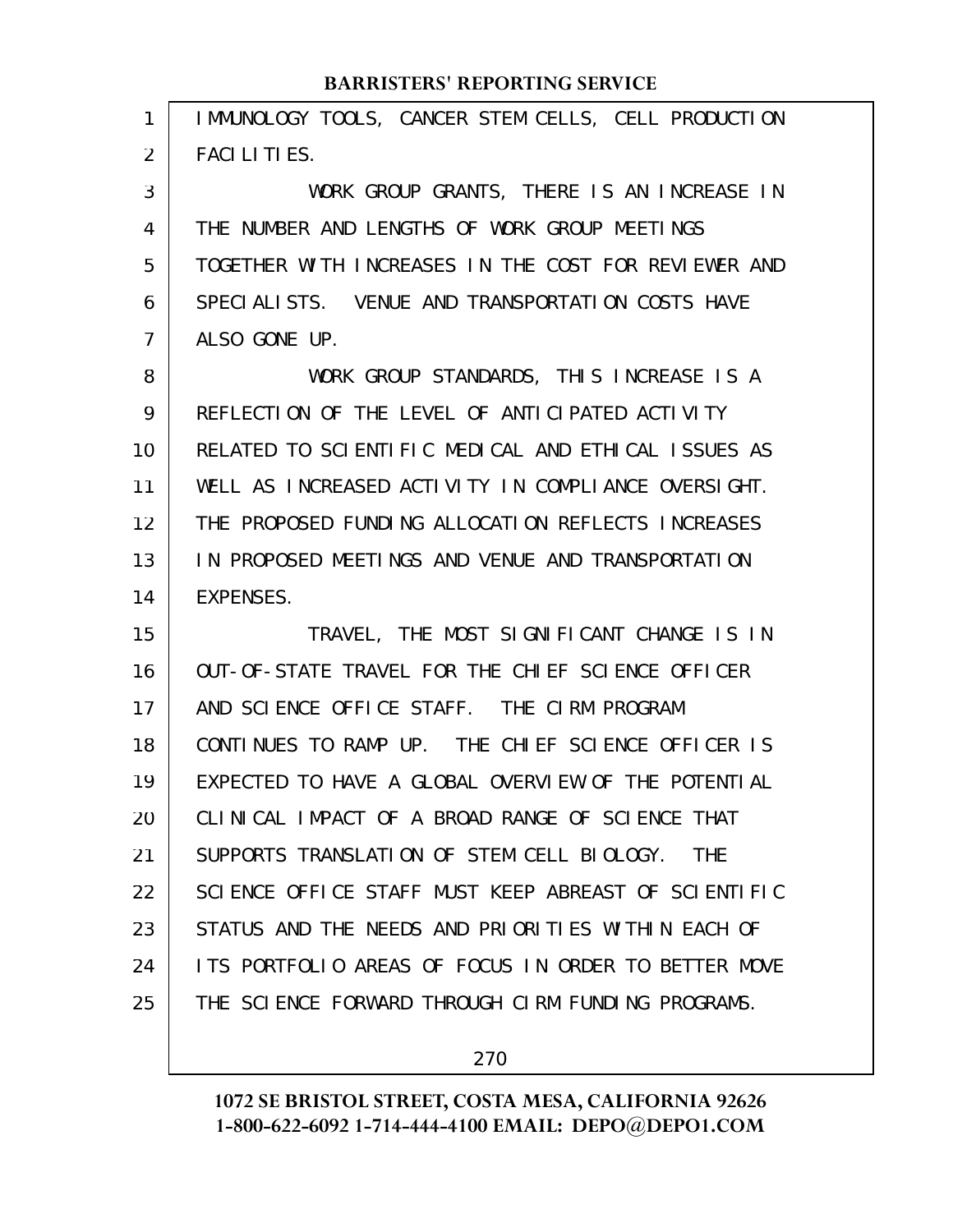IMMUNOLOGY TOOLS, CANCER STEM CELLS, CELL PRODUCTION FACILITIES.

WORK GROUP GRANTS, THERE IS AN INCREASE IN THE NUMBER AND LENGTHS OF WORK GROUP MEETINGS TOGETHER WITH INCREASES IN THE COST FOR REVIEWER AND SPECIALISTS. VENUE AND TRANSPORTATION COSTS HAVE ALSO GONE UP.

WORK GROUP STANDARDS, THIS INCREASE IS A REFLECTION OF THE LEVEL OF ANTICIPATED ACTIVITY RELATED TO SCIENTIFIC MEDICAL AND ETHICAL ISSUES AS WELL AS INCREASED ACTIVITY IN COMPLIANCE OVERSIGHT. THE PROPOSED FUNDING ALLOCATION REFLECTS INCREASES IN PROPOSED MEETINGS AND VENUE AND TRANSPORTATION EXPENSES.

TRAVEL, THE MOST SIGNIFICANT CHANGE IS IN OUT-OF-STATE TRAVEL FOR THE CHIEF SCIENCE OFFICER AND SCIENCE OFFICE STAFF. THE CIRM PROGRAM CONTINUES TO RAMP UP. THE CHIEF SCIENCE OFFICER IS EXPECTED TO HAVE A GLOBAL OVERVIEW OF THE POTENTIAL CLINICAL IMPACT OF A BROAD RANGE OF SCIENCE THAT SUPPORTS TRANSLATION OF STEM CELL BIOLOGY. THE SCIENCE OFFICE STAFF MUST KEEP ABREAST OF SCIENTIFIC STATUS AND THE NEEDS AND PRIORITIES WITHIN EACH OF ITS PORTFOLIO AREAS OF FOCUS IN ORDER TO BETTER MOVE THE SCIENCE FORWARD THROUGH CIRM FUNDING PROGRAMS.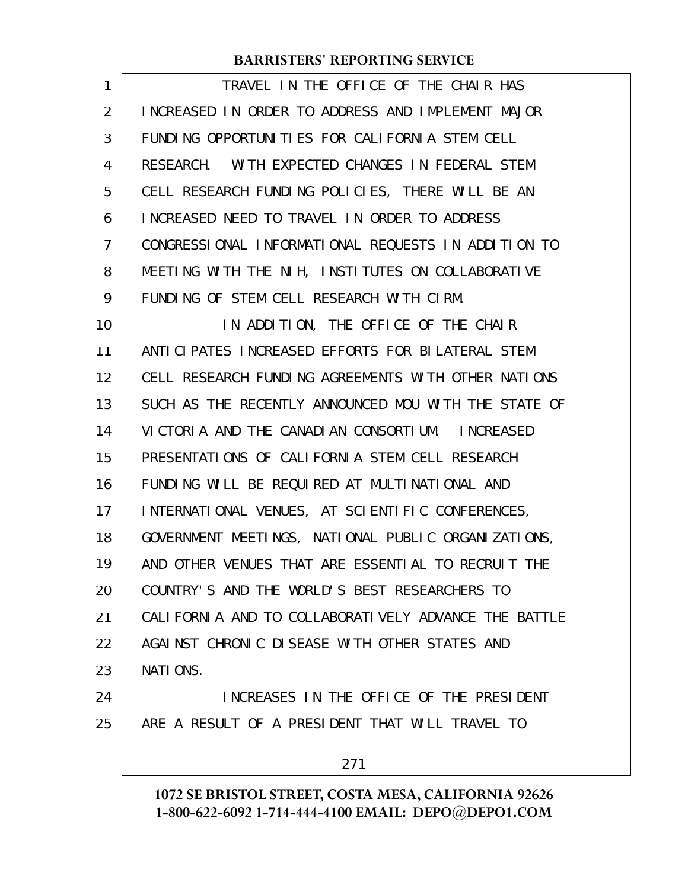TRAVEL IN THE OFFICE OF THE CHAIR HAS INCREASED IN ORDER TO ADDRESS AND IMPLEMENT MAJOR FUNDING OPPORTUNITIES FOR CALIFORNIA STEM CELL RESEARCH. WITH EXPECTED CHANGES IN FEDERAL STEM CELL RESEARCH FUNDING POLICIES, THERE WILL BE AN INCREASED NEED TO TRAVEL IN ORDER TO ADDRESS CONGRESSIONAL INFORMATIONAL REQUESTS IN ADDITION TO MEETING WITH THE NIH, INSTITUTES ON COLLABORATIVE FUNDING OF STEM CELL RESEARCH WITH CIRM.

IN ADDITION, THE OFFICE OF THE CHAIR ANTICIPATES INCREASED EFFORTS FOR BILATERAL STEM CELL RESEARCH FUNDING AGREEMENTS WITH OTHER NATIONS SUCH AS THE RECENTLY ANNOUNCED MOU WITH THE STATE OF VICTORIA AND THE CANADIAN CONSORTIUM. INCREASED PRESENTATIONS OF CALIFORNIA STEM CELL RESEARCH FUNDING WILL BE REQUIRED AT MULTINATIONAL AND INTERNATIONAL VENUES, AT SCIENTIFIC CONFERENCES, GOVERNMENT MEETINGS, NATIONAL PUBLIC ORGANIZATIONS, AND OTHER VENUES THAT ARE ESSENTIAL TO RECRUIT THE COUNTRY'S AND THE WORLD'S BEST RESEARCHERS TO CALIFORNIA AND TO COLLABORATIVELY ADVANCE THE BATTLE AGAINST CHRONIC DISEASE WITH OTHER STATES AND NATIONS.

INCREASES IN THE OFFICE OF THE PRESIDENT ARE A RESULT OF A PRESIDENT THAT WILL TRAVEL TO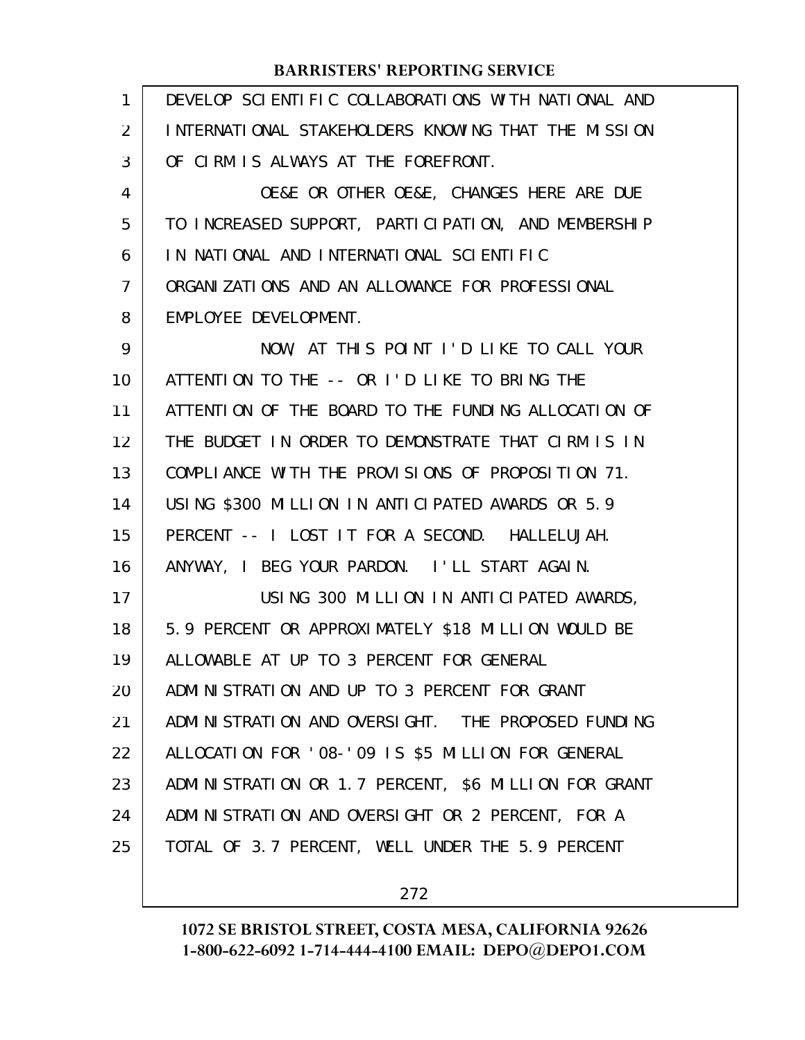DEVELOP SCIENTIFIC COLLABORATIONS WITH NATIONAL AND INTERNATIONAL STAKEHOLDERS KNOWING THAT THE MISSION OF CIRM IS ALWAYS AT THE FOREFRONT.

OE&E OR OTHER OE&E, CHANGES HERE ARE DUE TO INCREASED SUPPORT, PARTICIPATION, AND MEMBERSHIP IN NATIONAL AND INTERNATIONAL SCIENTIFIC ORGANIZATIONS AND AN ALLOWANCE FOR PROFESSIONAL EMPLOYEE DEVELOPMENT.

NOW, AT THIS POINT I'D LIKE TO CALL YOUR ATTENTION TO THE -- OR I'D LIKE TO BRING THE ATTENTION OF THE BOARD TO THE FUNDING ALLOCATION OF THE BUDGET IN ORDER TO DEMONSTRATE THAT CIRM IS IN COMPLIANCE WITH THE PROVISIONS OF PROPOSITION 71. USING $300 MILLION IN ANTICIPATED AWARDS OR 5.9 PERCENT -- I LOST IT FOR A SECOND. HALLELUJAH. ANYWAY, I BEG YOUR PARDON. I'LL START AGAIN.

USING 300 MILLION IN ANTICIPATED AWARDS, 5.9 PERCENT OR APPROXIMATELY $18 MILLION WOULD BE ALLOWABLE AT UP TO 3 PERCENT FOR GENERAL ADMINISTRATION AND UP TO 3 PERCENT FOR GRANT ADMINISTRATION AND OVERSIGHT. THE PROPOSED FUNDING ALLOCATION FOR '08-'09 IS $5 MILLION FOR GENERAL ADMINISTRATION OR 1.7 PERCENT, $6 MILLION FOR GRANT ADMINISTRATION AND OVERSIGHT OR 2 PERCENT, FOR A TOTAL OF 3.7 PERCENT, WELL UNDER THE 5.9 PERCENT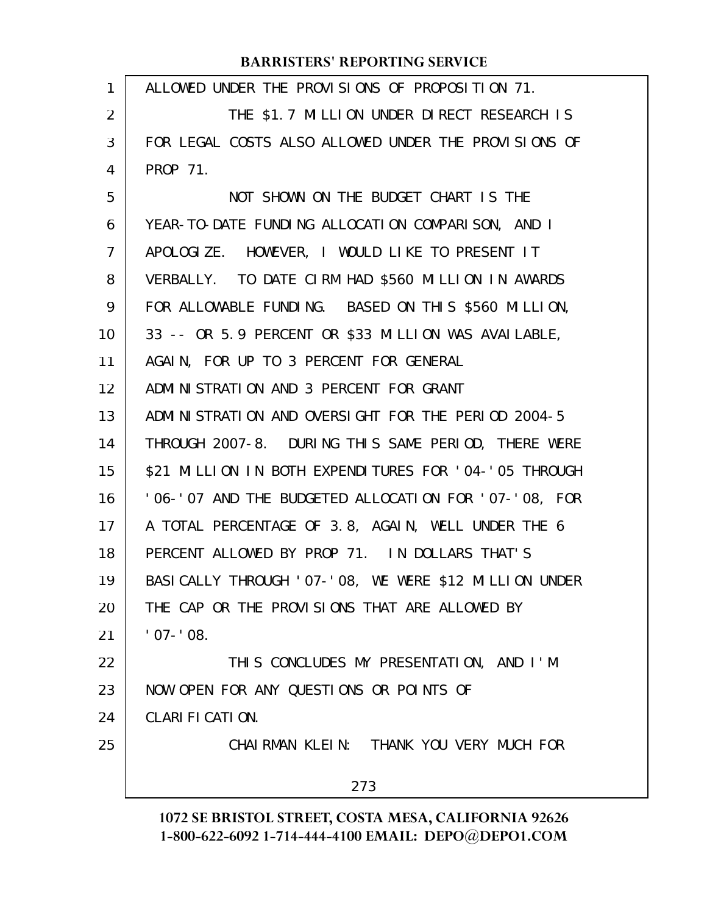ALLOWED UNDER THE PROVISIONS OF PROPOSITION 71.

THE $1.7 MILLION UNDER DIRECT RESEARCH IS FOR LEGAL COSTS ALSO ALLOWED UNDER THE PROVISIONS OF PROP 71.

NOT SHOWN ON THE BUDGET CHART IS THE YEAR-TO-DATE FUNDING ALLOCATION COMPARISON, AND I APOLOGIZE. HOWEVER, I WOULD LIKE TO PRESENT IT VERBALLY. TO DATE CIRM HAD $560 MILLION IN AWARDS FOR ALLOWABLE FUNDING. BASED ON THIS $560 MILLION, 33 -- OR 5.9 PERCENT OR $33 MILLION WAS AVAILABLE, AGAIN, FOR UP TO 3 PERCENT FOR GENERAL ADMINISTRATION AND 3 PERCENT FOR GRANT ADMINISTRATION AND OVERSIGHT FOR THE PERIOD 2004-5 THROUGH 2007-8. DURING THIS SAME PERIOD, THERE WERE $21 MILLION IN BOTH EXPENDITURES FOR '04-'05 THROUGH '06-'07 AND THE BUDGETED ALLOCATION FOR '07-'08, FOR A TOTAL PERCENTAGE OF 3.8, AGAIN, WELL UNDER THE 6 PERCENT ALLOWED BY PROP 71. IN DOLLARS THAT'S BASICALLY THROUGH '07-'08, WE WERE $12 MILLION UNDER THE CAP OR THE PROVISIONS THAT ARE ALLOWED BY '07-'08.

THIS CONCLUDES MY PRESENTATION, AND I'M NOW OPEN FOR ANY QUESTIONS OR POINTS OF CLARIFICATION.

CHAIRMAN KLEIN: THANK YOU VERY MUCH FOR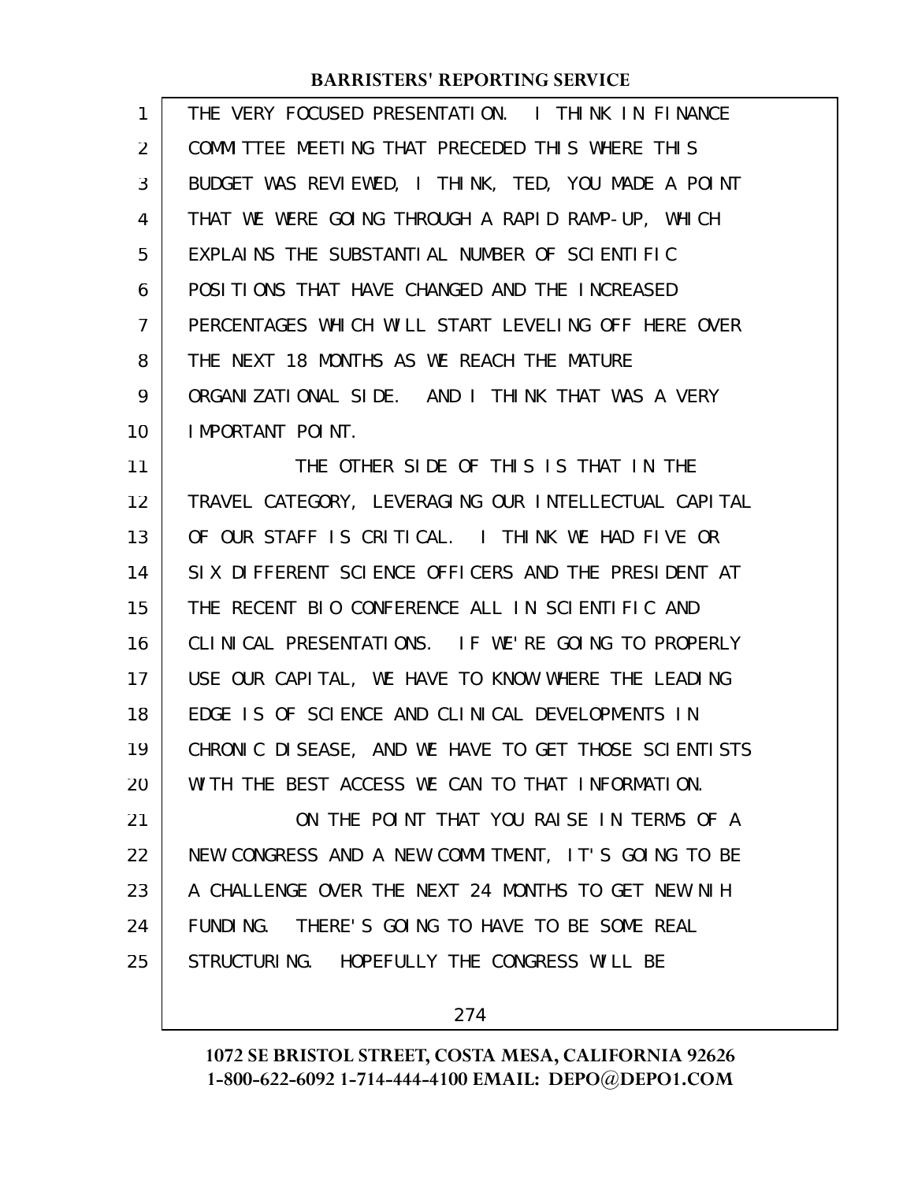THE VERY FOCUSED PRESENTATION. I THINK IN FINANCE COMMITTEE MEETING THAT PRECEDED THIS WHERE THIS BUDGET WAS REVIEWED, I THINK, TED, YOU MADE A POINT THAT WE WERE GOING THROUGH A RAPID RAMP-UP, WHICH EXPLAINS THE SUBSTANTIAL NUMBER OF SCIENTIFIC POSITIONS THAT HAVE CHANGED AND THE INCREASED PERCENTAGES WHICH WILL START LEVELING OFF HERE OVER THE NEXT 18 MONTHS AS WE REACH THE MATURE ORGANIZATIONAL SIDE. AND I THINK THAT WAS A VERY IMPORTANT POINT.

THE OTHER SIDE OF THIS IS THAT IN THE TRAVEL CATEGORY, LEVERAGING OUR INTELLECTUAL CAPITAL OF OUR STAFF IS CRITICAL. I THINK WE HAD FIVE OR SIX DIFFERENT SCIENCE OFFICERS AND THE PRESIDENT AT THE RECENT BIO CONFERENCE ALL IN SCIENTIFIC AND CLINICAL PRESENTATIONS. IF WE'RE GOING TO PROPERLY USE OUR CAPITAL, WE HAVE TO KNOW WHERE THE LEADING EDGE IS OF SCIENCE AND CLINICAL DEVELOPMENTS IN CHRONIC DISEASE, AND WE HAVE TO GET THOSE SCIENTISTS WITH THE BEST ACCESS WE CAN TO THAT INFORMATION.

ON THE POINT THAT YOU RAISE IN TERMS OF A NEW CONGRESS AND A NEW COMMITMENT, IT'S GOING TO BE A CHALLENGE OVER THE NEXT 24 MONTHS TO GET NEW NIH FUNDING. THERE'S GOING TO HAVE TO BE SOME REAL STRUCTURING. HOPEFULLY THE CONGRESS WILL BE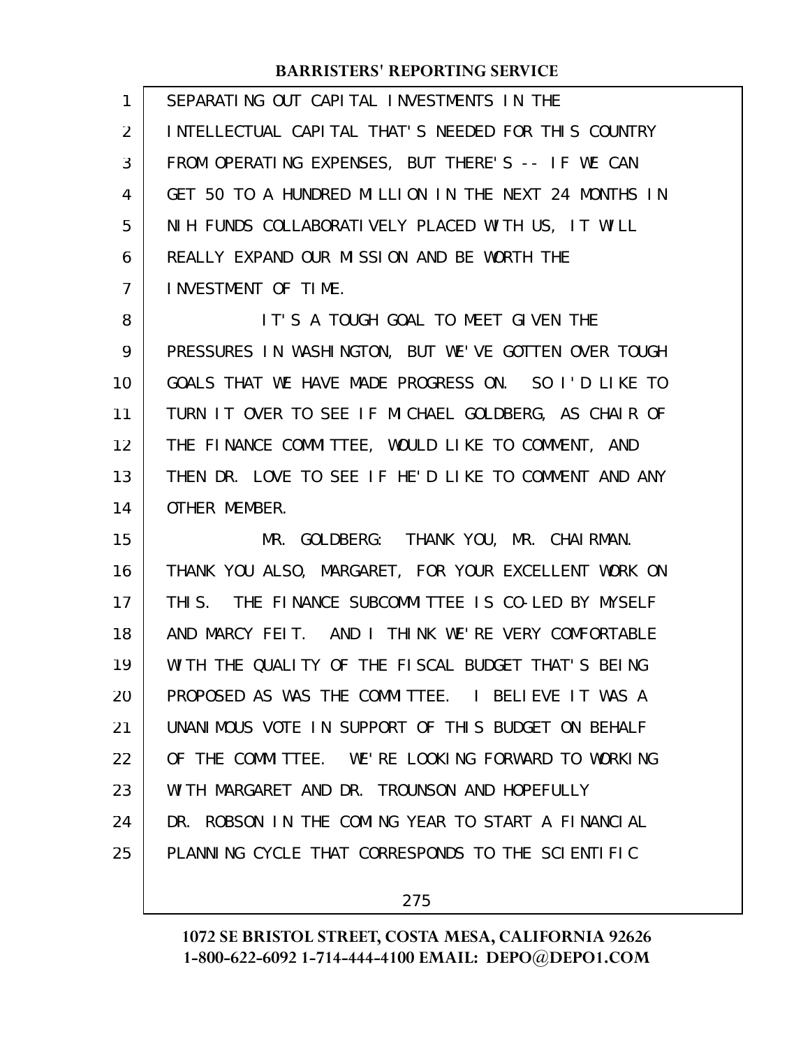SEPARATING OUT CAPITAL INVESTMENTS IN THE INTELLECTUAL CAPITAL THAT'S NEEDED FOR THIS COUNTRY FROM OPERATING EXPENSES, BUT THERE'S -- IF WE CAN GET 50 TO A HUNDRED MILLION IN THE NEXT 24 MONTHS IN NIH FUNDS COLLABORATIVELY PLACED WITH US, IT WILL REALLY EXPAND OUR MISSION AND BE WORTH THE INVESTMENT OF TIME.

IT'S A TOUGH GOAL TO MEET GIVEN THE PRESSURES IN WASHINGTON, BUT WE'VE GOTTEN OVER TOUGH GOALS THAT WE HAVE MADE PROGRESS ON. SO I'D LIKE TO TURN IT OVER TO SEE IF MICHAEL GOLDBERG, AS CHAIR OF THE FINANCE COMMITTEE, WOULD LIKE TO COMMENT, AND THEN DR. LOVE TO SEE IF HE'D LIKE TO COMMENT AND ANY OTHER MEMBER.

MR. GOLDBERG: THANK YOU, MR. CHAIRMAN. THANK YOU ALSO, MARGARET, FOR YOUR EXCELLENT WORK ON THIS. THE FINANCE SUBCOMMITTEE IS CO-LED BY MYSELF AND MARCY FEIT. AND I THINK WE'RE VERY COMFORTABLE WITH THE QUALITY OF THE FISCAL BUDGET THAT'S BEING PROPOSED AS WAS THE COMMITTEE. I BELIEVE IT WAS A UNANIMOUS VOTE IN SUPPORT OF THIS BUDGET ON BEHALF OF THE COMMITTEE. WE'RE LOOKING FORWARD TO WORKING WITH MARGARET AND DR. TROUNSON AND HOPEFULLY DR. ROBSON IN THE COMING YEAR TO START A FINANCIAL PLANNING CYCLE THAT CORRESPONDS TO THE SCIENTIFIC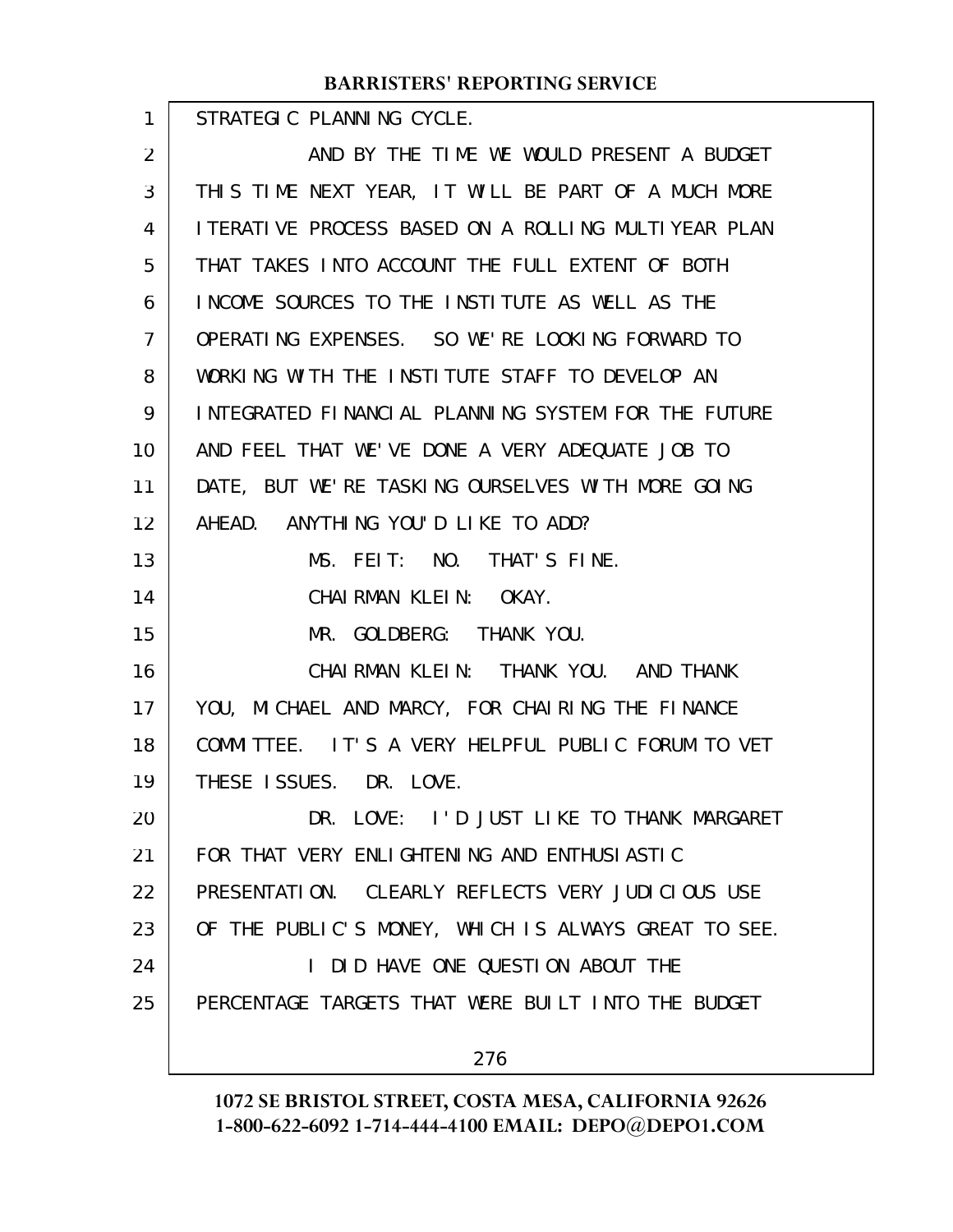STRATEGIC PLANNING CYCLE.

AND BY THE TIME WE WOULD PRESENT A BUDGET THIS TIME NEXT YEAR, IT WILL BE PART OF A MUCH MORE ITERATIVE PROCESS BASED ON A ROLLING MULTIYEAR PLAN THAT TAKES INTO ACCOUNT THE FULL EXTENT OF BOTH INCOME SOURCES TO THE INSTITUTE AS WELL AS THE OPERATING EXPENSES. SO WE'RE LOOKING FORWARD TO WORKING WITH THE INSTITUTE STAFF TO DEVELOP AN INTEGRATED FINANCIAL PLANNING SYSTEM FOR THE FUTURE AND FEEL THAT WE'VE DONE A VERY ADEQUATE JOB TO DATE, BUT WE'RE TASKING OURSELVES WITH MORE GOING AHEAD. ANYTHING YOU'D LIKE TO ADD?

MS. FEIT: NO. THAT'S FINE.

CHAIRMAN KLEIN: OKAY.

MR. GOLDBERG: THANK YOU.

CHAIRMAN KLEIN: THANK YOU. AND THANK YOU, MICHAEL AND MARCY, FOR CHAIRING THE FINANCE COMMITTEE. IT'S A VERY HELPFUL PUBLIC FORUM TO VET THESE ISSUES. DR. LOVE.

DR. LOVE: I'D JUST LIKE TO THANK MARGARET FOR THAT VERY ENLIGHTENING AND ENTHUSIASTIC PRESENTATION. CLEARLY REFLECTS VERY JUDICIOUS USE OF THE PUBLIC'S MONEY, WHICH IS ALWAYS GREAT TO SEE.

I DID HAVE ONE QUESTION ABOUT THE PERCENTAGE TARGETS THAT WERE BUILT INTO THE BUDGET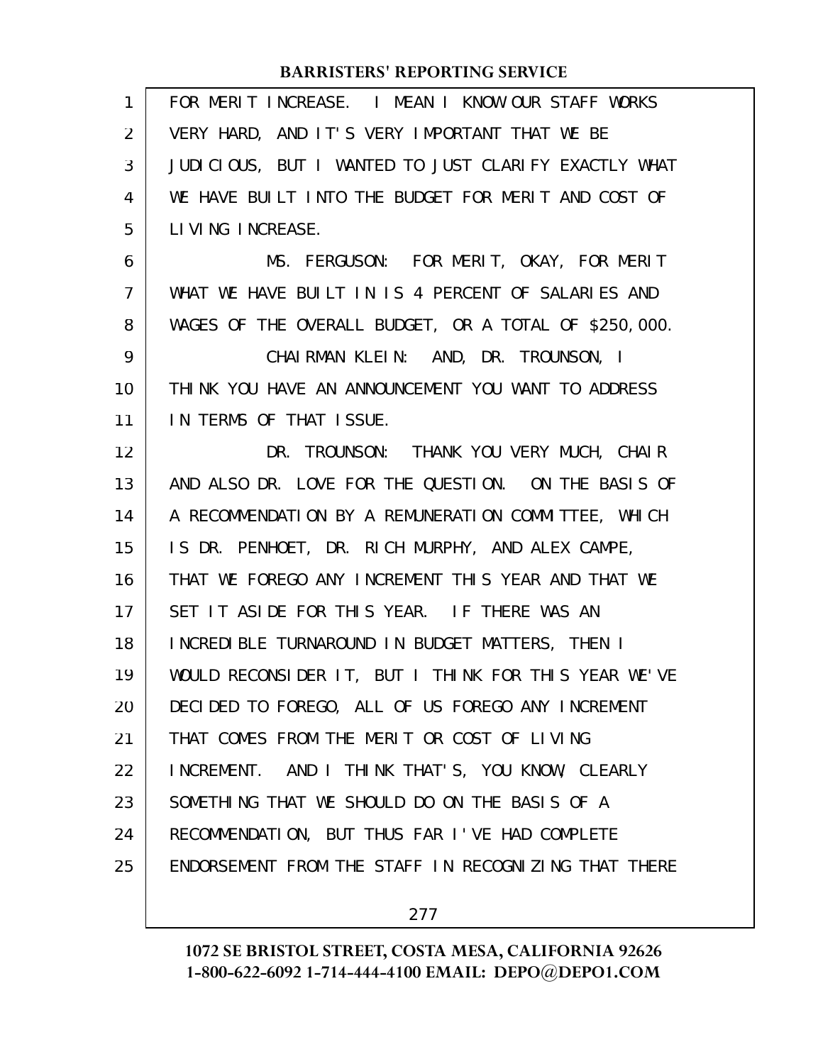FOR MERIT INCREASE. I MEAN I KNOW OUR STAFF WORKS VERY HARD, AND IT'S VERY IMPORTANT THAT WE BE JUDICIOUS, BUT I WANTED TO JUST CLARIFY EXACTLY WHAT WE HAVE BUILT INTO THE BUDGET FOR MERIT AND COST OF LIVING INCREASE.

MS. FERGUSON: FOR MERIT, OKAY, FOR MERIT WHAT WE HAVE BUILT IN IS 4 PERCENT OF SALARIES AND WAGES OF THE OVERALL BUDGET, OR A TOTAL OF $250,000.

CHAIRMAN KLEIN: AND, DR. TROUNSON, I THINK YOU HAVE AN ANNOUNCEMENT YOU WANT TO ADDRESS IN TERMS OF THAT ISSUE.

DR. TROUNSON: THANK YOU VERY MUCH, CHAIR AND ALSO DR. LOVE FOR THE QUESTION. ON THE BASIS OF A RECOMMENDATION BY A REMUNERATION COMMITTEE, WHICH IS DR. PENHOET, DR. RICH MURPHY, AND ALEX CAMPE, THAT WE FOREGO ANY INCREMENT THIS YEAR AND THAT WE SET IT ASIDE FOR THIS YEAR. IF THERE WAS AN INCREDIBLE TURNAROUND IN BUDGET MATTERS, THEN I WOULD RECONSIDER IT, BUT I THINK FOR THIS YEAR WE'VE DECIDED TO FOREGO, ALL OF US FOREGO ANY INCREMENT THAT COMES FROM THE MERIT OR COST OF LIVING INCREMENT. AND I THINK THAT'S, YOU KNOW, CLEARLY SOMETHING THAT WE SHOULD DO ON THE BASIS OF A RECOMMENDATION, BUT THUS FAR I'VE HAD COMPLETE ENDORSEMENT FROM THE STAFF IN RECOGNIZING THAT THERE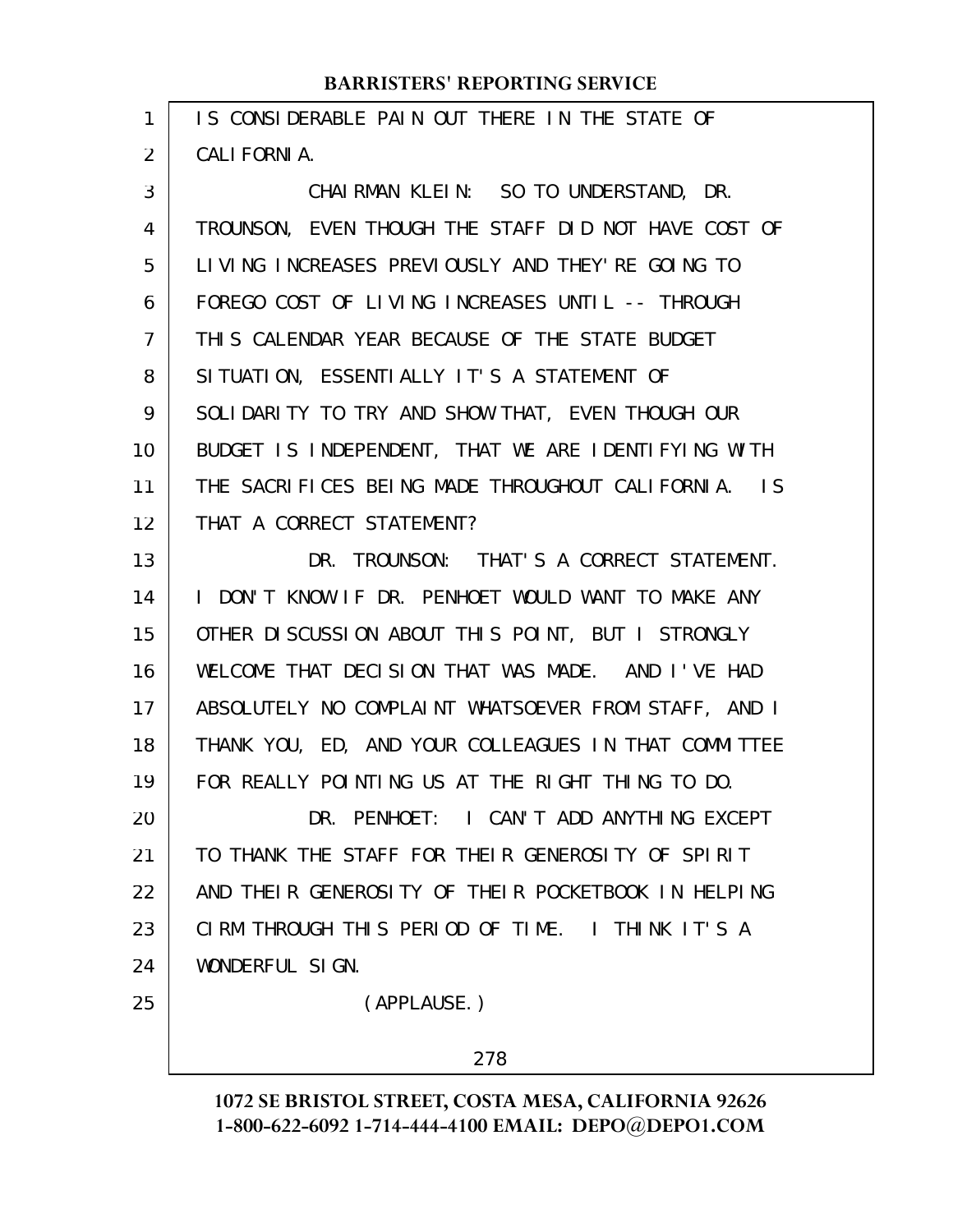IS CONSIDERABLE PAIN OUT THERE IN THE STATE OF CALIFORNIA.

CHAIRMAN KLEIN: SO TO UNDERSTAND, DR. TROUNSON, EVEN THOUGH THE STAFF DID NOT HAVE COST OF LIVING INCREASES PREVIOUSLY AND THEY'RE GOING TO FOREGO COST OF LIVING INCREASES UNTIL -- THROUGH THIS CALENDAR YEAR BECAUSE OF THE STATE BUDGET SITUATION, ESSENTIALLY IT'S A STATEMENT OF SOLIDARITY TO TRY AND SHOW THAT, EVEN THOUGH OUR BUDGET IS INDEPENDENT, THAT WE ARE IDENTIFYING WITH THE SACRIFICES BEING MADE THROUGHOUT CALIFORNIA. IS THAT A CORRECT STATEMENT?

DR. TROUNSON: THAT'S A CORRECT STATEMENT. I DON'T KNOW IF DR. PENHOET WOULD WANT TO MAKE ANY OTHER DISCUSSION ABOUT THIS POINT, BUT I STRONGLY WELCOME THAT DECISION THAT WAS MADE. AND I'VE HAD ABSOLUTELY NO COMPLAINT WHATSOEVER FROM STAFF, AND I THANK YOU, ED, AND YOUR COLLEAGUES IN THAT COMMITTEE FOR REALLY POINTING US AT THE RIGHT THING TO DO.

DR. PENHOET: I CAN'T ADD ANYTHING EXCEPT TO THANK THE STAFF FOR THEIR GENEROSITY OF SPIRIT AND THEIR GENEROSITY OF THEIR POCKETBOOK IN HELPING CIRM THROUGH THIS PERIOD OF TIME. I THINK IT'S A WONDERFUL SIGN.

(APPLAUSE.)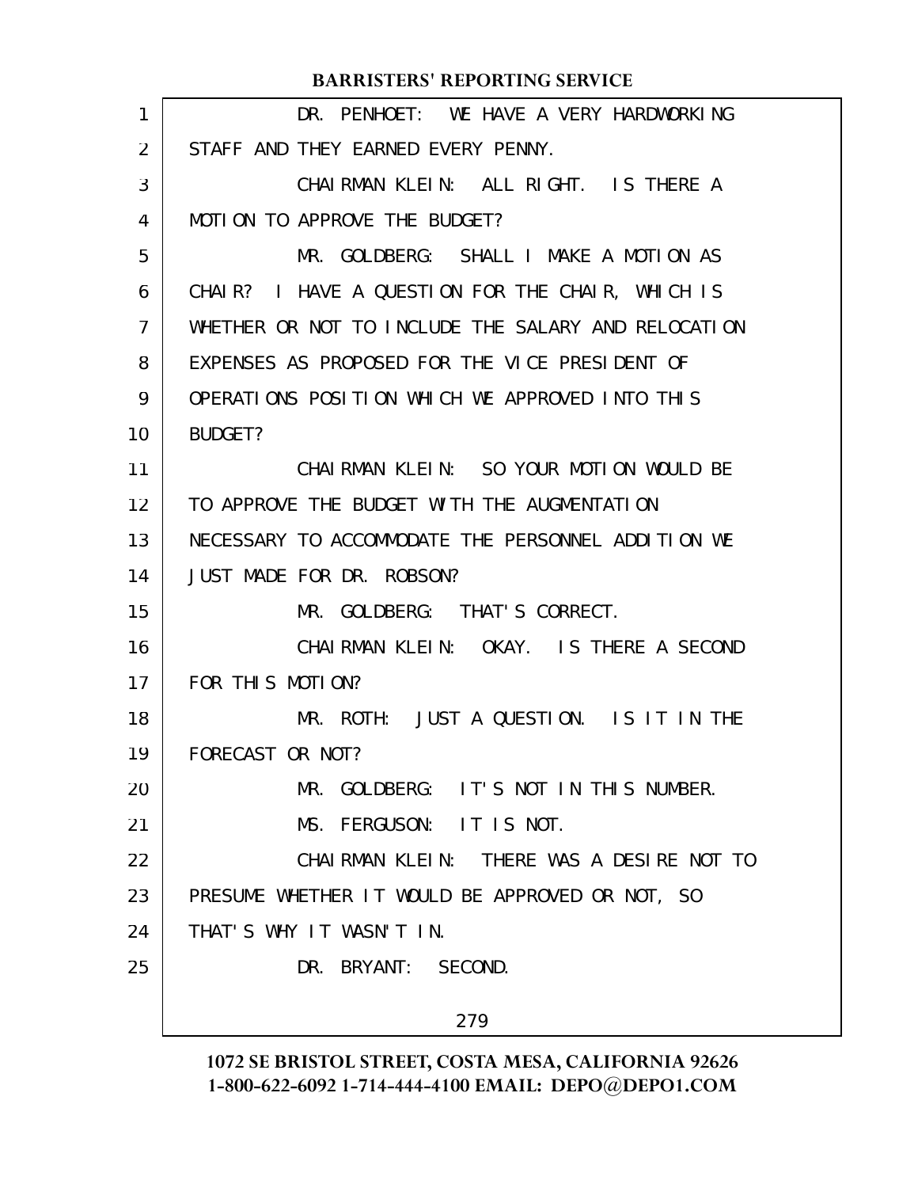DR. PENHOET: WE HAVE A VERY HARDWORKING STAFF AND THEY EARNED EVERY PENNY.

CHAIRMAN KLEIN: ALL RIGHT. IS THERE A MOTION TO APPROVE THE BUDGET?

MR. GOLDBERG: SHALL I MAKE A MOTION AS CHAIR? I HAVE A QUESTION FOR THE CHAIR, WHICH IS WHETHER OR NOT TO INCLUDE THE SALARY AND RELOCATION EXPENSES AS PROPOSED FOR THE VICE PRESIDENT OF OPERATIONS POSITION WHICH WE APPROVED INTO THIS BUDGET?

CHAIRMAN KLEIN: SO YOUR MOTION WOULD BE TO APPROVE THE BUDGET WITH THE AUGMENTATION NECESSARY TO ACCOMMODATE THE PERSONNEL ADDITION WE JUST MADE FOR DR. ROBSON?

MR. GOLDBERG: THAT'S CORRECT.

CHAIRMAN KLEIN: OKAY. IS THERE A SECOND FOR THIS MOTION?

MR. ROTH: JUST A QUESTION. IS IT IN THE FORECAST OR NOT?

MR. GOLDBERG: IT'S NOT IN THIS NUMBER.

MS. FERGUSON: IT IS NOT.

CHAIRMAN KLEIN: THERE WAS A DESIRE NOT TO PRESUME WHETHER IT WOULD BE APPROVED OR NOT, SO THAT'S WHY IT WASN'T IN.

DR. BRYANT: SECOND.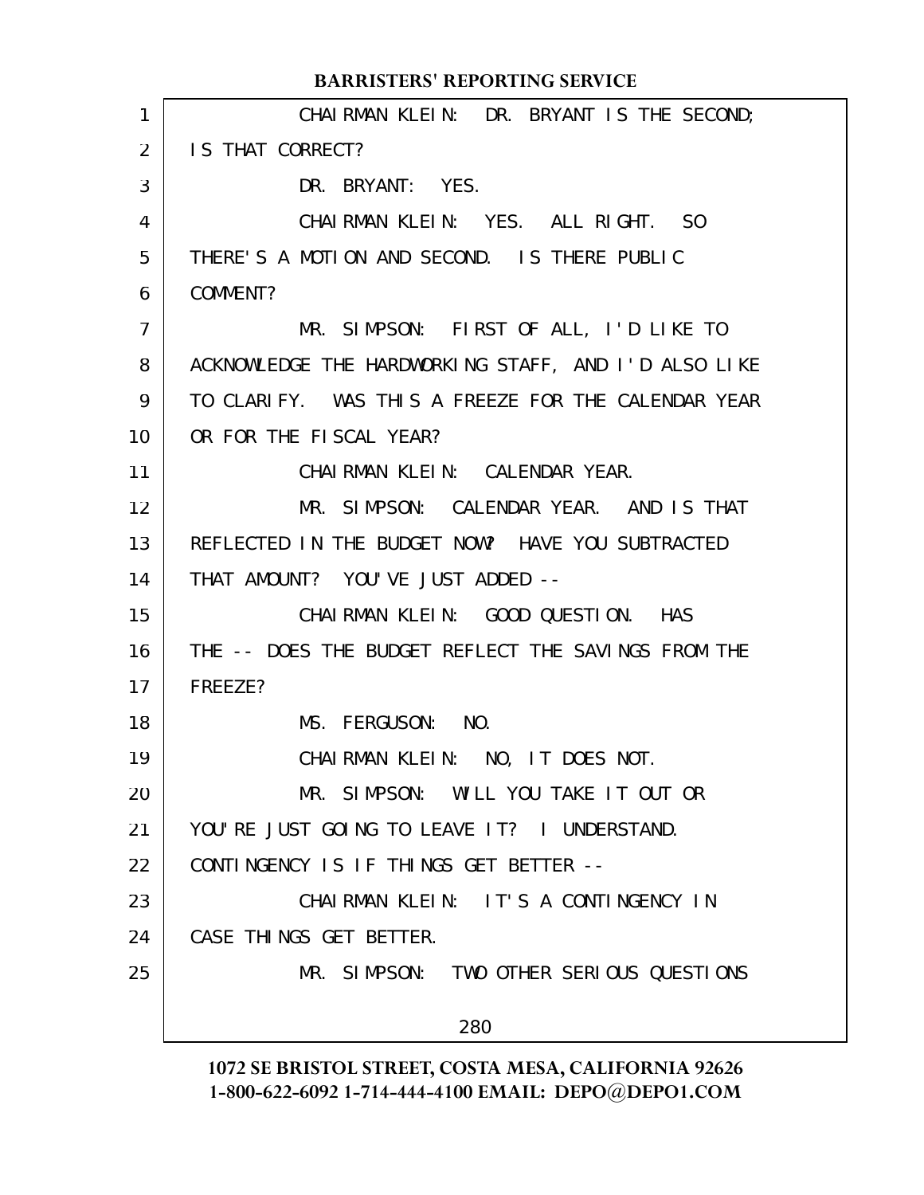CHAIRMAN KLEIN: DR. BRYANT IS THE SECOND; IS THAT CORRECT?

DR. BRYANT: YES.

CHAIRMAN KLEIN: YES. ALL RIGHT. SO THERE'S A MOTION AND SECOND. IS THERE PUBLIC COMMENT?

MR. SIMPSON: FIRST OF ALL, I'D LIKE TO ACKNOWLEDGE THE HARDWORKING STAFF, AND I'D ALSO LIKE TO CLARIFY. WAS THIS A FREEZE FOR THE CALENDAR YEAR OR FOR THE FISCAL YEAR?

CHAIRMAN KLEIN: CALENDAR YEAR.

MR. SIMPSON: CALENDAR YEAR. AND IS THAT REFLECTED IN THE BUDGET NOW? HAVE YOU SUBTRACTED THAT AMOUNT? YOU'VE JUST ADDED --

CHAIRMAN KLEIN: GOOD QUESTION. HAS THE -- DOES THE BUDGET REFLECT THE SAVINGS FROM THE FREEZE?

MS. FERGUSON: NO.

CHAIRMAN KLEIN: NO, IT DOES NOT.

MR. SIMPSON: WILL YOU TAKE IT OUT OR YOU'RE JUST GOING TO LEAVE IT? I UNDERSTAND. CONTINGENCY IS IF THINGS GET BETTER --

CHAIRMAN KLEIN: IT'S A CONTINGENCY IN CASE THINGS GET BETTER.

MR. SIMPSON: TWO OTHER SERIOUS QUESTIONS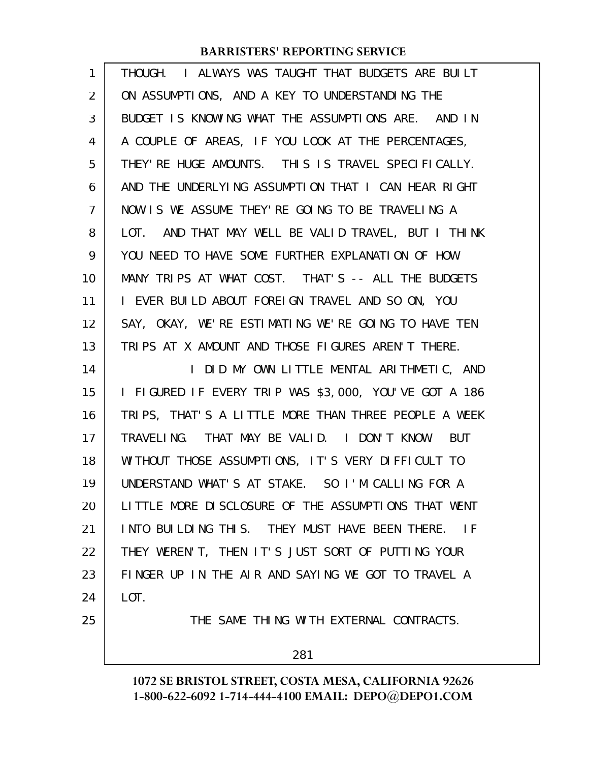THOUGH. I ALWAYS WAS TAUGHT THAT BUDGETS ARE BUILT ON ASSUMPTIONS, AND A KEY TO UNDERSTANDING THE BUDGET IS KNOWING WHAT THE ASSUMPTIONS ARE. AND IN A COUPLE OF AREAS, IF YOU LOOK AT THE PERCENTAGES, THEY'RE HUGE AMOUNTS. THIS IS TRAVEL SPECIFICALLY. AND THE UNDERLYING ASSUMPTION THAT I CAN HEAR RIGHT NOW IS WE ASSUME THEY'RE GOING TO BE TRAVELING A LOT. AND THAT MAY WELL BE VALID TRAVEL, BUT I THINK YOU NEED TO HAVE SOME FURTHER EXPLANATION OF HOW MANY TRIPS AT WHAT COST. THAT'S -- ALL THE BUDGETS I EVER BUILD ABOUT FOREIGN TRAVEL AND SO ON, YOU SAY, OKAY, WE'RE ESTIMATING WE'RE GOING TO HAVE TEN TRIPS AT X AMOUNT AND THOSE FIGURES AREN'T THERE.

I DID MY OWN LITTLE MENTAL ARITHMETIC, AND I FIGURED IF EVERY TRIP WAS $3,000, YOU'VE GOT A 186 TRIPS, THAT'S A LITTLE MORE THAN THREE PEOPLE A WEEK TRAVELING. THAT MAY BE VALID. I DON'T KNOW. BUT WITHOUT THOSE ASSUMPTIONS, IT'S VERY DIFFICULT TO UNDERSTAND WHAT'S AT STAKE. SO I'M CALLING FOR A LITTLE MORE DISCLOSURE OF THE ASSUMPTIONS THAT WENT INTO BUILDING THIS. THEY MUST HAVE BEEN THERE. IF THEY WEREN'T, THEN IT'S JUST SORT OF PUTTING YOUR FINGER UP IN THE AIR AND SAYING WE GOT TO TRAVEL A LOT.

THE SAME THING WITH EXTERNAL CONTRACTS.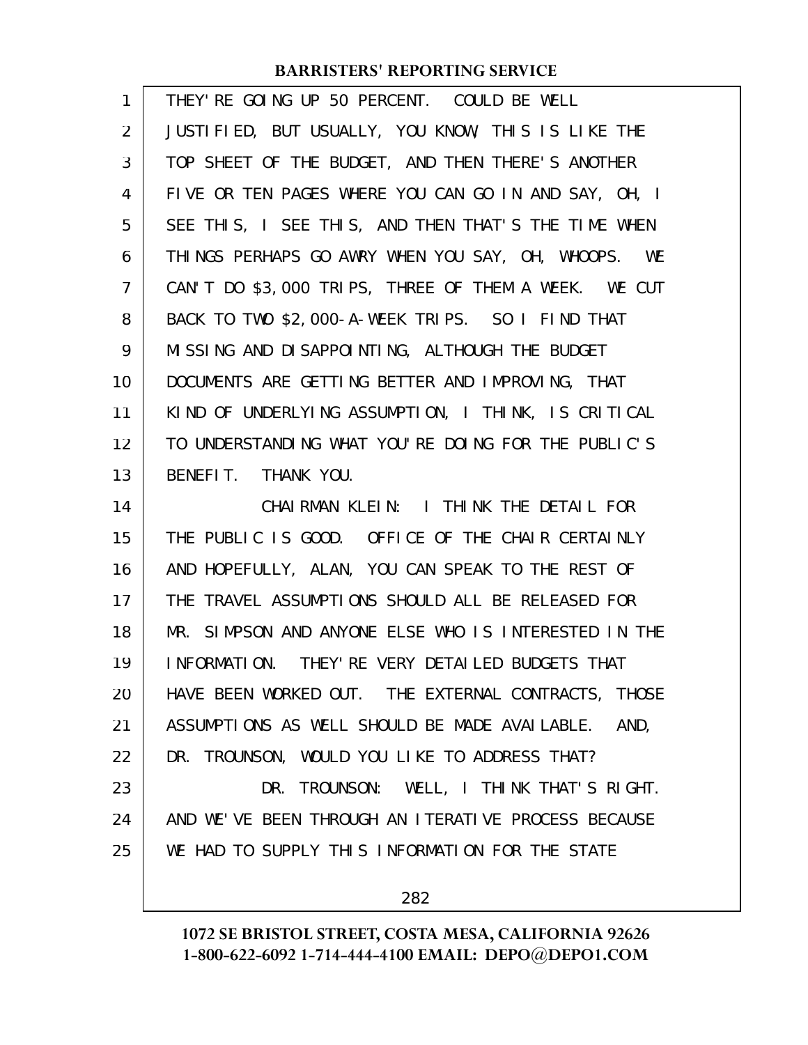THEY'RE GOING UP 50 PERCENT. COULD BE WELL JUSTIFIED, BUT USUALLY, YOU KNOW, THIS IS LIKE THE TOP SHEET OF THE BUDGET, AND THEN THERE'S ANOTHER FIVE OR TEN PAGES WHERE YOU CAN GO IN AND SAY, OH, I SEE THIS, I SEE THIS, AND THEN THAT'S THE TIME WHEN THINGS PERHAPS GO AWRY WHEN YOU SAY, OH, WHOOPS. WE CAN'T DO $3,000 TRIPS, THREE OF THEM A WEEK. WE CUT BACK TO TWO $2,000-A-WEEK TRIPS. SO I FIND THAT MISSING AND DISAPPOINTING, ALTHOUGH THE BUDGET DOCUMENTS ARE GETTING BETTER AND IMPROVING, THAT KIND OF UNDERLYING ASSUMPTION, I THINK, IS CRITICAL TO UNDERSTANDING WHAT YOU'RE DOING FOR THE PUBLIC'S BENEFIT. THANK YOU.

CHAIRMAN KLEIN: I THINK THE DETAIL FOR THE PUBLIC IS GOOD. OFFICE OF THE CHAIR CERTAINLY AND HOPEFULLY, ALAN, YOU CAN SPEAK TO THE REST OF THE TRAVEL ASSUMPTIONS SHOULD ALL BE RELEASED FOR MR. SIMPSON AND ANYONE ELSE WHO IS INTERESTED IN THE INFORMATION. THEY'RE VERY DETAILED BUDGETS THAT HAVE BEEN WORKED OUT. THE EXTERNAL CONTRACTS, THOSE ASSUMPTIONS AS WELL SHOULD BE MADE AVAILABLE. AND, DR. TROUNSON, WOULD YOU LIKE TO ADDRESS THAT?

DR. TROUNSON: WELL, I THINK THAT'S RIGHT. AND WE'VE BEEN THROUGH AN ITERATIVE PROCESS BECAUSE WE HAD TO SUPPLY THIS INFORMATION FOR THE STATE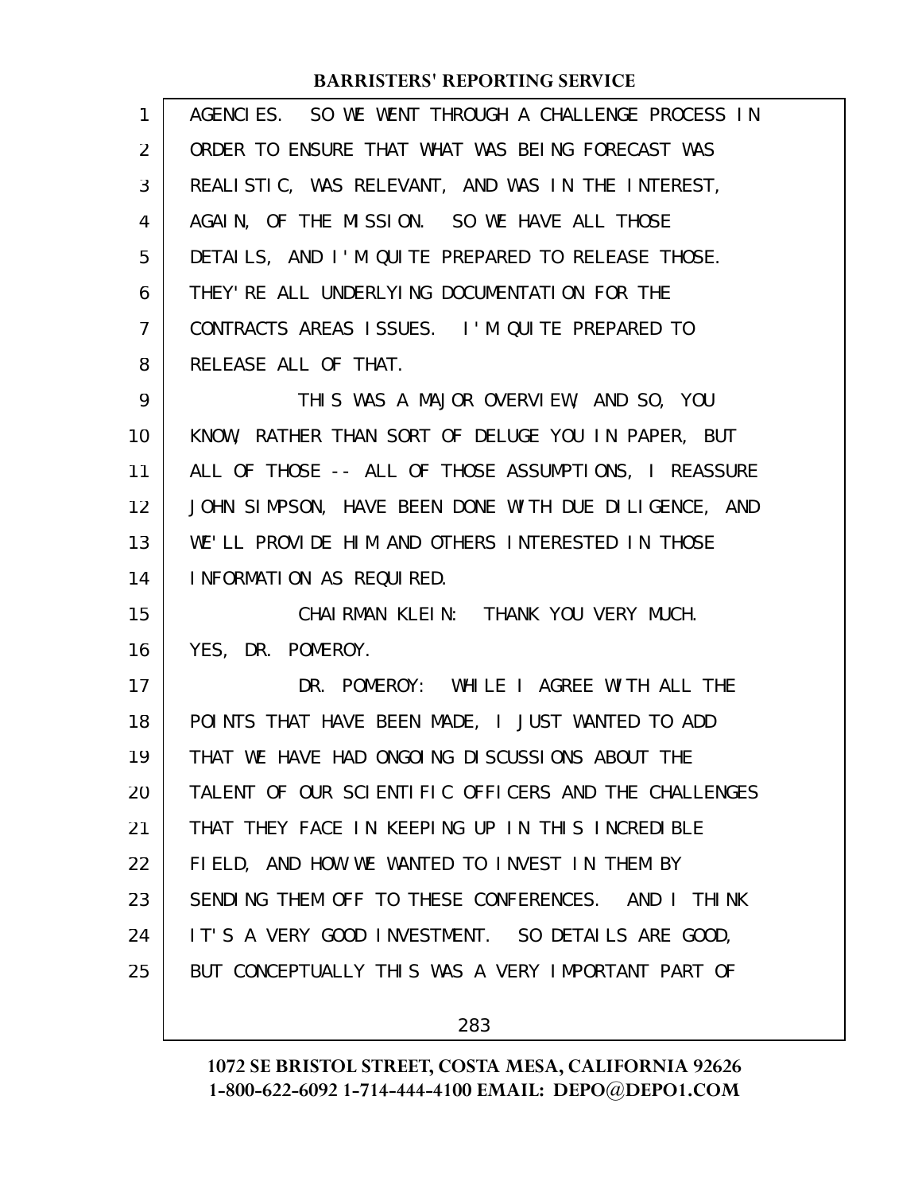AGENCIES. SO WE WENT THROUGH A CHALLENGE PROCESS IN ORDER TO ENSURE THAT WHAT WAS BEING FORECAST WAS REALISTIC, WAS RELEVANT, AND WAS IN THE INTEREST, AGAIN, OF THE MISSION. SO WE HAVE ALL THOSE DETAILS, AND I'M QUITE PREPARED TO RELEASE THOSE. THEY'RE ALL UNDERLYING DOCUMENTATION FOR THE CONTRACTS AREAS ISSUES. I'M QUITE PREPARED TO RELEASE ALL OF THAT.

THIS WAS A MAJOR OVERVIEW, AND SO, YOU KNOW, RATHER THAN SORT OF DELUGE YOU IN PAPER, BUT ALL OF THOSE -- ALL OF THOSE ASSUMPTIONS, I REASSURE JOHN SIMPSON, HAVE BEEN DONE WITH DUE DILIGENCE, AND WE'LL PROVIDE HIM AND OTHERS INTERESTED IN THOSE INFORMATION AS REQUIRED.

CHAIRMAN KLEIN: THANK YOU VERY MUCH. YES, DR. POMEROY.

DR. POMEROY: WHILE I AGREE WITH ALL THE POINTS THAT HAVE BEEN MADE, I JUST WANTED TO ADD THAT WE HAVE HAD ONGOING DISCUSSIONS ABOUT THE TALENT OF OUR SCIENTIFIC OFFICERS AND THE CHALLENGES THAT THEY FACE IN KEEPING UP IN THIS INCREDIBLE FIELD, AND HOW WE WANTED TO INVEST IN THEM BY SENDING THEM OFF TO THESE CONFERENCES. AND I THINK IT'S A VERY GOOD INVESTMENT. SO DETAILS ARE GOOD, BUT CONCEPTUALLY THIS WAS A VERY IMPORTANT PART OF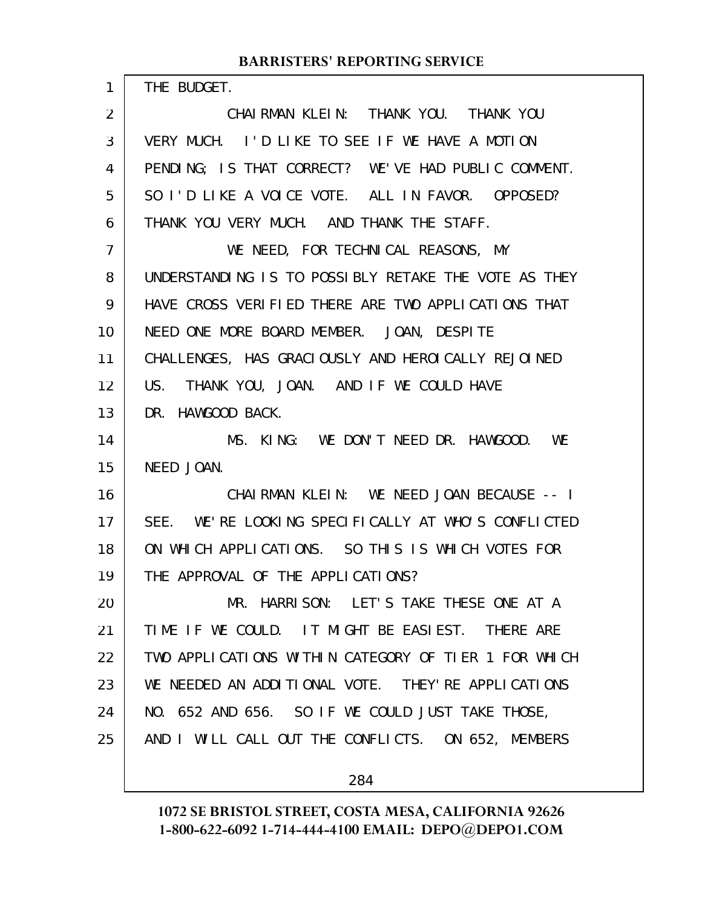THE BUDGET.

CHAIRMAN KLEIN: THANK YOU. THANK YOU VERY MUCH. I'D LIKE TO SEE IF WE HAVE A MOTION PENDING; IS THAT CORRECT? WE'VE HAD PUBLIC COMMENT. SO I'D LIKE A VOICE VOTE. ALL IN FAVOR. OPPOSED? THANK YOU VERY MUCH. AND THANK THE STAFF.

WE NEED, FOR TECHNICAL REASONS, MY UNDERSTANDING IS TO POSSIBLY RETAKE THE VOTE AS THEY HAVE CROSS VERIFIED THERE ARE TWO APPLICATIONS THAT NEED ONE MORE BOARD MEMBER. JOAN, DESPITE CHALLENGES, HAS GRACIOUSLY AND HEROICALLY REJOINED US. THANK YOU, JOAN. AND IF WE COULD HAVE DR. HAWGOOD BACK.

MS. KING: WE DON'T NEED DR. HAWGOOD. WE NEED JOAN.

CHAIRMAN KLEIN: WE NEED JOAN BECAUSE -- I SEE. WE'RE LOOKING SPECIFICALLY AT WHO'S CONFLICTED ON WHICH APPLICATIONS. SO THIS IS WHICH VOTES FOR THE APPROVAL OF THE APPLICATIONS?

MR. HARRISON: LET'S TAKE THESE ONE AT A TIME IF WE COULD. IT MIGHT BE EASIEST. THERE ARE TWO APPLICATIONS WITHIN CATEGORY OF TIER 1 FOR WHICH WE NEEDED AN ADDITIONAL VOTE. THEY'RE APPLICATIONS NO. 652 AND 656. SO IF WE COULD JUST TAKE THOSE, AND I WILL CALL OUT THE CONFLICTS. ON 652, MEMBERS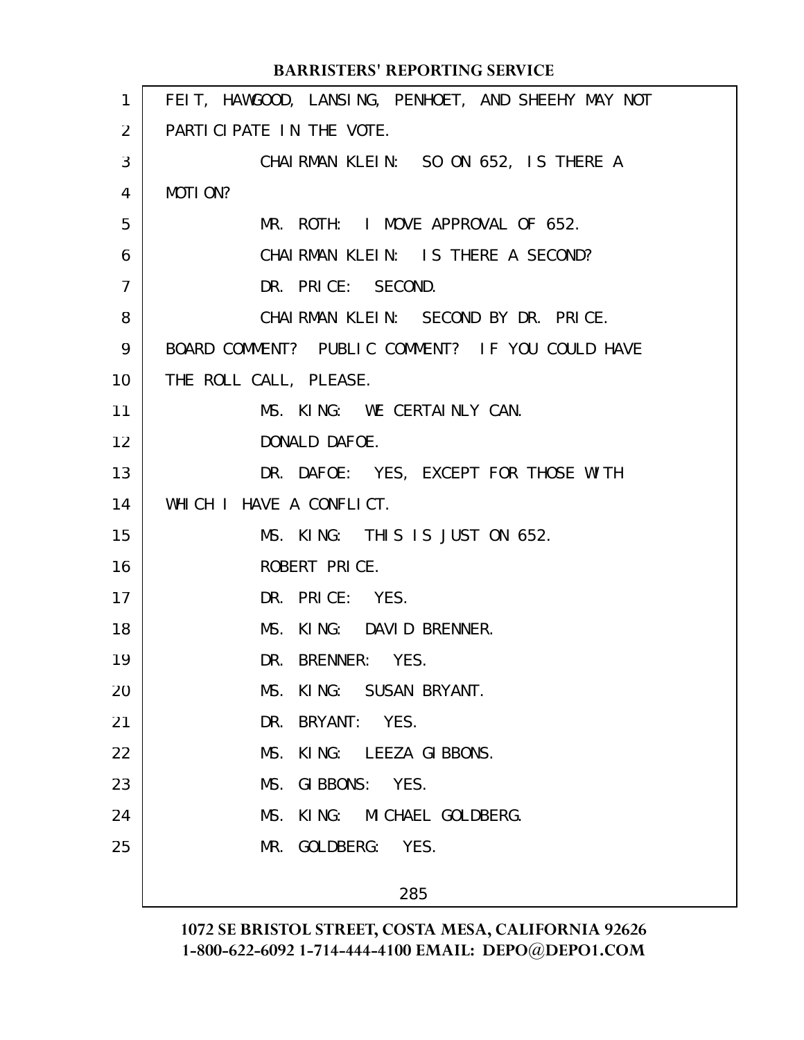FEIT, HAWGOOD, LANSING, PENHOET, AND SHEEHY MAY NOT PARTICIPATE IN THE VOTE.

CHAIRMAN KLEIN: SO ON 652, IS THERE A MOTION?

MR. ROTH: I MOVE APPROVAL OF 652.

CHAIRMAN KLEIN: IS THERE A SECOND?

DR. PRICE: SECOND.

CHAIRMAN KLEIN: SECOND BY DR. PRICE. BOARD COMMENT? PUBLIC COMMENT? IF YOU COULD HAVE THE ROLL CALL, PLEASE.

MS. KING: WE CERTAINLY CAN.

DONALD DAFOE.

DR. DAFOE: YES, EXCEPT FOR THOSE WITH WHICH I HAVE A CONFLICT.

MS. KING: THIS IS JUST ON 652.

ROBERT PRICE.

DR. PRICE: YES.

MS. KING: DAVID BRENNER.

DR. BRENNER: YES.

MS. KING: SUSAN BRYANT.

DR. BRYANT: YES.

MS. KING: LEEZA GIBBONS.

MS. GIBBONS: YES.

MS. KING: MICHAEL GOLDBERG.

MR. GOLDBERG: YES.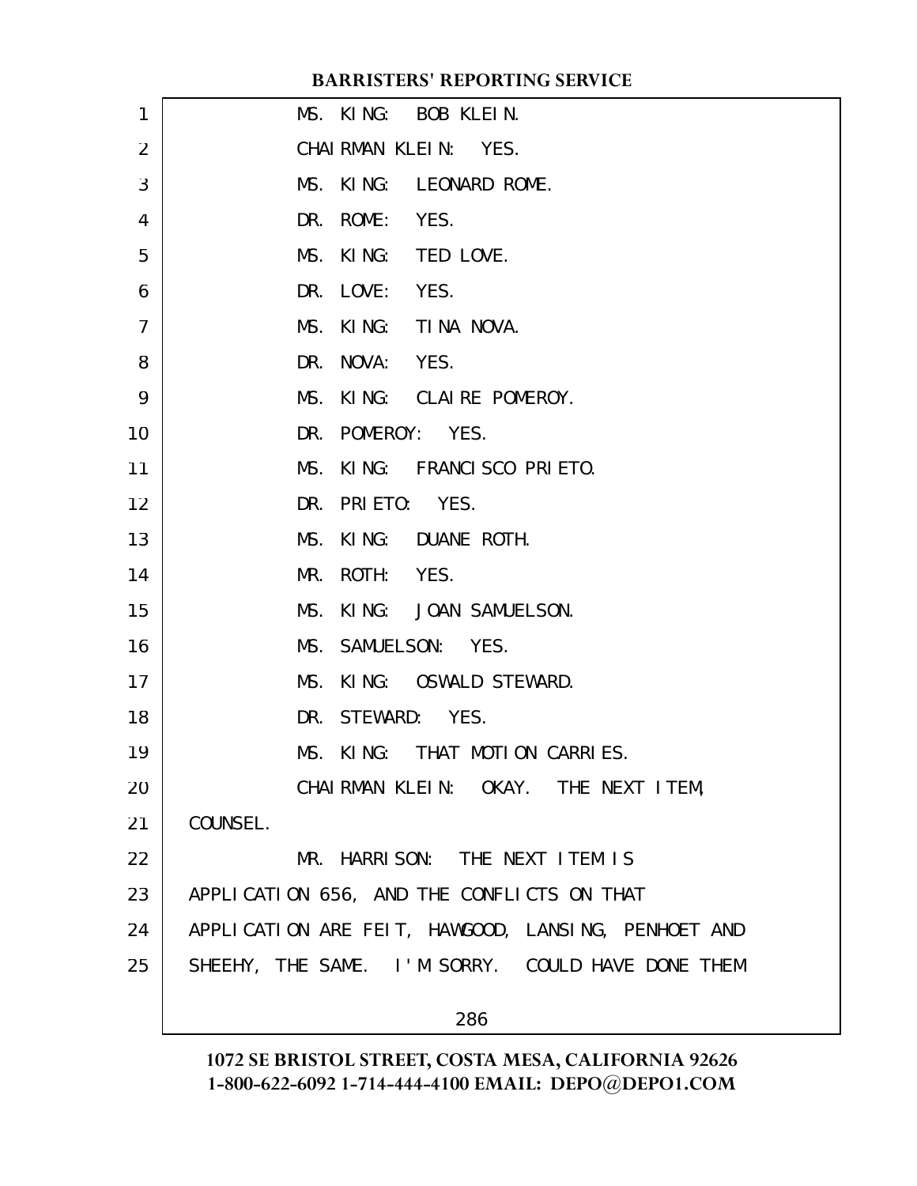MS. KING: BOB KLEIN.

CHAIRMAN KLEIN: YES.

MS. KING: LEONARD ROME.

DR. ROME: YES.

MS. KING: TED LOVE.

DR. LOVE: YES.

MS. KING: TINA NOVA.

DR. NOVA: YES.

MS. KING: CLAIRE POMEROY.

DR. POMEROY: YES.

MS. KING: FRANCISCO PRIETO.

DR. PRIETO: YES.

MS. KING: DUANE ROTH.

MR. ROTH: YES.

MS. KING: JOAN SAMUELSON.

MS. SAMUELSON: YES.

MS. KING: OSWALD STEWARD.

DR. STEWARD: YES.

MS. KING: THAT MOTION CARRIES.

CHAIRMAN KLEIN: OKAY. THE NEXT ITEM, COUNSEL.

MR. HARRISON: THE NEXT ITEM IS APPLICATION 656, AND THE CONFLICTS ON THAT APPLICATION ARE FEIT, HAWGOOD, LANSING, PENHOET AND SHEEHY, THE SAME. I'M SORRY. COULD HAVE DONE THEM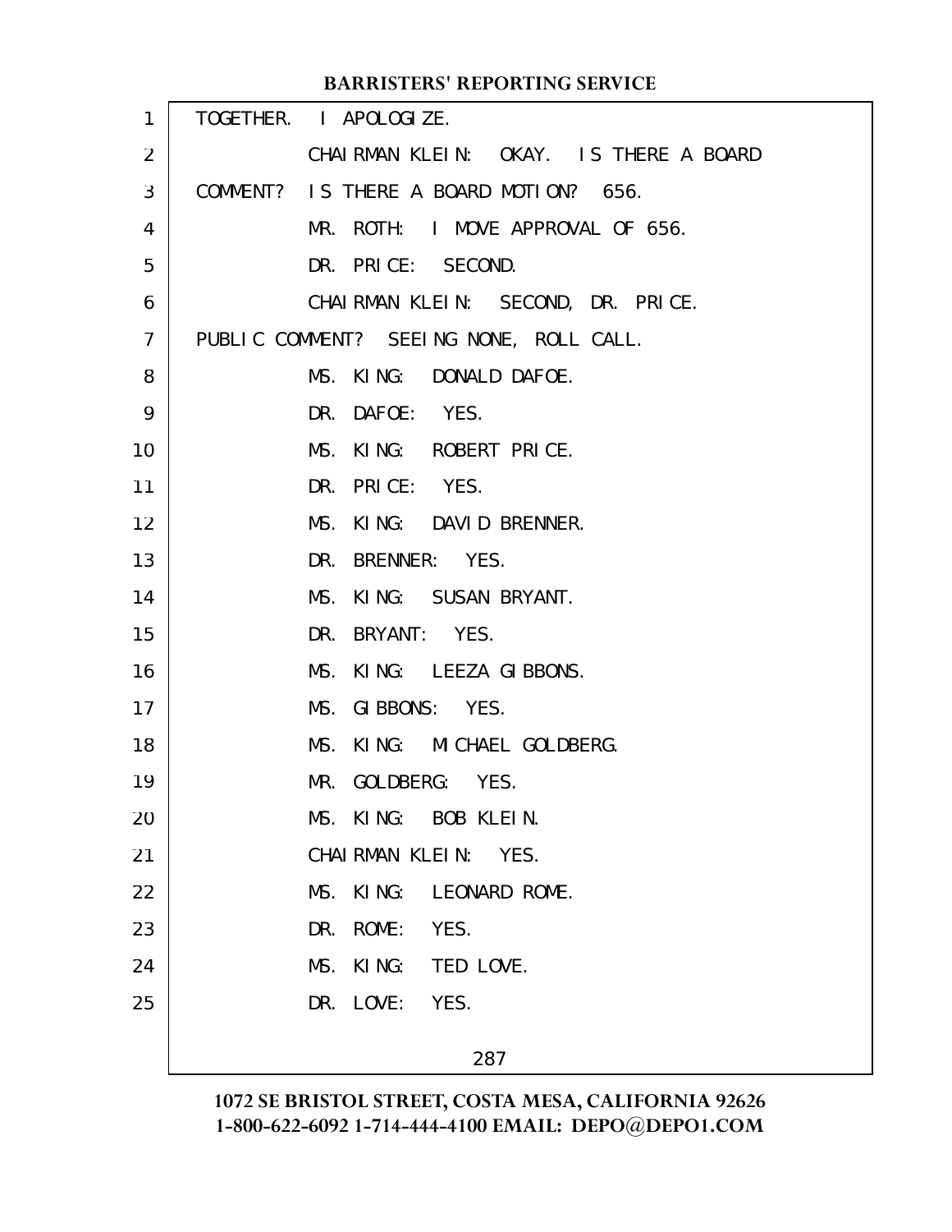TOGETHER. I APOLOGIZE.

CHAIRMAN KLEIN: OKAY. IS THERE A BOARD COMMENT? IS THERE A BOARD MOTION? 656.

MR. ROTH: I MOVE APPROVAL OF 656.

DR. PRICE: SECOND.

CHAIRMAN KLEIN: SECOND, DR. PRICE. PUBLIC COMMENT? SEEING NONE, ROLL CALL.

MS. KING: DONALD DAFOE.

DR. DAFOE: YES.

MS. KING: ROBERT PRICE.

DR. PRICE: YES.

MS. KING: DAVID BRENNER.

DR. BRENNER: YES.

MS. KING: SUSAN BRYANT.

DR. BRYANT: YES.

MS. KING: LEEZA GIBBONS.

MS. GIBBONS: YES.

MS. KING: MICHAEL GOLDBERG.

MR. GOLDBERG: YES.

MS. KING: BOB KLEIN.

CHAIRMAN KLEIN: YES.

MS. KING: LEONARD ROME.

DR. ROME: YES.

MS. KING: TED LOVE.

DR. LOVE: YES.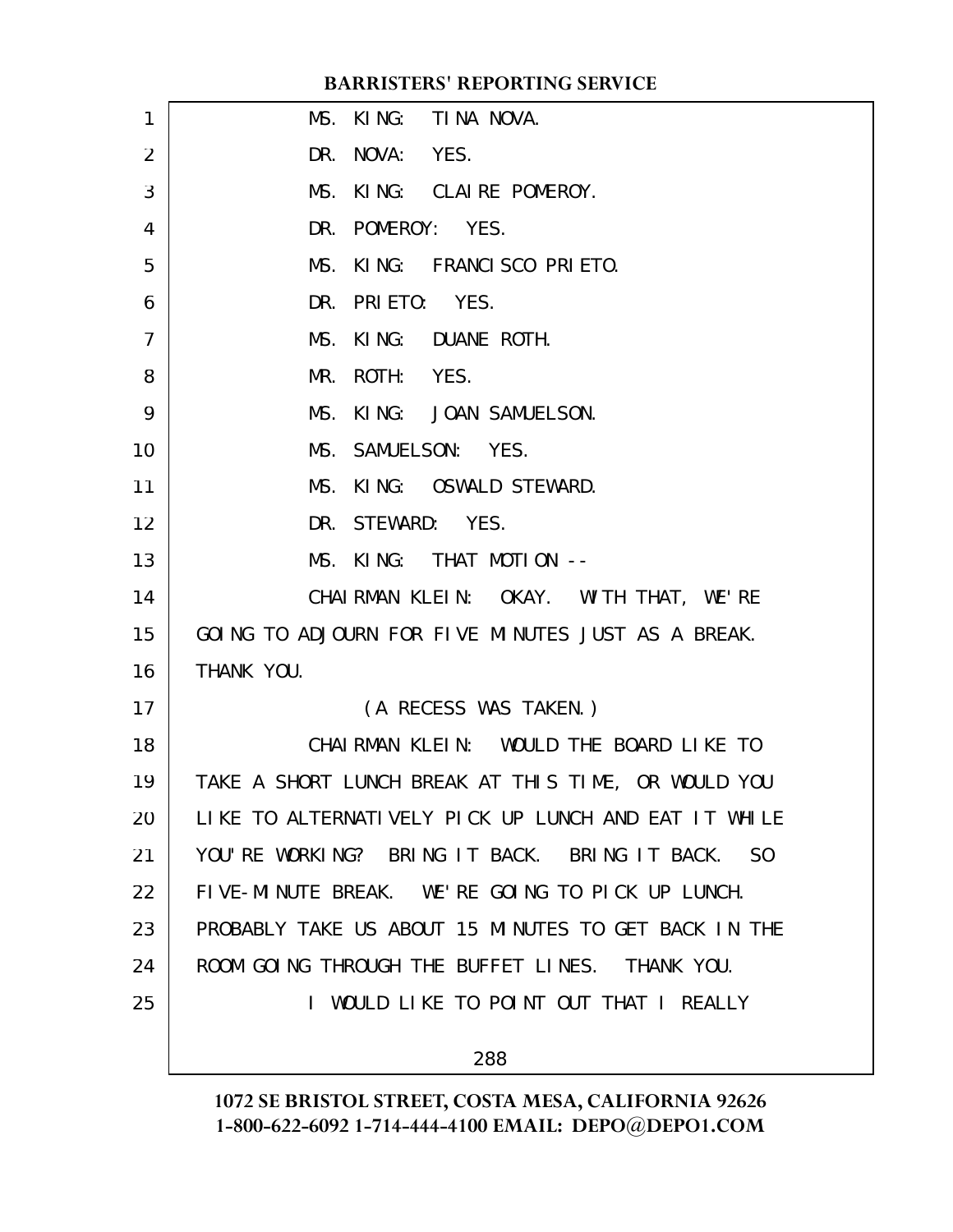MS. KING: TINA NOVA.

DR. NOVA: YES.

MS. KING: CLAIRE POMEROY.

DR. POMEROY: YES.

MS. KING: FRANCISCO PRIETO.

DR. PRIETO: YES.

MS. KING: DUANE ROTH.

MR. ROTH: YES.

MS. KING: JOAN SAMUELSON.

MS. SAMUELSON: YES.

MS. KING: OSWALD STEWARD.

DR. STEWARD: YES.

MS. KING: THAT MOTION --

CHAIRMAN KLEIN: OKAY. WITH THAT, WE'RE GOING TO ADJOURN FOR FIVE MINUTES JUST AS A BREAK. THANK YOU.

(A RECESS WAS TAKEN.)

CHAIRMAN KLEIN: WOULD THE BOARD LIKE TO TAKE A SHORT LUNCH BREAK AT THIS TIME, OR WOULD YOU LIKE TO ALTERNATIVELY PICK UP LUNCH AND EAT IT WHILE YOU'RE WORKING? BRING IT BACK. BRING IT BACK. SO FIVE-MINUTE BREAK. WE'RE GOING TO PICK UP LUNCH. PROBABLY TAKE US ABOUT 15 MINUTES TO GET BACK IN THE ROOM GOING THROUGH THE BUFFET LINES. THANK YOU.

I WOULD LIKE TO POINT OUT THAT I REALLY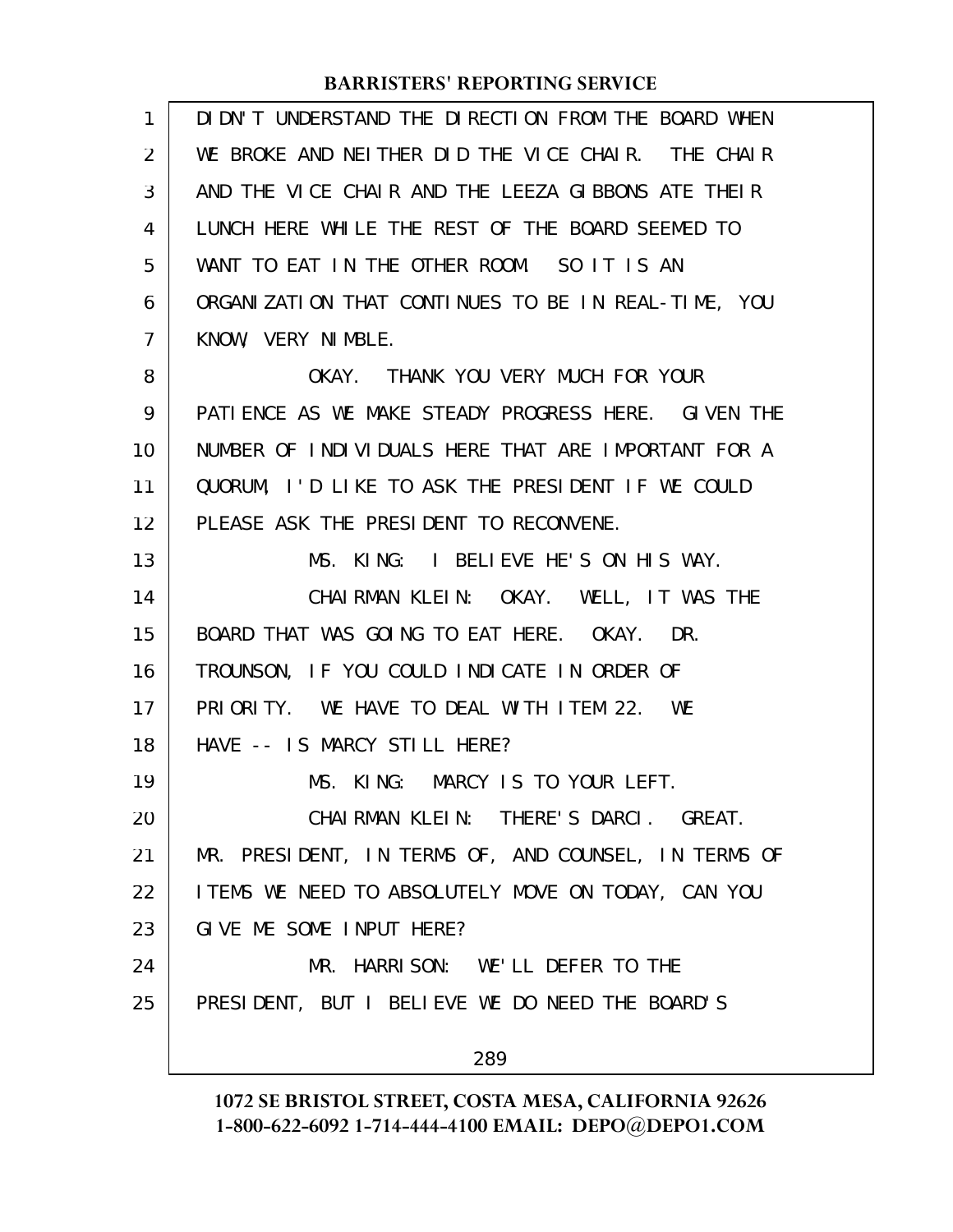DIDN'T UNDERSTAND THE DIRECTION FROM THE BOARD WHEN WE BROKE AND NEITHER DID THE VICE CHAIR. THE CHAIR AND THE VICE CHAIR AND THE LEEZA GIBBONS ATE THEIR LUNCH HERE WHILE THE REST OF THE BOARD SEEMED TO WANT TO EAT IN THE OTHER ROOM. SO IT IS AN ORGANIZATION THAT CONTINUES TO BE IN REAL-TIME, YOU KNOW, VERY NIMBLE.

OKAY. THANK YOU VERY MUCH FOR YOUR PATIENCE AS WE MAKE STEADY PROGRESS HERE. GIVEN THE NUMBER OF INDIVIDUALS HERE THAT ARE IMPORTANT FOR A QUORUM, I'D LIKE TO ASK THE PRESIDENT IF WE COULD PLEASE ASK THE PRESIDENT TO RECONVENE.

MS. KING: I BELIEVE HE'S ON HIS WAY.

CHAIRMAN KLEIN: OKAY. WELL, IT WAS THE BOARD THAT WAS GOING TO EAT HERE. OKAY. DR. TROUNSON, IF YOU COULD INDICATE IN ORDER OF PRIORITY. WE HAVE TO DEAL WITH ITEM 22. WE HAVE -- IS MARCY STILL HERE?

MS. KING: MARCY IS TO YOUR LEFT.

CHAIRMAN KLEIN: THERE'S DARCI. GREAT. MR. PRESIDENT, IN TERMS OF, AND COUNSEL, IN TERMS OF ITEMS WE NEED TO ABSOLUTELY MOVE ON TODAY, CAN YOU GIVE ME SOME INPUT HERE?

MR. HARRISON: WE'LL DEFER TO THE PRESIDENT, BUT I BELIEVE WE DO NEED THE BOARD'S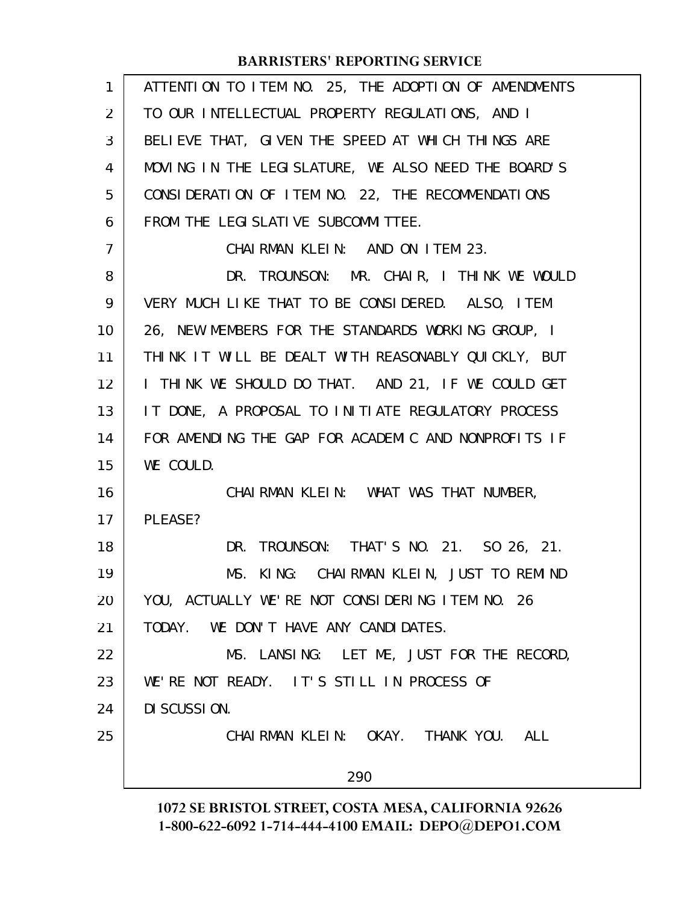ATTENTION TO ITEM NO. 25, THE ADOPTION OF AMENDMENTS TO OUR INTELLECTUAL PROPERTY REGULATIONS, AND I BELIEVE THAT, GIVEN THE SPEED AT WHICH THINGS ARE MOVING IN THE LEGISLATURE, WE ALSO NEED THE BOARD'S CONSIDERATION OF ITEM NO. 22, THE RECOMMENDATIONS FROM THE LEGISLATIVE SUBCOMMITTEE.

CHAIRMAN KLEIN: AND ON ITEM 23.

DR. TROUNSON: MR. CHAIR, I THINK WE WOULD VERY MUCH LIKE THAT TO BE CONSIDERED. ALSO, ITEM 26, NEW MEMBERS FOR THE STANDARDS WORKING GROUP, I THINK IT WILL BE DEALT WITH REASONABLY QUICKLY, BUT I THINK WE SHOULD DO THAT. AND 21, IF WE COULD GET IT DONE, A PROPOSAL TO INITIATE REGULATORY PROCESS FOR AMENDING THE GAP FOR ACADEMIC AND NONPROFITS IF WE COULD.

CHAIRMAN KLEIN: WHAT WAS THAT NUMBER, PLEASE?

DR. TROUNSON: THAT'S NO. 21. SO 26, 21.

MS. KING: CHAIRMAN KLEIN, JUST TO REMIND YOU, ACTUALLY WE'RE NOT CONSIDERING ITEM NO. 26 TODAY. WE DON'T HAVE ANY CANDIDATES.

MS. LANSING: LET ME, JUST FOR THE RECORD, WE'RE NOT READY. IT'S STILL IN PROCESS OF DISCUSSION.

CHAIRMAN KLEIN: OKAY. THANK YOU. ALL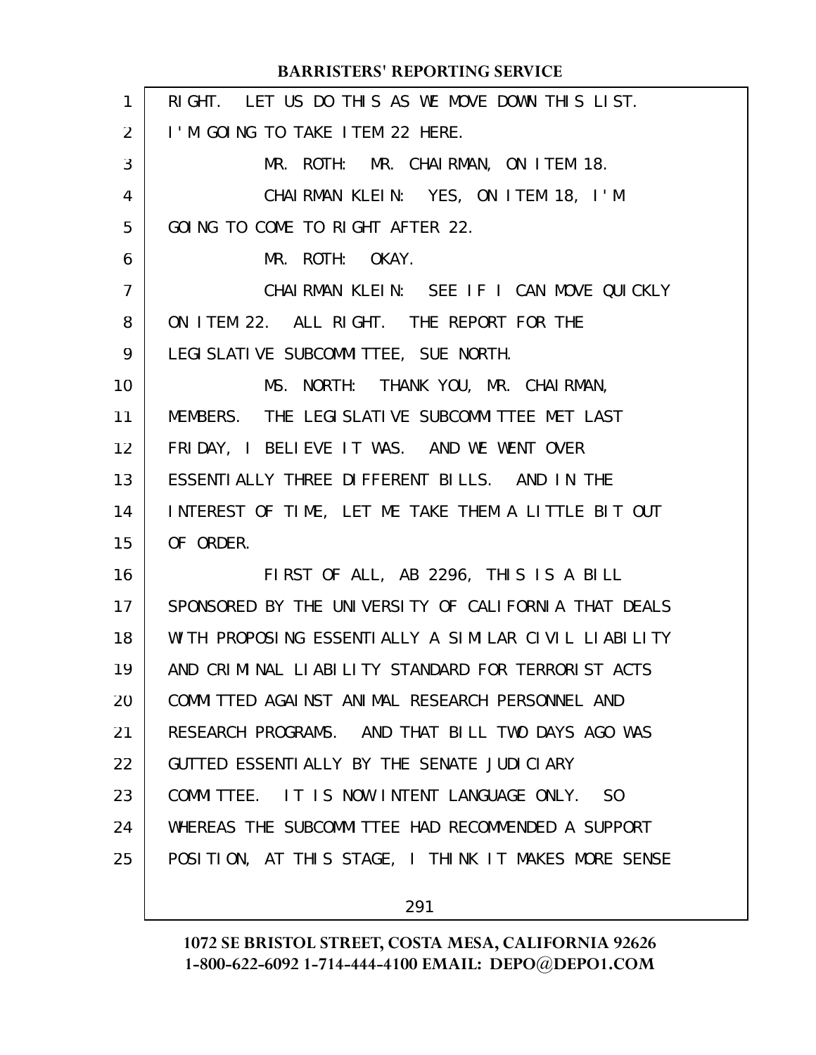RIGHT. LET US DO THIS AS WE MOVE DOWN THIS LIST. I'M GOING TO TAKE ITEM 22 HERE.

MR. ROTH: MR. CHAIRMAN, ON ITEM 18.

CHAIRMAN KLEIN: YES, ON ITEM 18, I'M GOING TO COME TO RIGHT AFTER 22.

MR. ROTH: OKAY.

CHAIRMAN KLEIN: SEE IF I CAN MOVE QUICKLY ON ITEM 22. ALL RIGHT. THE REPORT FOR THE LEGISLATIVE SUBCOMMITTEE, SUE NORTH.

MS. NORTH: THANK YOU, MR. CHAIRMAN, MEMBERS. THE LEGISLATIVE SUBCOMMITTEE MET LAST FRIDAY, I BELIEVE IT WAS. AND WE WENT OVER ESSENTIALLY THREE DIFFERENT BILLS. AND IN THE INTEREST OF TIME, LET ME TAKE THEM A LITTLE BIT OUT OF ORDER.

FIRST OF ALL, AB 2296, THIS IS A BILL SPONSORED BY THE UNIVERSITY OF CALIFORNIA THAT DEALS WITH PROPOSING ESSENTIALLY A SIMILAR CIVIL LIABILITY AND CRIMINAL LIABILITY STANDARD FOR TERRORIST ACTS COMMITTED AGAINST ANIMAL RESEARCH PERSONNEL AND RESEARCH PROGRAMS. AND THAT BILL TWO DAYS AGO WAS GUTTED ESSENTIALLY BY THE SENATE JUDICIARY COMMITTEE. IT IS NOW INTENT LANGUAGE ONLY. SO WHEREAS THE SUBCOMMITTEE HAD RECOMMENDED A SUPPORT POSITION, AT THIS STAGE, I THINK IT MAKES MORE SENSE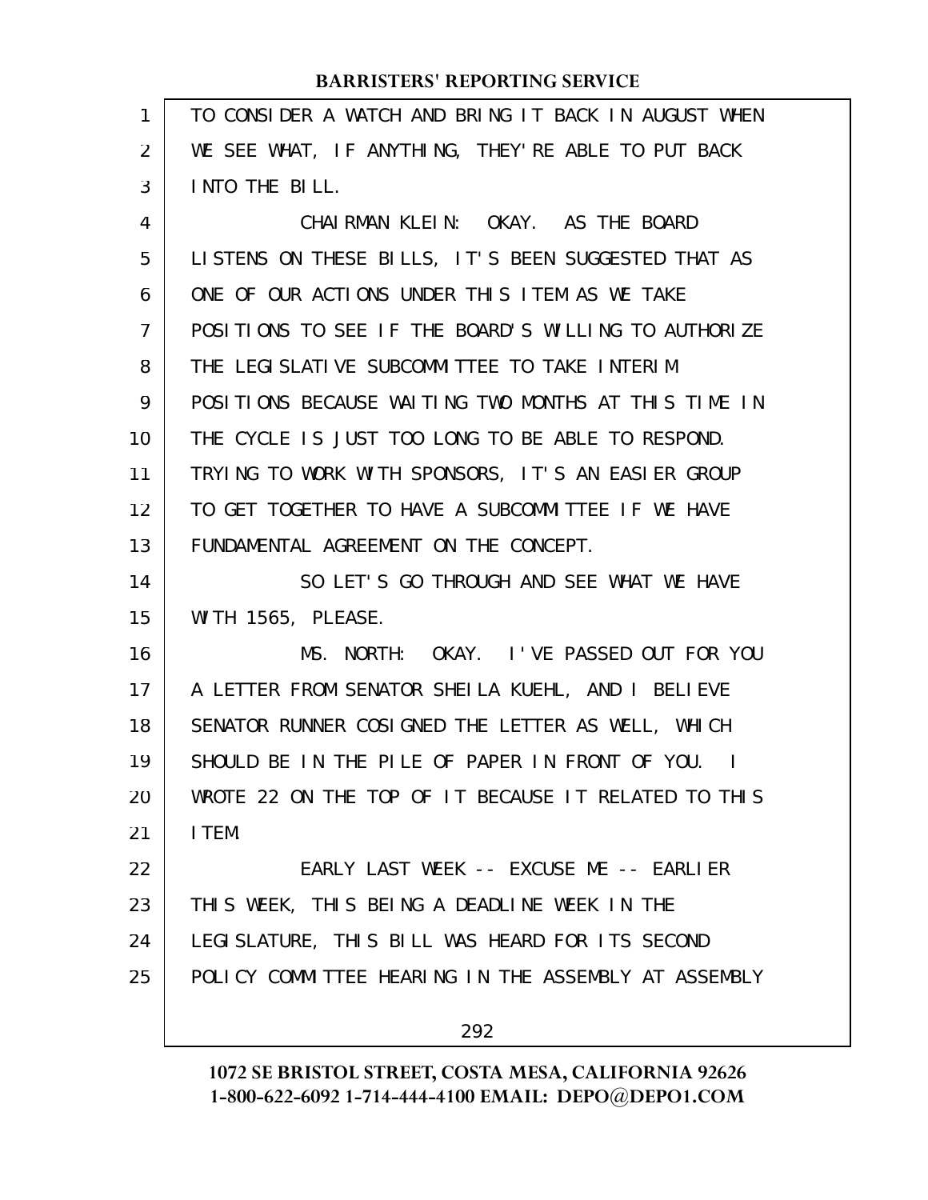TO CONSIDER A WATCH AND BRING IT BACK IN AUGUST WHEN WE SEE WHAT, IF ANYTHING, THEY'RE ABLE TO PUT BACK INTO THE BILL.

CHAIRMAN KLEIN: OKAY. AS THE BOARD LISTENS ON THESE BILLS, IT'S BEEN SUGGESTED THAT AS ONE OF OUR ACTIONS UNDER THIS ITEM AS WE TAKE POSITIONS TO SEE IF THE BOARD'S WILLING TO AUTHORIZE THE LEGISLATIVE SUBCOMMITTEE TO TAKE INTERIM POSITIONS BECAUSE WAITING TWO MONTHS AT THIS TIME IN THE CYCLE IS JUST TOO LONG TO BE ABLE TO RESPOND. TRYING TO WORK WITH SPONSORS, IT'S AN EASIER GROUP TO GET TOGETHER TO HAVE A SUBCOMMITTEE IF WE HAVE FUNDAMENTAL AGREEMENT ON THE CONCEPT.

SO LET'S GO THROUGH AND SEE WHAT WE HAVE WITH 1565, PLEASE.

MS. NORTH: OKAY. I'VE PASSED OUT FOR YOU A LETTER FROM SENATOR SHEILA KUEHL, AND I BELIEVE SENATOR RUNNER COSIGNED THE LETTER AS WELL, WHICH SHOULD BE IN THE PILE OF PAPER IN FRONT OF YOU. I WROTE 22 ON THE TOP OF IT BECAUSE IT RELATED TO THIS ITEM.

EARLY LAST WEEK -- EXCUSE ME -- EARLIER THIS WEEK, THIS BEING A DEADLINE WEEK IN THE LEGISLATURE, THIS BILL WAS HEARD FOR ITS SECOND POLICY COMMITTEE HEARING IN THE ASSEMBLY AT ASSEMBLY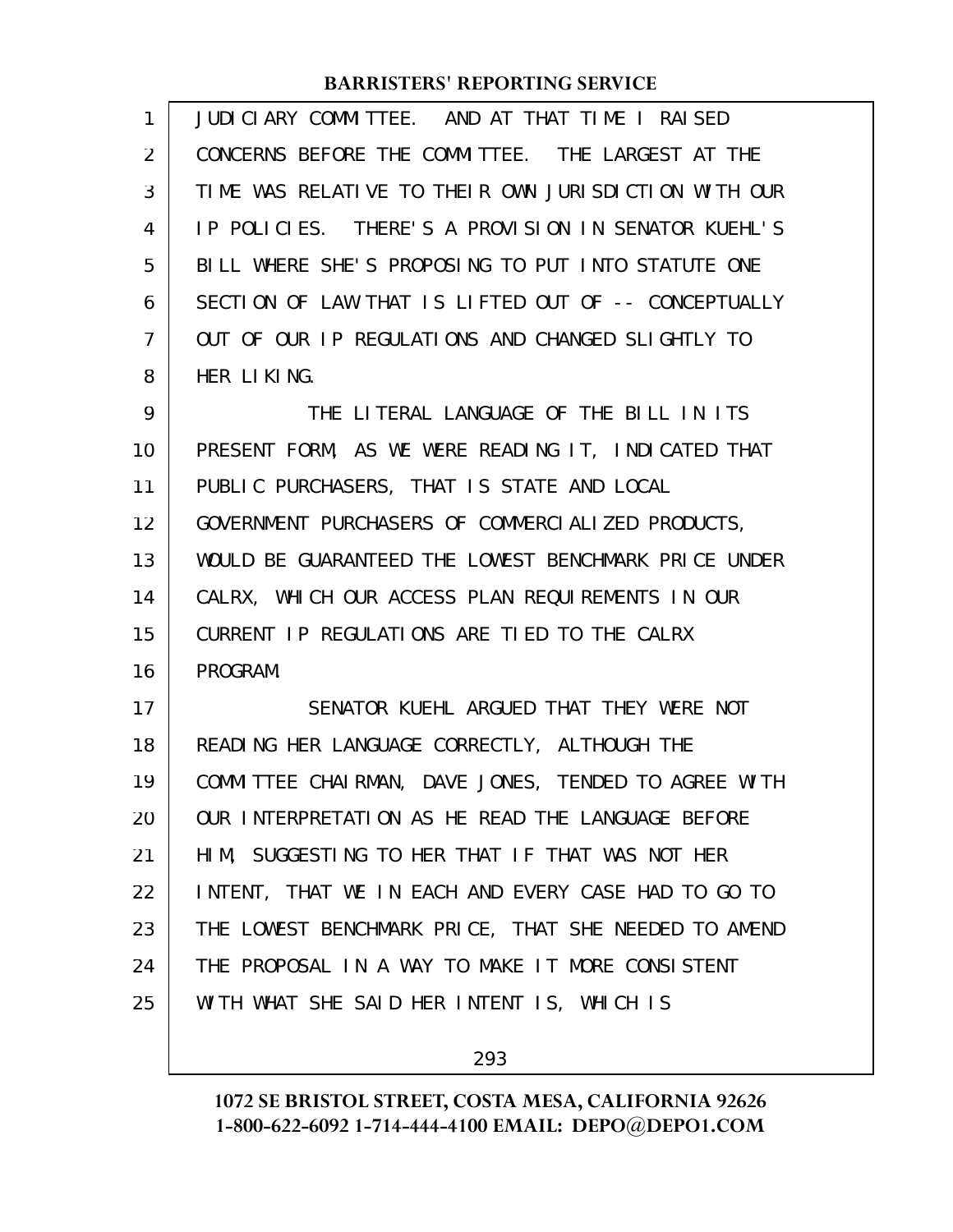JUDICIARY COMMITTEE. AND AT THAT TIME I RAISED CONCERNS BEFORE THE COMMITTEE. THE LARGEST AT THE TIME WAS RELATIVE TO THEIR OWN JURISDICTION WITH OUR IP POLICIES. THERE'S A PROVISION IN SENATOR KUEHL'S BILL WHERE SHE'S PROPOSING TO PUT INTO STATUTE ONE SECTION OF LAW THAT IS LIFTED OUT OF -- CONCEPTUALLY OUT OF OUR IP REGULATIONS AND CHANGED SLIGHTLY TO HER LIKING.

THE LITERAL LANGUAGE OF THE BILL IN ITS PRESENT FORM, AS WE WERE READING IT, INDICATED THAT PUBLIC PURCHASERS, THAT IS STATE AND LOCAL GOVERNMENT PURCHASERS OF COMMERCIALIZED PRODUCTS, WOULD BE GUARANTEED THE LOWEST BENCHMARK PRICE UNDER CALRX, WHICH OUR ACCESS PLAN REQUIREMENTS IN OUR CURRENT IP REGULATIONS ARE TIED TO THE CALRX PROGRAM.

SENATOR KUEHL ARGUED THAT THEY WERE NOT READING HER LANGUAGE CORRECTLY, ALTHOUGH THE COMMITTEE CHAIRMAN, DAVE JONES, TENDED TO AGREE WITH OUR INTERPRETATION AS HE READ THE LANGUAGE BEFORE HIM, SUGGESTING TO HER THAT IF THAT WAS NOT HER INTENT, THAT WE IN EACH AND EVERY CASE HAD TO GO TO THE LOWEST BENCHMARK PRICE, THAT SHE NEEDED TO AMEND THE PROPOSAL IN A WAY TO MAKE IT MORE CONSISTENT WITH WHAT SHE SAID HER INTENT IS, WHICH IS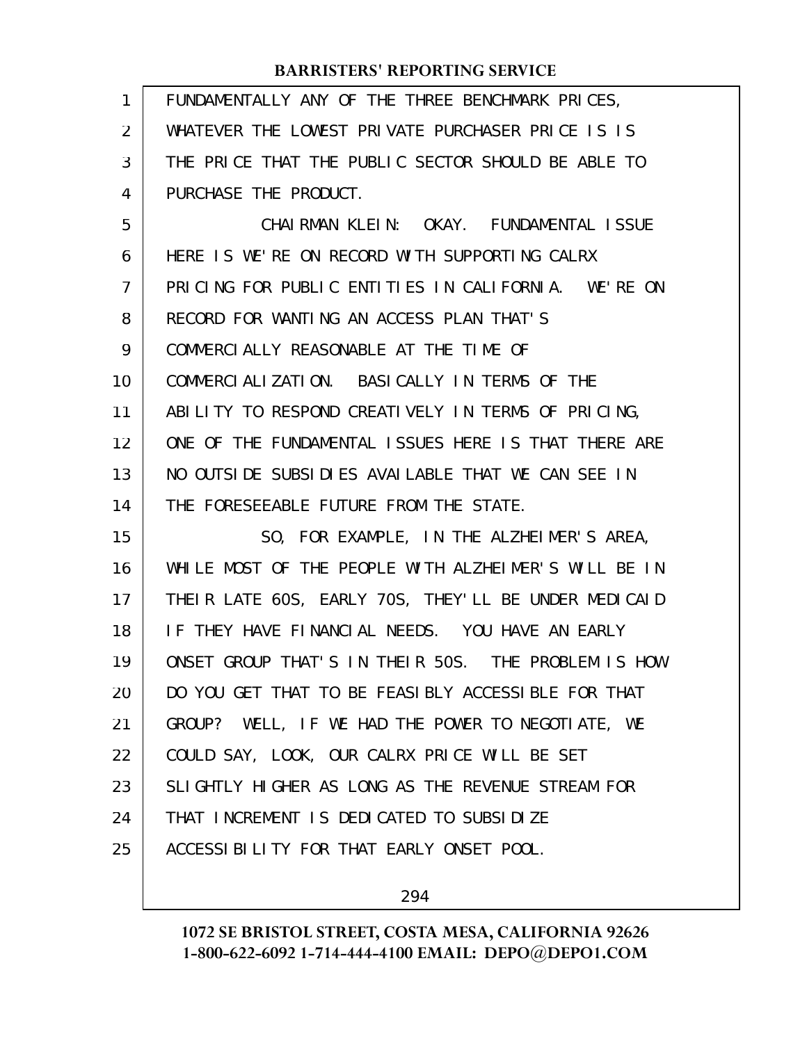FUNDAMENTALLY ANY OF THE THREE BENCHMARK PRICES, WHATEVER THE LOWEST PRIVATE PURCHASER PRICE IS IS THE PRICE THAT THE PUBLIC SECTOR SHOULD BE ABLE TO PURCHASE THE PRODUCT.

CHAIRMAN KLEIN: OKAY. FUNDAMENTAL ISSUE HERE IS WE'RE ON RECORD WITH SUPPORTING CALRX PRICING FOR PUBLIC ENTITIES IN CALIFORNIA. WE'RE ON RECORD FOR WANTING AN ACCESS PLAN THAT'S COMMERCIALLY REASONABLE AT THE TIME OF COMMERCIALIZATION. BASICALLY IN TERMS OF THE ABILITY TO RESPOND CREATIVELY IN TERMS OF PRICING, ONE OF THE FUNDAMENTAL ISSUES HERE IS THAT THERE ARE NO OUTSIDE SUBSIDIES AVAILABLE THAT WE CAN SEE IN THE FORESEEABLE FUTURE FROM THE STATE.

SO, FOR EXAMPLE, IN THE ALZHEIMER'S AREA, WHILE MOST OF THE PEOPLE WITH ALZHEIMER'S WILL BE IN THEIR LATE 60S, EARLY 70S, THEY'LL BE UNDER MEDICAID IF THEY HAVE FINANCIAL NEEDS. YOU HAVE AN EARLY ONSET GROUP THAT'S IN THEIR 50S. THE PROBLEM IS HOW DO YOU GET THAT TO BE FEASIBLY ACCESSIBLE FOR THAT GROUP? WELL, IF WE HAD THE POWER TO NEGOTIATE, WE COULD SAY, LOOK, OUR CALRX PRICE WILL BE SET SLIGHTLY HIGHER AS LONG AS THE REVENUE STREAM FOR THAT INCREMENT IS DEDICATED TO SUBSIDIZE ACCESSIBILITY FOR THAT EARLY ONSET POOL.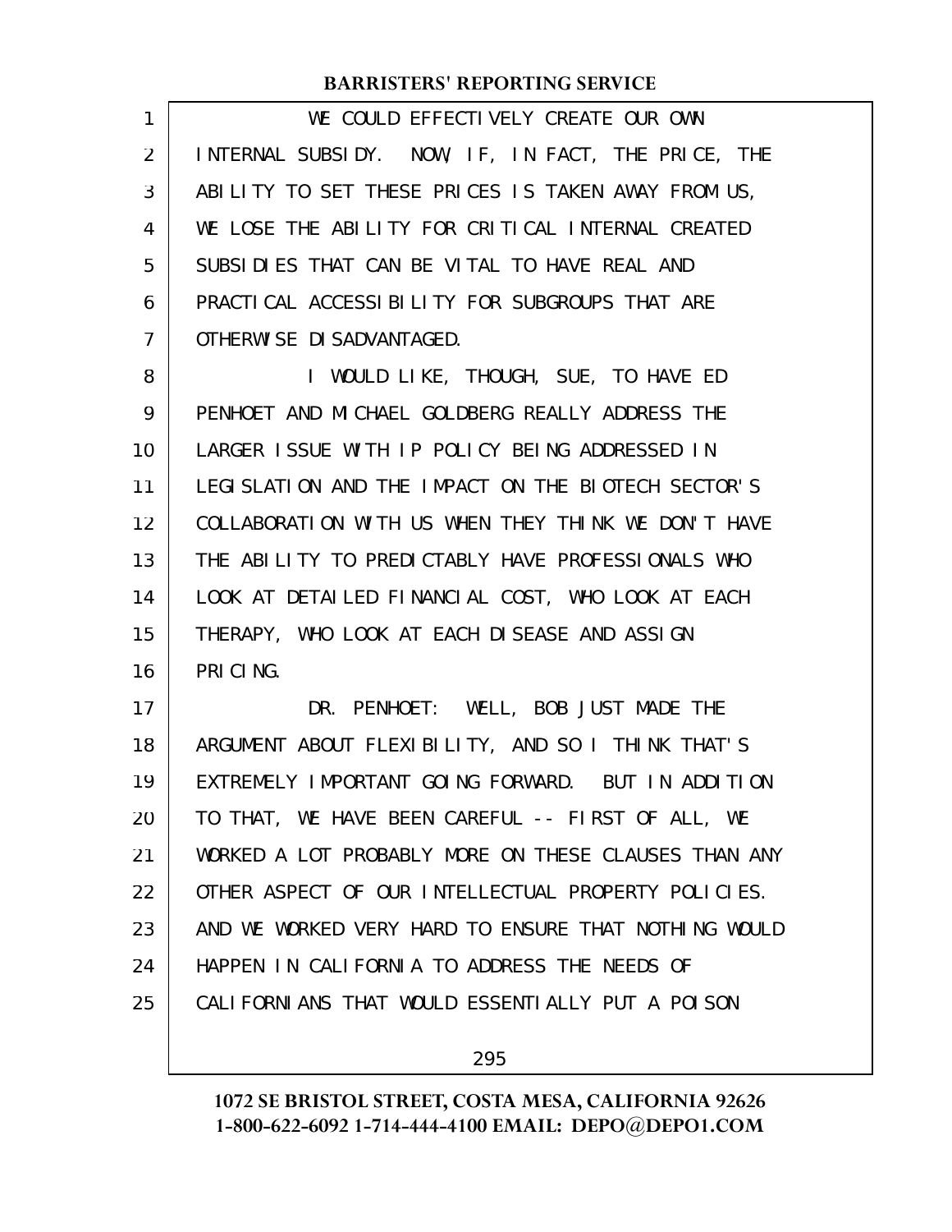WE COULD EFFECTIVELY CREATE OUR OWN INTERNAL SUBSIDY. NOW, IF, IN FACT, THE PRICE, THE ABILITY TO SET THESE PRICES IS TAKEN AWAY FROM US, WE LOSE THE ABILITY FOR CRITICAL INTERNAL CREATED SUBSIDIES THAT CAN BE VITAL TO HAVE REAL AND PRACTICAL ACCESSIBILITY FOR SUBGROUPS THAT ARE OTHERWISE DISADVANTAGED.

I WOULD LIKE, THOUGH, SUE, TO HAVE ED PENHOET AND MICHAEL GOLDBERG REALLY ADDRESS THE LARGER ISSUE WITH IP POLICY BEING ADDRESSED IN LEGISLATION AND THE IMPACT ON THE BIOTECH SECTOR'S COLLABORATION WITH US WHEN THEY THINK WE DON'T HAVE THE ABILITY TO PREDICTABLY HAVE PROFESSIONALS WHO LOOK AT DETAILED FINANCIAL COST, WHO LOOK AT EACH THERAPY, WHO LOOK AT EACH DISEASE AND ASSIGN PRICING.

DR. PENHOET: WELL, BOB JUST MADE THE ARGUMENT ABOUT FLEXIBILITY, AND SO I THINK THAT'S EXTREMELY IMPORTANT GOING FORWARD. BUT IN ADDITION TO THAT, WE HAVE BEEN CAREFUL -- FIRST OF ALL, WE WORKED A LOT PROBABLY MORE ON THESE CLAUSES THAN ANY OTHER ASPECT OF OUR INTELLECTUAL PROPERTY POLICIES. AND WE WORKED VERY HARD TO ENSURE THAT NOTHING WOULD HAPPEN IN CALIFORNIA TO ADDRESS THE NEEDS OF CALIFORNIANS THAT WOULD ESSENTIALLY PUT A POISON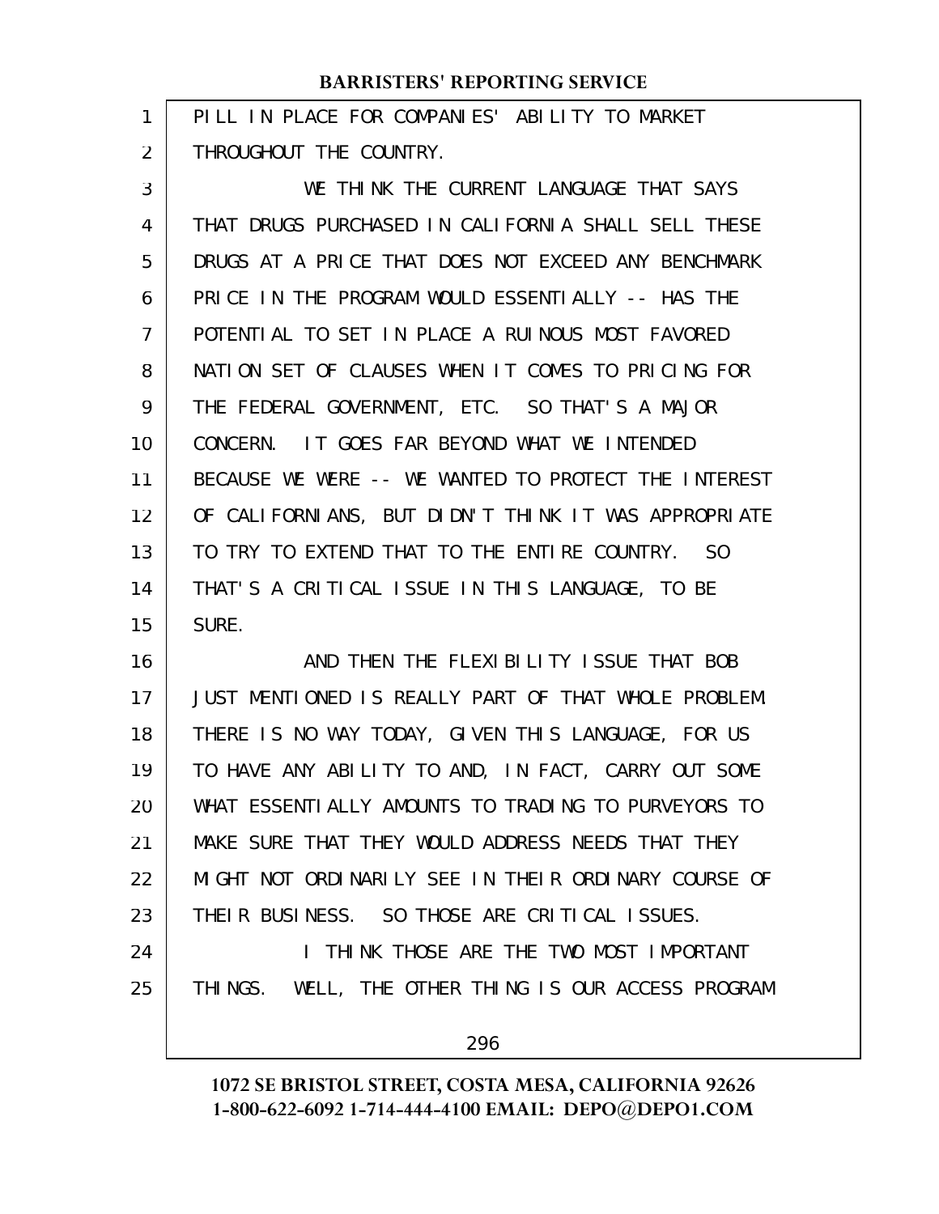PILL IN PLACE FOR COMPANIES' ABILITY TO MARKET THROUGHOUT THE COUNTRY.

WE THINK THE CURRENT LANGUAGE THAT SAYS THAT DRUGS PURCHASED IN CALIFORNIA SHALL SELL THESE DRUGS AT A PRICE THAT DOES NOT EXCEED ANY BENCHMARK PRICE IN THE PROGRAM WOULD ESSENTIALLY -- HAS THE POTENTIAL TO SET IN PLACE A RUINOUS MOST FAVORED NATION SET OF CLAUSES WHEN IT COMES TO PRICING FOR THE FEDERAL GOVERNMENT, ETC. SO THAT'S A MAJOR CONCERN. IT GOES FAR BEYOND WHAT WE INTENDED BECAUSE WE WERE -- WE WANTED TO PROTECT THE INTEREST OF CALIFORNIANS, BUT DIDN'T THINK IT WAS APPROPRIATE TO TRY TO EXTEND THAT TO THE ENTIRE COUNTRY. SO THAT'S A CRITICAL ISSUE IN THIS LANGUAGE, TO BE SURE.

AND THEN THE FLEXIBILITY ISSUE THAT BOB JUST MENTIONED IS REALLY PART OF THAT WHOLE PROBLEM. THERE IS NO WAY TODAY, GIVEN THIS LANGUAGE, FOR US TO HAVE ANY ABILITY TO AND, IN FACT, CARRY OUT SOME WHAT ESSENTIALLY AMOUNTS TO TRADING TO PURVEYORS TO MAKE SURE THAT THEY WOULD ADDRESS NEEDS THAT THEY MIGHT NOT ORDINARILY SEE IN THEIR ORDINARY COURSE OF THEIR BUSINESS. SO THOSE ARE CRITICAL ISSUES.

I THINK THOSE ARE THE TWO MOST IMPORTANT THINGS. WELL, THE OTHER THING IS OUR ACCESS PROGRAM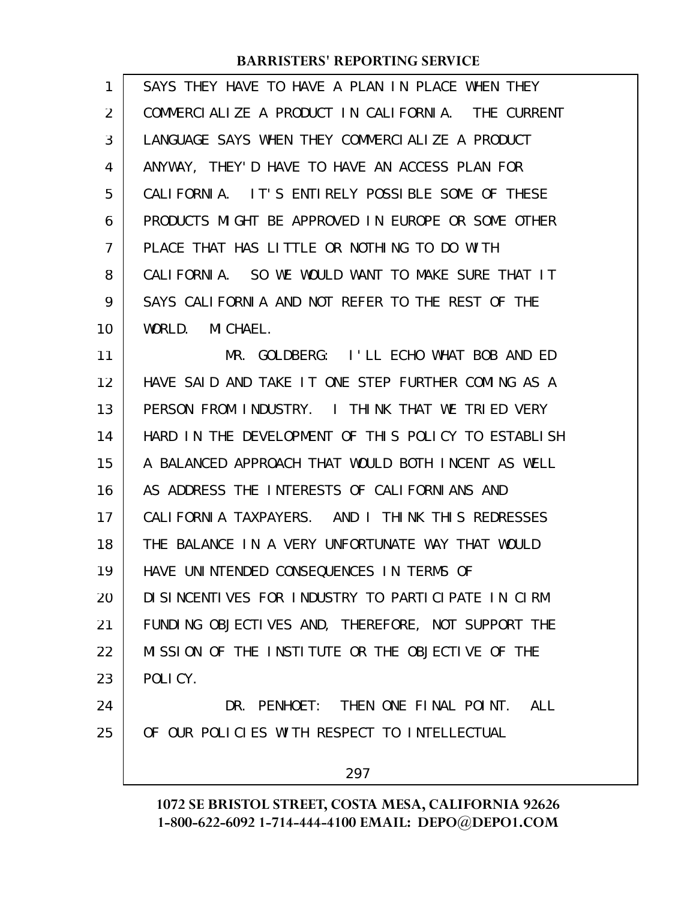SAYS THEY HAVE TO HAVE A PLAN IN PLACE WHEN THEY COMMERCIALIZE A PRODUCT IN CALIFORNIA. THE CURRENT LANGUAGE SAYS WHEN THEY COMMERCIALIZE A PRODUCT ANYWAY, THEY'D HAVE TO HAVE AN ACCESS PLAN FOR CALIFORNIA. IT'S ENTIRELY POSSIBLE SOME OF THESE PRODUCTS MIGHT BE APPROVED IN EUROPE OR SOME OTHER PLACE THAT HAS LITTLE OR NOTHING TO DO WITH CALIFORNIA. SO WE WOULD WANT TO MAKE SURE THAT IT SAYS CALIFORNIA AND NOT REFER TO THE REST OF THE WORLD. MICHAEL.

MR. GOLDBERG: I'LL ECHO WHAT BOB AND ED HAVE SAID AND TAKE IT ONE STEP FURTHER COMING AS A PERSON FROM INDUSTRY. I THINK THAT WE TRIED VERY HARD IN THE DEVELOPMENT OF THIS POLICY TO ESTABLISH A BALANCED APPROACH THAT WOULD BOTH INCENT AS WELL AS ADDRESS THE INTERESTS OF CALIFORNIANS AND CALIFORNIA TAXPAYERS. AND I THINK THIS REDRESSES THE BALANCE IN A VERY UNFORTUNATE WAY THAT WOULD HAVE UNINTENDED CONSEQUENCES IN TERMS OF DISINCENTIVES FOR INDUSTRY TO PARTICIPATE IN CIRM FUNDING OBJECTIVES AND, THEREFORE, NOT SUPPORT THE MISSION OF THE INSTITUTE OR THE OBJECTIVE OF THE POLICY.

DR. PENHOET: THEN ONE FINAL POINT. ALL OF OUR POLICIES WITH RESPECT TO INTELLECTUAL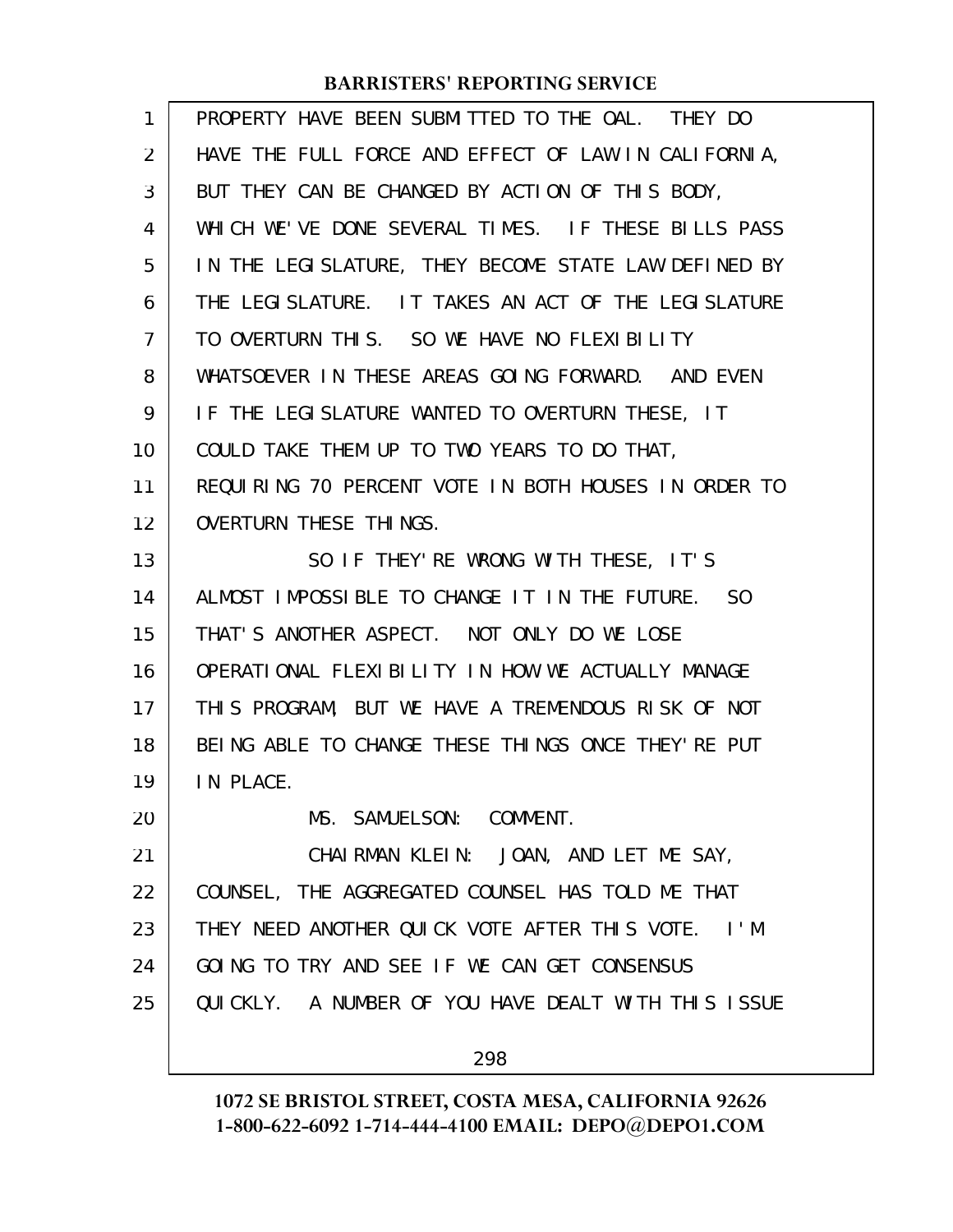PROPERTY HAVE BEEN SUBMITTED TO THE OAL. THEY DO HAVE THE FULL FORCE AND EFFECT OF LAW IN CALIFORNIA, BUT THEY CAN BE CHANGED BY ACTION OF THIS BODY, WHICH WE'VE DONE SEVERAL TIMES. IF THESE BILLS PASS IN THE LEGISLATURE, THEY BECOME STATE LAW DEFINED BY THE LEGISLATURE. IT TAKES AN ACT OF THE LEGISLATURE TO OVERTURN THIS. SO WE HAVE NO FLEXIBILITY WHATSOEVER IN THESE AREAS GOING FORWARD. AND EVEN IF THE LEGISLATURE WANTED TO OVERTURN THESE, IT COULD TAKE THEM UP TO TWO YEARS TO DO THAT, REQUIRING 70 PERCENT VOTE IN BOTH HOUSES IN ORDER TO OVERTURN THESE THINGS.

SO IF THEY'RE WRONG WITH THESE, IT'S ALMOST IMPOSSIBLE TO CHANGE IT IN THE FUTURE. SO THAT'S ANOTHER ASPECT. NOT ONLY DO WE LOSE OPERATIONAL FLEXIBILITY IN HOW WE ACTUALLY MANAGE THIS PROGRAM, BUT WE HAVE A TREMENDOUS RISK OF NOT BEING ABLE TO CHANGE THESE THINGS ONCE THEY'RE PUT IN PLACE.

MS. SAMUELSON: COMMENT.

CHAIRMAN KLEIN: JOAN, AND LET ME SAY, COUNSEL, THE AGGREGATED COUNSEL HAS TOLD ME THAT THEY NEED ANOTHER QUICK VOTE AFTER THIS VOTE. I'M GOING TO TRY AND SEE IF WE CAN GET CONSENSUS QUICKLY. A NUMBER OF YOU HAVE DEALT WITH THIS ISSUE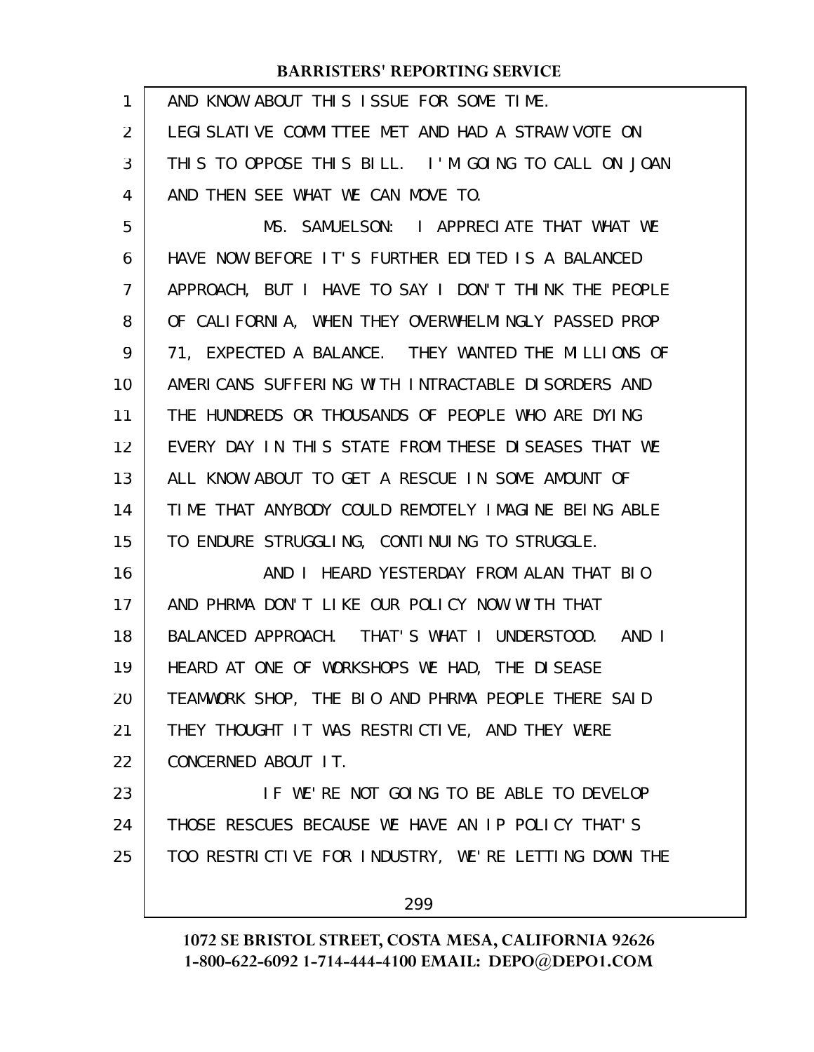AND KNOW ABOUT THIS ISSUE FOR SOME TIME. LEGISLATIVE COMMITTEE MET AND HAD A STRAW VOTE ON THIS TO OPPOSE THIS BILL. I'M GOING TO CALL ON JOAN AND THEN SEE WHAT WE CAN MOVE TO.

MS. SAMUELSON: I APPRECIATE THAT WHAT WE HAVE NOW BEFORE IT'S FURTHER EDITED IS A BALANCED APPROACH, BUT I HAVE TO SAY I DON'T THINK THE PEOPLE OF CALIFORNIA, WHEN THEY OVERWHELMINGLY PASSED PROP 71, EXPECTED A BALANCE. THEY WANTED THE MILLIONS OF AMERICANS SUFFERING WITH INTRACTABLE DISORDERS AND THE HUNDREDS OR THOUSANDS OF PEOPLE WHO ARE DYING EVERY DAY IN THIS STATE FROM THESE DISEASES THAT WE ALL KNOW ABOUT TO GET A RESCUE IN SOME AMOUNT OF TIME THAT ANYBODY COULD REMOTELY IMAGINE BEING ABLE TO ENDURE STRUGGLING, CONTINUING TO STRUGGLE.

AND I HEARD YESTERDAY FROM ALAN THAT BIO AND PHRMA DON'T LIKE OUR POLICY NOW WITH THAT BALANCED APPROACH. THAT'S WHAT I UNDERSTOOD. AND I HEARD AT ONE OF WORKSHOPS WE HAD, THE DISEASE TEAMWORK SHOP, THE BIO AND PHRMA PEOPLE THERE SAID THEY THOUGHT IT WAS RESTRICTIVE, AND THEY WERE CONCERNED ABOUT IT.

IF WE'RE NOT GOING TO BE ABLE TO DEVELOP THOSE RESCUES BECAUSE WE HAVE AN IP POLICY THAT'S TOO RESTRICTIVE FOR INDUSTRY, WE'RE LETTING DOWN THE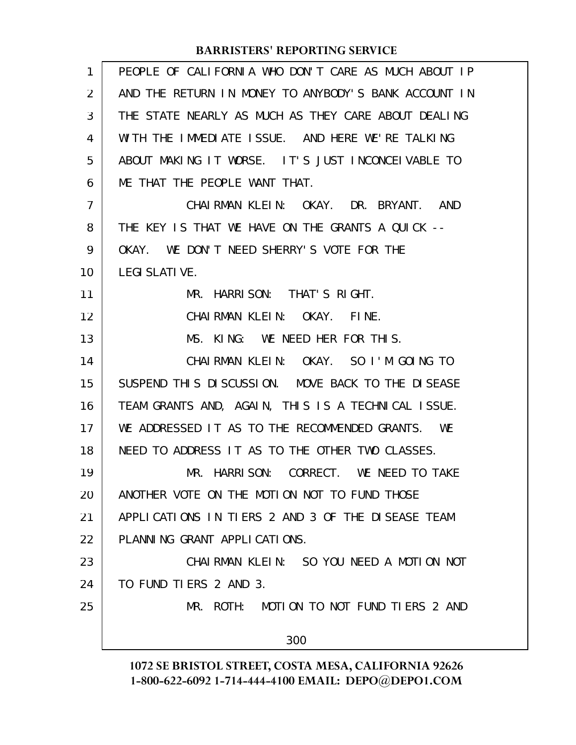PEOPLE OF CALIFORNIA WHO DON'T CARE AS MUCH ABOUT IP AND THE RETURN IN MONEY TO ANYBODY'S BANK ACCOUNT IN THE STATE NEARLY AS MUCH AS THEY CARE ABOUT DEALING WITH THE IMMEDIATE ISSUE. AND HERE WE'RE TALKING ABOUT MAKING IT WORSE. IT'S JUST INCONCEIVABLE TO ME THAT THE PEOPLE WANT THAT.

CHAIRMAN KLEIN: OKAY. DR. BRYANT. AND THE KEY IS THAT WE HAVE ON THE GRANTS A QUICK -- OKAY. WE DON'T NEED SHERRY'S VOTE FOR THE LEGISLATIVE.

MR. HARRISON: THAT'S RIGHT.

CHAIRMAN KLEIN: OKAY. FINE.

MS. KING: WE NEED HER FOR THIS.

CHAIRMAN KLEIN: OKAY. SO I'M GOING TO SUSPEND THIS DISCUSSION. MOVE BACK TO THE DISEASE TEAM GRANTS AND, AGAIN, THIS IS A TECHNICAL ISSUE. WE ADDRESSED IT AS TO THE RECOMMENDED GRANTS. WE NEED TO ADDRESS IT AS TO THE OTHER TWO CLASSES.

MR. HARRISON: CORRECT. WE NEED TO TAKE ANOTHER VOTE ON THE MOTION NOT TO FUND THOSE APPLICATIONS IN TIERS 2 AND 3 OF THE DISEASE TEAM PLANNING GRANT APPLICATIONS.

CHAIRMAN KLEIN: SO YOU NEED A MOTION NOT TO FUND TIERS 2 AND 3.

MR. ROTH: MOTION TO NOT FUND TIERS 2 AND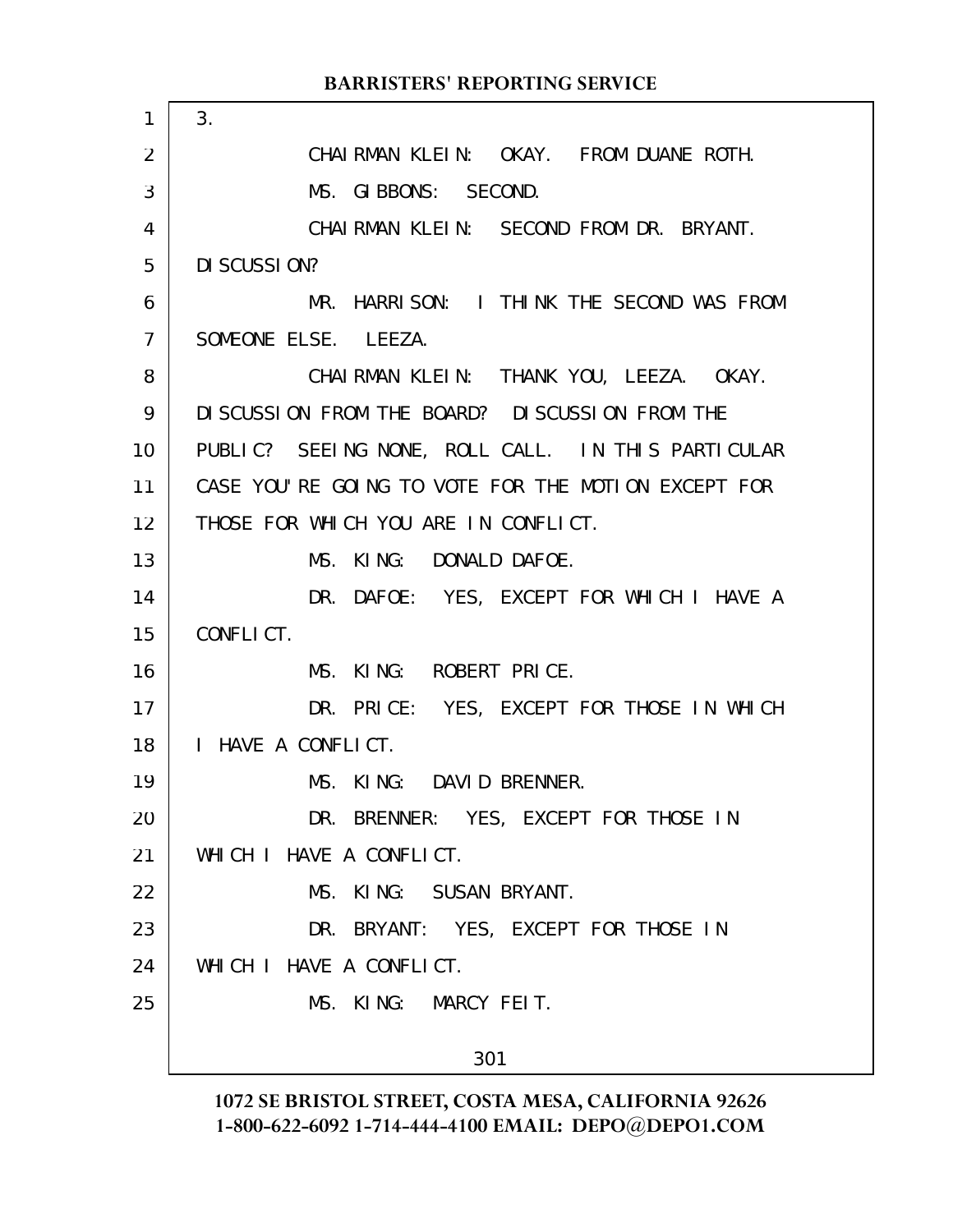3.

CHAIRMAN KLEIN: OKAY. FROM DUANE ROTH.

MS. GIBBONS: SECOND.

CHAIRMAN KLEIN: SECOND FROM DR. BRYANT. DISCUSSION?

MR. HARRISON: I THINK THE SECOND WAS FROM SOMEONE ELSE. LEEZA.

CHAIRMAN KLEIN: THANK YOU, LEEZA. OKAY. DISCUSSION FROM THE BOARD? DISCUSSION FROM THE PUBLIC? SEEING NONE, ROLL CALL. IN THIS PARTICULAR CASE YOU'RE GOING TO VOTE FOR THE MOTION EXCEPT FOR THOSE FOR WHICH YOU ARE IN CONFLICT.

MS. KING: DONALD DAFOE.

DR. DAFOE: YES, EXCEPT FOR WHICH I HAVE A CONFLICT.

MS. KING: ROBERT PRICE.

DR. PRICE: YES, EXCEPT FOR THOSE IN WHICH I HAVE A CONFLICT.

MS. KING: DAVID BRENNER.

DR. BRENNER: YES, EXCEPT FOR THOSE IN WHICH I HAVE A CONFLICT.

MS. KING: SUSAN BRYANT.

DR. BRYANT: YES, EXCEPT FOR THOSE IN WHICH I HAVE A CONFLICT.

MS. KING: MARCY FEIT.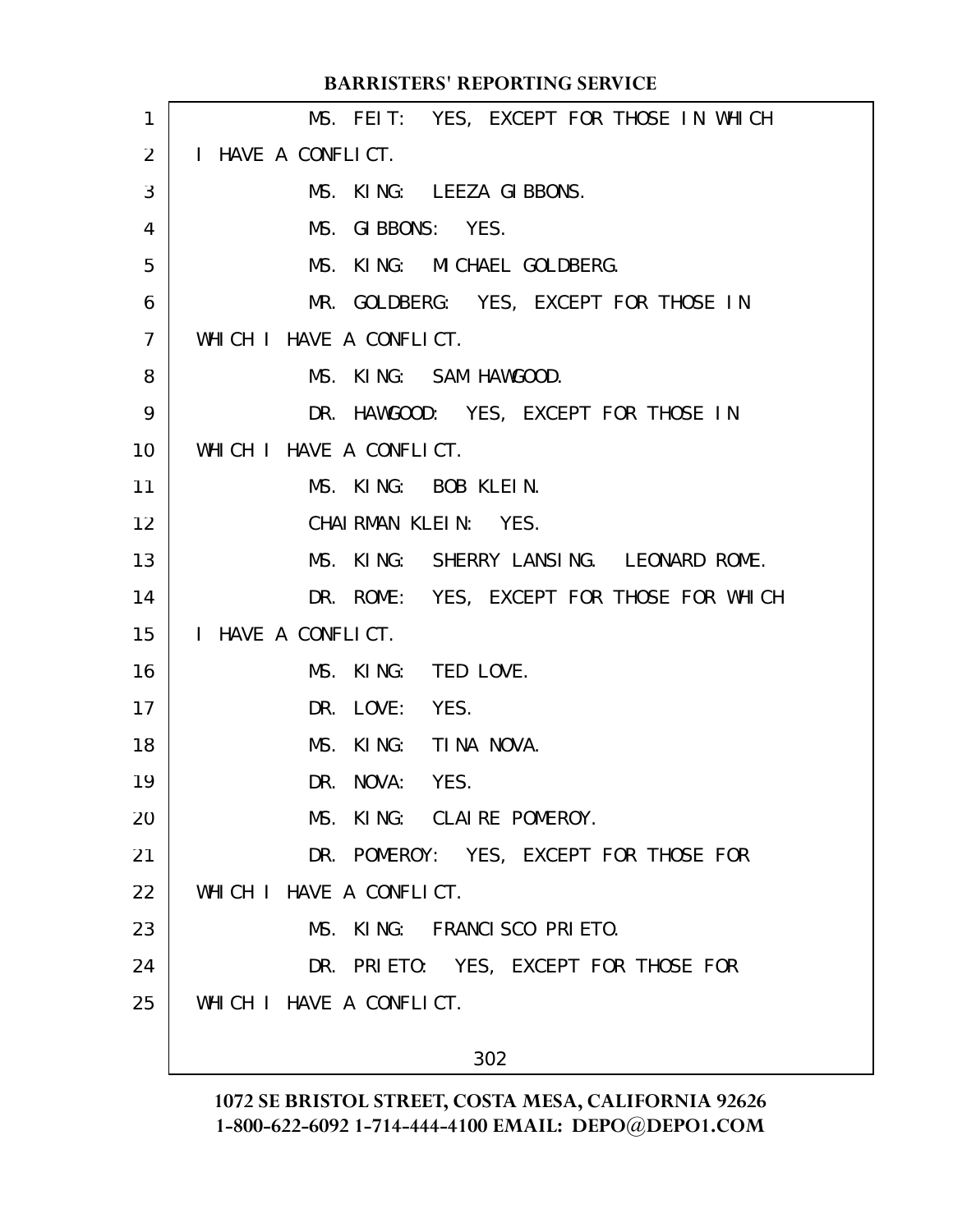MS. FEIT: YES, EXCEPT FOR THOSE IN WHICH I HAVE A CONFLICT.

MS. KING: LEEZA GIBBONS.

MS. GIBBONS: YES.

MS. KING: MICHAEL GOLDBERG.

MR. GOLDBERG: YES, EXCEPT FOR THOSE IN WHICH I HAVE A CONFLICT.

MS. KING: SAM HAWGOOD.

DR. HAWGOOD: YES, EXCEPT FOR THOSE IN WHICH I HAVE A CONFLICT.

MS. KING: BOB KLEIN.

CHAIRMAN KLEIN: YES.

MS. KING: SHERRY LANSING. LEONARD ROME.

DR. ROME: YES, EXCEPT FOR THOSE FOR WHICH I HAVE A CONFLICT.

MS. KING: TED LOVE.

DR. LOVE: YES.

MS. KING: TINA NOVA.

DR. NOVA: YES.

MS. KING: CLAIRE POMEROY.

DR. POMEROY: YES, EXCEPT FOR THOSE FOR WHICH I HAVE A CONFLICT.

MS. KING: FRANCISCO PRIETO.

DR. PRIETO: YES, EXCEPT FOR THOSE FOR WHICH I HAVE A CONFLICT.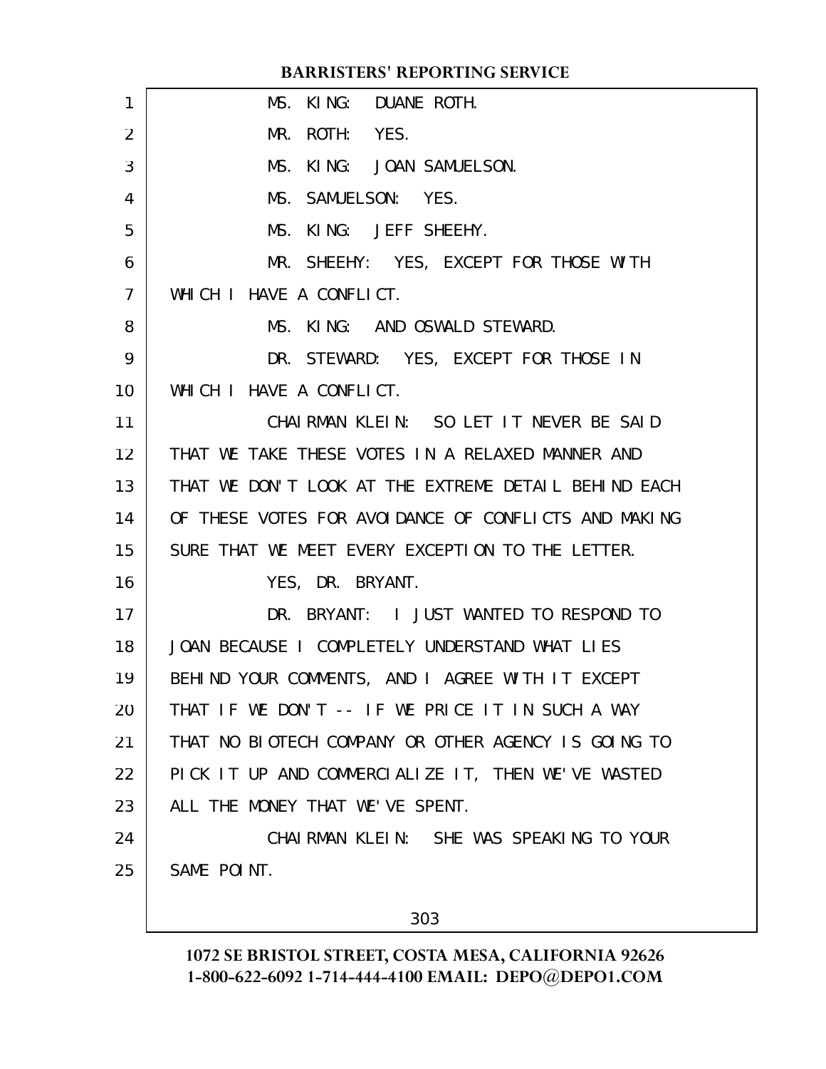MS. KING: DUANE ROTH.

MR. ROTH: YES.

MS. KING: JOAN SAMUELSON.

MS. SAMUELSON: YES.

MS. KING: JEFF SHEEHY.

MR. SHEEHY: YES, EXCEPT FOR THOSE WITH WHICH I HAVE A CONFLICT.

MS. KING: AND OSWALD STEWARD.

DR. STEWARD: YES, EXCEPT FOR THOSE IN WHICH I HAVE A CONFLICT.

CHAIRMAN KLEIN: SO LET IT NEVER BE SAID THAT WE TAKE THESE VOTES IN A RELAXED MANNER AND THAT WE DON'T LOOK AT THE EXTREME DETAIL BEHIND EACH OF THESE VOTES FOR AVOIDANCE OF CONFLICTS AND MAKING SURE THAT WE MEET EVERY EXCEPTION TO THE LETTER.

YES, DR. BRYANT.

DR. BRYANT: I JUST WANTED TO RESPOND TO JOAN BECAUSE I COMPLETELY UNDERSTAND WHAT LIES BEHIND YOUR COMMENTS, AND I AGREE WITH IT EXCEPT THAT IF WE DON'T -- IF WE PRICE IT IN SUCH A WAY THAT NO BIOTECH COMPANY OR OTHER AGENCY IS GOING TO PICK IT UP AND COMMERCIALIZE IT, THEN WE'VE WASTED ALL THE MONEY THAT WE'VE SPENT.

CHAIRMAN KLEIN: SHE WAS SPEAKING TO YOUR SAME POINT.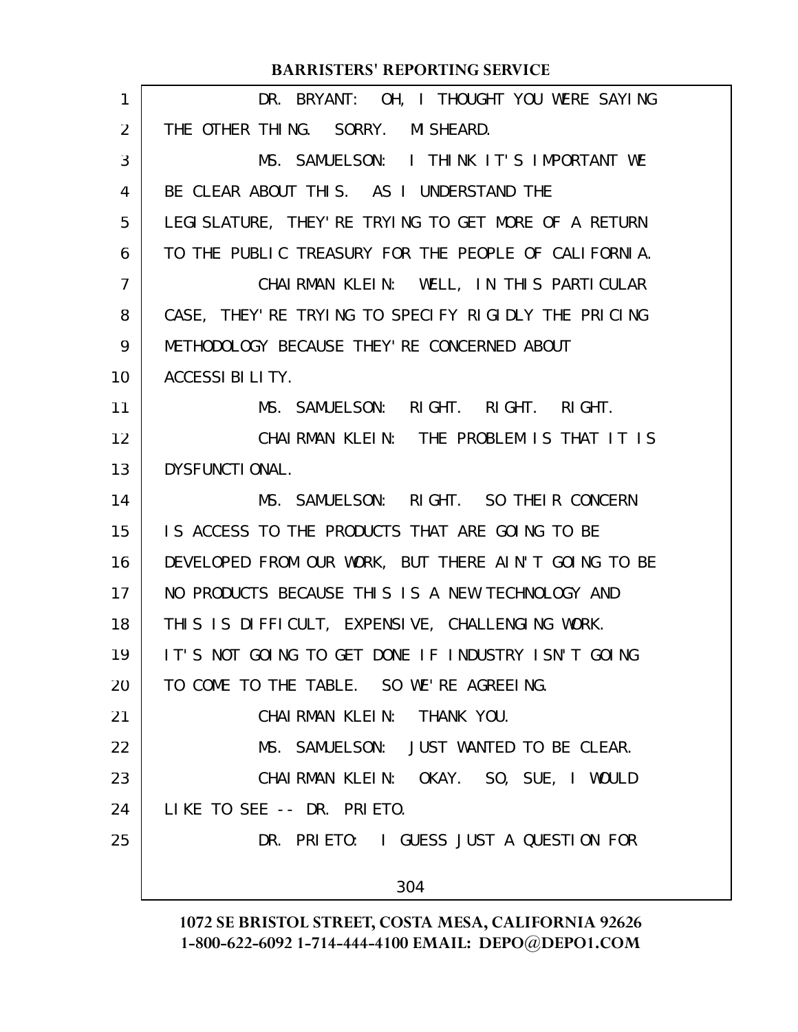DR. BRYANT: OH, I THOUGHT YOU WERE SAYING THE OTHER THING. SORRY. MISHEARD.

MS. SAMUELSON: I THINK IT'S IMPORTANT WE BE CLEAR ABOUT THIS. AS I UNDERSTAND THE LEGISLATURE, THEY'RE TRYING TO GET MORE OF A RETURN TO THE PUBLIC TREASURY FOR THE PEOPLE OF CALIFORNIA.

CHAIRMAN KLEIN: WELL, IN THIS PARTICULAR CASE, THEY'RE TRYING TO SPECIFY RIGIDLY THE PRICING METHODOLOGY BECAUSE THEY'RE CONCERNED ABOUT ACCESSIBILITY.

MS. SAMUELSON: RIGHT. RIGHT. RIGHT.

CHAIRMAN KLEIN: THE PROBLEM IS THAT IT IS DYSFUNCTIONAL.

MS. SAMUELSON: RIGHT. SO THEIR CONCERN IS ACCESS TO THE PRODUCTS THAT ARE GOING TO BE DEVELOPED FROM OUR WORK, BUT THERE AIN'T GOING TO BE NO PRODUCTS BECAUSE THIS IS A NEW TECHNOLOGY AND THIS IS DIFFICULT, EXPENSIVE, CHALLENGING WORK. IT'S NOT GOING TO GET DONE IF INDUSTRY ISN'T GOING TO COME TO THE TABLE. SO WE'RE AGREEING.

CHAIRMAN KLEIN: THANK YOU.

MS. SAMUELSON: JUST WANTED TO BE CLEAR.

CHAIRMAN KLEIN: OKAY. SO, SUE, I WOULD LIKE TO SEE -- DR. PRIETO.

DR. PRIETO: I GUESS JUST A QUESTION FOR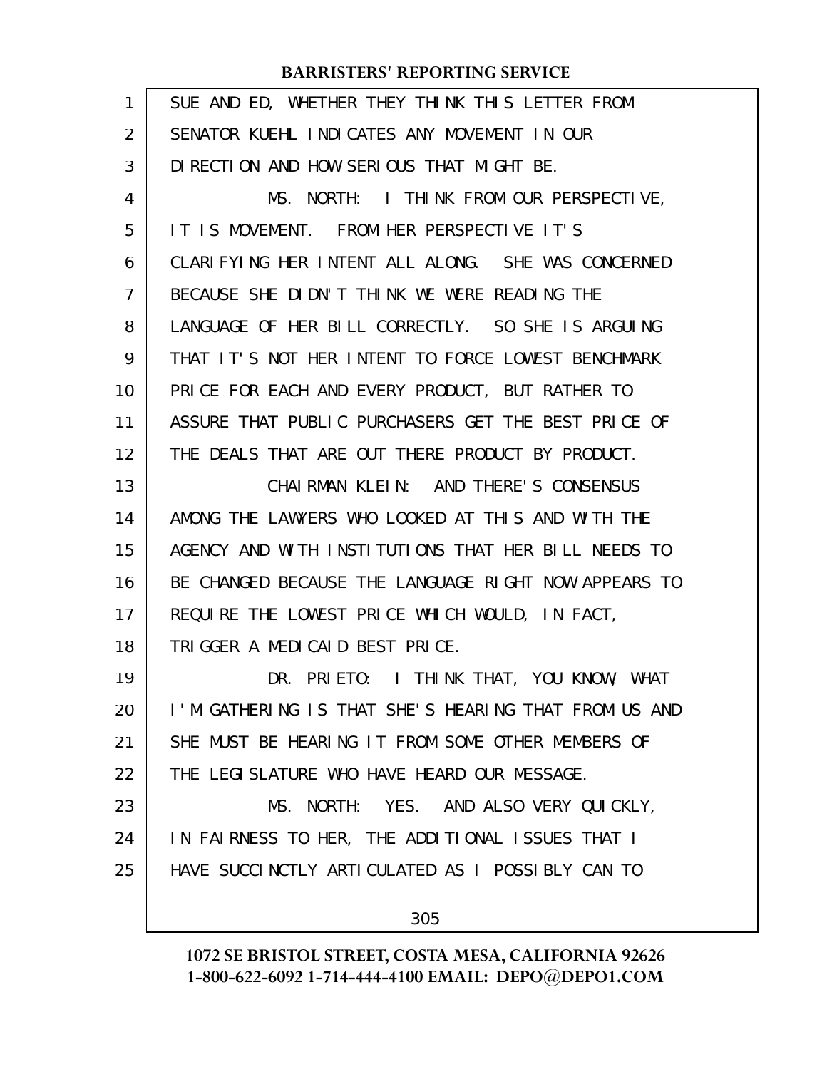SUE AND ED, WHETHER THEY THINK THIS LETTER FROM SENATOR KUEHL INDICATES ANY MOVEMENT IN OUR DIRECTION AND HOW SERIOUS THAT MIGHT BE.

MS. NORTH: I THINK FROM OUR PERSPECTIVE, IT IS MOVEMENT. FROM HER PERSPECTIVE IT'S CLARIFYING HER INTENT ALL ALONG. SHE WAS CONCERNED BECAUSE SHE DIDN'T THINK WE WERE READING THE LANGUAGE OF HER BILL CORRECTLY. SO SHE IS ARGUING THAT IT'S NOT HER INTENT TO FORCE LOWEST BENCHMARK PRICE FOR EACH AND EVERY PRODUCT, BUT RATHER TO ASSURE THAT PUBLIC PURCHASERS GET THE BEST PRICE OF THE DEALS THAT ARE OUT THERE PRODUCT BY PRODUCT.

CHAIRMAN KLEIN: AND THERE'S CONSENSUS AMONG THE LAWYERS WHO LOOKED AT THIS AND WITH THE AGENCY AND WITH INSTITUTIONS THAT HER BILL NEEDS TO BE CHANGED BECAUSE THE LANGUAGE RIGHT NOW APPEARS TO REQUIRE THE LOWEST PRICE WHICH WOULD, IN FACT, TRIGGER A MEDICAID BEST PRICE.

DR. PRIETO: I THINK THAT, YOU KNOW, WHAT I'M GATHERING IS THAT SHE'S HEARING THAT FROM US AND SHE MUST BE HEARING IT FROM SOME OTHER MEMBERS OF THE LEGISLATURE WHO HAVE HEARD OUR MESSAGE.

MS. NORTH: YES. AND ALSO VERY QUICKLY, IN FAIRNESS TO HER, THE ADDITIONAL ISSUES THAT I HAVE SUCCINCTLY ARTICULATED AS I POSSIBLY CAN TO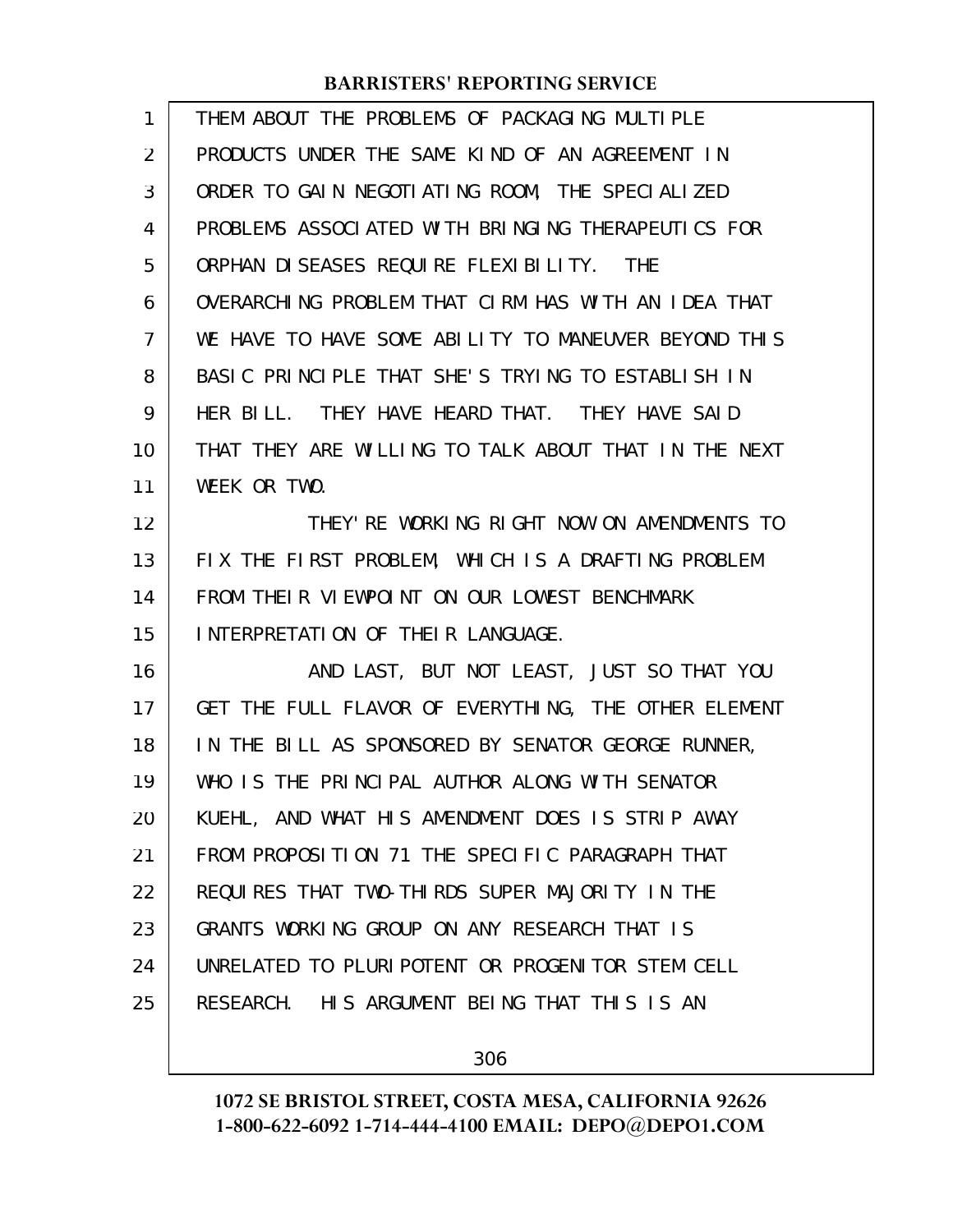THEM ABOUT THE PROBLEMS OF PACKAGING MULTIPLE PRODUCTS UNDER THE SAME KIND OF AN AGREEMENT IN ORDER TO GAIN NEGOTIATING ROOM, THE SPECIALIZED PROBLEMS ASSOCIATED WITH BRINGING THERAPEUTICS FOR ORPHAN DISEASES REQUIRE FLEXIBILITY. THE OVERARCHING PROBLEM THAT CIRM HAS WITH AN IDEA THAT WE HAVE TO HAVE SOME ABILITY TO MANEUVER BEYOND THIS BASIC PRINCIPLE THAT SHE'S TRYING TO ESTABLISH IN HER BILL. THEY HAVE HEARD THAT. THEY HAVE SAID THAT THEY ARE WILLING TO TALK ABOUT THAT IN THE NEXT WEEK OR TWO.

THEY'RE WORKING RIGHT NOW ON AMENDMENTS TO FIX THE FIRST PROBLEM, WHICH IS A DRAFTING PROBLEM FROM THEIR VIEWPOINT ON OUR LOWEST BENCHMARK INTERPRETATION OF THEIR LANGUAGE.

AND LAST, BUT NOT LEAST, JUST SO THAT YOU GET THE FULL FLAVOR OF EVERYTHING, THE OTHER ELEMENT IN THE BILL AS SPONSORED BY SENATOR GEORGE RUNNER, WHO IS THE PRINCIPAL AUTHOR ALONG WITH SENATOR KUEHL, AND WHAT HIS AMENDMENT DOES IS STRIP AWAY FROM PROPOSITION 71 THE SPECIFIC PARAGRAPH THAT REQUIRES THAT TWO-THIRDS SUPER MAJORITY IN THE GRANTS WORKING GROUP ON ANY RESEARCH THAT IS UNRELATED TO PLURIPOTENT OR PROGENITOR STEM CELL RESEARCH. HIS ARGUMENT BEING THAT THIS IS AN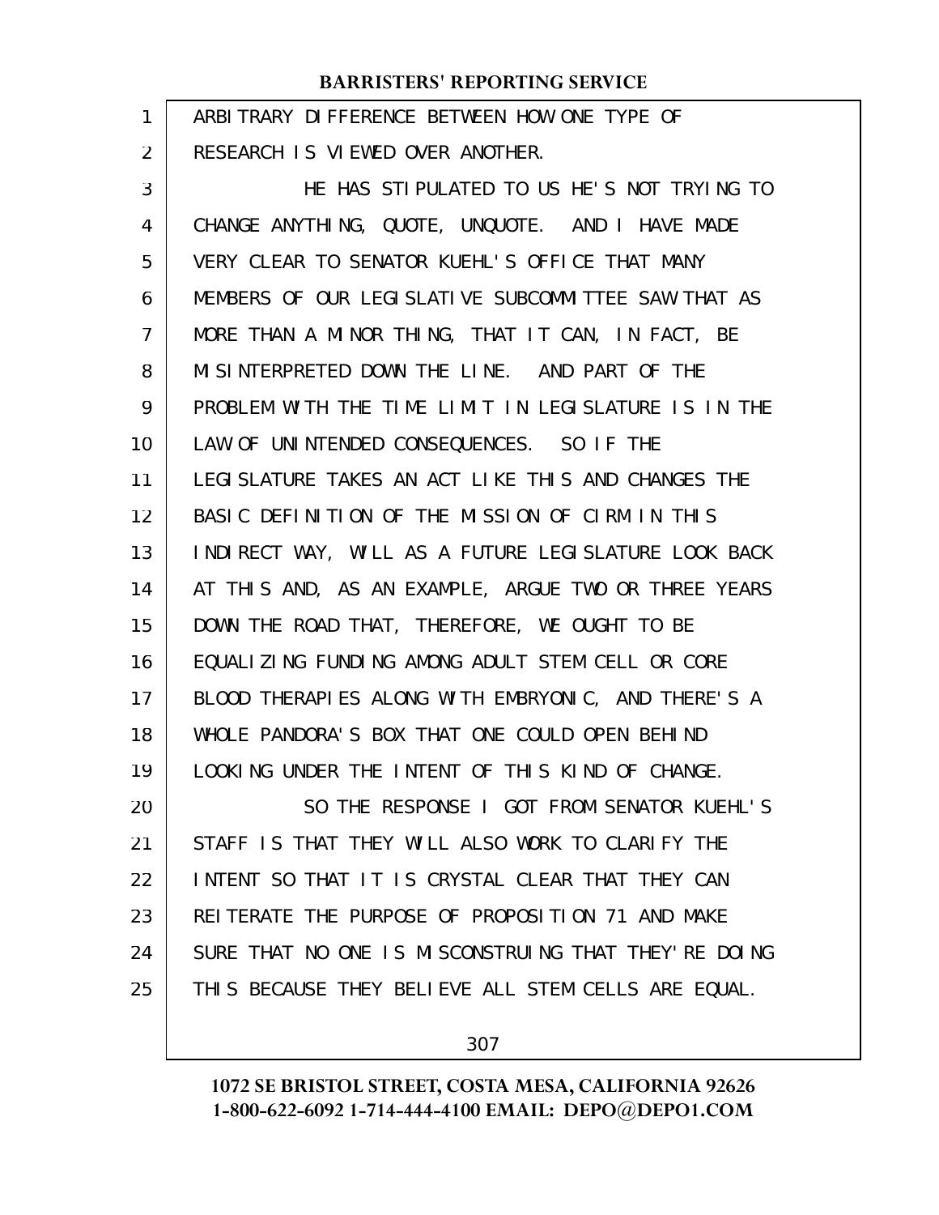ARBITRARY DIFFERENCE BETWEEN HOW ONE TYPE OF RESEARCH IS VIEWED OVER ANOTHER.

HE HAS STIPULATED TO US HE'S NOT TRYING TO CHANGE ANYTHING, QUOTE, UNQUOTE. AND I HAVE MADE VERY CLEAR TO SENATOR KUEHL'S OFFICE THAT MANY MEMBERS OF OUR LEGISLATIVE SUBCOMMITTEE SAW THAT AS MORE THAN A MINOR THING, THAT IT CAN, IN FACT, BE MISINTERPRETED DOWN THE LINE. AND PART OF THE PROBLEM WITH THE TIME LIMIT IN LEGISLATURE IS IN THE LAW OF UNINTENDED CONSEQUENCES. SO IF THE LEGISLATURE TAKES AN ACT LIKE THIS AND CHANGES THE BASIC DEFINITION OF THE MISSION OF CIRM IN THIS INDIRECT WAY, WILL AS A FUTURE LEGISLATURE LOOK BACK AT THIS AND, AS AN EXAMPLE, ARGUE TWO OR THREE YEARS DOWN THE ROAD THAT, THEREFORE, WE OUGHT TO BE EQUALIZING FUNDING AMONG ADULT STEM CELL OR CORE BLOOD THERAPIES ALONG WITH EMBRYONIC, AND THERE'S A WHOLE PANDORA'S BOX THAT ONE COULD OPEN BEHIND LOOKING UNDER THE INTENT OF THIS KIND OF CHANGE.

SO THE RESPONSE I GOT FROM SENATOR KUEHL'S STAFF IS THAT THEY WILL ALSO WORK TO CLARIFY THE INTENT SO THAT IT IS CRYSTAL CLEAR THAT THEY CAN REITERATE THE PURPOSE OF PROPOSITION 71 AND MAKE SURE THAT NO ONE IS MISCONSTRUING THAT THEY'RE DOING THIS BECAUSE THEY BELIEVE ALL STEM CELLS ARE EQUAL.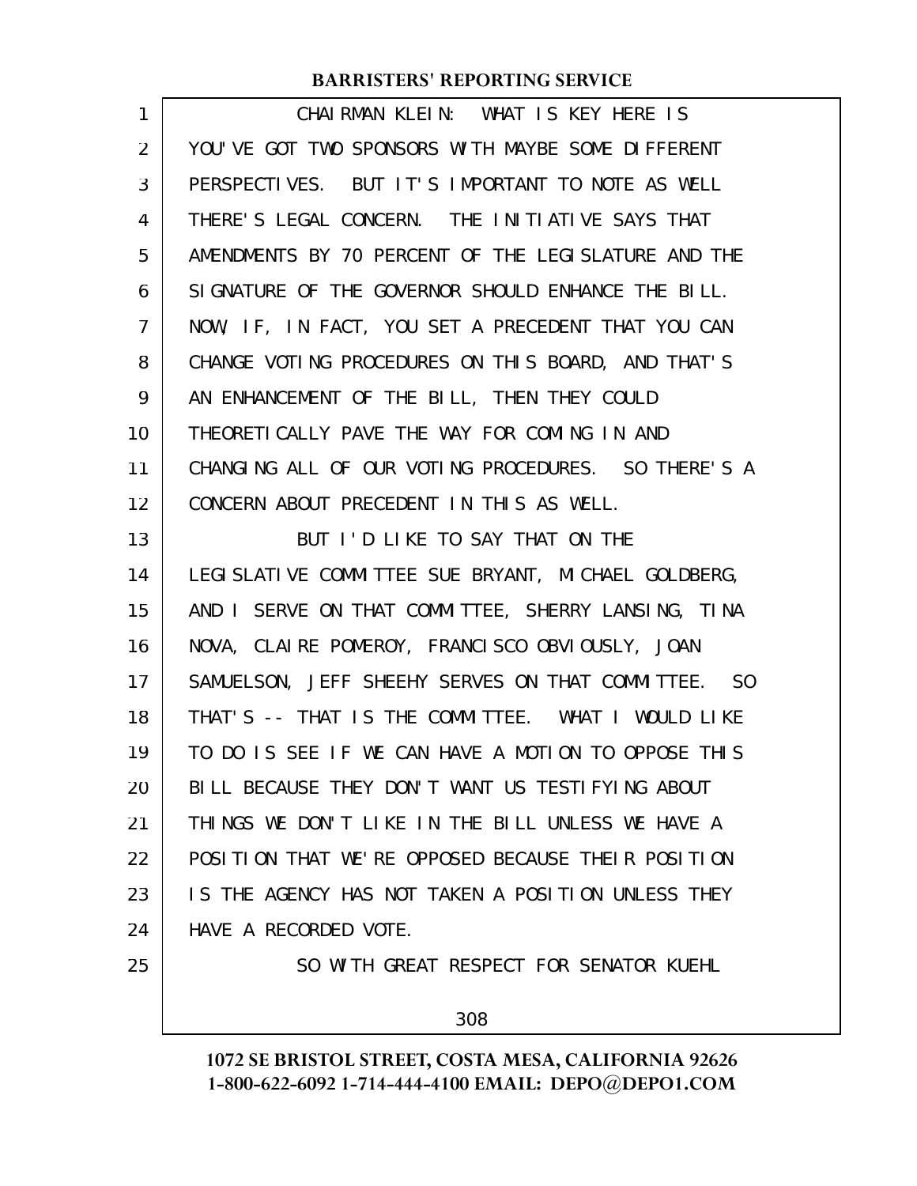CHAIRMAN KLEIN: WHAT IS KEY HERE IS YOU'VE GOT TWO SPONSORS WITH MAYBE SOME DIFFERENT PERSPECTIVES. BUT IT'S IMPORTANT TO NOTE AS WELL THERE'S LEGAL CONCERN. THE INITIATIVE SAYS THAT AMENDMENTS BY 70 PERCENT OF THE LEGISLATURE AND THE SIGNATURE OF THE GOVERNOR SHOULD ENHANCE THE BILL. NOW, IF, IN FACT, YOU SET A PRECEDENT THAT YOU CAN CHANGE VOTING PROCEDURES ON THIS BOARD, AND THAT'S AN ENHANCEMENT OF THE BILL, THEN THEY COULD THEORETICALLY PAVE THE WAY FOR COMING IN AND CHANGING ALL OF OUR VOTING PROCEDURES. SO THERE'S A CONCERN ABOUT PRECEDENT IN THIS AS WELL.

BUT I'D LIKE TO SAY THAT ON THE LEGISLATIVE COMMITTEE SUE BRYANT, MICHAEL GOLDBERG, AND I SERVE ON THAT COMMITTEE, SHERRY LANSING, TINA NOVA, CLAIRE POMEROY, FRANCISCO OBVIOUSLY, JOAN SAMUELSON, JEFF SHEEHY SERVES ON THAT COMMITTEE. SO THAT'S -- THAT IS THE COMMITTEE. WHAT I WOULD LIKE TO DO IS SEE IF WE CAN HAVE A MOTION TO OPPOSE THIS BILL BECAUSE THEY DON'T WANT US TESTIFYING ABOUT THINGS WE DON'T LIKE IN THE BILL UNLESS WE HAVE A POSITION THAT WE'RE OPPOSED BECAUSE THEIR POSITION IS THE AGENCY HAS NOT TAKEN A POSITION UNLESS THEY HAVE A RECORDED VOTE.

SO WITH GREAT RESPECT FOR SENATOR KUEHL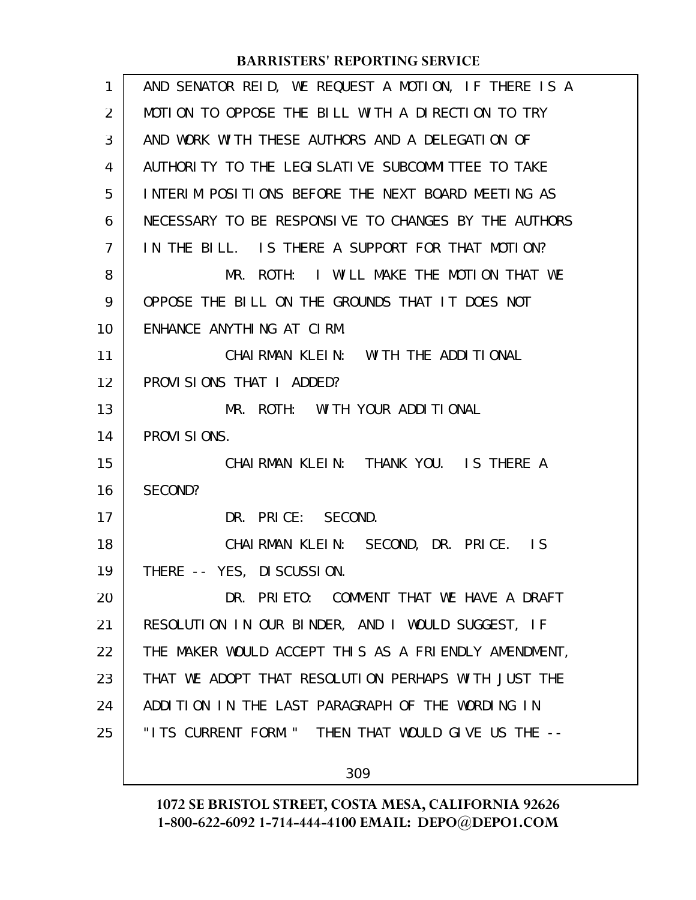AND SENATOR REID, WE REQUEST A MOTION, IF THERE IS A MOTION TO OPPOSE THE BILL WITH A DIRECTION TO TRY AND WORK WITH THESE AUTHORS AND A DELEGATION OF AUTHORITY TO THE LEGISLATIVE SUBCOMMITTEE TO TAKE INTERIM POSITIONS BEFORE THE NEXT BOARD MEETING AS NECESSARY TO BE RESPONSIVE TO CHANGES BY THE AUTHORS IN THE BILL. IS THERE A SUPPORT FOR THAT MOTION?

MR. ROTH: I WILL MAKE THE MOTION THAT WE OPPOSE THE BILL ON THE GROUNDS THAT IT DOES NOT ENHANCE ANYTHING AT CIRM.

CHAIRMAN KLEIN: WITH THE ADDITIONAL PROVISIONS THAT I ADDED?

MR. ROTH: WITH YOUR ADDITIONAL PROVISIONS.

CHAIRMAN KLEIN: THANK YOU. IS THERE A SECOND?

DR. PRICE: SECOND.

CHAIRMAN KLEIN: SECOND, DR. PRICE. IS THERE -- YES, DISCUSSION.

DR. PRIETO: COMMENT THAT WE HAVE A DRAFT RESOLUTION IN OUR BINDER, AND I WOULD SUGGEST, IF THE MAKER WOULD ACCEPT THIS AS A FRIENDLY AMENDMENT, THAT WE ADOPT THAT RESOLUTION PERHAPS WITH JUST THE ADDITION IN THE LAST PARAGRAPH OF THE WORDING IN "ITS CURRENT FORM." THEN THAT WOULD GIVE US THE --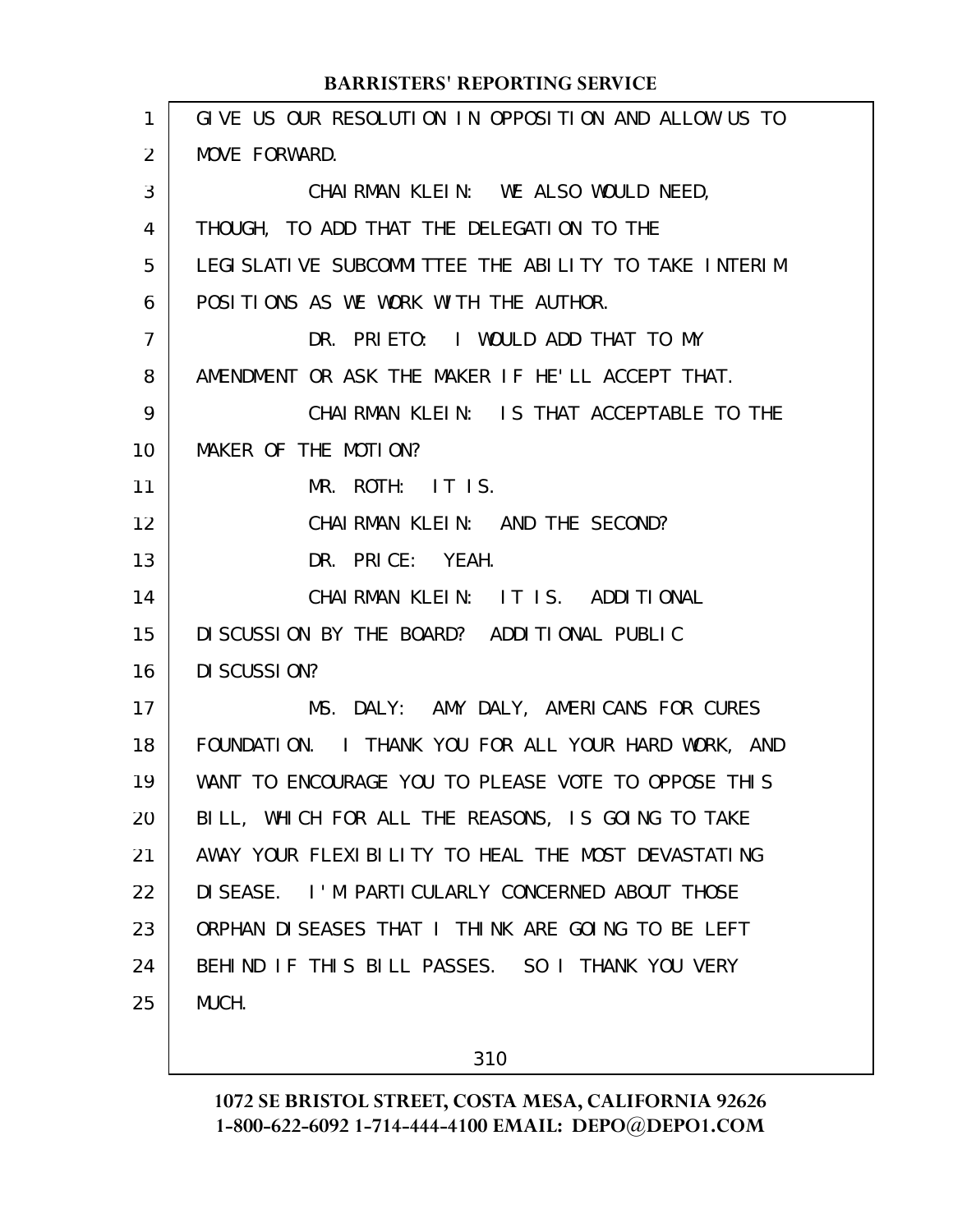GIVE US OUR RESOLUTION IN OPPOSITION AND ALLOW US TO MOVE FORWARD.

CHAIRMAN KLEIN: WE ALSO WOULD NEED, THOUGH, TO ADD THAT THE DELEGATION TO THE LEGISLATIVE SUBCOMMITTEE THE ABILITY TO TAKE INTERIM POSITIONS AS WE WORK WITH THE AUTHOR.

DR. PRIETO: I WOULD ADD THAT TO MY AMENDMENT OR ASK THE MAKER IF HE'LL ACCEPT THAT.

CHAIRMAN KLEIN: IS THAT ACCEPTABLE TO THE MAKER OF THE MOTION?

MR. ROTH: IT IS.

CHAIRMAN KLEIN: AND THE SECOND?

DR. PRICE: YEAH.

CHAIRMAN KLEIN: IT IS. ADDITIONAL DISCUSSION BY THE BOARD? ADDITIONAL PUBLIC DISCUSSION?

MS. DALY: AMY DALY, AMERICANS FOR CURES FOUNDATION. I THANK YOU FOR ALL YOUR HARD WORK, AND WANT TO ENCOURAGE YOU TO PLEASE VOTE TO OPPOSE THIS BILL, WHICH FOR ALL THE REASONS, IS GOING TO TAKE AWAY YOUR FLEXIBILITY TO HEAL THE MOST DEVASTATING DISEASE. I'M PARTICULARLY CONCERNED ABOUT THOSE ORPHAN DISEASES THAT I THINK ARE GOING TO BE LEFT BEHIND IF THIS BILL PASSES. SO I THANK YOU VERY MUCH.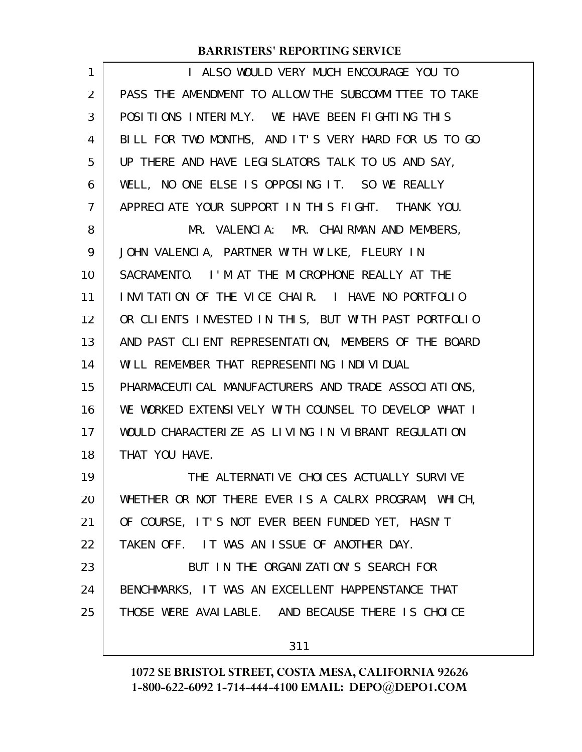I ALSO WOULD VERY MUCH ENCOURAGE YOU TO PASS THE AMENDMENT TO ALLOW THE SUBCOMMITTEE TO TAKE POSITIONS INTERIMLY. WE HAVE BEEN FIGHTING THIS BILL FOR TWO MONTHS, AND IT'S VERY HARD FOR US TO GO UP THERE AND HAVE LEGISLATORS TALK TO US AND SAY, WELL, NO ONE ELSE IS OPPOSING IT. SO WE REALLY APPRECIATE YOUR SUPPORT IN THIS FIGHT. THANK YOU.

MR. VALENCIA: MR. CHAIRMAN AND MEMBERS, JOHN VALENCIA, PARTNER WITH WILKE, FLEURY IN SACRAMENTO. I'M AT THE MICROPHONE REALLY AT THE INVITATION OF THE VICE CHAIR. I HAVE NO PORTFOLIO OR CLIENTS INVESTED IN THIS, BUT WITH PAST PORTFOLIO AND PAST CLIENT REPRESENTATION, MEMBERS OF THE BOARD WILL REMEMBER THAT REPRESENTING INDIVIDUAL PHARMACEUTICAL MANUFACTURERS AND TRADE ASSOCIATIONS, WE WORKED EXTENSIVELY WITH COUNSEL TO DEVELOP WHAT I WOULD CHARACTERIZE AS LIVING IN VIBRANT REGULATION THAT YOU HAVE.

THE ALTERNATIVE CHOICES ACTUALLY SURVIVE WHETHER OR NOT THERE EVER IS A CALRX PROGRAM, WHICH, OF COURSE, IT'S NOT EVER BEEN FUNDED YET, HASN'T TAKEN OFF. IT WAS AN ISSUE OF ANOTHER DAY.

BUT IN THE ORGANIZATION'S SEARCH FOR BENCHMARKS, IT WAS AN EXCELLENT HAPPENSTANCE THAT THOSE WERE AVAILABLE. AND BECAUSE THERE IS CHOICE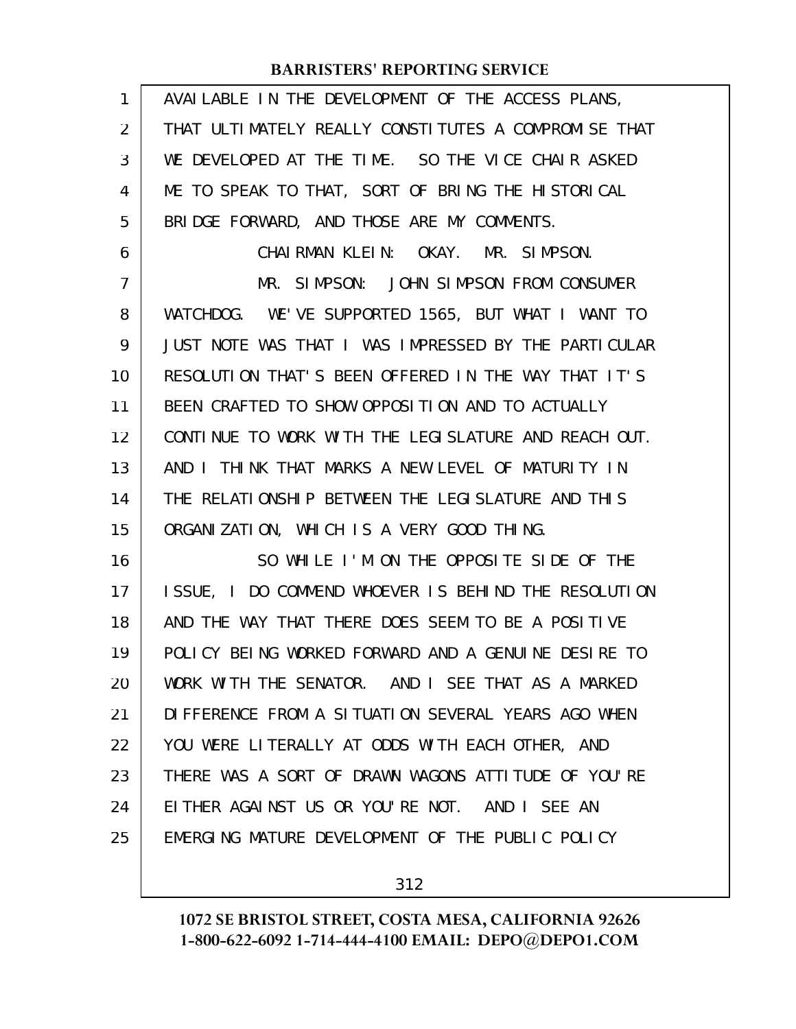AVAILABLE IN THE DEVELOPMENT OF THE ACCESS PLANS, THAT ULTIMATELY REALLY CONSTITUTES A COMPROMISE THAT WE DEVELOPED AT THE TIME. SO THE VICE CHAIR ASKED ME TO SPEAK TO THAT, SORT OF BRING THE HISTORICAL BRIDGE FORWARD, AND THOSE ARE MY COMMENTS.

CHAIRMAN KLEIN: OKAY. MR. SIMPSON.

MR. SIMPSON: JOHN SIMPSON FROM CONSUMER WATCHDOG. WE'VE SUPPORTED 1565, BUT WHAT I WANT TO JUST NOTE WAS THAT I WAS IMPRESSED BY THE PARTICULAR RESOLUTION THAT'S BEEN OFFERED IN THE WAY THAT IT'S BEEN CRAFTED TO SHOW OPPOSITION AND TO ACTUALLY CONTINUE TO WORK WITH THE LEGISLATURE AND REACH OUT. AND I THINK THAT MARKS A NEW LEVEL OF MATURITY IN THE RELATIONSHIP BETWEEN THE LEGISLATURE AND THIS ORGANIZATION, WHICH IS A VERY GOOD THING.

SO WHILE I'M ON THE OPPOSITE SIDE OF THE ISSUE, I DO COMMEND WHOEVER IS BEHIND THE RESOLUTION AND THE WAY THAT THERE DOES SEEM TO BE A POSITIVE POLICY BEING WORKED FORWARD AND A GENUINE DESIRE TO WORK WITH THE SENATOR. AND I SEE THAT AS A MARKED DIFFERENCE FROM A SITUATION SEVERAL YEARS AGO WHEN YOU WERE LITERALLY AT ODDS WITH EACH OTHER, AND THERE WAS A SORT OF DRAWN WAGONS ATTITUDE OF YOU'RE EITHER AGAINST US OR YOU'RE NOT. AND I SEE AN EMERGING MATURE DEVELOPMENT OF THE PUBLIC POLICY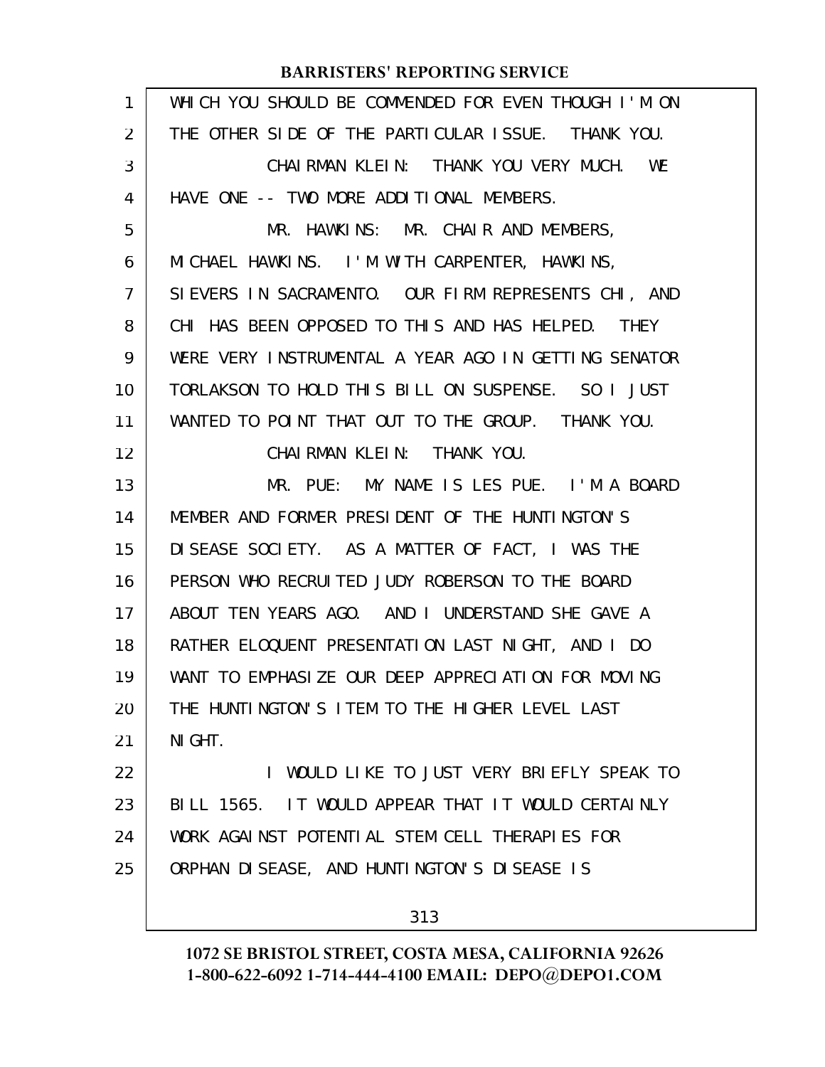WHICH YOU SHOULD BE COMMENDED FOR EVEN THOUGH I'M ON THE OTHER SIDE OF THE PARTICULAR ISSUE. THANK YOU.

CHAIRMAN KLEIN: THANK YOU VERY MUCH. WE HAVE ONE -- TWO MORE ADDITIONAL MEMBERS.

MR. HAWKINS: MR. CHAIR AND MEMBERS, MICHAEL HAWKINS. I'M WITH CARPENTER, HAWKINS, SIEVERS IN SACRAMENTO. OUR FIRM REPRESENTS CHI, AND CHI HAS BEEN OPPOSED TO THIS AND HAS HELPED. THEY WERE VERY INSTRUMENTAL A YEAR AGO IN GETTING SENATOR TORLAKSON TO HOLD THIS BILL ON SUSPENSE. SO I JUST WANTED TO POINT THAT OUT TO THE GROUP. THANK YOU.

CHAIRMAN KLEIN: THANK YOU.

MR. PUE: MY NAME IS LES PUE. I'M A BOARD MEMBER AND FORMER PRESIDENT OF THE HUNTINGTON'S DISEASE SOCIETY. AS A MATTER OF FACT, I WAS THE PERSON WHO RECRUITED JUDY ROBERSON TO THE BOARD ABOUT TEN YEARS AGO. AND I UNDERSTAND SHE GAVE A RATHER ELOQUENT PRESENTATION LAST NIGHT, AND I DO WANT TO EMPHASIZE OUR DEEP APPRECIATION FOR MOVING THE HUNTINGTON'S ITEM TO THE HIGHER LEVEL LAST NIGHT.

I WOULD LIKE TO JUST VERY BRIEFLY SPEAK TO BILL 1565. IT WOULD APPEAR THAT IT WOULD CERTAINLY WORK AGAINST POTENTIAL STEM CELL THERAPIES FOR ORPHAN DISEASE, AND HUNTINGTON'S DISEASE IS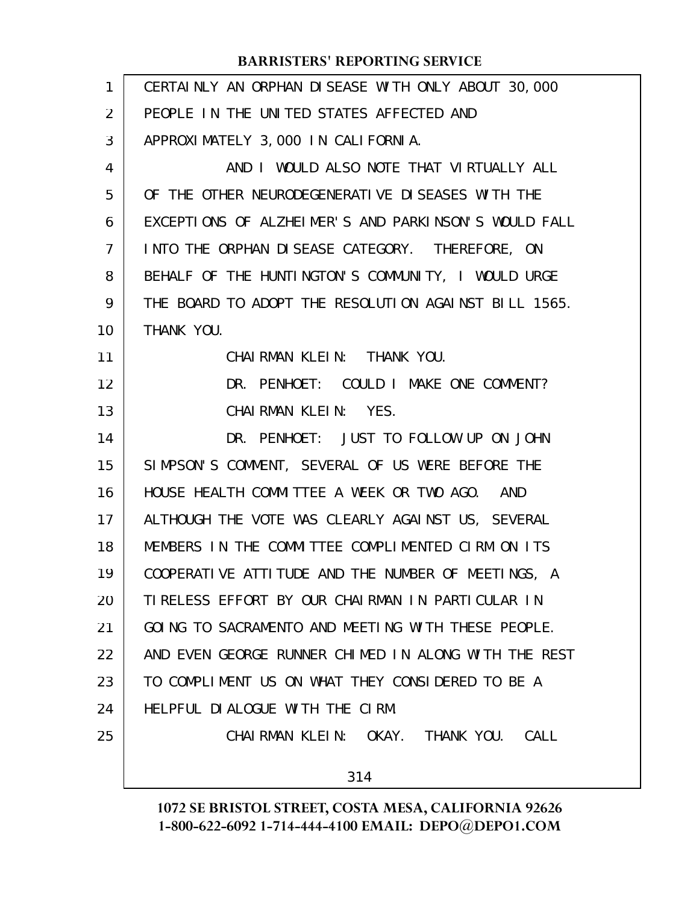CERTAINLY AN ORPHAN DISEASE WITH ONLY ABOUT 30,000 PEOPLE IN THE UNITED STATES AFFECTED AND APPROXIMATELY 3,000 IN CALIFORNIA.

AND I WOULD ALSO NOTE THAT VIRTUALLY ALL OF THE OTHER NEURODEGENERATIVE DISEASES WITH THE EXCEPTIONS OF ALZHEIMER'S AND PARKINSON'S WOULD FALL INTO THE ORPHAN DISEASE CATEGORY. THEREFORE, ON BEHALF OF THE HUNTINGTON'S COMMUNITY, I WOULD URGE THE BOARD TO ADOPT THE RESOLUTION AGAINST BILL 1565. THANK YOU.

CHAIRMAN KLEIN: THANK YOU.

DR. PENHOET: COULD I MAKE ONE COMMENT?

CHAIRMAN KLEIN: YES.

DR. PENHOET: JUST TO FOLLOW UP ON JOHN SIMPSON'S COMMENT, SEVERAL OF US WERE BEFORE THE HOUSE HEALTH COMMITTEE A WEEK OR TWO AGO. AND ALTHOUGH THE VOTE WAS CLEARLY AGAINST US, SEVERAL MEMBERS IN THE COMMITTEE COMPLIMENTED CIRM ON ITS COOPERATIVE ATTITUDE AND THE NUMBER OF MEETINGS, A TIRELESS EFFORT BY OUR CHAIRMAN IN PARTICULAR IN GOING TO SACRAMENTO AND MEETING WITH THESE PEOPLE. AND EVEN GEORGE RUNNER CHIMED IN ALONG WITH THE REST TO COMPLIMENT US ON WHAT THEY CONSIDERED TO BE A HELPFUL DIALOGUE WITH THE CIRM.

CHAIRMAN KLEIN: OKAY. THANK YOU. CALL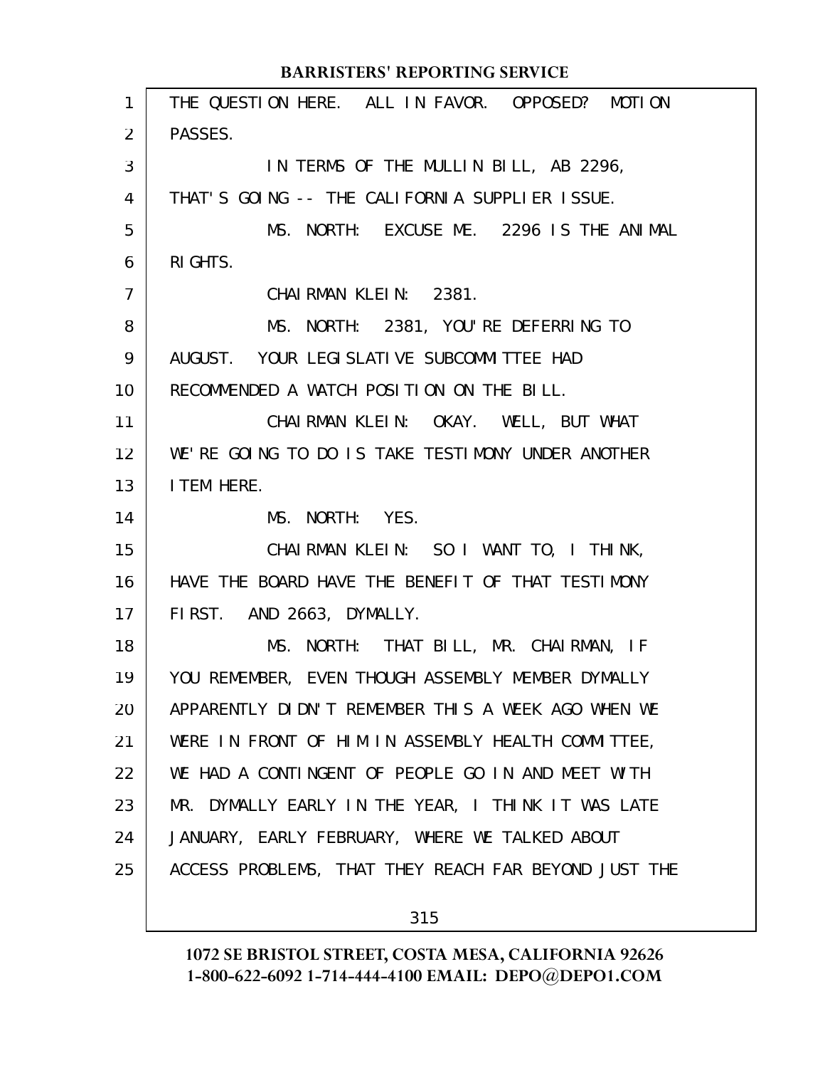THE QUESTION HERE. ALL IN FAVOR. OPPOSED? MOTION PASSES.

IN TERMS OF THE MULLIN BILL, AB 2296, THAT'S GOING -- THE CALIFORNIA SUPPLIER ISSUE.

MS. NORTH: EXCUSE ME. 2296 IS THE ANIMAL RIGHTS.

CHAIRMAN KLEIN: 2381.

MS. NORTH: 2381, YOU'RE DEFERRING TO AUGUST. YOUR LEGISLATIVE SUBCOMMITTEE HAD RECOMMENDED A WATCH POSITION ON THE BILL.

CHAIRMAN KLEIN: OKAY. WELL, BUT WHAT WE'RE GOING TO DO IS TAKE TESTIMONY UNDER ANOTHER ITEM HERE.

MS. NORTH: YES.

CHAIRMAN KLEIN: SO I WANT TO, I THINK, HAVE THE BOARD HAVE THE BENEFIT OF THAT TESTIMONY FIRST. AND 2663, DYMALLY.

MS. NORTH: THAT BILL, MR. CHAIRMAN, IF YOU REMEMBER, EVEN THOUGH ASSEMBLY MEMBER DYMALLY APPARENTLY DIDN'T REMEMBER THIS A WEEK AGO WHEN WE WERE IN FRONT OF HIM IN ASSEMBLY HEALTH COMMITTEE, WE HAD A CONTINGENT OF PEOPLE GO IN AND MEET WITH MR. DYMALLY EARLY IN THE YEAR, I THINK IT WAS LATE JANUARY, EARLY FEBRUARY, WHERE WE TALKED ABOUT ACCESS PROBLEMS, THAT THEY REACH FAR BEYOND JUST THE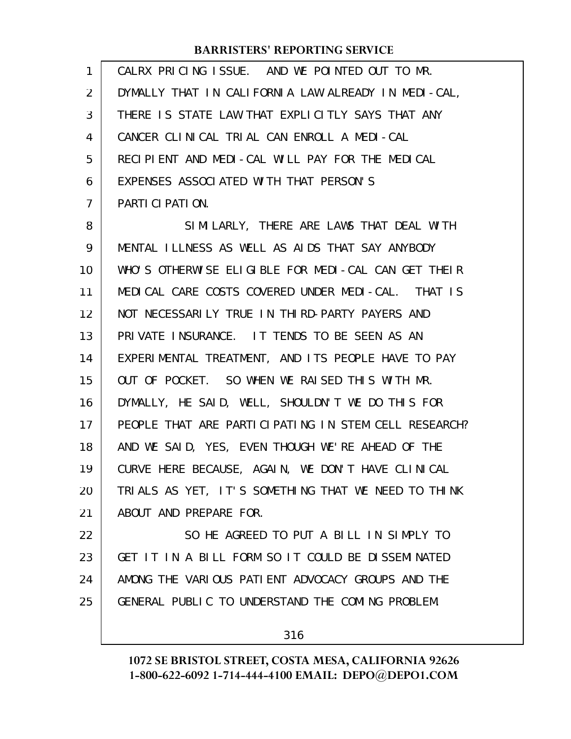CALRX PRICING ISSUE. AND WE POINTED OUT TO MR. DYMALLY THAT IN CALIFORNIA LAW ALREADY IN MEDI-CAL, THERE IS STATE LAW THAT EXPLICITLY SAYS THAT ANY CANCER CLINICAL TRIAL CAN ENROLL A MEDI-CAL RECIPIENT AND MEDI-CAL WILL PAY FOR THE MEDICAL EXPENSES ASSOCIATED WITH THAT PERSON'S PARTICIPATION.

SIMILARLY, THERE ARE LAWS THAT DEAL WITH MENTAL ILLNESS AS WELL AS AIDS THAT SAY ANYBODY WHO'S OTHERWISE ELIGIBLE FOR MEDI-CAL CAN GET THEIR MEDICAL CARE COSTS COVERED UNDER MEDI-CAL. THAT IS NOT NECESSARILY TRUE IN THIRD-PARTY PAYERS AND PRIVATE INSURANCE. IT TENDS TO BE SEEN AS AN EXPERIMENTAL TREATMENT, AND ITS PEOPLE HAVE TO PAY OUT OF POCKET. SO WHEN WE RAISED THIS WITH MR. DYMALLY, HE SAID, WELL, SHOULDN'T WE DO THIS FOR PEOPLE THAT ARE PARTICIPATING IN STEM CELL RESEARCH? AND WE SAID, YES, EVEN THOUGH WE'RE AHEAD OF THE CURVE HERE BECAUSE, AGAIN, WE DON'T HAVE CLINICAL TRIALS AS YET, IT'S SOMETHING THAT WE NEED TO THINK ABOUT AND PREPARE FOR.

SO HE AGREED TO PUT A BILL IN SIMPLY TO GET IT IN A BILL FORM SO IT COULD BE DISSEMINATED AMONG THE VARIOUS PATIENT ADVOCACY GROUPS AND THE GENERAL PUBLIC TO UNDERSTAND THE COMING PROBLEM.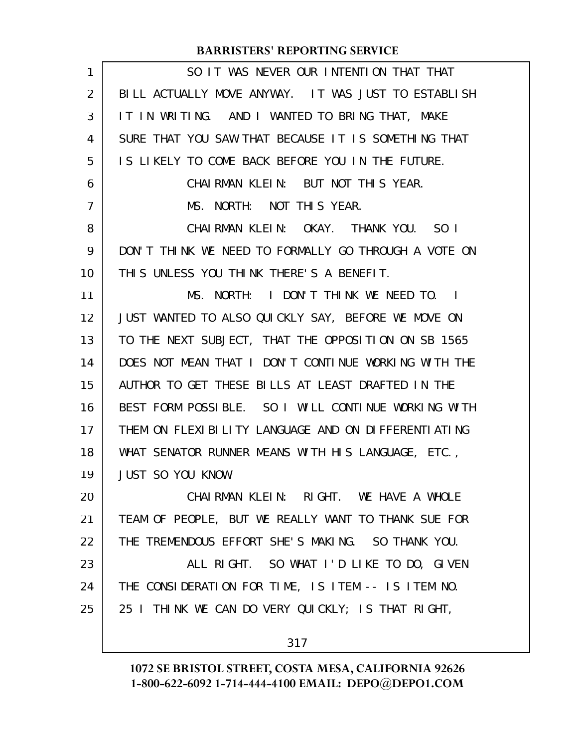SO IT WAS NEVER OUR INTENTION THAT THAT BILL ACTUALLY MOVE ANYWAY. IT WAS JUST TO ESTABLISH IT IN WRITING. AND I WANTED TO BRING THAT, MAKE SURE THAT YOU SAW THAT BECAUSE IT IS SOMETHING THAT IS LIKELY TO COME BACK BEFORE YOU IN THE FUTURE.

CHAIRMAN KLEIN: BUT NOT THIS YEAR.

MS. NORTH: NOT THIS YEAR.

CHAIRMAN KLEIN: OKAY. THANK YOU. SO I DON'T THINK WE NEED TO FORMALLY GO THROUGH A VOTE ON THIS UNLESS YOU THINK THERE'S A BENEFIT.

MS. NORTH: I DON'T THINK WE NEED TO. I JUST WANTED TO ALSO QUICKLY SAY, BEFORE WE MOVE ON TO THE NEXT SUBJECT, THAT THE OPPOSITION ON SB 1565 DOES NOT MEAN THAT I DON'T CONTINUE WORKING WITH THE AUTHOR TO GET THESE BILLS AT LEAST DRAFTED IN THE BEST FORM POSSIBLE. SO I WILL CONTINUE WORKING WITH THEM ON FLEXIBILITY LANGUAGE AND ON DIFFERENTIATING WHAT SENATOR RUNNER MEANS WITH HIS LANGUAGE, ETC., JUST SO YOU KNOW.

CHAIRMAN KLEIN: RIGHT. WE HAVE A WHOLE TEAM OF PEOPLE, BUT WE REALLY WANT TO THANK SUE FOR THE TREMENDOUS EFFORT SHE'S MAKING. SO THANK YOU.

ALL RIGHT. SO WHAT I'D LIKE TO DO, GIVEN THE CONSIDERATION FOR TIME, IS ITEM -- IS ITEM NO. 25 I THINK WE CAN DO VERY QUICKLY; IS THAT RIGHT,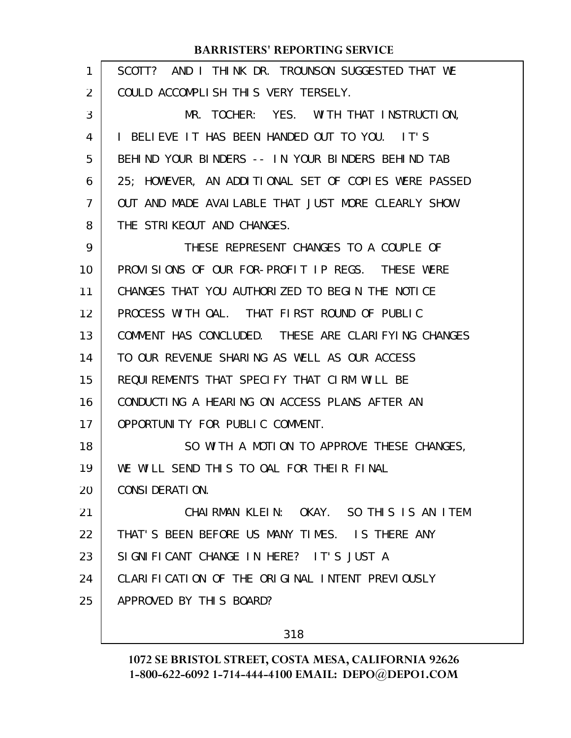SCOTT? AND I THINK DR. TROUNSON SUGGESTED THAT WE COULD ACCOMPLISH THIS VERY TERSELY.

MR. TOCHER: YES. WITH THAT INSTRUCTION, I BELIEVE IT HAS BEEN HANDED OUT TO YOU. IT'S BEHIND YOUR BINDERS -- IN YOUR BINDERS BEHIND TAB 25; HOWEVER, AN ADDITIONAL SET OF COPIES WERE PASSED OUT AND MADE AVAILABLE THAT JUST MORE CLEARLY SHOW THE STRIKEOUT AND CHANGES.

THESE REPRESENT CHANGES TO A COUPLE OF PROVISIONS OF OUR FOR-PROFIT IP REGS. THESE WERE CHANGES THAT YOU AUTHORIZED TO BEGIN THE NOTICE PROCESS WITH OAL. THAT FIRST ROUND OF PUBLIC COMMENT HAS CONCLUDED. THESE ARE CLARIFYING CHANGES TO OUR REVENUE SHARING AS WELL AS OUR ACCESS REQUIREMENTS THAT SPECIFY THAT CIRM WILL BE CONDUCTING A HEARING ON ACCESS PLANS AFTER AN OPPORTUNITY FOR PUBLIC COMMENT.

SO WITH A MOTION TO APPROVE THESE CHANGES, WE WILL SEND THIS TO OAL FOR THEIR FINAL CONSIDERATION.

CHAIRMAN KLEIN: OKAY. SO THIS IS AN ITEM THAT'S BEEN BEFORE US MANY TIMES. IS THERE ANY SIGNIFICANT CHANGE IN HERE? IT'S JUST A CLARIFICATION OF THE ORIGINAL INTENT PREVIOUSLY APPROVED BY THIS BOARD?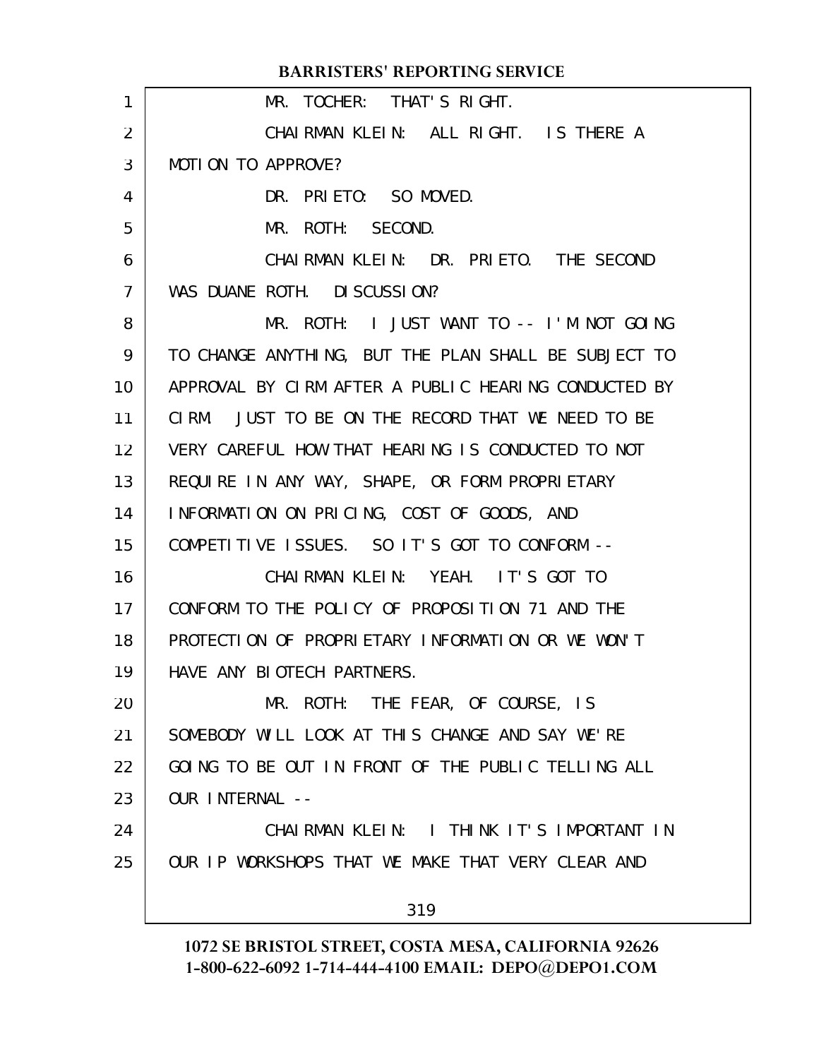MR. TOCHER: THAT'S RIGHT.

CHAIRMAN KLEIN: ALL RIGHT. IS THERE A MOTION TO APPROVE?

DR. PRIETO: SO MOVED.

MR. ROTH: SECOND.

CHAIRMAN KLEIN: DR. PRIETO. THE SECOND WAS DUANE ROTH. DISCUSSION?

MR. ROTH: I JUST WANT TO -- I'M NOT GOING TO CHANGE ANYTHING, BUT THE PLAN SHALL BE SUBJECT TO APPROVAL BY CIRM AFTER A PUBLIC HEARING CONDUCTED BY CIRM. JUST TO BE ON THE RECORD THAT WE NEED TO BE VERY CAREFUL HOW THAT HEARING IS CONDUCTED TO NOT REQUIRE IN ANY WAY, SHAPE, OR FORM PROPRIETARY INFORMATION ON PRICING, COST OF GOODS, AND COMPETITIVE ISSUES. SO IT'S GOT TO CONFORM --

CHAIRMAN KLEIN: YEAH. IT'S GOT TO CONFORM TO THE POLICY OF PROPOSITION 71 AND THE PROTECTION OF PROPRIETARY INFORMATION OR WE WON'T HAVE ANY BIOTECH PARTNERS.

MR. ROTH: THE FEAR, OF COURSE, IS SOMEBODY WILL LOOK AT THIS CHANGE AND SAY WE'RE GOING TO BE OUT IN FRONT OF THE PUBLIC TELLING ALL OUR INTERNAL --

CHAIRMAN KLEIN: I THINK IT'S IMPORTANT IN OUR IP WORKSHOPS THAT WE MAKE THAT VERY CLEAR AND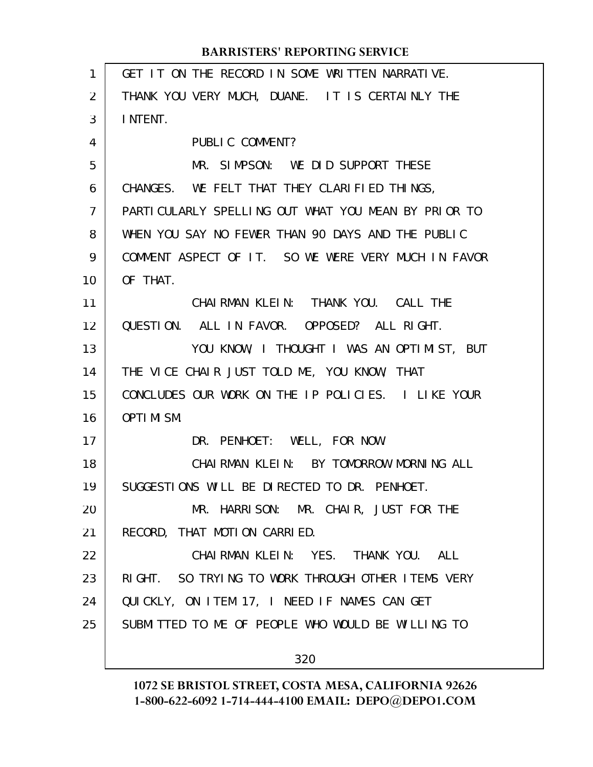GET IT ON THE RECORD IN SOME WRITTEN NARRATIVE. THANK YOU VERY MUCH, DUANE. IT IS CERTAINLY THE INTENT.

PUBLIC COMMENT?

MR. SIMPSON: WE DID SUPPORT THESE CHANGES. WE FELT THAT THEY CLARIFIED THINGS, PARTICULARLY SPELLING OUT WHAT YOU MEAN BY PRIOR TO WHEN YOU SAY NO FEWER THAN 90 DAYS AND THE PUBLIC COMMENT ASPECT OF IT. SO WE WERE VERY MUCH IN FAVOR OF THAT.

CHAIRMAN KLEIN: THANK YOU. CALL THE QUESTION. ALL IN FAVOR. OPPOSED? ALL RIGHT.

YOU KNOW, I THOUGHT I WAS AN OPTIMIST, BUT THE VICE CHAIR JUST TOLD ME, YOU KNOW, THAT CONCLUDES OUR WORK ON THE IP POLICIES. I LIKE YOUR OPTIMISM.

DR. PENHOET: WELL, FOR NOW.

CHAIRMAN KLEIN: BY TOMORROW MORNING ALL SUGGESTIONS WILL BE DIRECTED TO DR. PENHOET.

MR. HARRISON: MR. CHAIR, JUST FOR THE RECORD, THAT MOTION CARRIED.

CHAIRMAN KLEIN: YES. THANK YOU. ALL RIGHT. SO TRYING TO WORK THROUGH OTHER ITEMS VERY QUICKLY, ON ITEM 17, I NEED IF NAMES CAN GET SUBMITTED TO ME OF PEOPLE WHO WOULD BE WILLING TO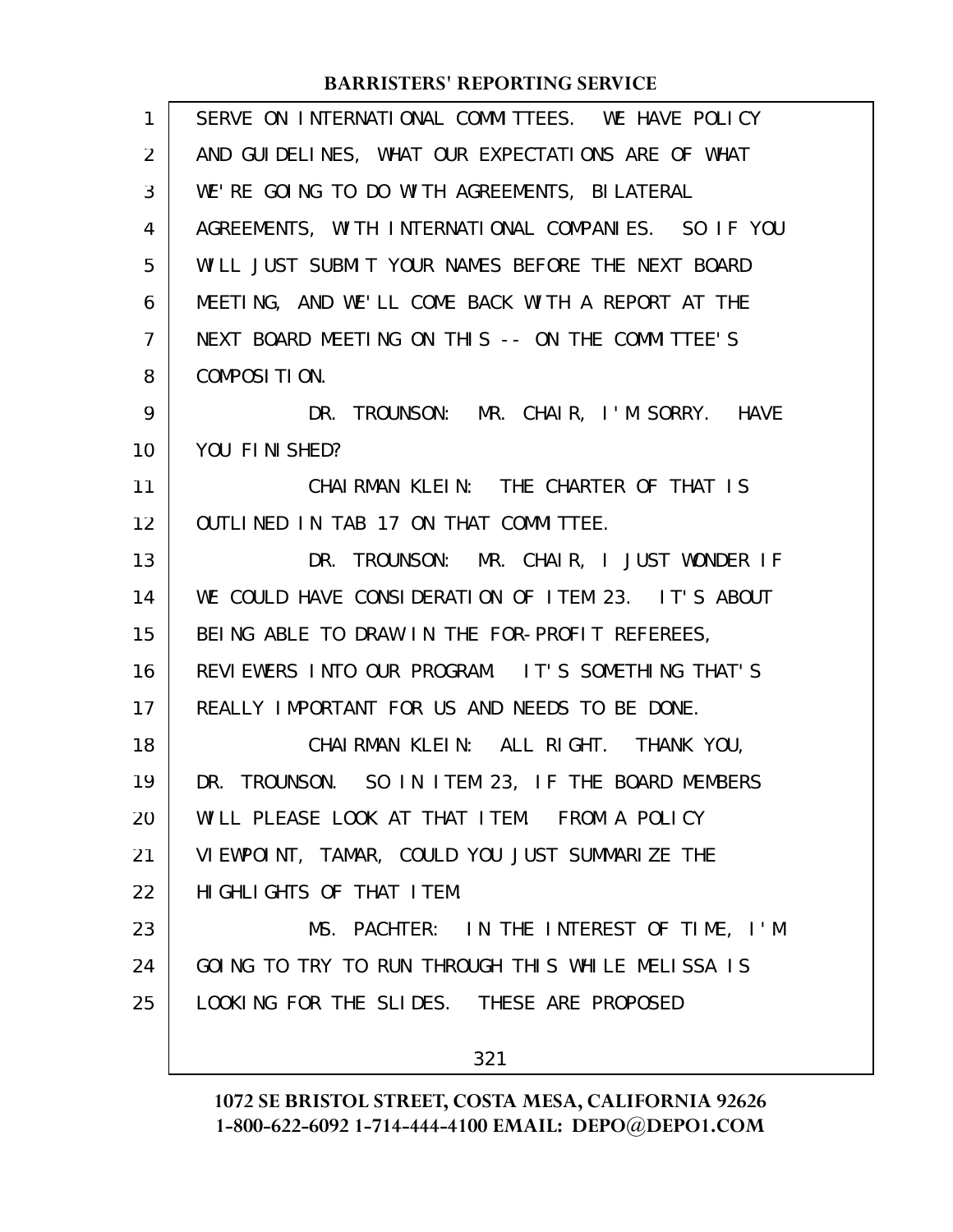SERVE ON INTERNATIONAL COMMITTEES. WE HAVE POLICY AND GUIDELINES, WHAT OUR EXPECTATIONS ARE OF WHAT WE'RE GOING TO DO WITH AGREEMENTS, BILATERAL AGREEMENTS, WITH INTERNATIONAL COMPANIES. SO IF YOU WILL JUST SUBMIT YOUR NAMES BEFORE THE NEXT BOARD MEETING, AND WE'LL COME BACK WITH A REPORT AT THE NEXT BOARD MEETING ON THIS -- ON THE COMMITTEE'S COMPOSITION.

DR. TROUNSON: MR. CHAIR, I'M SORRY. HAVE YOU FINISHED?

CHAIRMAN KLEIN: THE CHARTER OF THAT IS OUTLINED IN TAB 17 ON THAT COMMITTEE.

DR. TROUNSON: MR. CHAIR, I JUST WONDER IF WE COULD HAVE CONSIDERATION OF ITEM 23. IT'S ABOUT BEING ABLE TO DRAW IN THE FOR-PROFIT REFEREES, REVIEWERS INTO OUR PROGRAM. IT'S SOMETHING THAT'S REALLY IMPORTANT FOR US AND NEEDS TO BE DONE.

CHAIRMAN KLEIN: ALL RIGHT. THANK YOU, DR. TROUNSON. SO IN ITEM 23, IF THE BOARD MEMBERS WILL PLEASE LOOK AT THAT ITEM. FROM A POLICY VIEWPOINT, TAMAR, COULD YOU JUST SUMMARIZE THE HIGHLIGHTS OF THAT ITEM.

MS. PACHTER: IN THE INTEREST OF TIME, I'M GOING TO TRY TO RUN THROUGH THIS WHILE MELISSA IS LOOKING FOR THE SLIDES. THESE ARE PROPOSED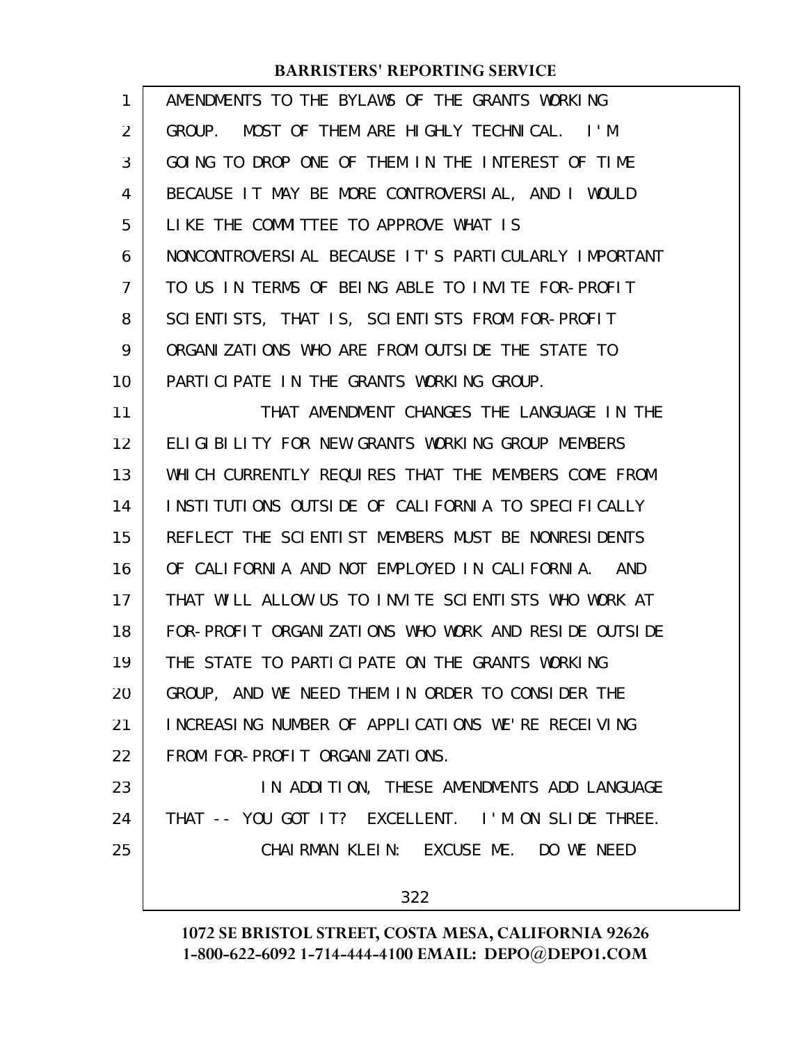AMENDMENTS TO THE BYLAWS OF THE GRANTS WORKING GROUP. MOST OF THEM ARE HIGHLY TECHNICAL. I'M GOING TO DROP ONE OF THEM IN THE INTEREST OF TIME BECAUSE IT MAY BE MORE CONTROVERSIAL, AND I WOULD LIKE THE COMMITTEE TO APPROVE WHAT IS NONCONTROVERSIAL BECAUSE IT'S PARTICULARLY IMPORTANT TO US IN TERMS OF BEING ABLE TO INVITE FOR-PROFIT SCIENTISTS, THAT IS, SCIENTISTS FROM FOR-PROFIT ORGANIZATIONS WHO ARE FROM OUTSIDE THE STATE TO PARTICIPATE IN THE GRANTS WORKING GROUP.

THAT AMENDMENT CHANGES THE LANGUAGE IN THE ELIGIBILITY FOR NEW GRANTS WORKING GROUP MEMBERS WHICH CURRENTLY REQUIRES THAT THE MEMBERS COME FROM INSTITUTIONS OUTSIDE OF CALIFORNIA TO SPECIFICALLY REFLECT THE SCIENTIST MEMBERS MUST BE NONRESIDENTS OF CALIFORNIA AND NOT EMPLOYED IN CALIFORNIA. AND THAT WILL ALLOW US TO INVITE SCIENTISTS WHO WORK AT FOR-PROFIT ORGANIZATIONS WHO WORK AND RESIDE OUTSIDE THE STATE TO PARTICIPATE ON THE GRANTS WORKING GROUP, AND WE NEED THEM IN ORDER TO CONSIDER THE INCREASING NUMBER OF APPLICATIONS WE'RE RECEIVING FROM FOR-PROFIT ORGANIZATIONS.

IN ADDITION, THESE AMENDMENTS ADD LANGUAGE THAT -- YOU GOT IT? EXCELLENT. I'M ON SLIDE THREE.

CHAIRMAN KLEIN: EXCUSE ME. DO WE NEED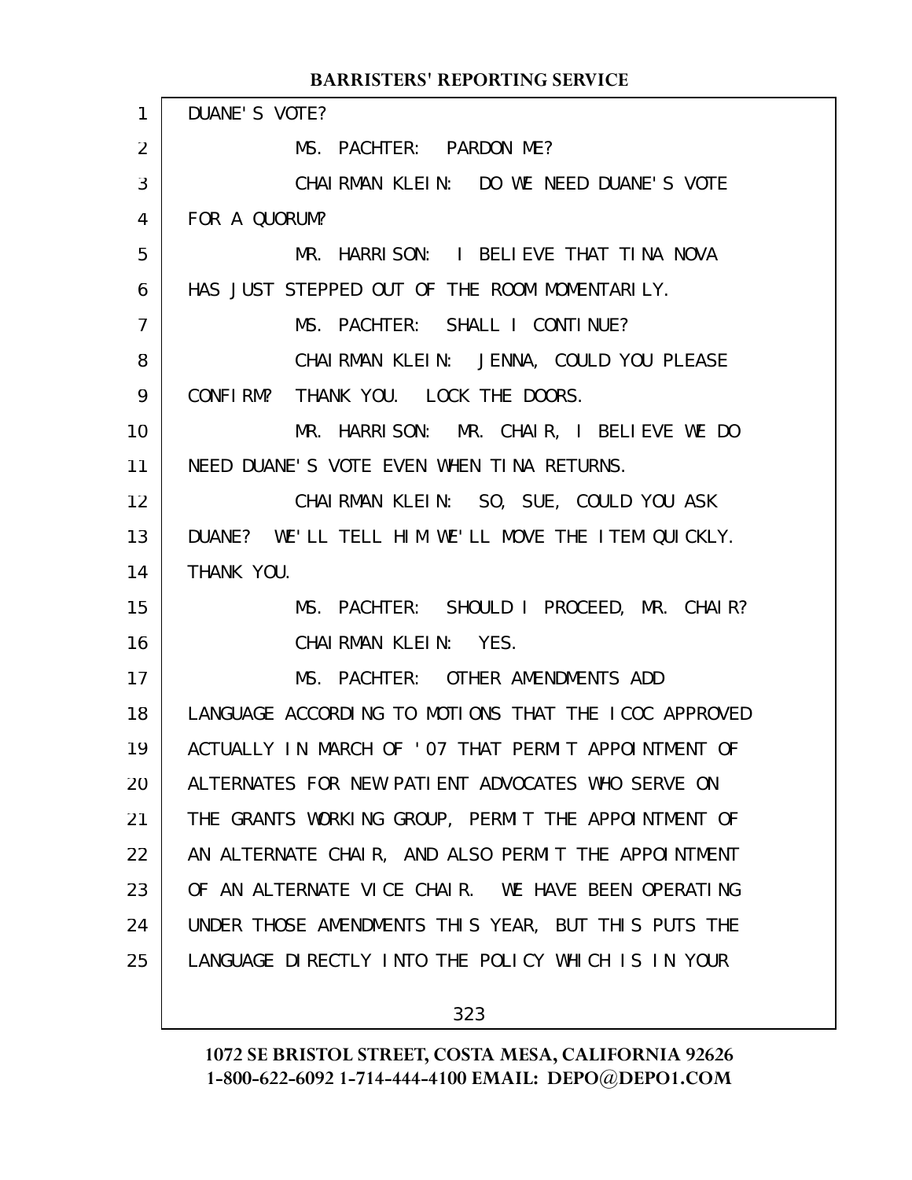DUANE'S VOTE?

MS. PACHTER: PARDON ME?

CHAIRMAN KLEIN: DO WE NEED DUANE'S VOTE FOR A QUORUM?

MR. HARRISON: I BELIEVE THAT TINA NOVA HAS JUST STEPPED OUT OF THE ROOM MOMENTARILY.

MS. PACHTER: SHALL I CONTINUE?

CHAIRMAN KLEIN: JENNA, COULD YOU PLEASE CONFIRM? THANK YOU. LOCK THE DOORS.

MR. HARRISON: MR. CHAIR, I BELIEVE WE DO NEED DUANE'S VOTE EVEN WHEN TINA RETURNS.

CHAIRMAN KLEIN: SO, SUE, COULD YOU ASK DUANE? WE'LL TELL HIM WE'LL MOVE THE ITEM QUICKLY. THANK YOU.

MS. PACHTER: SHOULD I PROCEED, MR. CHAIR?

CHAIRMAN KLEIN: YES.

MS. PACHTER: OTHER AMENDMENTS ADD LANGUAGE ACCORDING TO MOTIONS THAT THE ICOC APPROVED ACTUALLY IN MARCH OF '07 THAT PERMIT APPOINTMENT OF ALTERNATES FOR NEW PATIENT ADVOCATES WHO SERVE ON THE GRANTS WORKING GROUP, PERMIT THE APPOINTMENT OF AN ALTERNATE CHAIR, AND ALSO PERMIT THE APPOINTMENT OF AN ALTERNATE VICE CHAIR. WE HAVE BEEN OPERATING UNDER THOSE AMENDMENTS THIS YEAR, BUT THIS PUTS THE LANGUAGE DIRECTLY INTO THE POLICY WHICH IS IN YOUR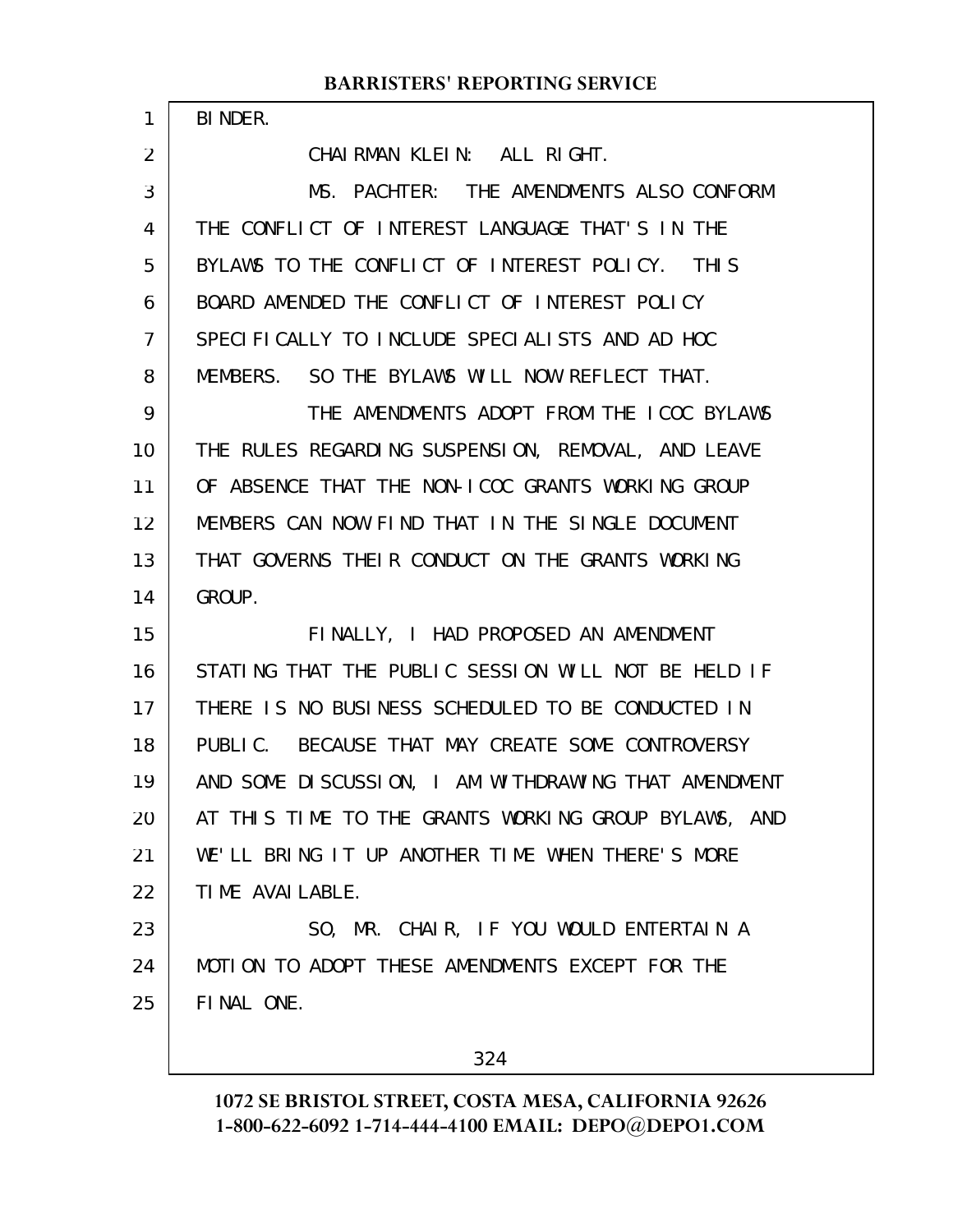BINDER.

CHAIRMAN KLEIN: ALL RIGHT.

MS. PACHTER: THE AMENDMENTS ALSO CONFORM THE CONFLICT OF INTEREST LANGUAGE THAT'S IN THE BYLAWS TO THE CONFLICT OF INTEREST POLICY. THIS BOARD AMENDED THE CONFLICT OF INTEREST POLICY SPECIFICALLY TO INCLUDE SPECIALISTS AND AD HOC MEMBERS. SO THE BYLAWS WILL NOW REFLECT THAT.

THE AMENDMENTS ADOPT FROM THE ICOC BYLAWS THE RULES REGARDING SUSPENSION, REMOVAL, AND LEAVE OF ABSENCE THAT THE NON-ICOC GRANTS WORKING GROUP MEMBERS CAN NOW FIND THAT IN THE SINGLE DOCUMENT THAT GOVERNS THEIR CONDUCT ON THE GRANTS WORKING GROUP.

FINALLY, I HAD PROPOSED AN AMENDMENT STATING THAT THE PUBLIC SESSION WILL NOT BE HELD IF THERE IS NO BUSINESS SCHEDULED TO BE CONDUCTED IN PUBLIC. BECAUSE THAT MAY CREATE SOME CONTROVERSY AND SOME DISCUSSION, I AM WITHDRAWING THAT AMENDMENT AT THIS TIME TO THE GRANTS WORKING GROUP BYLAWS, AND WE'LL BRING IT UP ANOTHER TIME WHEN THERE'S MORE TIME AVAILABLE.

SO, MR. CHAIR, IF YOU WOULD ENTERTAIN A MOTION TO ADOPT THESE AMENDMENTS EXCEPT FOR THE FINAL ONE.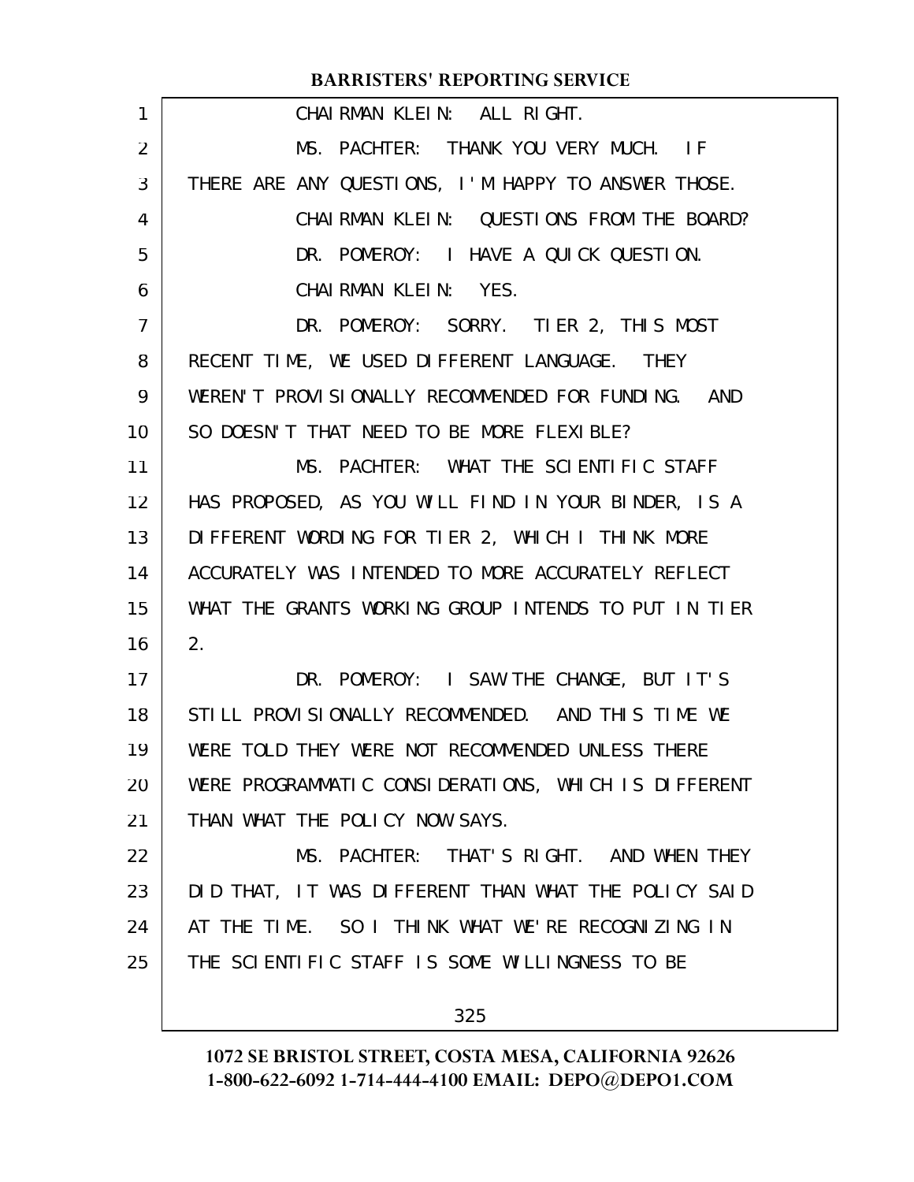CHAIRMAN KLEIN: ALL RIGHT.

MS. PACHTER: THANK YOU VERY MUCH. IF THERE ARE ANY QUESTIONS, I'M HAPPY TO ANSWER THOSE.

CHAIRMAN KLEIN: QUESTIONS FROM THE BOARD?

DR. POMEROY: I HAVE A QUICK QUESTION.

CHAIRMAN KLEIN: YES.

DR. POMEROY: SORRY. TIER 2, THIS MOST RECENT TIME, WE USED DIFFERENT LANGUAGE. THEY WEREN'T PROVISIONALLY RECOMMENDED FOR FUNDING. AND SO DOESN'T THAT NEED TO BE MORE FLEXIBLE?

MS. PACHTER: WHAT THE SCIENTIFIC STAFF HAS PROPOSED, AS YOU WILL FIND IN YOUR BINDER, IS A DIFFERENT WORDING FOR TIER 2, WHICH I THINK MORE ACCURATELY WAS INTENDED TO MORE ACCURATELY REFLECT WHAT THE GRANTS WORKING GROUP INTENDS TO PUT IN TIER 2.

DR. POMEROY: I SAW THE CHANGE, BUT IT'S STILL PROVISIONALLY RECOMMENDED. AND THIS TIME WE WERE TOLD THEY WERE NOT RECOMMENDED UNLESS THERE WERE PROGRAMMATIC CONSIDERATIONS, WHICH IS DIFFERENT THAN WHAT THE POLICY NOW SAYS.

MS. PACHTER: THAT'S RIGHT. AND WHEN THEY DID THAT, IT WAS DIFFERENT THAN WHAT THE POLICY SAID AT THE TIME. SO I THINK WHAT WE'RE RECOGNIZING IN THE SCIENTIFIC STAFF IS SOME WILLINGNESS TO BE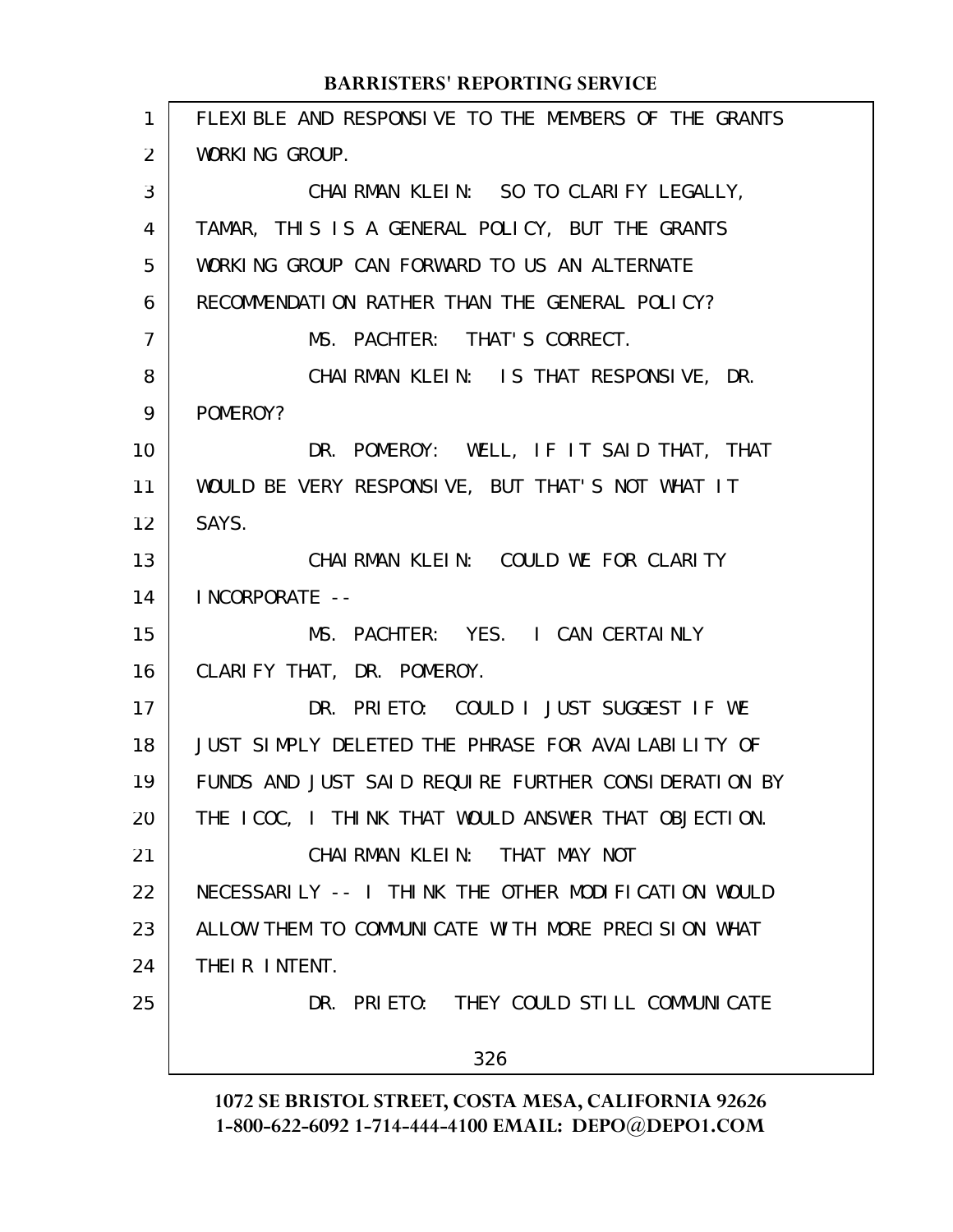FLEXIBLE AND RESPONSIVE TO THE MEMBERS OF THE GRANTS WORKING GROUP.

CHAIRMAN KLEIN: SO TO CLARIFY LEGALLY, TAMAR, THIS IS A GENERAL POLICY, BUT THE GRANTS WORKING GROUP CAN FORWARD TO US AN ALTERNATE RECOMMENDATION RATHER THAN THE GENERAL POLICY?

MS. PACHTER: THAT'S CORRECT.

CHAIRMAN KLEIN: IS THAT RESPONSIVE, DR. POMEROY?

DR. POMEROY: WELL, IF IT SAID THAT, THAT WOULD BE VERY RESPONSIVE, BUT THAT'S NOT WHAT IT SAYS.

CHAIRMAN KLEIN: COULD WE FOR CLARITY INCORPORATE --

MS. PACHTER: YES. I CAN CERTAINLY CLARIFY THAT, DR. POMEROY.

DR. PRIETO: COULD I JUST SUGGEST IF WE JUST SIMPLY DELETED THE PHRASE FOR AVAILABILITY OF FUNDS AND JUST SAID REQUIRE FURTHER CONSIDERATION BY THE ICOC, I THINK THAT WOULD ANSWER THAT OBJECTION.

CHAIRMAN KLEIN: THAT MAY NOT NECESSARILY -- I THINK THE OTHER MODIFICATION WOULD ALLOW THEM TO COMMUNICATE WITH MORE PRECISION WHAT THEIR INTENT.

DR. PRIETO: THEY COULD STILL COMMUNICATE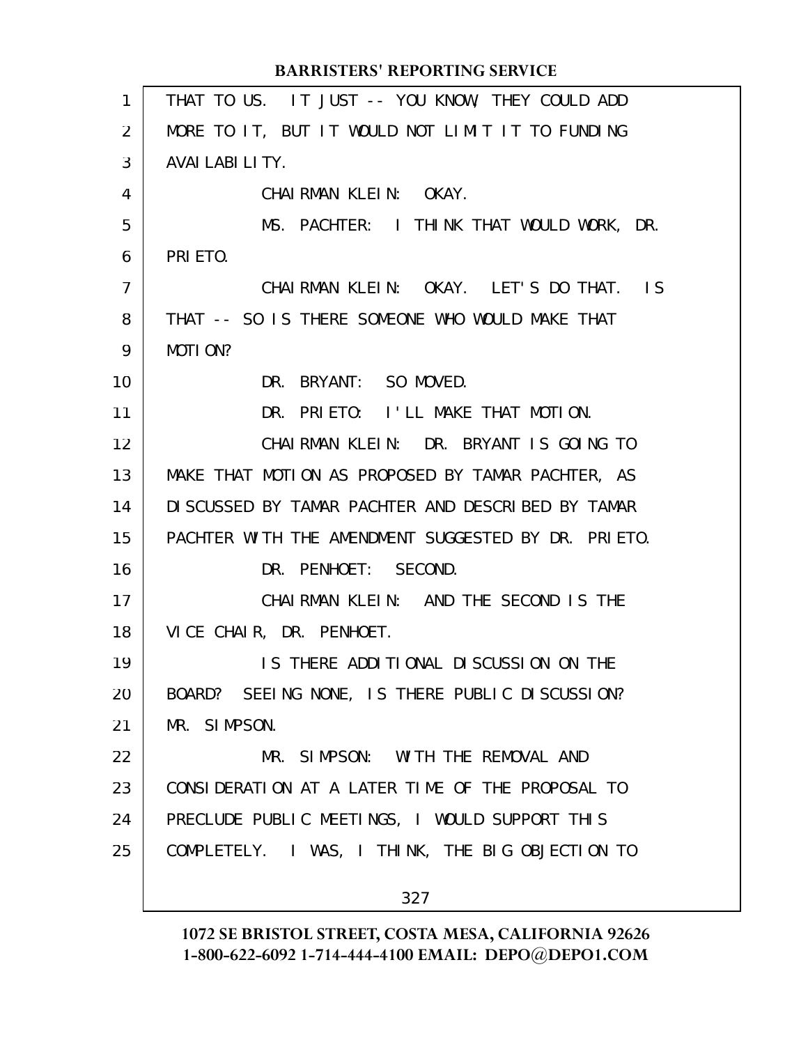THAT TO US. IT JUST -- YOU KNOW, THEY COULD ADD MORE TO IT, BUT IT WOULD NOT LIMIT IT TO FUNDING AVAILABILITY.

CHAIRMAN KLEIN: OKAY.

MS. PACHTER: I THINK THAT WOULD WORK, DR. PRIETO.

CHAIRMAN KLEIN: OKAY. LET'S DO THAT. IS THAT -- SO IS THERE SOMEONE WHO WOULD MAKE THAT MOTION?

DR. BRYANT: SO MOVED.

DR. PRIETO: I'LL MAKE THAT MOTION.

CHAIRMAN KLEIN: DR. BRYANT IS GOING TO MAKE THAT MOTION AS PROPOSED BY TAMAR PACHTER, AS DISCUSSED BY TAMAR PACHTER AND DESCRIBED BY TAMAR PACHTER WITH THE AMENDMENT SUGGESTED BY DR. PRIETO.

DR. PENHOET: SECOND.

CHAIRMAN KLEIN: AND THE SECOND IS THE VICE CHAIR, DR. PENHOET.

IS THERE ADDITIONAL DISCUSSION ON THE BOARD? SEEING NONE, IS THERE PUBLIC DISCUSSION? MR. SIMPSON.

MR. SIMPSON: WITH THE REMOVAL AND CONSIDERATION AT A LATER TIME OF THE PROPOSAL TO PRECLUDE PUBLIC MEETINGS, I WOULD SUPPORT THIS COMPLETELY. I WAS, I THINK, THE BIG OBJECTION TO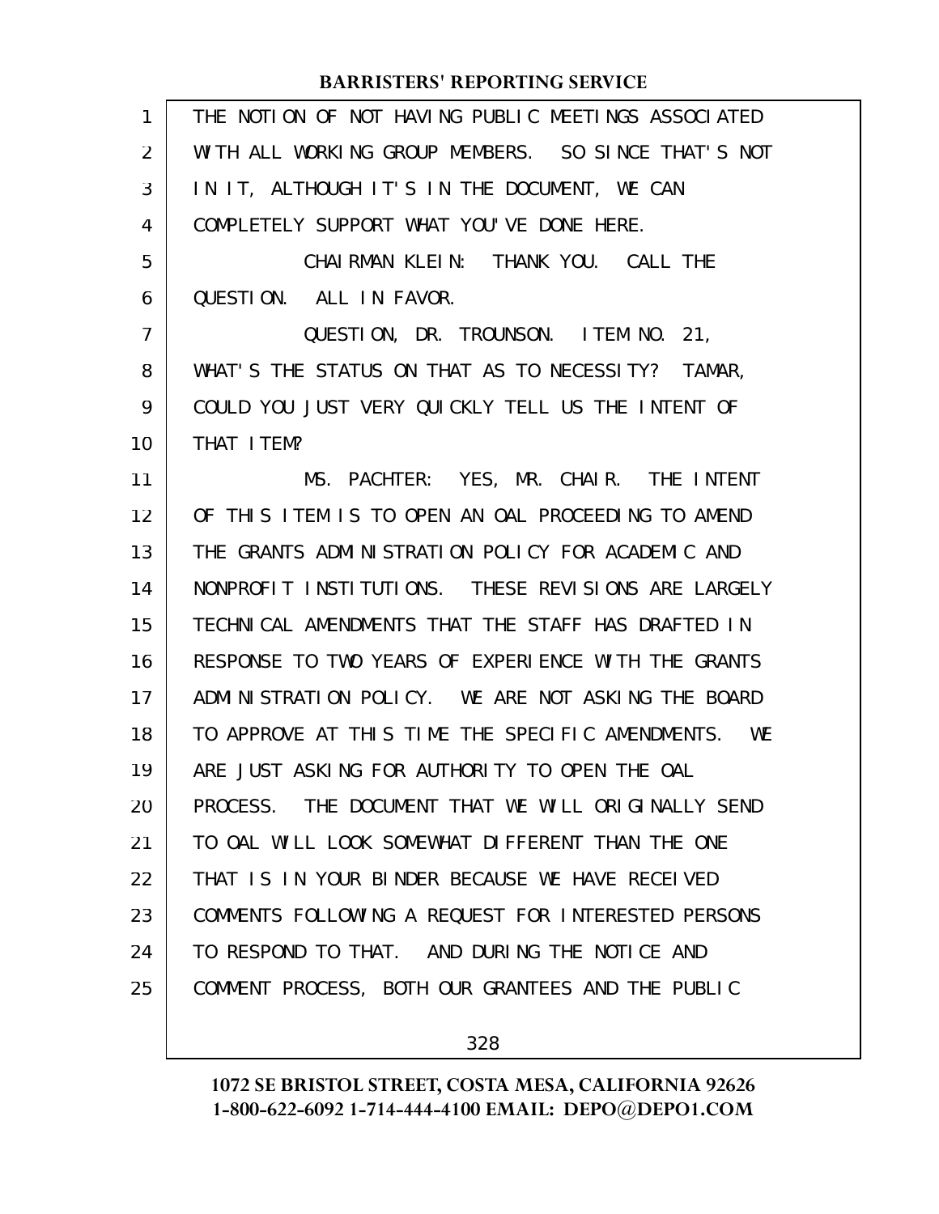THE NOTION OF NOT HAVING PUBLIC MEETINGS ASSOCIATED WITH ALL WORKING GROUP MEMBERS. SO SINCE THAT'S NOT IN IT, ALTHOUGH IT'S IN THE DOCUMENT, WE CAN COMPLETELY SUPPORT WHAT YOU'VE DONE HERE.

CHAIRMAN KLEIN: THANK YOU. CALL THE QUESTION. ALL IN FAVOR.

QUESTION, DR. TROUNSON. ITEM NO. 21, WHAT'S THE STATUS ON THAT AS TO NECESSITY? TAMAR, COULD YOU JUST VERY QUICKLY TELL US THE INTENT OF THAT ITEM?

MS. PACHTER: YES, MR. CHAIR. THE INTENT OF THIS ITEM IS TO OPEN AN OAL PROCEEDING TO AMEND THE GRANTS ADMINISTRATION POLICY FOR ACADEMIC AND NONPROFIT INSTITUTIONS. THESE REVISIONS ARE LARGELY TECHNICAL AMENDMENTS THAT THE STAFF HAS DRAFTED IN RESPONSE TO TWO YEARS OF EXPERIENCE WITH THE GRANTS ADMINISTRATION POLICY. WE ARE NOT ASKING THE BOARD TO APPROVE AT THIS TIME THE SPECIFIC AMENDMENTS. WE ARE JUST ASKING FOR AUTHORITY TO OPEN THE OAL PROCESS. THE DOCUMENT THAT WE WILL ORIGINALLY SEND TO OAL WILL LOOK SOMEWHAT DIFFERENT THAN THE ONE THAT IS IN YOUR BINDER BECAUSE WE HAVE RECEIVED COMMENTS FOLLOWING A REQUEST FOR INTERESTED PERSONS TO RESPOND TO THAT. AND DURING THE NOTICE AND COMMENT PROCESS, BOTH OUR GRANTEES AND THE PUBLIC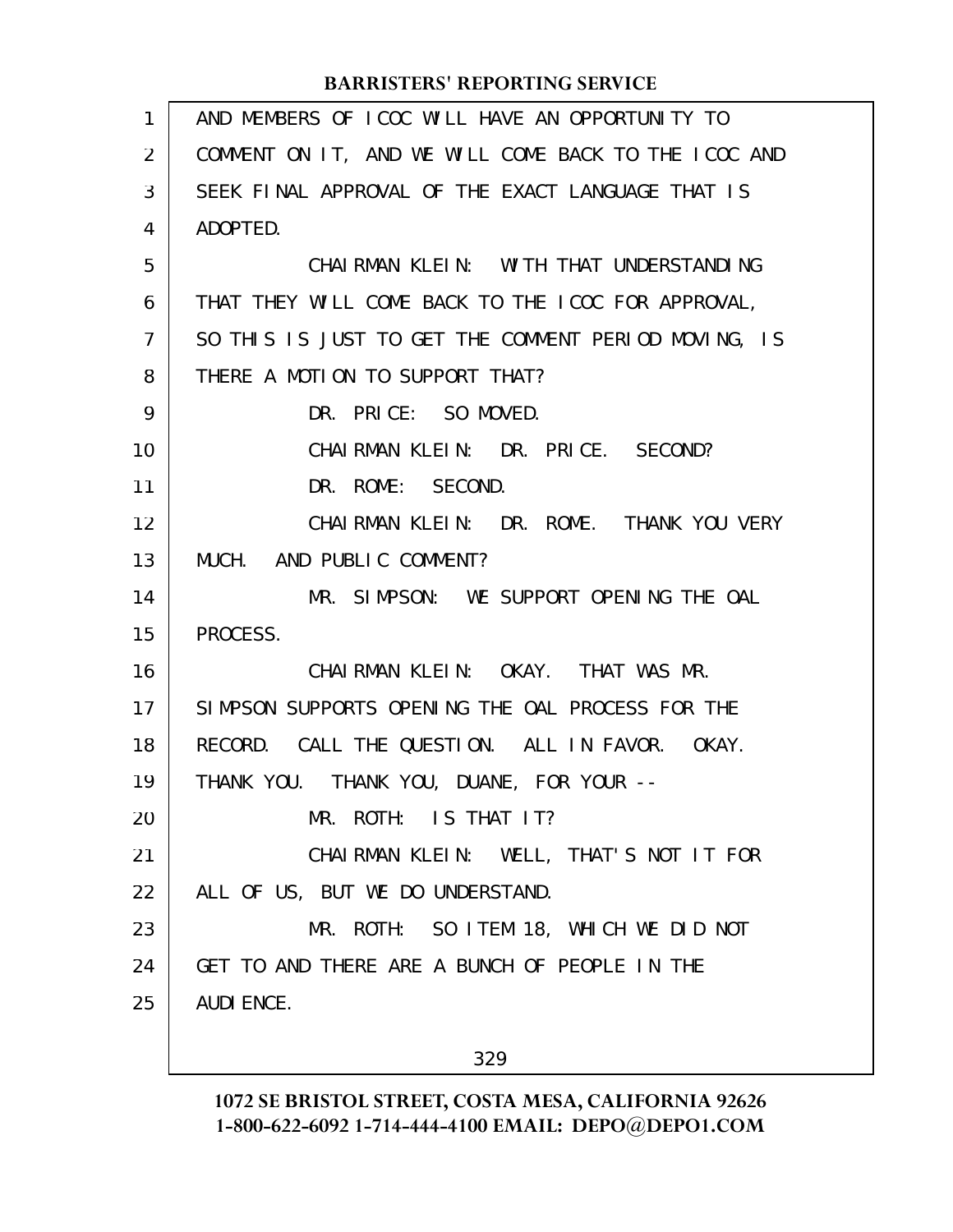AND MEMBERS OF ICOC WILL HAVE AN OPPORTUNITY TO COMMENT ON IT, AND WE WILL COME BACK TO THE ICOC AND SEEK FINAL APPROVAL OF THE EXACT LANGUAGE THAT IS ADOPTED.

CHAIRMAN KLEIN: WITH THAT UNDERSTANDING THAT THEY WILL COME BACK TO THE ICOC FOR APPROVAL, SO THIS IS JUST TO GET THE COMMENT PERIOD MOVING, IS THERE A MOTION TO SUPPORT THAT?

DR. PRICE: SO MOVED.

CHAIRMAN KLEIN: DR. PRICE. SECOND?

DR. ROME: SECOND.

CHAIRMAN KLEIN: DR. ROME. THANK YOU VERY MUCH. AND PUBLIC COMMENT?

MR. SIMPSON: WE SUPPORT OPENING THE OAL PROCESS.

CHAIRMAN KLEIN: OKAY. THAT WAS MR. SIMPSON SUPPORTS OPENING THE OAL PROCESS FOR THE RECORD. CALL THE QUESTION. ALL IN FAVOR. OKAY. THANK YOU. THANK YOU, DUANE, FOR YOUR --

MR. ROTH: IS THAT IT?

CHAIRMAN KLEIN: WELL, THAT'S NOT IT FOR ALL OF US, BUT WE DO UNDERSTAND.

MR. ROTH: SO ITEM 18, WHICH WE DID NOT GET TO AND THERE ARE A BUNCH OF PEOPLE IN THE AUDIENCE.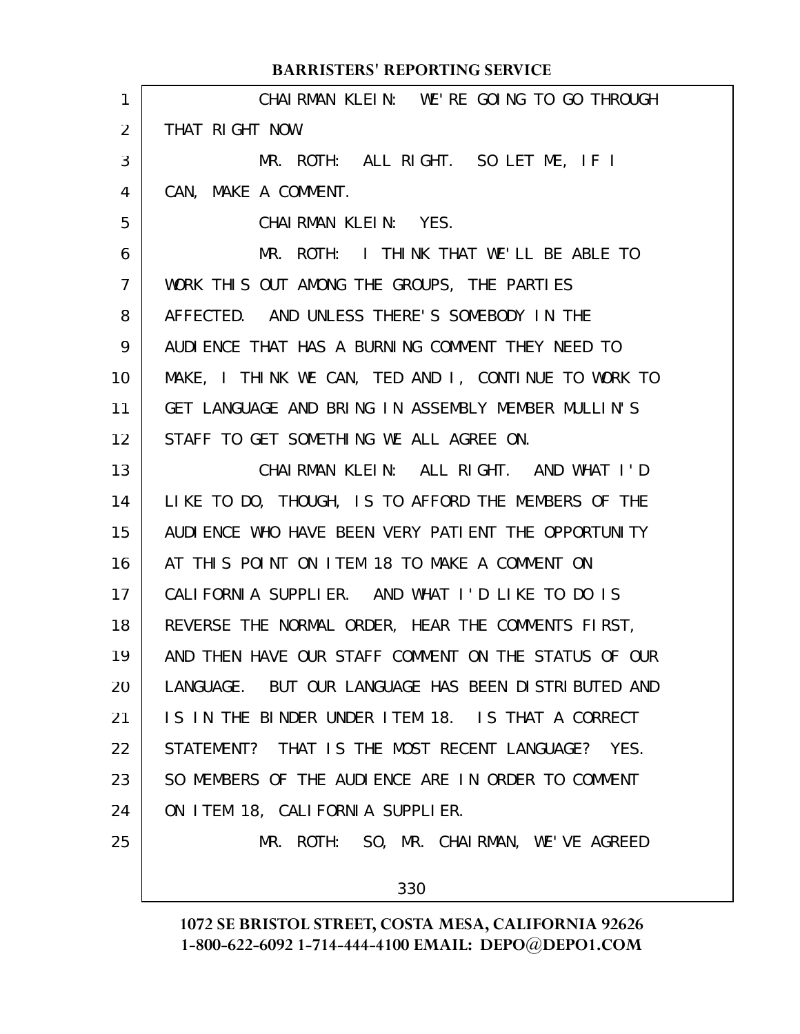CHAIRMAN KLEIN: WE'RE GOING TO GO THROUGH THAT RIGHT NOW.

MR. ROTH: ALL RIGHT. SO LET ME, IF I CAN, MAKE A COMMENT.

CHAIRMAN KLEIN: YES.

MR. ROTH: I THINK THAT WE'LL BE ABLE TO WORK THIS OUT AMONG THE GROUPS, THE PARTIES AFFECTED. AND UNLESS THERE'S SOMEBODY IN THE AUDIENCE THAT HAS A BURNING COMMENT THEY NEED TO MAKE, I THINK WE CAN, TED AND I, CONTINUE TO WORK TO GET LANGUAGE AND BRING IN ASSEMBLY MEMBER MULLIN'S STAFF TO GET SOMETHING WE ALL AGREE ON.

CHAIRMAN KLEIN: ALL RIGHT. AND WHAT I'D LIKE TO DO, THOUGH, IS TO AFFORD THE MEMBERS OF THE AUDIENCE WHO HAVE BEEN VERY PATIENT THE OPPORTUNITY AT THIS POINT ON ITEM 18 TO MAKE A COMMENT ON CALIFORNIA SUPPLIER. AND WHAT I'D LIKE TO DO IS REVERSE THE NORMAL ORDER, HEAR THE COMMENTS FIRST, AND THEN HAVE OUR STAFF COMMENT ON THE STATUS OF OUR LANGUAGE. BUT OUR LANGUAGE HAS BEEN DISTRIBUTED AND IS IN THE BINDER UNDER ITEM 18. IS THAT A CORRECT STATEMENT? THAT IS THE MOST RECENT LANGUAGE? YES. SO MEMBERS OF THE AUDIENCE ARE IN ORDER TO COMMENT ON ITEM 18, CALIFORNIA SUPPLIER.

MR. ROTH: SO, MR. CHAIRMAN, WE'VE AGREED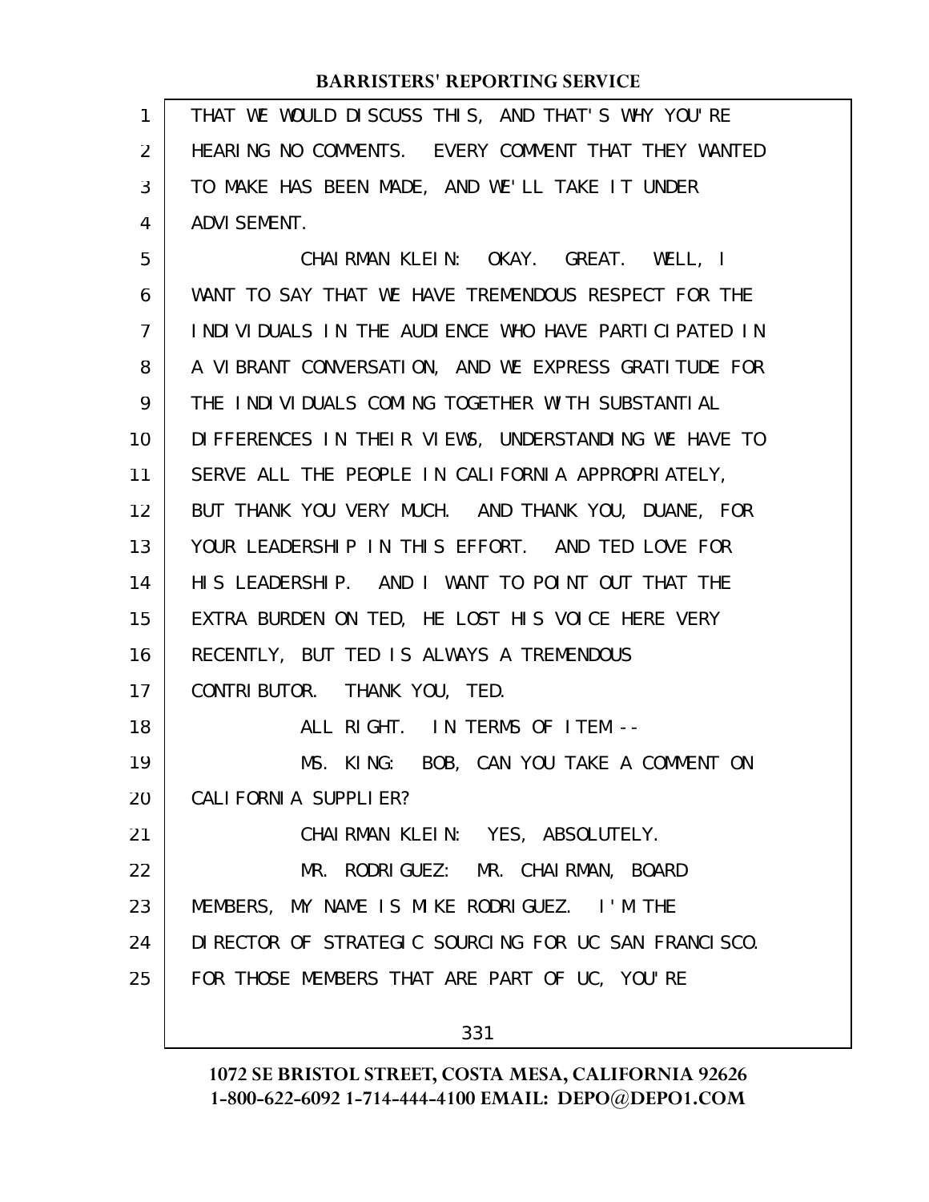THAT WE WOULD DISCUSS THIS, AND THAT'S WHY YOU'RE HEARING NO COMMENTS. EVERY COMMENT THAT THEY WANTED TO MAKE HAS BEEN MADE, AND WE'LL TAKE IT UNDER ADVISEMENT.

CHAIRMAN KLEIN: OKAY. GREAT. WELL, I WANT TO SAY THAT WE HAVE TREMENDOUS RESPECT FOR THE INDIVIDUALS IN THE AUDIENCE WHO HAVE PARTICIPATED IN A VIBRANT CONVERSATION, AND WE EXPRESS GRATITUDE FOR THE INDIVIDUALS COMING TOGETHER WITH SUBSTANTIAL DIFFERENCES IN THEIR VIEWS, UNDERSTANDING WE HAVE TO SERVE ALL THE PEOPLE IN CALIFORNIA APPROPRIATELY, BUT THANK YOU VERY MUCH. AND THANK YOU, DUANE, FOR YOUR LEADERSHIP IN THIS EFFORT. AND TED LOVE FOR HIS LEADERSHIP. AND I WANT TO POINT OUT THAT THE EXTRA BURDEN ON TED, HE LOST HIS VOICE HERE VERY RECENTLY, BUT TED IS ALWAYS A TREMENDOUS CONTRIBUTOR. THANK YOU, TED.

ALL RIGHT. IN TERMS OF ITEM --

MS. KING: BOB, CAN YOU TAKE A COMMENT ON CALIFORNIA SUPPLIER?

CHAIRMAN KLEIN: YES, ABSOLUTELY.

MR. RODRIGUEZ: MR. CHAIRMAN, BOARD MEMBERS, MY NAME IS MIKE RODRIGUEZ. I'M THE DIRECTOR OF STRATEGIC SOURCING FOR UC SAN FRANCISCO. FOR THOSE MEMBERS THAT ARE PART OF UC, YOU'RE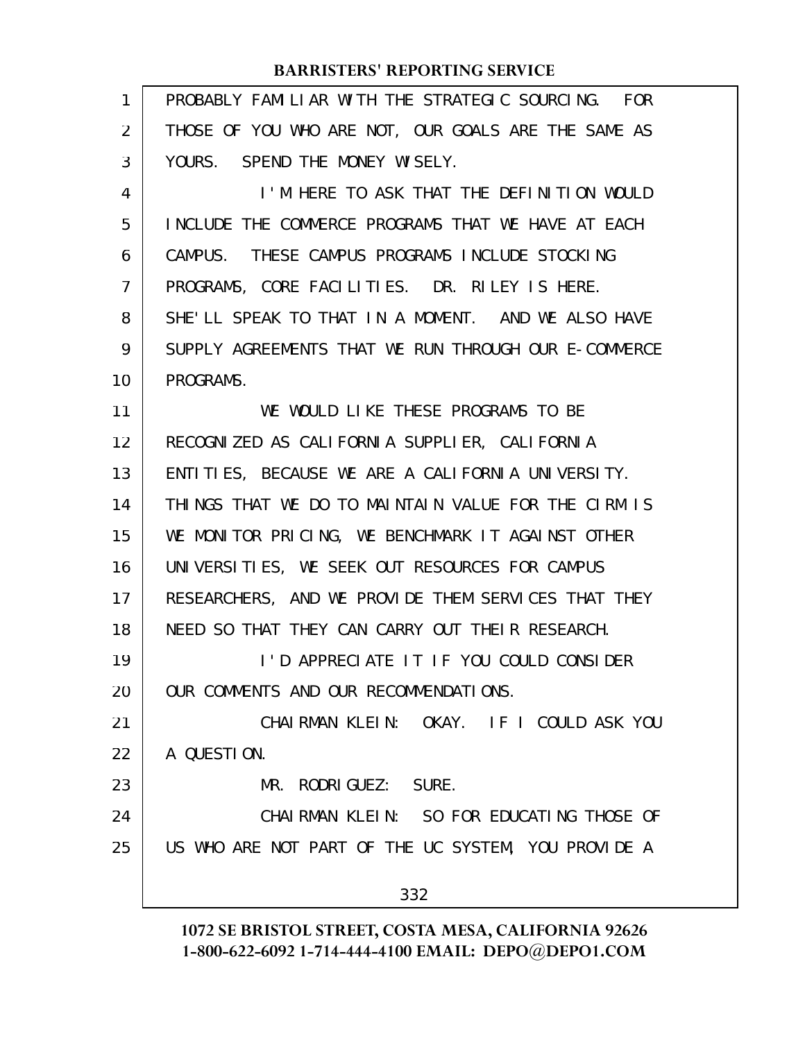PROBABLY FAMILIAR WITH THE STRATEGIC SOURCING. FOR THOSE OF YOU WHO ARE NOT, OUR GOALS ARE THE SAME AS YOURS. SPEND THE MONEY WISELY.

I'M HERE TO ASK THAT THE DEFINITION WOULD INCLUDE THE COMMERCE PROGRAMS THAT WE HAVE AT EACH CAMPUS. THESE CAMPUS PROGRAMS INCLUDE STOCKING PROGRAMS, CORE FACILITIES. DR. RILEY IS HERE. SHE'LL SPEAK TO THAT IN A MOMENT. AND WE ALSO HAVE SUPPLY AGREEMENTS THAT WE RUN THROUGH OUR E-COMMERCE PROGRAMS.

WE WOULD LIKE THESE PROGRAMS TO BE RECOGNIZED AS CALIFORNIA SUPPLIER, CALIFORNIA ENTITIES, BECAUSE WE ARE A CALIFORNIA UNIVERSITY. THINGS THAT WE DO TO MAINTAIN VALUE FOR THE CIRM IS WE MONITOR PRICING, WE BENCHMARK IT AGAINST OTHER UNIVERSITIES, WE SEEK OUT RESOURCES FOR CAMPUS RESEARCHERS, AND WE PROVIDE THEM SERVICES THAT THEY NEED SO THAT THEY CAN CARRY OUT THEIR RESEARCH.

I'D APPRECIATE IT IF YOU COULD CONSIDER OUR COMMENTS AND OUR RECOMMENDATIONS.

CHAIRMAN KLEIN: OKAY. IF I COULD ASK YOU A QUESTION.

MR. RODRIGUEZ: SURE.

CHAIRMAN KLEIN: SO FOR EDUCATING THOSE OF US WHO ARE NOT PART OF THE UC SYSTEM, YOU PROVIDE A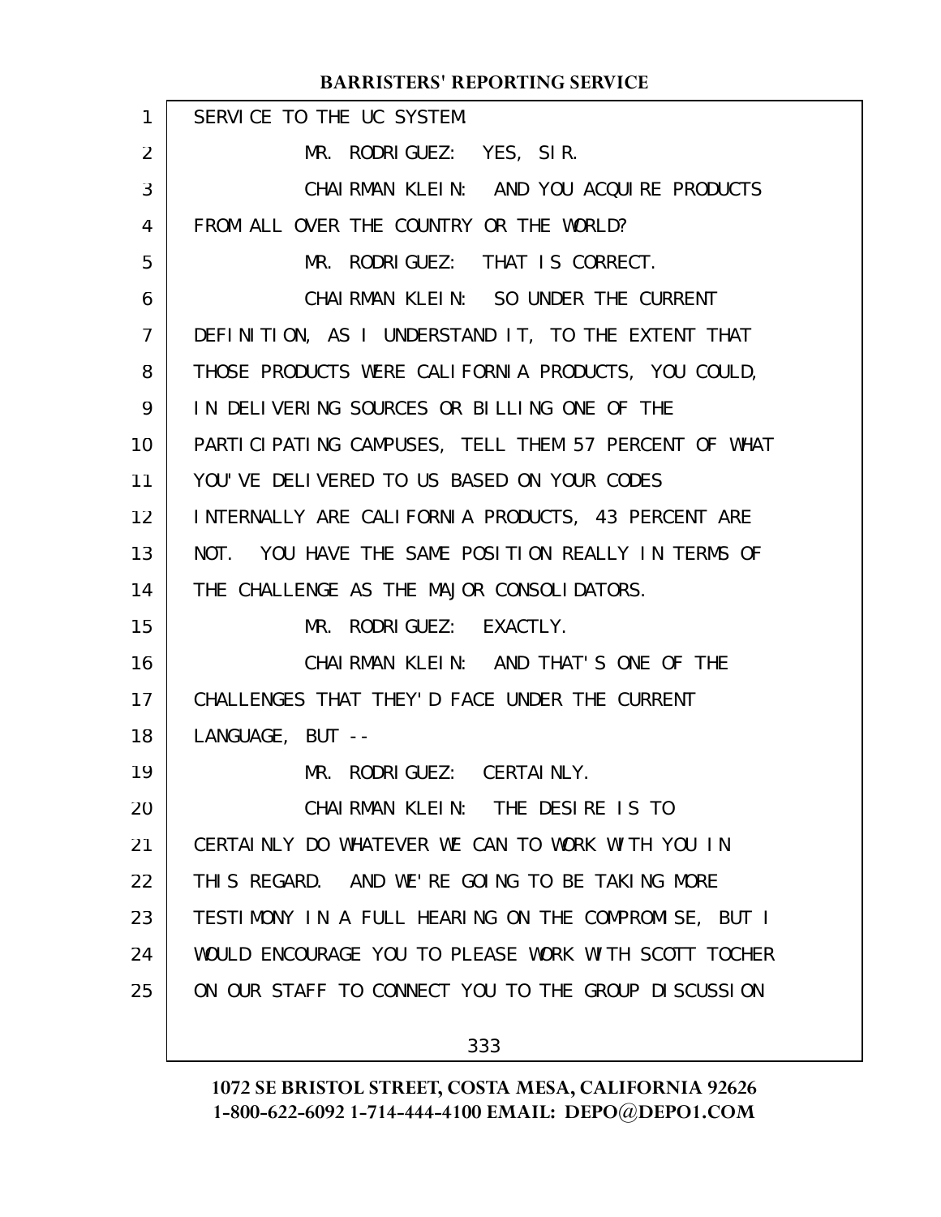SERVICE TO THE UC SYSTEM.

MR. RODRIGUEZ: YES, SIR.

CHAIRMAN KLEIN: AND YOU ACQUIRE PRODUCTS FROM ALL OVER THE COUNTRY OR THE WORLD?

MR. RODRIGUEZ: THAT IS CORRECT.

CHAIRMAN KLEIN: SO UNDER THE CURRENT DEFINITION, AS I UNDERSTAND IT, TO THE EXTENT THAT THOSE PRODUCTS WERE CALIFORNIA PRODUCTS, YOU COULD, IN DELIVERING SOURCES OR BILLING ONE OF THE PARTICIPATING CAMPUSES, TELL THEM 57 PERCENT OF WHAT YOU'VE DELIVERED TO US BASED ON YOUR CODES INTERNALLY ARE CALIFORNIA PRODUCTS, 43 PERCENT ARE NOT. YOU HAVE THE SAME POSITION REALLY IN TERMS OF THE CHALLENGE AS THE MAJOR CONSOLIDATORS.

MR. RODRIGUEZ: EXACTLY.

CHAIRMAN KLEIN: AND THAT'S ONE OF THE CHALLENGES THAT THEY'D FACE UNDER THE CURRENT LANGUAGE, BUT --

MR. RODRIGUEZ: CERTAINLY.

CHAIRMAN KLEIN: THE DESIRE IS TO CERTAINLY DO WHATEVER WE CAN TO WORK WITH YOU IN THIS REGARD. AND WE'RE GOING TO BE TAKING MORE TESTIMONY IN A FULL HEARING ON THE COMPROMISE, BUT I WOULD ENCOURAGE YOU TO PLEASE WORK WITH SCOTT TOCHER ON OUR STAFF TO CONNECT YOU TO THE GROUP DISCUSSION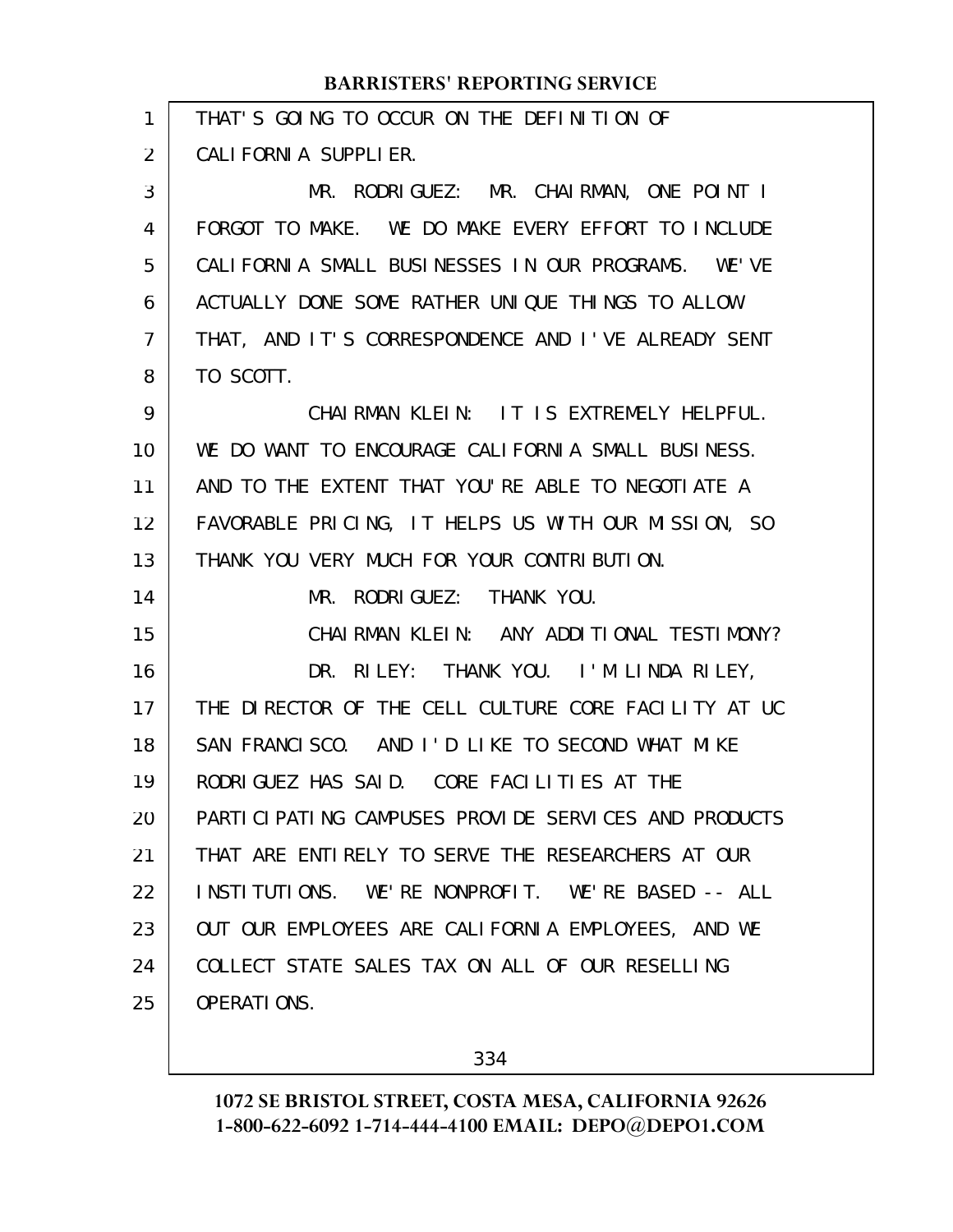THAT'S GOING TO OCCUR ON THE DEFINITION OF CALIFORNIA SUPPLIER.

MR. RODRIGUEZ: MR. CHAIRMAN, ONE POINT I FORGOT TO MAKE. WE DO MAKE EVERY EFFORT TO INCLUDE CALIFORNIA SMALL BUSINESSES IN OUR PROGRAMS. WE'VE ACTUALLY DONE SOME RATHER UNIQUE THINGS TO ALLOW THAT, AND IT'S CORRESPONDENCE AND I'VE ALREADY SENT TO SCOTT.

CHAIRMAN KLEIN: IT IS EXTREMELY HELPFUL. WE DO WANT TO ENCOURAGE CALIFORNIA SMALL BUSINESS. AND TO THE EXTENT THAT YOU'RE ABLE TO NEGOTIATE A FAVORABLE PRICING, IT HELPS US WITH OUR MISSION, SO THANK YOU VERY MUCH FOR YOUR CONTRIBUTION.

MR. RODRIGUEZ: THANK YOU.

CHAIRMAN KLEIN: ANY ADDITIONAL TESTIMONY?

DR. RILEY: THANK YOU. I'M LINDA RILEY, THE DIRECTOR OF THE CELL CULTURE CORE FACILITY AT UC SAN FRANCISCO. AND I'D LIKE TO SECOND WHAT MIKE RODRIGUEZ HAS SAID. CORE FACILITIES AT THE PARTICIPATING CAMPUSES PROVIDE SERVICES AND PRODUCTS THAT ARE ENTIRELY TO SERVE THE RESEARCHERS AT OUR INSTITUTIONS. WE'RE NONPROFIT. WE'RE BASED -- ALL OUT OUR EMPLOYEES ARE CALIFORNIA EMPLOYEES, AND WE COLLECT STATE SALES TAX ON ALL OF OUR RESELLING OPERATIONS.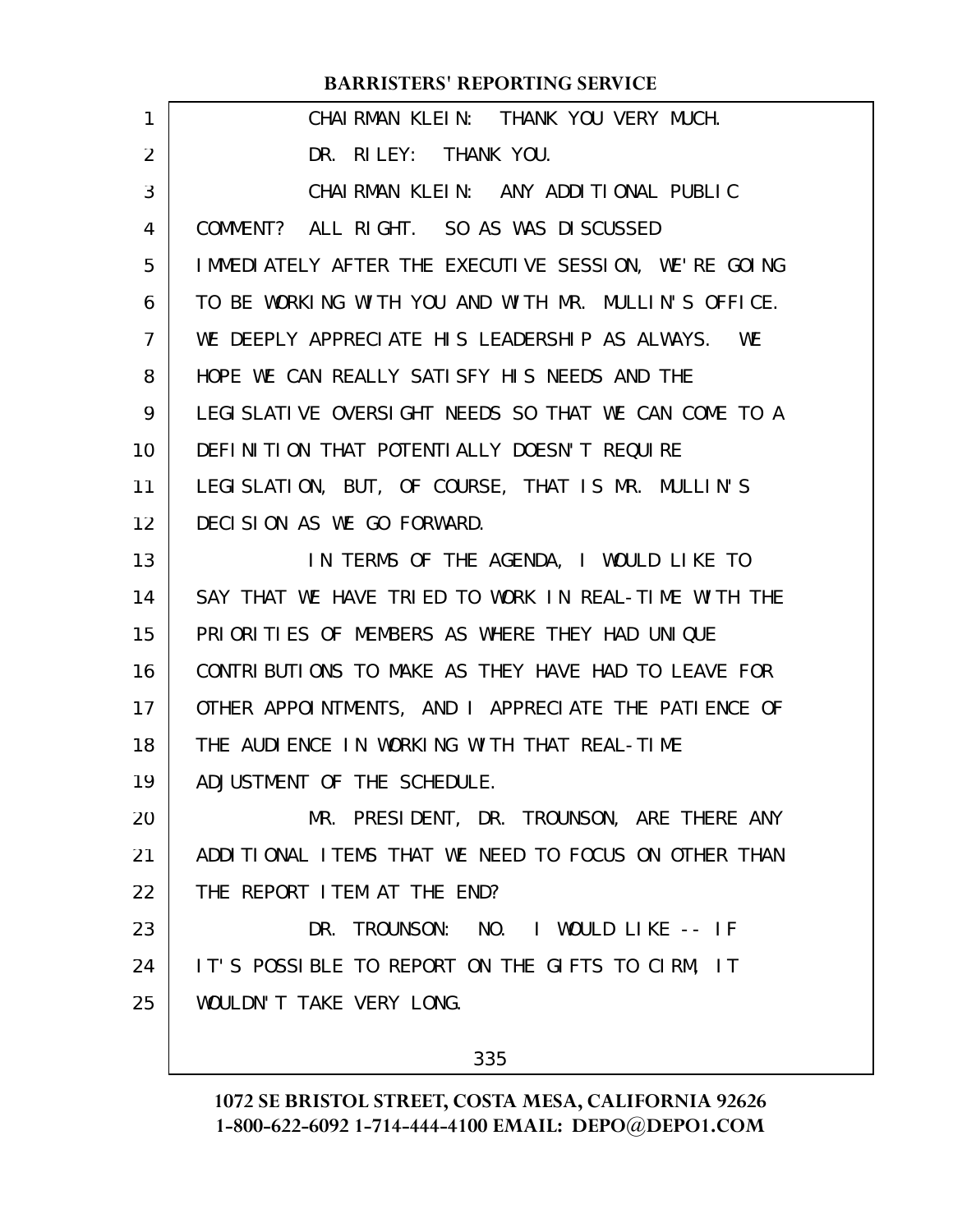CHAIRMAN KLEIN: THANK YOU VERY MUCH.

DR. RILEY: THANK YOU.

CHAIRMAN KLEIN: ANY ADDITIONAL PUBLIC COMMENT? ALL RIGHT. SO AS WAS DISCUSSED IMMEDIATELY AFTER THE EXECUTIVE SESSION, WE'RE GOING TO BE WORKING WITH YOU AND WITH MR. MULLIN'S OFFICE. WE DEEPLY APPRECIATE HIS LEADERSHIP AS ALWAYS. WE HOPE WE CAN REALLY SATISFY HIS NEEDS AND THE LEGISLATIVE OVERSIGHT NEEDS SO THAT WE CAN COME TO A DEFINITION THAT POTENTIALLY DOESN'T REQUIRE LEGISLATION, BUT, OF COURSE, THAT IS MR. MULLIN'S DECISION AS WE GO FORWARD.

IN TERMS OF THE AGENDA, I WOULD LIKE TO SAY THAT WE HAVE TRIED TO WORK IN REAL-TIME WITH THE PRIORITIES OF MEMBERS AS WHERE THEY HAD UNIQUE CONTRIBUTIONS TO MAKE AS THEY HAVE HAD TO LEAVE FOR OTHER APPOINTMENTS, AND I APPRECIATE THE PATIENCE OF THE AUDIENCE IN WORKING WITH THAT REAL-TIME ADJUSTMENT OF THE SCHEDULE.

MR. PRESIDENT, DR. TROUNSON, ARE THERE ANY ADDITIONAL ITEMS THAT WE NEED TO FOCUS ON OTHER THAN THE REPORT ITEM AT THE END?

DR. TROUNSON: NO. I WOULD LIKE -- IF IT'S POSSIBLE TO REPORT ON THE GIFTS TO CIRM, IT WOULDN'T TAKE VERY LONG.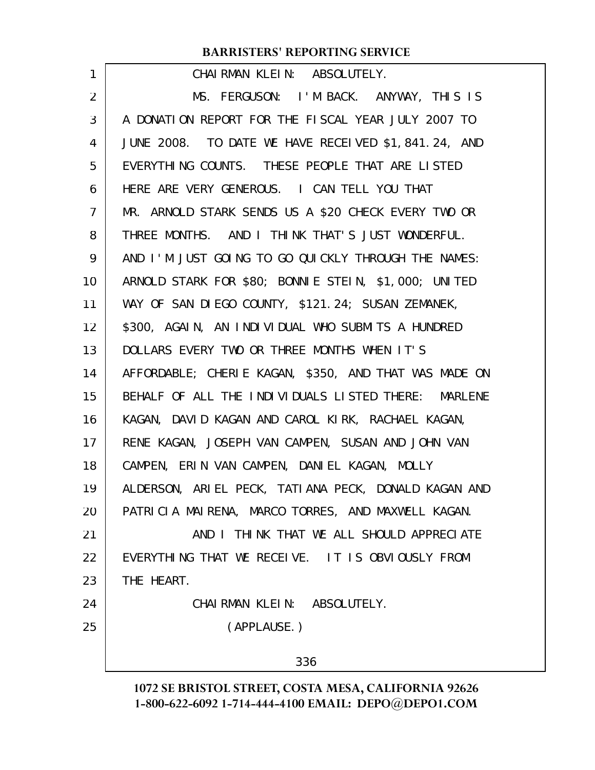CHAIRMAN KLEIN: ABSOLUTELY.

MS. FERGUSON: I'M BACK. ANYWAY, THIS IS A DONATION REPORT FOR THE FISCAL YEAR JULY 2007 TO JUNE 2008. TO DATE WE HAVE RECEIVED $1,841.24, AND EVERYTHING COUNTS. THESE PEOPLE THAT ARE LISTED HERE ARE VERY GENEROUS. I CAN TELL YOU THAT MR. ARNOLD STARK SENDS US A $20 CHECK EVERY TWO OR THREE MONTHS. AND I THINK THAT'S JUST WONDERFUL. AND I'M JUST GOING TO GO QUICKLY THROUGH THE NAMES: ARNOLD STARK FOR $80; BONNIE STEIN, $1,000; UNITED WAY OF SAN DIEGO COUNTY, $121.24; SUSAN ZEMANEK, $300, AGAIN, AN INDIVIDUAL WHO SUBMITS A HUNDRED DOLLARS EVERY TWO OR THREE MONTHS WHEN IT'S AFFORDABLE; CHERIE KAGAN, $350, AND THAT WAS MADE ON BEHALF OF ALL THE INDIVIDUALS LISTED THERE: MARLENE KAGAN, DAVID KAGAN AND CAROL KIRK, RACHAEL KAGAN, RENE KAGAN, JOSEPH VAN CAMPEN, SUSAN AND JOHN VAN CAMPEN, ERIN VAN CAMPEN, DANIEL KAGAN, MOLLY ALDERSON, ARIEL PECK, TATIANA PECK, DONALD KAGAN AND PATRICIA MAIRENA, MARCO TORRES, AND MAXWELL KAGAN.

AND I THINK THAT WE ALL SHOULD APPRECIATE EVERYTHING THAT WE RECEIVE. IT IS OBVIOUSLY FROM THE HEART.

CHAIRMAN KLEIN: ABSOLUTELY.

(APPLAUSE.)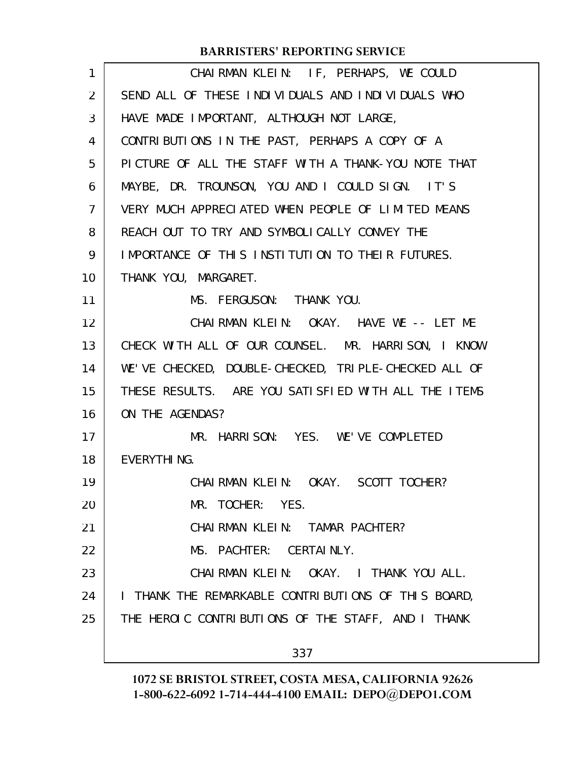CHAIRMAN KLEIN: IF, PERHAPS, WE COULD SEND ALL OF THESE INDIVIDUALS AND INDIVIDUALS WHO HAVE MADE IMPORTANT, ALTHOUGH NOT LARGE, CONTRIBUTIONS IN THE PAST, PERHAPS A COPY OF A PICTURE OF ALL THE STAFF WITH A THANK-YOU NOTE THAT MAYBE, DR. TROUNSON, YOU AND I COULD SIGN. IT'S VERY MUCH APPRECIATED WHEN PEOPLE OF LIMITED MEANS REACH OUT TO TRY AND SYMBOLICALLY CONVEY THE IMPORTANCE OF THIS INSTITUTION TO THEIR FUTURES. THANK YOU, MARGARET.

MS. FERGUSON: THANK YOU.

CHAIRMAN KLEIN: OKAY. HAVE WE -- LET ME CHECK WITH ALL OF OUR COUNSEL. MR. HARRISON, I KNOW WE'VE CHECKED, DOUBLE-CHECKED, TRIPLE-CHECKED ALL OF THESE RESULTS. ARE YOU SATISFIED WITH ALL THE ITEMS ON THE AGENDAS?

MR. HARRISON: YES. WE'VE COMPLETED EVERYTHING.

CHAIRMAN KLEIN: OKAY. SCOTT TOCHER?

MR. TOCHER: YES.

CHAIRMAN KLEIN: TAMAR PACHTER?

MS. PACHTER: CERTAINLY.

CHAIRMAN KLEIN: OKAY. I THANK YOU ALL. I THANK THE REMARKABLE CONTRIBUTIONS OF THIS BOARD, THE HEROIC CONTRIBUTIONS OF THE STAFF, AND I THANK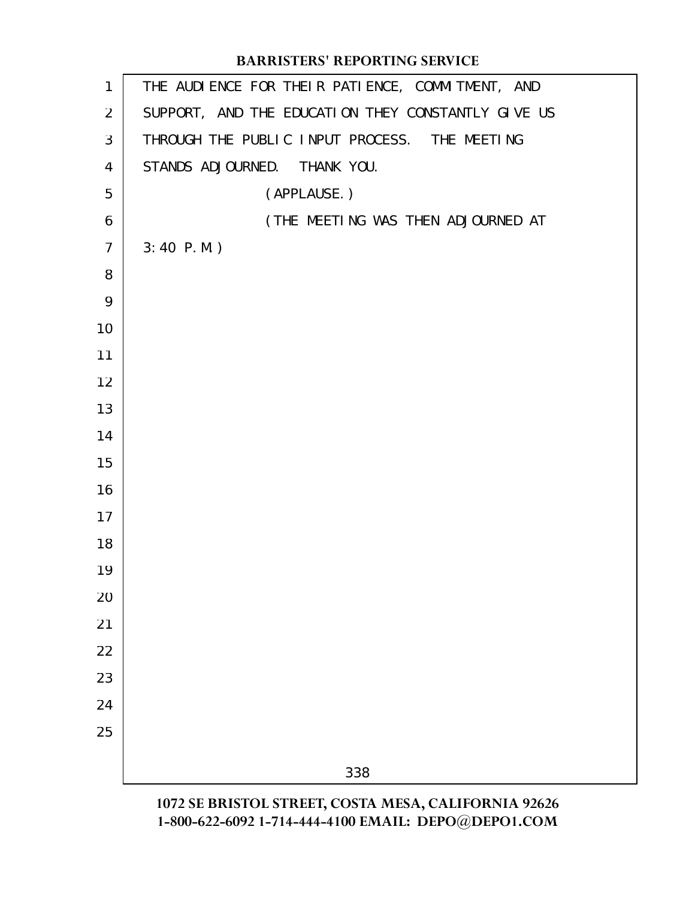THE AUDIENCE FOR THEIR PATIENCE, COMMITMENT, AND SUPPORT, AND THE EDUCATION THEY CONSTANTLY GIVE US THROUGH THE PUBLIC INPUT PROCESS. THE MEETING STANDS ADJOURNED. THANK YOU.

(APPLAUSE.)

(THE MEETING WAS THEN ADJOURNED AT 3:40 P.M.)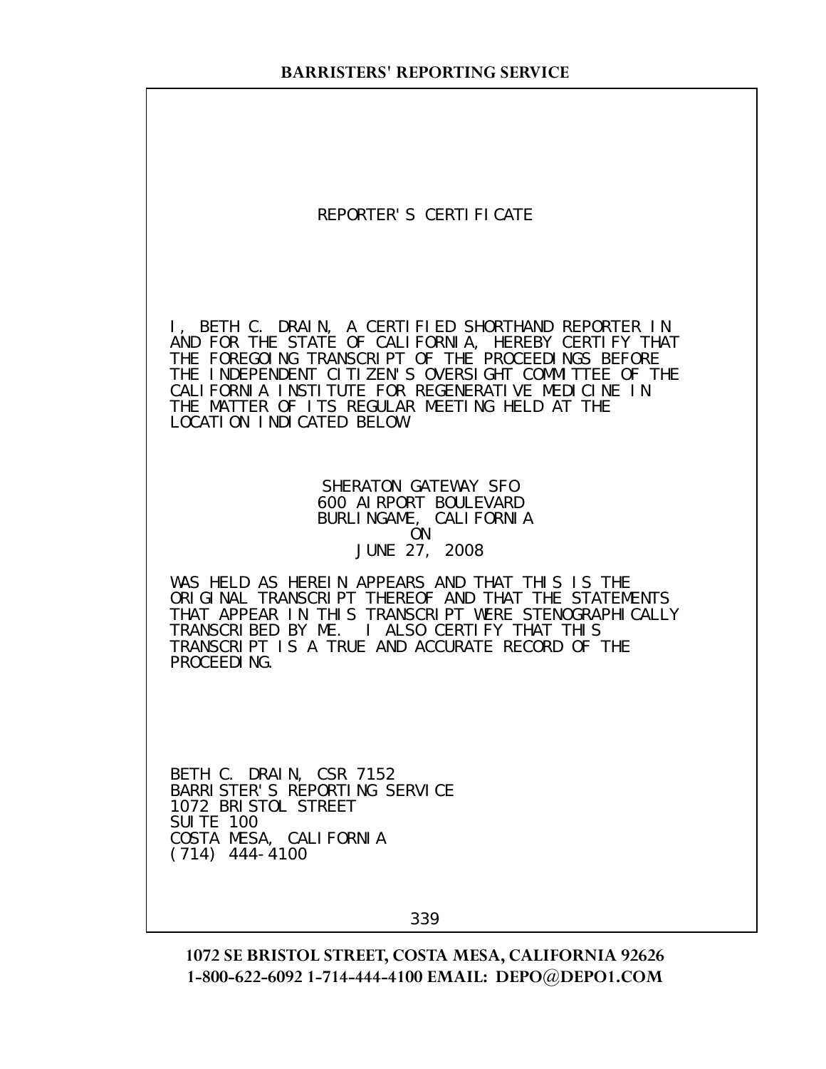REPORTER'S CERTIFICATE

I, BETH C. DRAIN, A CERTIFIED SHORTHAND REPORTER IN AND FOR THE STATE OF CALIFORNIA, HEREBY CERTIFY THAT THE FOREGOING TRANSCRIPT OF THE PROCEEDINGS BEFORE THE INDEPENDENT CITIZEN'S OVERSIGHT COMMITTEE OF THE CALIFORNIA INSTITUTE FOR REGENERATIVE MEDICINE IN THE MATTER OF ITS REGULAR MEETING HELD AT THE LOCATION INDICATED BELOW

SHERATON GATEWAY SFO
600 AIRPORT BOULEVARD
BURLINGAME, CALIFORNIA
ON
JUNE 27, 2008

WAS HELD AS HEREIN APPEARS AND THAT THIS IS THE ORIGINAL TRANSCRIPT THEREOF AND THAT THE STATEMENTS THAT APPEAR IN THIS TRANSCRIPT WERE STENOGRAPHICALLY TRANSCRIBED BY ME. I ALSO CERTIFY THAT THIS TRANSCRIPT IS A TRUE AND ACCURATE RECORD OF THE PROCEEDING.

BETH C. DRAIN, CSR 7152
BARRISTER'S REPORTING SERVICE
1072 BRISTOL STREET
SUITE 100
COSTA MESA, CALIFORNIA
(714) 444-4100